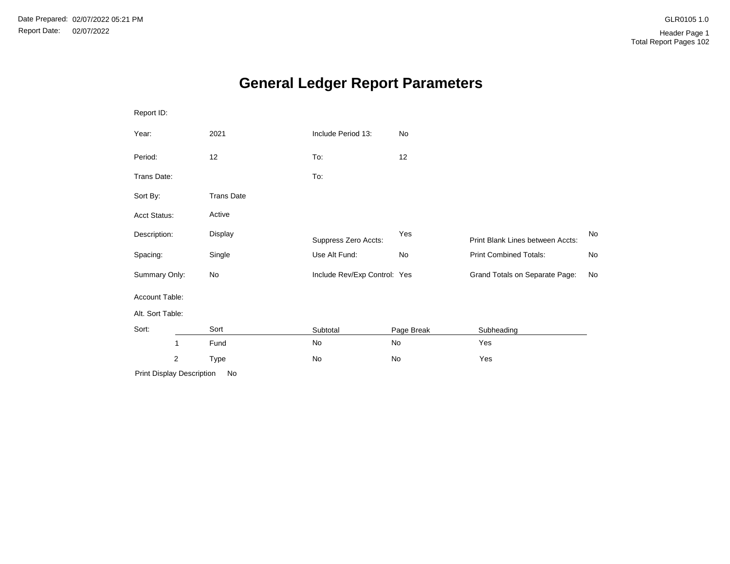Date Prepared: 02/07/2022 05:21 PM

Report Date: 02/07/2022

GLR0105 1.0

Header Page 1

Total Report Pages 102

# General Ledger Report Parameters

Report ID:

| | | | | | |
|---|---|---|---|---|---|
| Year: | 2021 | Include Period 13: | No | | |
| Period: | 12 | To: | 12 | | |
| Trans Date: | | To: | | | |
| Sort By: | Trans Date | | | | |
| Acct Status: | Active | | | | |
| Description: | Display | Suppress Zero Accts: | Yes | Print Blank Lines between Accts: | No |
| Spacing: | Single | Use Alt Fund: | No | Print Combined Totals: | No |
| Summary Only: | No | Include Rev/Exp Control: | Yes | Grand Totals on Separate Page: | No |

Account Table:

Alt. Sort Table:

| Sort: | Sort | Subtotal | Page Break | Subheading |
|---|---|---|---|---|
| 1 | Fund | No | No | Yes |
| 2 | Type | No | No | Yes |

Print Display Description No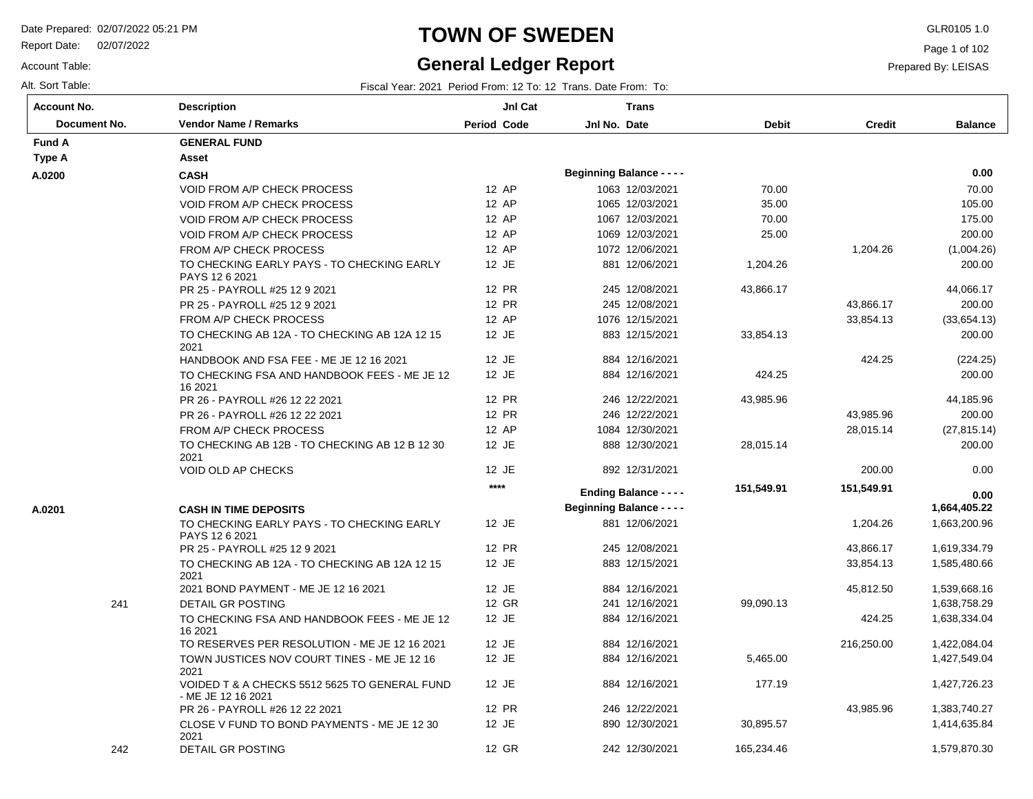# TOWN OF SWEDEN

## General Ledger Report

Date Prepared: 02/07/2022 05:21 PM
Report Date: 02/07/2022
Account Table:
Alt. Sort Table:

GLR0105 1.0
Prepared By: LEISAS

Fiscal Year: 2021 Period From: 12 To: 12 Trans. Date From: To:

| Account No. / Document No. | Description / Vendor Name / Remarks | Period | Jnl Cat Code | Jnl No. | Trans Date | Debit | Credit | Balance |
|---|---|---|---|---|---|---|---|---|
| **Fund A** | **GENERAL FUND** | | | | | | | |
| **Type A** | **Asset** | | | | | | | |
| **A.0200** | **CASH** | | | **Beginning Balance - - - -** | | | | **0.00** |
| | VOID FROM A/P CHECK PROCESS | 12 | AP | 1063 | 12/03/2021 | 70.00 | | 70.00 |
| | VOID FROM A/P CHECK PROCESS | 12 | AP | 1065 | 12/03/2021 | 35.00 | | 105.00 |
| | VOID FROM A/P CHECK PROCESS | 12 | AP | 1067 | 12/03/2021 | 70.00 | | 175.00 |
| | VOID FROM A/P CHECK PROCESS | 12 | AP | 1069 | 12/03/2021 | 25.00 | | 200.00 |
| | FROM A/P CHECK PROCESS | 12 | AP | 1072 | 12/06/2021 | | 1,204.26 | (1,004.26) |
| | TO CHECKING EARLY PAYS - TO CHECKING EARLY PAYS 12 6 2021 | 12 | JE | 881 | 12/06/2021 | 1,204.26 | | 200.00 |
| | PR 25 - PAYROLL #25 12 9 2021 | 12 | PR | 245 | 12/08/2021 | 43,866.17 | | 44,066.17 |
| | PR 25 - PAYROLL #25 12 9 2021 | 12 | PR | 245 | 12/08/2021 | | 43,866.17 | 200.00 |
| | FROM A/P CHECK PROCESS | 12 | AP | 1076 | 12/15/2021 | | 33,854.13 | (33,654.13) |
| | TO CHECKING AB 12A - TO CHECKING AB 12A 12 15 2021 | 12 | JE | 883 | 12/15/2021 | 33,854.13 | | 200.00 |
| | HANDBOOK AND FSA FEE - ME JE 12 16 2021 | 12 | JE | 884 | 12/16/2021 | | 424.25 | (224.25) |
| | TO CHECKING FSA AND HANDBOOK FEES - ME JE 12 16 2021 | 12 | JE | 884 | 12/16/2021 | 424.25 | | 200.00 |
| | PR 26 - PAYROLL #26 12 22 2021 | 12 | PR | 246 | 12/22/2021 | 43,985.96 | | 44,185.96 |
| | PR 26 - PAYROLL #26 12 22 2021 | 12 | PR | 246 | 12/22/2021 | | 43,985.96 | 200.00 |
| | FROM A/P CHECK PROCESS | 12 | AP | 1084 | 12/30/2021 | | 28,015.14 | (27,815.14) |
| | TO CHECKING AB 12B - TO CHECKING AB 12 B 12 30 2021 | 12 | JE | 888 | 12/30/2021 | 28,015.14 | | 200.00 |
| | VOID OLD AP CHECKS | 12 | JE | 892 | 12/31/2021 | | 200.00 | 0.00 |
| | | | **** | **Ending Balance - - - -** | | **151,549.91** | **151,549.91** | **0.00** |
| **A.0201** | **CASH IN TIME DEPOSITS** | | | **Beginning Balance - - - -** | | | | **1,664,405.22** |
| | TO CHECKING EARLY PAYS - TO CHECKING EARLY PAYS 12 6 2021 | 12 | JE | 881 | 12/06/2021 | | 1,204.26 | 1,663,200.96 |
| | PR 25 - PAYROLL #25 12 9 2021 | 12 | PR | 245 | 12/08/2021 | | 43,866.17 | 1,619,334.79 |
| | TO CHECKING AB 12A - TO CHECKING AB 12A 12 15 2021 | 12 | JE | 883 | 12/15/2021 | | 33,854.13 | 1,585,480.66 |
| | 2021 BOND PAYMENT - ME JE 12 16 2021 | 12 | JE | 884 | 12/16/2021 | | 45,812.50 | 1,539,668.16 |
| 241 | DETAIL GR POSTING | 12 | GR | 241 | 12/16/2021 | 99,090.13 | | 1,638,758.29 |
| | TO CHECKING FSA AND HANDBOOK FEES - ME JE 12 16 2021 | 12 | JE | 884 | 12/16/2021 | | 424.25 | 1,638,334.04 |
| | TO RESERVES PER RESOLUTION - ME JE 12 16 2021 | 12 | JE | 884 | 12/16/2021 | | 216,250.00 | 1,422,084.04 |
| | TOWN JUSTICES NOV COURT TINES - ME JE 12 16 2021 | 12 | JE | 884 | 12/16/2021 | 5,465.00 | | 1,427,549.04 |
| | VOIDED T & A CHECKS 5512 5625 TO GENERAL FUND - ME JE 12 16 2021 | 12 | JE | 884 | 12/16/2021 | 177.19 | | 1,427,726.23 |
| | PR 26 - PAYROLL #26 12 22 2021 | 12 | PR | 246 | 12/22/2021 | | 43,985.96 | 1,383,740.27 |
| | CLOSE V FUND TO BOND PAYMENTS - ME JE 12 30 2021 | 12 | JE | 890 | 12/30/2021 | 30,895.57 | | 1,414,635.84 |
| 242 | DETAIL GR POSTING | 12 | GR | 242 | 12/30/2021 | 165,234.46 | | 1,579,870.30 |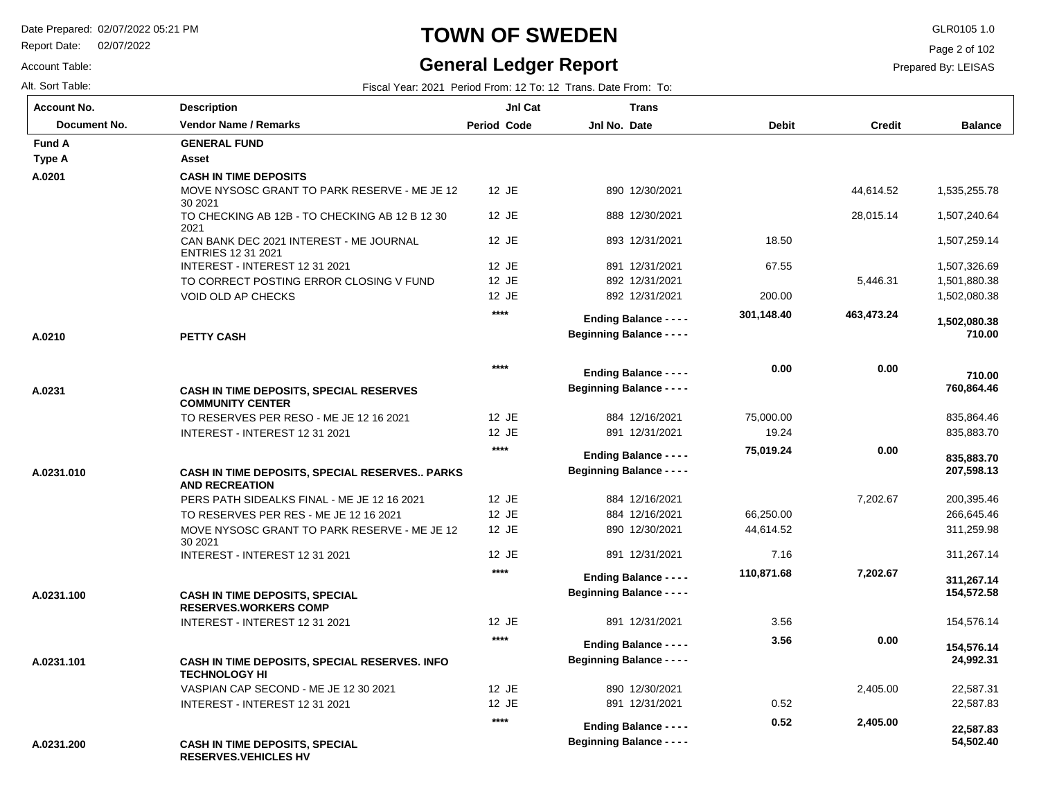# TOWN OF SWEDEN

## General Ledger Report

Fiscal Year: 2021 Period From: 12 To: 12 Trans. Date From: To:

| Account No. / Document No. | Description / Vendor Name / Remarks | Period | Jnl Cat Code | Jnl No. | Trans Date | Debit | Credit | Balance |
|---|---|---|---|---|---|---|---|---|
| **Fund A** | **GENERAL FUND** | | | | | | | |
| **Type A** | **Asset** | | | | | | | |
| **A.0201** | **CASH IN TIME DEPOSITS** | | | | | | | |
| | MOVE NYSOSC GRANT TO PARK RESERVE - ME JE 12 30 2021 | 12 | JE | 890 | 12/30/2021 | | 44,614.52 | 1,535,255.78 |
| | TO CHECKING AB 12B - TO CHECKING AB 12 B 12 30 2021 | 12 | JE | 888 | 12/30/2021 | | 28,015.14 | 1,507,240.64 |
| | CAN BANK DEC 2021 INTEREST - ME JOURNAL ENTRIES 12 31 2021 | 12 | JE | 893 | 12/31/2021 | 18.50 | | 1,507,259.14 |
| | INTEREST - INTEREST 12 31 2021 | 12 | JE | 891 | 12/31/2021 | 67.55 | | 1,507,326.69 |
| | TO CORRECT POSTING ERROR CLOSING V FUND | 12 | JE | 892 | 12/31/2021 | | 5,446.31 | 1,501,880.38 |
| | VOID OLD AP CHECKS | 12 | JE | 892 | 12/31/2021 | 200.00 | | 1,502,080.38 |
| | | **** | | | **Ending Balance - - - -** | **301,148.40** | **463,473.24** | **1,502,080.38** |
| **A.0210** | **PETTY CASH** | | | | **Beginning Balance - - - -** | | | **710.00** |
| | | **** | | | **Ending Balance - - - -** | **0.00** | **0.00** | **710.00** |
| **A.0231** | **CASH IN TIME DEPOSITS, SPECIAL RESERVES COMMUNITY CENTER** | | | | **Beginning Balance - - - -** | | | **760,864.46** |
| | TO RESERVES PER RESO - ME JE 12 16 2021 | 12 | JE | 884 | 12/16/2021 | 75,000.00 | | 835,864.46 |
| | INTEREST - INTEREST 12 31 2021 | 12 | JE | 891 | 12/31/2021 | 19.24 | | 835,883.70 |
| | | **** | | | **Ending Balance - - - -** | **75,019.24** | **0.00** | **835,883.70** |
| **A.0231.010** | **CASH IN TIME DEPOSITS, SPECIAL RESERVES.. PARKS AND RECREATION** | | | | **Beginning Balance - - - -** | | | **207,598.13** |
| | PERS PATH SIDEALKS FINAL - ME JE 12 16 2021 | 12 | JE | 884 | 12/16/2021 | | 7,202.67 | 200,395.46 |
| | TO RESERVES PER RES - ME JE 12 16 2021 | 12 | JE | 884 | 12/16/2021 | 66,250.00 | | 266,645.46 |
| | MOVE NYSOSC GRANT TO PARK RESERVE - ME JE 12 30 2021 | 12 | JE | 890 | 12/30/2021 | 44,614.52 | | 311,259.98 |
| | INTEREST - INTEREST 12 31 2021 | 12 | JE | 891 | 12/31/2021 | 7.16 | | 311,267.14 |
| | | **** | | | **Ending Balance - - - -** | **110,871.68** | **7,202.67** | **311,267.14** |
| **A.0231.100** | **CASH IN TIME DEPOSITS, SPECIAL RESERVES.WORKERS COMP** | | | | **Beginning Balance - - - -** | | | **154,572.58** |
| | INTEREST - INTEREST 12 31 2021 | 12 | JE | 891 | 12/31/2021 | 3.56 | | 154,576.14 |
| | | **** | | | **Ending Balance - - - -** | **3.56** | **0.00** | **154,576.14** |
| **A.0231.101** | **CASH IN TIME DEPOSITS, SPECIAL RESERVES. INFO TECHNOLOGY HI** | | | | **Beginning Balance - - - -** | | | **24,992.31** |
| | VASPIAN CAP SECOND - ME JE 12 30 2021 | 12 | JE | 890 | 12/30/2021 | | 2,405.00 | 22,587.31 |
| | INTEREST - INTEREST 12 31 2021 | 12 | JE | 891 | 12/31/2021 | 0.52 | | 22,587.83 |
| | | **** | | | **Ending Balance - - - -** | **0.52** | **2,405.00** | **22,587.83** |
| **A.0231.200** | **CASH IN TIME DEPOSITS, SPECIAL RESERVES.VEHICLES HV** | | | | **Beginning Balance - - - -** | | | **54,502.40** |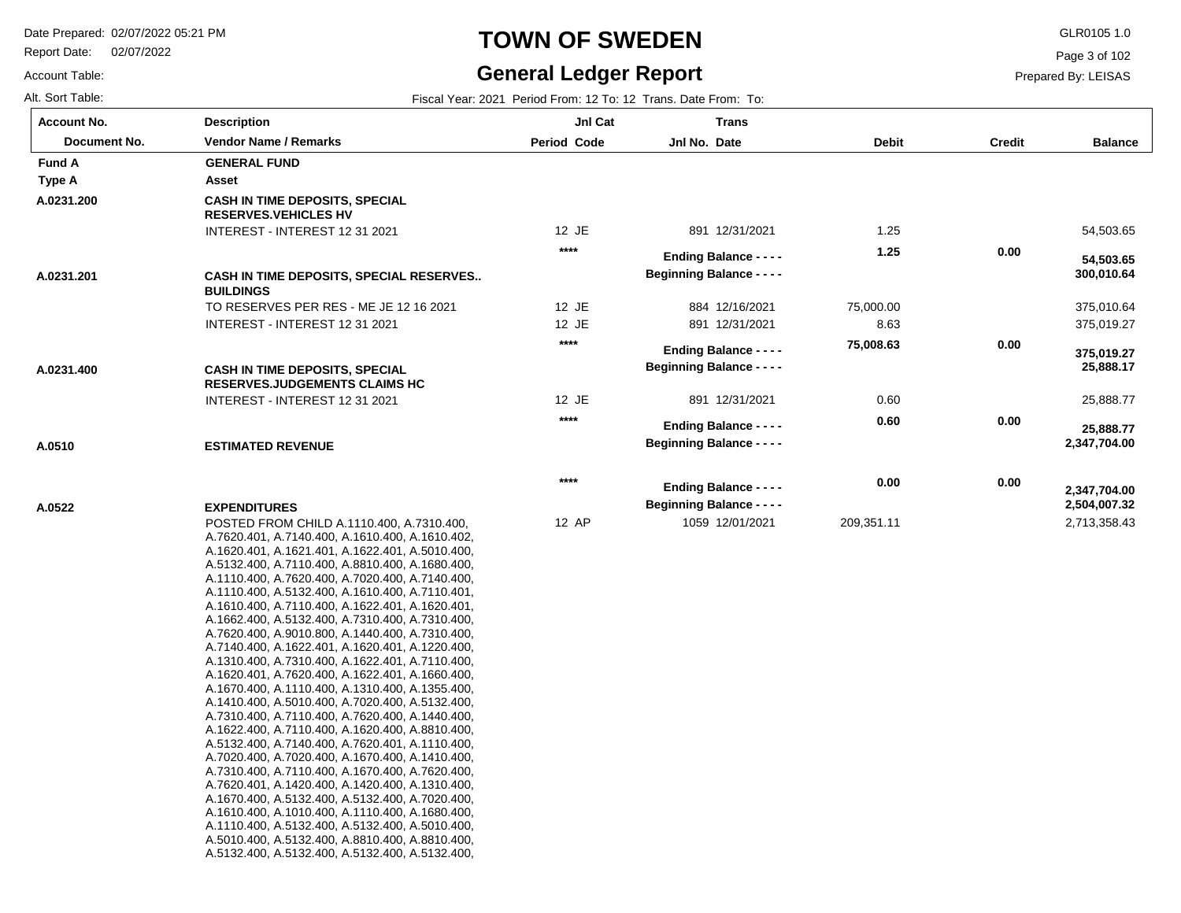# TOWN OF SWEDEN

## General Ledger Report

Date Prepared: 02/07/2022 05:21 PM
Report Date: 02/07/2022
Account Table:
Alt. Sort Table:

GLR0105 1.0
Prepared By: LEISAS

Fiscal Year: 2021 Period From: 12 To: 12 Trans. Date From: To:

| Account No. / Document No. | Description / Vendor Name / Remarks | Jnl Cat Period Code | Trans Jnl No. Date | Debit | Credit | Balance |
|---|---|---|---|---|---|---|
| **Fund A** | **GENERAL FUND** | | | | | |
| **Type A** | **Asset** | | | | | |
| **A.0231.200** | **CASH IN TIME DEPOSITS, SPECIAL RESERVES.VEHICLES HV** | | | | | |
| | INTEREST - INTEREST 12 31 2021 | 12 JE | 891 12/31/2021 | 1.25 | | 54,503.65 |
| | | **** | **Ending Balance - - - -** | **1.25** | **0.00** | **54,503.65** |
| **A.0231.201** | **CASH IN TIME DEPOSITS, SPECIAL RESERVES.. BUILDINGS** | | **Beginning Balance - - - -** | | | **300,010.64** |
| | TO RESERVES PER RES - ME JE 12 16 2021 | 12 JE | 884 12/16/2021 | 75,000.00 | | 375,010.64 |
| | INTEREST - INTEREST 12 31 2021 | 12 JE | 891 12/31/2021 | 8.63 | | 375,019.27 |
| | | **** | **Ending Balance - - - -** | **75,008.63** | **0.00** | **375,019.27** |
| **A.0231.400** | **CASH IN TIME DEPOSITS, SPECIAL RESERVES.JUDGEMENTS CLAIMS HC** | | **Beginning Balance - - - -** | | | **25,888.17** |
| | INTEREST - INTEREST 12 31 2021 | 12 JE | 891 12/31/2021 | 0.60 | | 25,888.77 |
| | | **** | **Ending Balance - - - -** | **0.60** | **0.00** | **25,888.77** |
| **A.0510** | **ESTIMATED REVENUE** | | **Beginning Balance - - - -** | | | **2,347,704.00** |
| | | **** | **Ending Balance - - - -** | **0.00** | **0.00** | **2,347,704.00** |
| **A.0522** | **EXPENDITURES** | | **Beginning Balance - - - -** | | | **2,504,007.32** |
| | POSTED FROM CHILD A.1110.400, A.7310.400, A.7620.401, A.7140.400, A.1610.400, A.1610.402, A.1620.401, A.1621.401, A.1622.401, A.5010.400, A.5132.400, A.7110.400, A.8810.400, A.1680.400, A.1110.400, A.7620.400, A.7020.400, A.7140.400, A.1110.400, A.5132.400, A.1610.400, A.7110.401, A.1610.400, A.7110.400, A.1622.401, A.1620.401, A.1662.400, A.5132.400, A.7310.400, A.7310.400, A.7620.400, A.9010.800, A.1440.400, A.7310.400, A.7140.400, A.1622.401, A.1620.401, A.1220.400, A.1310.400, A.7310.400, A.1622.401, A.7110.400, A.1620.401, A.7620.400, A.1622.401, A.1660.400, A.1670.400, A.1110.400, A.1310.400, A.1355.400, A.1410.400, A.5010.400, A.7020.400, A.5132.400, A.7310.400, A.7110.400, A.7620.400, A.1440.400, A.1622.400, A.7110.400, A.1620.400, A.8810.400, A.5132.400, A.7140.400, A.7620.401, A.1110.400, A.7020.400, A.7020.400, A.1670.400, A.1410.400, A.7310.400, A.7110.400, A.1670.400, A.7620.400, A.7620.401, A.1420.400, A.1420.400, A.1310.400, A.1670.400, A.5132.400, A.5132.400, A.7020.400, A.1610.400, A.1010.400, A.1110.400, A.1680.400, A.1110.400, A.5132.400, A.5132.400, A.5010.400, A.5010.400, A.5132.400, A.8810.400, A.8810.400, A.5132.400, A.5132.400, A.5132.400, A.5132.400, | 12 AP | 1059 12/01/2021 | 209,351.11 | | 2,713,358.43 |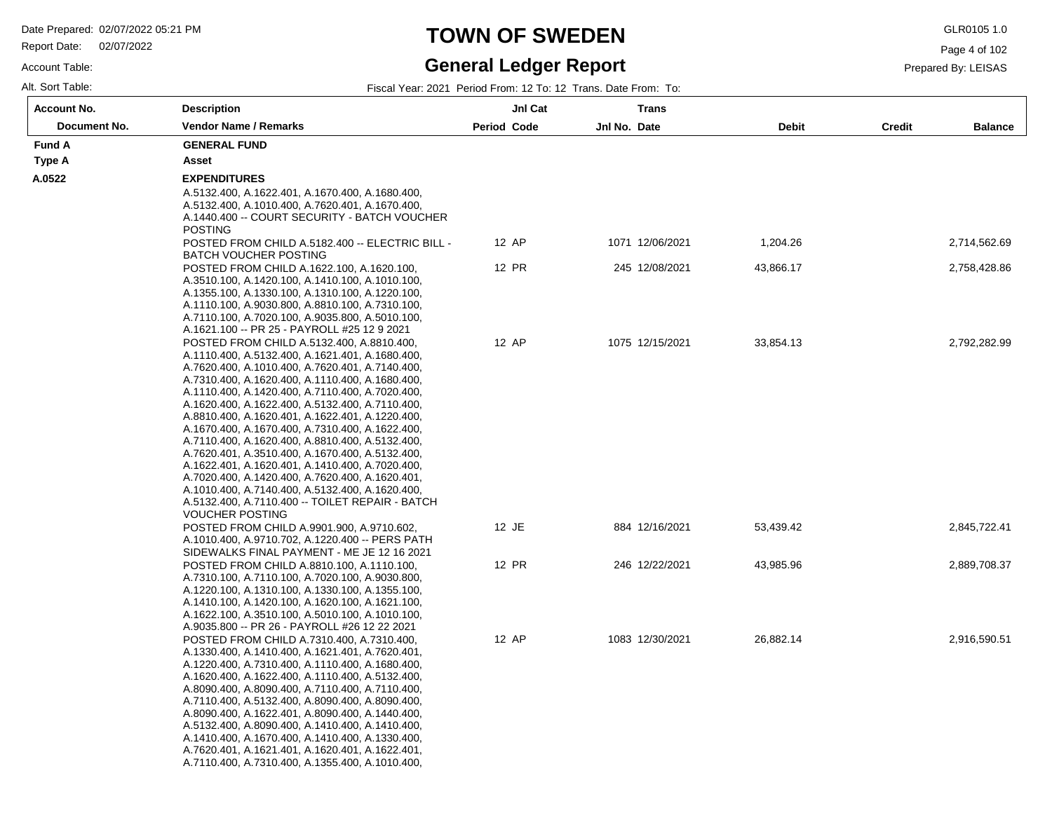# TOWN OF SWEDEN

## General Ledger Report

Date Prepared: 02/07/2022 05:21 PM
Report Date: 02/07/2022
Account Table:
Alt. Sort Table:

GLR0105 1.0
Prepared By: LEISAS

Fiscal Year: 2021 Period From: 12 To: 12 Trans. Date From: To:

| Account No. / Document No. | Description / Vendor Name / Remarks | Period | Jnl Cat Code | Jnl No. | Trans Date | Debit | Credit | Balance |
|---|---|---|---|---|---|---|---|---|
| **Fund A** | **GENERAL FUND** | | | | | | | |
| **Type A** | **Asset** | | | | | | | |
| **A.0522** | **EXPENDITURES** | | | | | | | |
| | A.5132.400, A.1622.401, A.1670.400, A.1680.400, A.5132.400, A.1010.400, A.7620.401, A.1670.400, A.1440.400 -- COURT SECURITY - BATCH VOUCHER POSTING | | | | | | | |
| | POSTED FROM CHILD A.5182.400 -- ELECTRIC BILL - BATCH VOUCHER POSTING | 12 | AP | 1071 | 12/06/2021 | 1,204.26 | | 2,714,562.69 |
| | POSTED FROM CHILD A.1622.100, A.1620.100, A.3510.100, A.1420.100, A.1410.100, A.1010.100, A.1355.100, A.1330.100, A.1310.100, A.1220.100, A.1110.100, A.9030.800, A.8810.100, A.7310.100, A.7110.100, A.7020.100, A.9035.800, A.5010.100, A.1621.100 -- PR 25 - PAYROLL #25 12 9 2021 | 12 | PR | 245 | 12/08/2021 | 43,866.17 | | 2,758,428.86 |
| | POSTED FROM CHILD A.5132.400, A.8810.400, A.1110.400, A.5132.400, A.1621.401, A.1680.400, A.7620.400, A.1010.400, A.7620.401, A.7140.400, A.7310.400, A.1620.400, A.1110.400, A.1680.400, A.1110.400, A.1420.400, A.7110.400, A.7020.400, A.1620.400, A.1622.400, A.5132.400, A.7110.400, A.8810.400, A.1620.401, A.1622.401, A.1220.400, A.1670.400, A.1670.400, A.7310.400, A.1622.400, A.7110.400, A.1620.400, A.8810.400, A.5132.400, A.7620.401, A.3510.400, A.1670.400, A.5132.400, A.1622.401, A.1620.401, A.1410.400, A.7020.400, A.7020.400, A.1420.400, A.7620.400, A.1620.401, A.1010.400, A.7140.400, A.5132.400, A.1620.400, A.5132.400, A.7110.400 -- TOILET REPAIR - BATCH VOUCHER POSTING | 12 | AP | 1075 | 12/15/2021 | 33,854.13 | | 2,792,282.99 |
| | POSTED FROM CHILD A.9901.900, A.9710.602, A.1010.400, A.9710.702, A.1220.400 -- PERS PATH SIDEWALKS FINAL PAYMENT - ME JE 12 16 2021 | 12 | JE | 884 | 12/16/2021 | 53,439.42 | | 2,845,722.41 |
| | POSTED FROM CHILD A.8810.100, A.1110.100, A.7310.100, A.7110.100, A.7020.100, A.9030.800, A.1220.100, A.1310.100, A.1330.100, A.1355.100, A.1410.100, A.1420.100, A.1620.100, A.1621.100, A.1622.100, A.3510.100, A.5010.100, A.1010.100, A.9035.800 -- PR 26 - PAYROLL #26 12 22 2021 | 12 | PR | 246 | 12/22/2021 | 43,985.96 | | 2,889,708.37 |
| | POSTED FROM CHILD A.7310.400, A.7310.400, A.1330.400, A.1410.400, A.1621.401, A.7620.401, A.1220.400, A.7310.400, A.1110.400, A.1680.400, A.1620.400, A.1622.400, A.1110.400, A.5132.400, A.8090.400, A.8090.400, A.7110.400, A.7110.400, A.7110.400, A.5132.400, A.8090.400, A.8090.400, A.8090.400, A.1622.401, A.8090.400, A.1440.400, A.5132.400, A.8090.400, A.1410.400, A.1410.400, A.1410.400, A.1670.400, A.1410.400, A.1330.400, A.7620.401, A.1621.401, A.1620.401, A.1622.401, A.7110.400, A.7310.400, A.1355.400, A.1010.400, | 12 | AP | 1083 | 12/30/2021 | 26,882.14 | | 2,916,590.51 |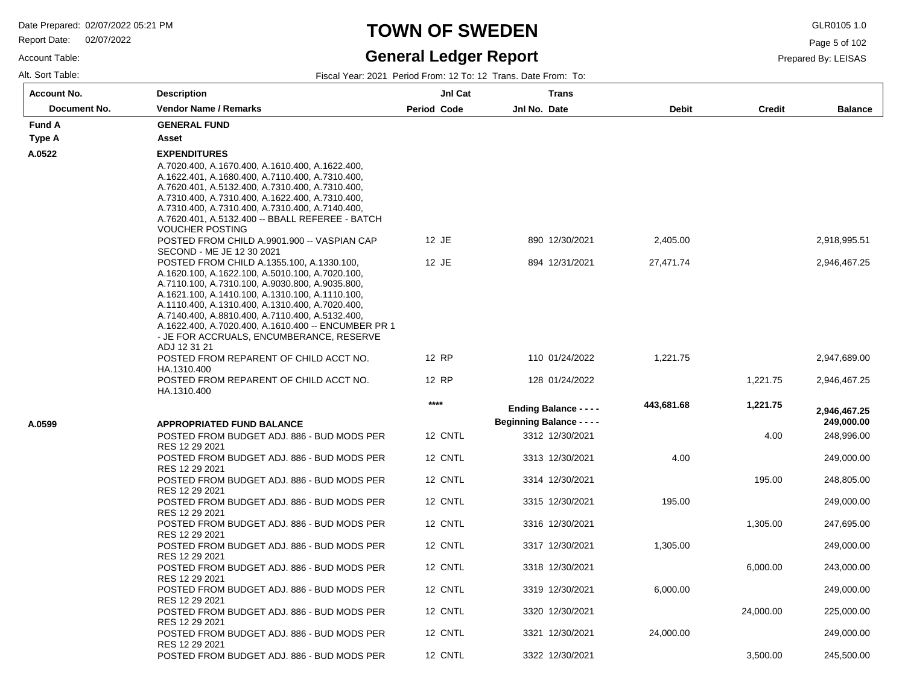# TOWN OF SWEDEN

## General Ledger Report

Date Prepared: 02/07/2022 05:21 PM
Report Date: 02/07/2022
Account Table:
Alt. Sort Table:

GLR0105 1.0
Prepared By: LEISAS

Fiscal Year: 2021 Period From: 12 To: 12 Trans. Date From: To:

| Account No. / Document No. | Description / Vendor Name / Remarks | Period | Jnl Cat Code | Jnl No. | Trans Date | Debit | Credit | Balance |
|---|---|---|---|---|---|---|---|---|
| **Fund A** | **GENERAL FUND** | | | | | | | |
| **Type A** | **Asset** | | | | | | | |
| **A.0522** | **EXPENDITURES** | | | | | | | |
| | A.7020.400, A.1670.400, A.1610.400, A.1622.400, A.1622.401, A.1680.400, A.7110.400, A.7310.400, A.7620.401, A.5132.400, A.7310.400, A.7310.400, A.7310.400, A.7310.400, A.1622.400, A.7310.400, A.7310.400, A.7310.400, A.7310.400, A.7140.400, A.7620.401, A.5132.400 -- BBALL REFEREE - BATCH VOUCHER POSTING | | | | | | | |
| | POSTED FROM CHILD A.9901.900 -- VASPIAN CAP SECOND - ME JE 12 30 2021 | 12 | JE | 890 | 12/30/2021 | 2,405.00 | | 2,918,995.51 |
| | POSTED FROM CHILD A.1355.100, A.1330.100, A.1620.100, A.1622.100, A.5010.100, A.7020.100, A.7110.100, A.7310.100, A.9030.800, A.9035.800, A.1621.100, A.1410.100, A.1310.100, A.1110.100, A.1110.400, A.1310.400, A.1310.400, A.7020.400, A.7140.400, A.8810.400, A.7110.400, A.5132.400, A.1622.400, A.7020.400, A.1610.400 -- ENCUMBER PR 1 - JE FOR ACCRUALS, ENCUMBERANCE, RESERVE ADJ 12 31 21 | 12 | JE | 894 | 12/31/2021 | 27,471.74 | | 2,946,467.25 |
| | POSTED FROM REPARENT OF CHILD ACCT NO. HA.1310.400 | 12 | RP | 110 | 01/24/2022 | 1,221.75 | | 2,947,689.00 |
| | POSTED FROM REPARENT OF CHILD ACCT NO. HA.1310.400 | 12 | RP | 128 | 01/24/2022 | | 1,221.75 | 2,946,467.25 |
| | | **** | | **Ending Balance - - - -** | | **443,681.68** | **1,221.75** | **2,946,467.25** |
| **A.0599** | **APPROPRIATED FUND BALANCE** | | | **Beginning Balance - - - -** | | | | **249,000.00** |
| | POSTED FROM BUDGET ADJ. 886 - BUD MODS PER RES 12 29 2021 | 12 | CNTL | 3312 | 12/30/2021 | | 4.00 | 248,996.00 |
| | POSTED FROM BUDGET ADJ. 886 - BUD MODS PER RES 12 29 2021 | 12 | CNTL | 3313 | 12/30/2021 | 4.00 | | 249,000.00 |
| | POSTED FROM BUDGET ADJ. 886 - BUD MODS PER RES 12 29 2021 | 12 | CNTL | 3314 | 12/30/2021 | | 195.00 | 248,805.00 |
| | POSTED FROM BUDGET ADJ. 886 - BUD MODS PER RES 12 29 2021 | 12 | CNTL | 3315 | 12/30/2021 | 195.00 | | 249,000.00 |
| | POSTED FROM BUDGET ADJ. 886 - BUD MODS PER RES 12 29 2021 | 12 | CNTL | 3316 | 12/30/2021 | | 1,305.00 | 247,695.00 |
| | POSTED FROM BUDGET ADJ. 886 - BUD MODS PER RES 12 29 2021 | 12 | CNTL | 3317 | 12/30/2021 | 1,305.00 | | 249,000.00 |
| | POSTED FROM BUDGET ADJ. 886 - BUD MODS PER RES 12 29 2021 | 12 | CNTL | 3318 | 12/30/2021 | | 6,000.00 | 243,000.00 |
| | POSTED FROM BUDGET ADJ. 886 - BUD MODS PER RES 12 29 2021 | 12 | CNTL | 3319 | 12/30/2021 | 6,000.00 | | 249,000.00 |
| | POSTED FROM BUDGET ADJ. 886 - BUD MODS PER RES 12 29 2021 | 12 | CNTL | 3320 | 12/30/2021 | | 24,000.00 | 225,000.00 |
| | POSTED FROM BUDGET ADJ. 886 - BUD MODS PER RES 12 29 2021 | 12 | CNTL | 3321 | 12/30/2021 | 24,000.00 | | 249,000.00 |
| | POSTED FROM BUDGET ADJ. 886 - BUD MODS PER | 12 | CNTL | 3322 | 12/30/2021 | | 3,500.00 | 245,500.00 |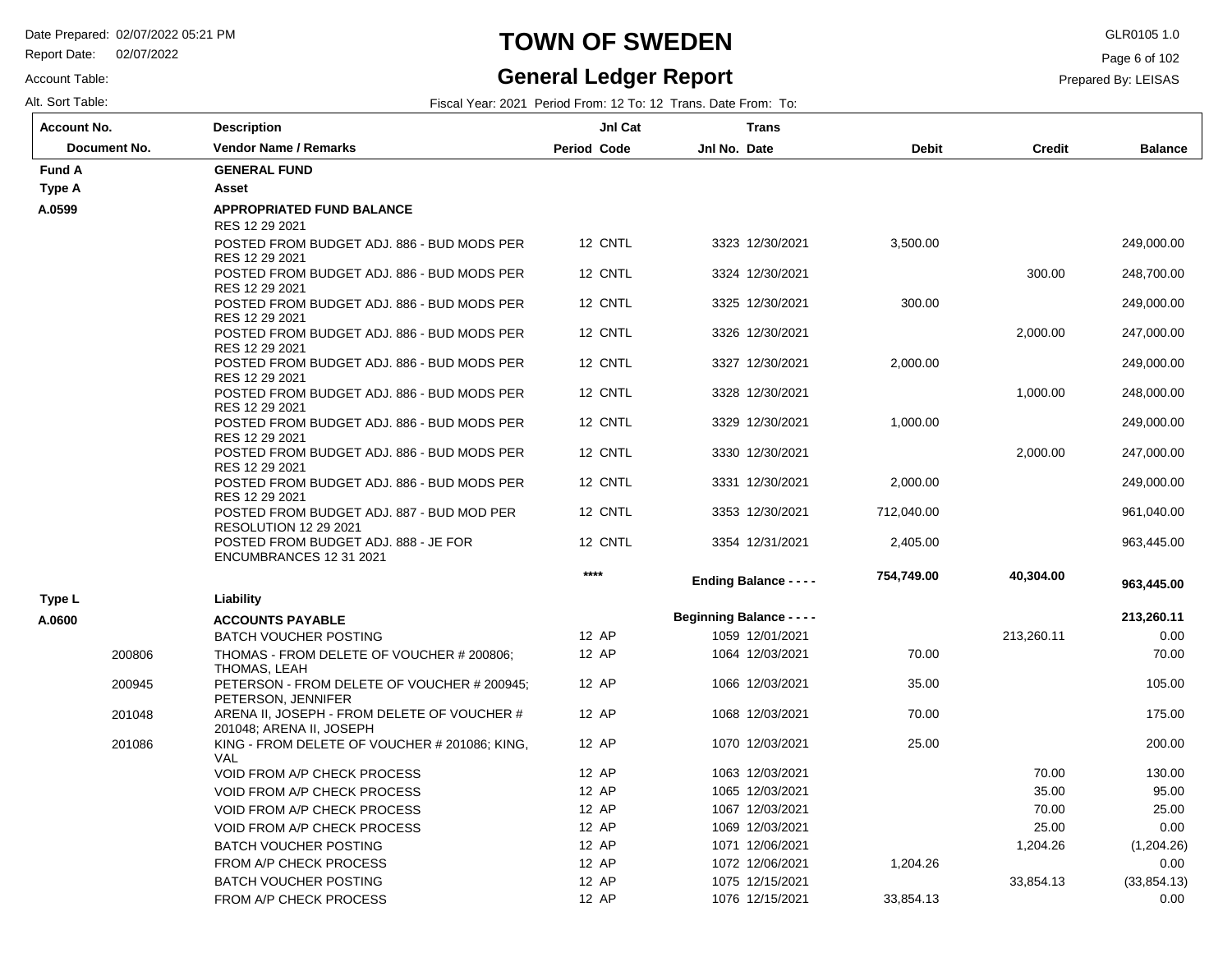# TOWN OF SWEDEN

## General Ledger Report

Date Prepared: 02/07/2022 05:21 PM
Report Date: 02/07/2022
Account Table:
Alt. Sort Table:

GLR0105 1.0
Prepared By: LEISAS

Fiscal Year: 2021 Period From: 12 To: 12 Trans. Date From: To:

| Account No. / Document No. | Description / Vendor Name / Remarks | Period | Jnl Cat / Code | Jnl No. | Trans Date | Debit | Credit | Balance |
|---|---|---|---|---|---|---|---|---|
| **Fund A** | **GENERAL FUND** | | | | | | | |
| **Type A** | **Asset** | | | | | | | |
| **A.0599** | **APPROPRIATED FUND BALANCE** | | | | | | | |
| | RES 12 29 2021 | | | | | | | |
| | POSTED FROM BUDGET ADJ. 886 - BUD MODS PER RES 12 29 2021 | 12 | CNTL | 3323 | 12/30/2021 | 3,500.00 | | 249,000.00 |
| | POSTED FROM BUDGET ADJ. 886 - BUD MODS PER RES 12 29 2021 | 12 | CNTL | 3324 | 12/30/2021 | | 300.00 | 248,700.00 |
| | POSTED FROM BUDGET ADJ. 886 - BUD MODS PER RES 12 29 2021 | 12 | CNTL | 3325 | 12/30/2021 | 300.00 | | 249,000.00 |
| | POSTED FROM BUDGET ADJ. 886 - BUD MODS PER RES 12 29 2021 | 12 | CNTL | 3326 | 12/30/2021 | | 2,000.00 | 247,000.00 |
| | POSTED FROM BUDGET ADJ. 886 - BUD MODS PER RES 12 29 2021 | 12 | CNTL | 3327 | 12/30/2021 | 2,000.00 | | 249,000.00 |
| | POSTED FROM BUDGET ADJ. 886 - BUD MODS PER RES 12 29 2021 | 12 | CNTL | 3328 | 12/30/2021 | | 1,000.00 | 248,000.00 |
| | POSTED FROM BUDGET ADJ. 886 - BUD MODS PER RES 12 29 2021 | 12 | CNTL | 3329 | 12/30/2021 | 1,000.00 | | 249,000.00 |
| | POSTED FROM BUDGET ADJ. 886 - BUD MODS PER RES 12 29 2021 | 12 | CNTL | 3330 | 12/30/2021 | | 2,000.00 | 247,000.00 |
| | POSTED FROM BUDGET ADJ. 886 - BUD MODS PER RES 12 29 2021 | 12 | CNTL | 3331 | 12/30/2021 | 2,000.00 | | 249,000.00 |
| | POSTED FROM BUDGET ADJ. 887 - BUD MOD PER RESOLUTION 12 29 2021 | 12 | CNTL | 3353 | 12/30/2021 | 712,040.00 | | 961,040.00 |
| | POSTED FROM BUDGET ADJ. 888 - JE FOR ENCUMBRANCES 12 31 2021 | 12 | CNTL | 3354 | 12/31/2021 | 2,405.00 | | 963,445.00 |
| | | **** | | **Ending Balance - - - -** | | **754,749.00** | **40,304.00** | **963,445.00** |
| **Type L** | **Liability** | | | | | | | |
| **A.0600** | **ACCOUNTS PAYABLE** | | | **Beginning Balance - - - -** | | | | **213,260.11** |
| | BATCH VOUCHER POSTING | 12 | AP | 1059 | 12/01/2021 | | 213,260.11 | 0.00 |
| 200806 | THOMAS - FROM DELETE OF VOUCHER # 200806; THOMAS, LEAH | 12 | AP | 1064 | 12/03/2021 | 70.00 | | 70.00 |
| 200945 | PETERSON - FROM DELETE OF VOUCHER # 200945; PETERSON, JENNIFER | 12 | AP | 1066 | 12/03/2021 | 35.00 | | 105.00 |
| 201048 | ARENA II, JOSEPH - FROM DELETE OF VOUCHER # 201048; ARENA II, JOSEPH | 12 | AP | 1068 | 12/03/2021 | 70.00 | | 175.00 |
| 201086 | KING - FROM DELETE OF VOUCHER # 201086; KING, VAL | 12 | AP | 1070 | 12/03/2021 | 25.00 | | 200.00 |
| | VOID FROM A/P CHECK PROCESS | 12 | AP | 1063 | 12/03/2021 | | 70.00 | 130.00 |
| | VOID FROM A/P CHECK PROCESS | 12 | AP | 1065 | 12/03/2021 | | 35.00 | 95.00 |
| | VOID FROM A/P CHECK PROCESS | 12 | AP | 1067 | 12/03/2021 | | 70.00 | 25.00 |
| | VOID FROM A/P CHECK PROCESS | 12 | AP | 1069 | 12/03/2021 | | 25.00 | 0.00 |
| | BATCH VOUCHER POSTING | 12 | AP | 1071 | 12/06/2021 | | 1,204.26 | (1,204.26) |
| | FROM A/P CHECK PROCESS | 12 | AP | 1072 | 12/06/2021 | 1,204.26 | | 0.00 |
| | BATCH VOUCHER POSTING | 12 | AP | 1075 | 12/15/2021 | | 33,854.13 | (33,854.13) |
| | FROM A/P CHECK PROCESS | 12 | AP | 1076 | 12/15/2021 | 33,854.13 | | 0.00 |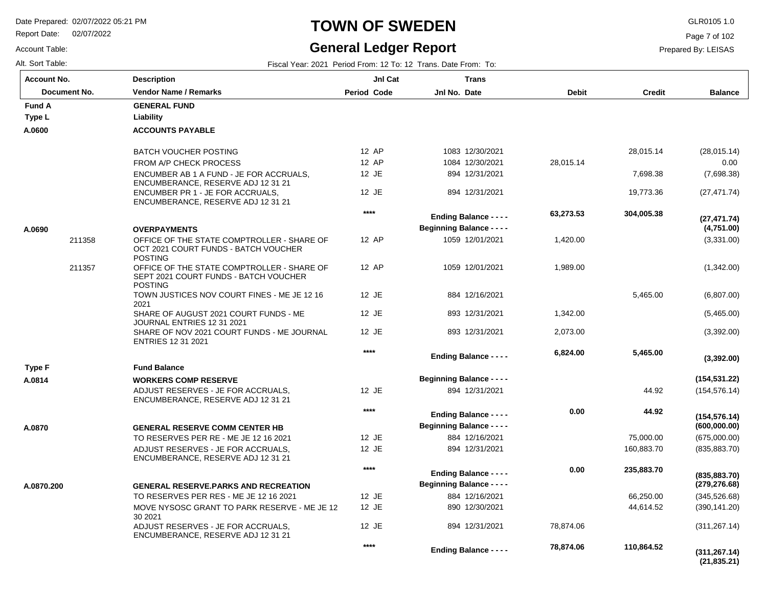# TOWN OF SWEDEN

## General Ledger Report

Date Prepared: 02/07/2022 05:21 PM
Report Date: 02/07/2022
Account Table:
Alt. Sort Table:

GLR0105 1.0
Prepared By: LEISAS

Fiscal Year: 2021 Period From: 12 To: 12 Trans. Date From: To:

| Account No. / Document No. | Description / Vendor Name / Remarks | Period | Jnl Cat Code | Jnl No. | Trans Date | Debit | Credit | Balance |
|---|---|---|---|---|---|---|---|---|
| **Fund A** | **GENERAL FUND** | | | | | | | |
| **Type L** | **Liability** | | | | | | | |
| **A.0600** | **ACCOUNTS PAYABLE** | | | | | | | |
| | BATCH VOUCHER POSTING | 12 | AP | 1083 | 12/30/2021 | | 28,015.14 | (28,015.14) |
| | FROM A/P CHECK PROCESS | 12 | AP | 1084 | 12/30/2021 | 28,015.14 | | 0.00 |
| | ENCUMBER AB 1 A FUND - JE FOR ACCRUALS, ENCUMBERANCE, RESERVE ADJ 12 31 21 | 12 | JE | 894 | 12/31/2021 | | 7,698.38 | (7,698.38) |
| | ENCUMBER PR 1 - JE FOR ACCRUALS, ENCUMBERANCE, RESERVE ADJ 12 31 21 | 12 | JE | 894 | 12/31/2021 | | 19,773.36 | (27,471.74) |
| | | | **** | **Ending Balance - - - -** | | **63,273.53** | **304,005.38** | **(27,471.74)** |
| **A.0690** | **OVERPAYMENTS** | | | **Beginning Balance - - - -** | | | | **(4,751.00)** |
| 211358 | OFFICE OF THE STATE COMPTROLLER - SHARE OF OCT 2021 COURT FUNDS - BATCH VOUCHER POSTING | 12 | AP | 1059 | 12/01/2021 | 1,420.00 | | (3,331.00) |
| 211357 | OFFICE OF THE STATE COMPTROLLER - SHARE OF SEPT 2021 COURT FUNDS - BATCH VOUCHER POSTING | 12 | AP | 1059 | 12/01/2021 | 1,989.00 | | (1,342.00) |
| | TOWN JUSTICES NOV COURT FINES - ME JE 12 16 2021 | 12 | JE | 884 | 12/16/2021 | | 5,465.00 | (6,807.00) |
| | SHARE OF AUGUST 2021 COURT FUNDS - ME JOURNAL ENTRIES 12 31 2021 | 12 | JE | 893 | 12/31/2021 | 1,342.00 | | (5,465.00) |
| | SHARE OF NOV 2021 COURT FUNDS - ME JOURNAL ENTRIES 12 31 2021 | 12 | JE | 893 | 12/31/2021 | 2,073.00 | | (3,392.00) |
| | | | **** | **Ending Balance - - - -** | | **6,824.00** | **5,465.00** | **(3,392.00)** |
| **Type F** | **Fund Balance** | | | | | | | |
| **A.0814** | **WORKERS COMP RESERVE** | | | **Beginning Balance - - - -** | | | | **(154,531.22)** |
| | ADJUST RESERVES - JE FOR ACCRUALS, ENCUMBERANCE, RESERVE ADJ 12 31 21 | 12 | JE | 894 | 12/31/2021 | | 44.92 | (154,576.14) |
| | | | **** | **Ending Balance - - - -** | | **0.00** | **44.92** | **(154,576.14)** |
| **A.0870** | **GENERAL RESERVE COMM CENTER HB** | | | **Beginning Balance - - - -** | | | | **(600,000.00)** |
| | TO RESERVES PER RE - ME JE 12 16 2021 | 12 | JE | 884 | 12/16/2021 | | 75,000.00 | (675,000.00) |
| | ADJUST RESERVES - JE FOR ACCRUALS, ENCUMBERANCE, RESERVE ADJ 12 31 21 | 12 | JE | 894 | 12/31/2021 | | 160,883.70 | (835,883.70) |
| | | | **** | **Ending Balance - - - -** | | **0.00** | **235,883.70** | **(835,883.70)** |
| **A.0870.200** | **GENERAL RESERVE.PARKS AND RECREATION** | | | **Beginning Balance - - - -** | | | | **(279,276.68)** |
| | TO RESERVES PER RES - ME JE 12 16 2021 | 12 | JE | 884 | 12/16/2021 | | 66,250.00 | (345,526.68) |
| | MOVE NYSOSC GRANT TO PARK RESERVE - ME JE 12 30 2021 | 12 | JE | 890 | 12/30/2021 | | 44,614.52 | (390,141.20) |
| | ADJUST RESERVES - JE FOR ACCRUALS, ENCUMBERANCE, RESERVE ADJ 12 31 21 | 12 | JE | 894 | 12/31/2021 | 78,874.06 | | (311,267.14) |
| | | | **** | **Ending Balance - - - -** | | **78,874.06** | **110,864.52** | **(311,267.14)** |
| | | | | | | | | **(21,835.21)** |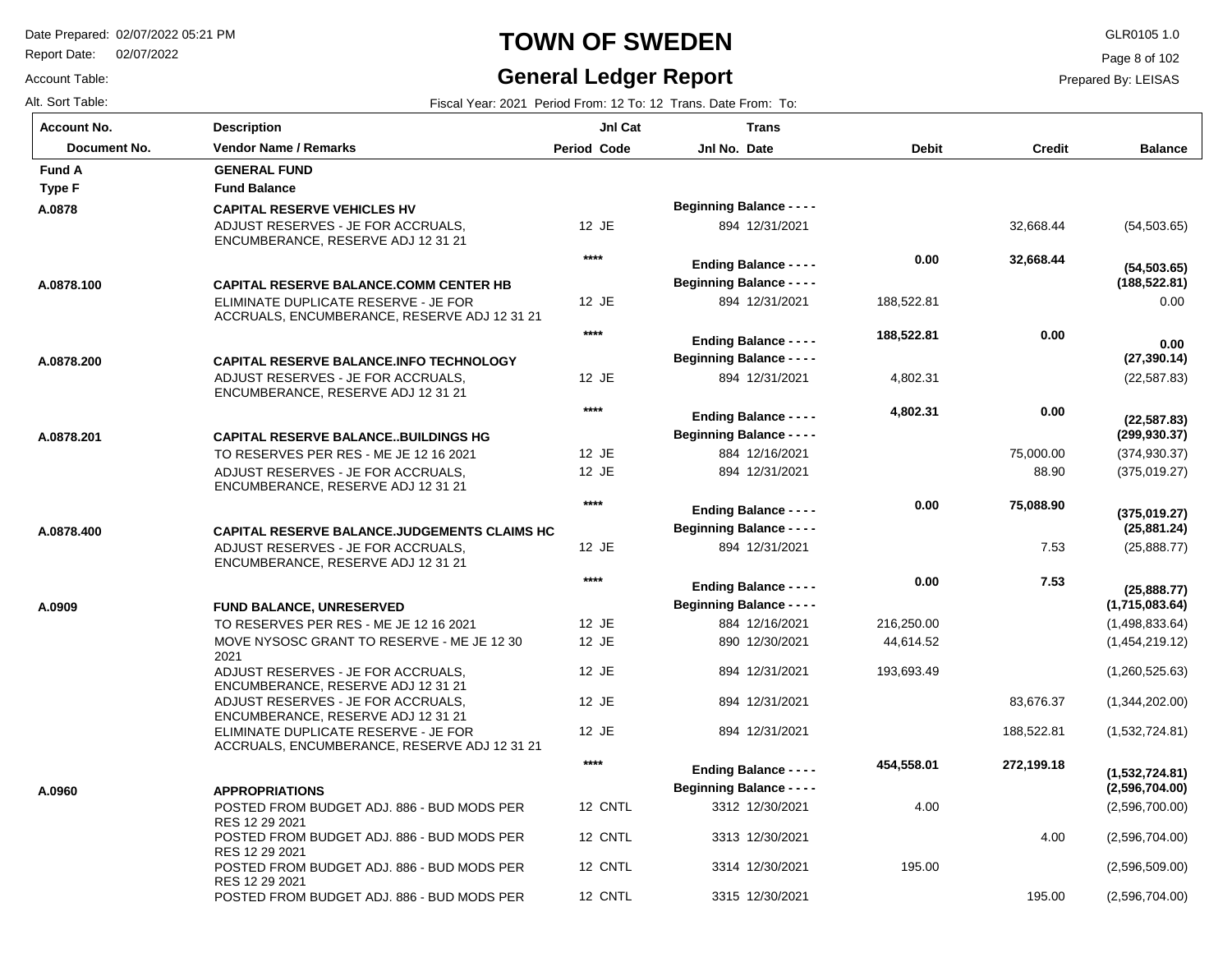# TOWN OF SWEDEN

## General Ledger Report

Date Prepared: 02/07/2022 05:21 PM
Report Date: 02/07/2022
Account Table:
Alt. Sort Table:

GLR0105 1.0
Prepared By: LEISAS

Fiscal Year: 2021 Period From: 12 To: 12 Trans. Date From: To:

| Account No. / Document No. | Description / Vendor Name / Remarks | Period | Jnl Cat Code | Jnl No. | Trans Date | Debit | Credit | Balance |
|---|---|---|---|---|---|---|---|---|
| **Fund A** | **GENERAL FUND** | | | | | | | |
| **Type F** | **Fund Balance** | | | | | | | |
| **A.0878** | **CAPITAL RESERVE VEHICLES HV** | | | **Beginning Balance - - - -** | | | | |
| | ADJUST RESERVES - JE FOR ACCRUALS, ENCUMBERANCE, RESERVE ADJ 12 31 21 | 12 | JE | 894 | 12/31/2021 | | 32,668.44 | (54,503.65) |
| | | **** | | **Ending Balance - - - -** | | **0.00** | **32,668.44** | **(54,503.65)** |
| **A.0878.100** | **CAPITAL RESERVE BALANCE.COMM CENTER HB** | | | **Beginning Balance - - - -** | | | | **(188,522.81)** |
| | ELIMINATE DUPLICATE RESERVE - JE FOR ACCRUALS, ENCUMBERANCE, RESERVE ADJ 12 31 21 | 12 | JE | 894 | 12/31/2021 | 188,522.81 | | 0.00 |
| | | **** | | **Ending Balance - - - -** | | **188,522.81** | **0.00** | **0.00** |
| **A.0878.200** | **CAPITAL RESERVE BALANCE.INFO TECHNOLOGY** | | | **Beginning Balance - - - -** | | | | **(27,390.14)** |
| | ADJUST RESERVES - JE FOR ACCRUALS, ENCUMBERANCE, RESERVE ADJ 12 31 21 | 12 | JE | 894 | 12/31/2021 | 4,802.31 | | (22,587.83) |
| | | **** | | **Ending Balance - - - -** | | **4,802.31** | **0.00** | **(22,587.83)** |
| **A.0878.201** | **CAPITAL RESERVE BALANCE..BUILDINGS HG** | | | **Beginning Balance - - - -** | | | | **(299,930.37)** |
| | TO RESERVES PER RES - ME JE 12 16 2021 | 12 | JE | 884 | 12/16/2021 | | 75,000.00 | (374,930.37) |
| | ADJUST RESERVES - JE FOR ACCRUALS, ENCUMBERANCE, RESERVE ADJ 12 31 21 | 12 | JE | 894 | 12/31/2021 | | 88.90 | (375,019.27) |
| | | **** | | **Ending Balance - - - -** | | **0.00** | **75,088.90** | **(375,019.27)** |
| **A.0878.400** | **CAPITAL RESERVE BALANCE.JUDGEMENTS CLAIMS HC** | | | **Beginning Balance - - - -** | | | | **(25,881.24)** |
| | ADJUST RESERVES - JE FOR ACCRUALS, ENCUMBERANCE, RESERVE ADJ 12 31 21 | 12 | JE | 894 | 12/31/2021 | | 7.53 | (25,888.77) |
| | | **** | | **Ending Balance - - - -** | | **0.00** | **7.53** | **(25,888.77)** |
| **A.0909** | **FUND BALANCE, UNRESERVED** | | | **Beginning Balance - - - -** | | | | **(1,715,083.64)** |
| | TO RESERVES PER RES - ME JE 12 16 2021 | 12 | JE | 884 | 12/16/2021 | 216,250.00 | | (1,498,833.64) |
| | MOVE NYSOSC GRANT TO RESERVE - ME JE 12 30 2021 | 12 | JE | 890 | 12/30/2021 | 44,614.52 | | (1,454,219.12) |
| | ADJUST RESERVES - JE FOR ACCRUALS, ENCUMBERANCE, RESERVE ADJ 12 31 21 | 12 | JE | 894 | 12/31/2021 | 193,693.49 | | (1,260,525.63) |
| | ADJUST RESERVES - JE FOR ACCRUALS, ENCUMBERANCE, RESERVE ADJ 12 31 21 | 12 | JE | 894 | 12/31/2021 | | 83,676.37 | (1,344,202.00) |
| | ELIMINATE DUPLICATE RESERVE - JE FOR ACCRUALS, ENCUMBERANCE, RESERVE ADJ 12 31 21 | 12 | JE | 894 | 12/31/2021 | | 188,522.81 | (1,532,724.81) |
| | | **** | | **Ending Balance - - - -** | | **454,558.01** | **272,199.18** | **(1,532,724.81)** |
| **A.0960** | **APPROPRIATIONS** | | | **Beginning Balance - - - -** | | | | **(2,596,704.00)** |
| | POSTED FROM BUDGET ADJ. 886 - BUD MODS PER RES 12 29 2021 | 12 | CNTL | 3312 | 12/30/2021 | 4.00 | | (2,596,700.00) |
| | POSTED FROM BUDGET ADJ. 886 - BUD MODS PER RES 12 29 2021 | 12 | CNTL | 3313 | 12/30/2021 | | 4.00 | (2,596,704.00) |
| | POSTED FROM BUDGET ADJ. 886 - BUD MODS PER RES 12 29 2021 | 12 | CNTL | 3314 | 12/30/2021 | 195.00 | | (2,596,509.00) |
| | POSTED FROM BUDGET ADJ. 886 - BUD MODS PER | 12 | CNTL | 3315 | 12/30/2021 | | 195.00 | (2,596,704.00) |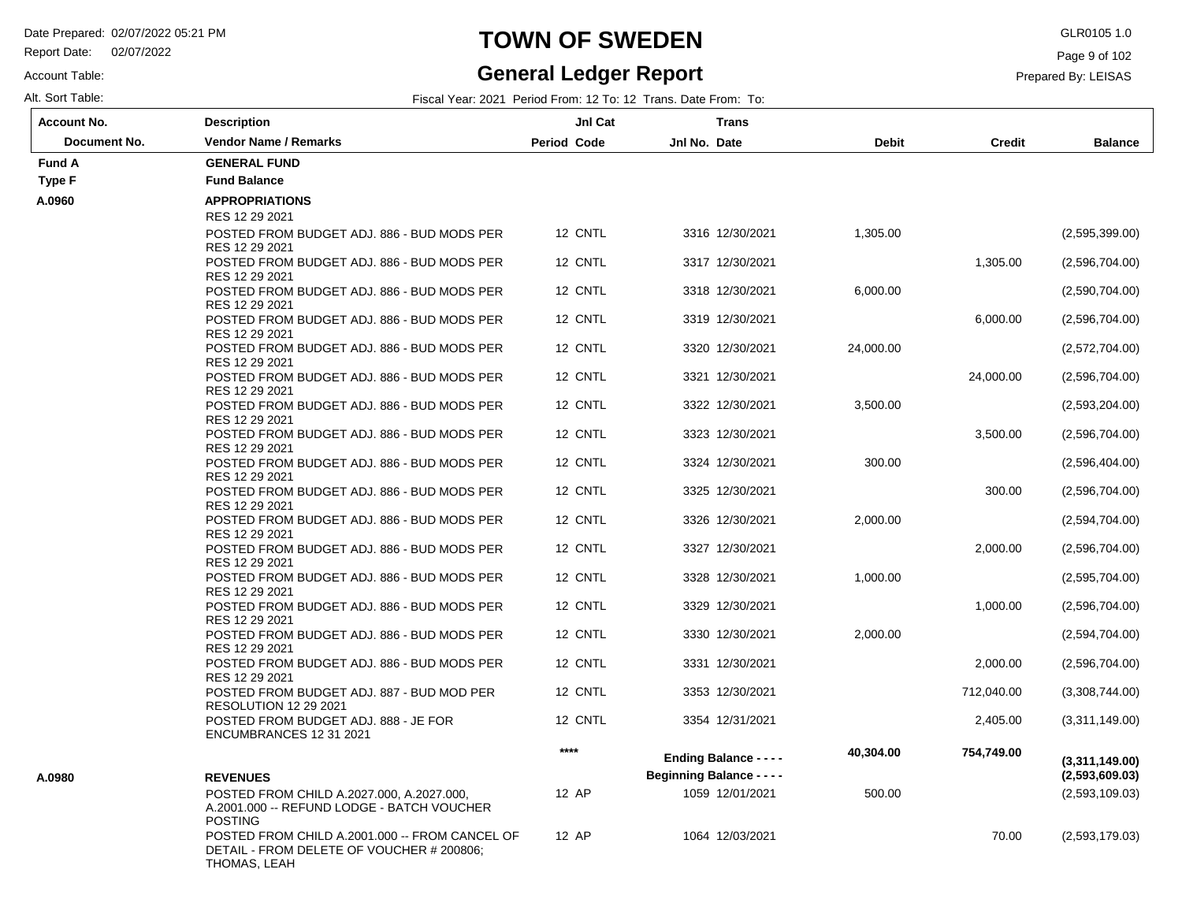# TOWN OF SWEDEN

## General Ledger Report

Date Prepared: 02/07/2022 05:21 PM
Report Date: 02/07/2022
Account Table:
Alt. Sort Table:

GLR0105 1.0
Prepared By: LEISAS

Fiscal Year: 2021 Period From: 12 To: 12 Trans. Date From: To:

| Account No. / Document No. | Description / Vendor Name / Remarks | Period | Jnl Cat Code | Jnl No. | Trans Date | Debit | Credit | Balance |
|---|---|---|---|---|---|---|---|---|
| **Fund A** | **GENERAL FUND** | | | | | | | |
| **Type F** | **Fund Balance** | | | | | | | |
| **A.0960** | **APPROPRIATIONS** | | | | | | | |
| | RES 12 29 2021 | | | | | | | |
| | POSTED FROM BUDGET ADJ. 886 - BUD MODS PER RES 12 29 2021 | 12 | CNTL | 3316 | 12/30/2021 | 1,305.00 | | (2,595,399.00) |
| | POSTED FROM BUDGET ADJ. 886 - BUD MODS PER RES 12 29 2021 | 12 | CNTL | 3317 | 12/30/2021 | | 1,305.00 | (2,596,704.00) |
| | POSTED FROM BUDGET ADJ. 886 - BUD MODS PER RES 12 29 2021 | 12 | CNTL | 3318 | 12/30/2021 | 6,000.00 | | (2,590,704.00) |
| | POSTED FROM BUDGET ADJ. 886 - BUD MODS PER RES 12 29 2021 | 12 | CNTL | 3319 | 12/30/2021 | | 6,000.00 | (2,596,704.00) |
| | POSTED FROM BUDGET ADJ. 886 - BUD MODS PER RES 12 29 2021 | 12 | CNTL | 3320 | 12/30/2021 | 24,000.00 | | (2,572,704.00) |
| | POSTED FROM BUDGET ADJ. 886 - BUD MODS PER RES 12 29 2021 | 12 | CNTL | 3321 | 12/30/2021 | | 24,000.00 | (2,596,704.00) |
| | POSTED FROM BUDGET ADJ. 886 - BUD MODS PER RES 12 29 2021 | 12 | CNTL | 3322 | 12/30/2021 | 3,500.00 | | (2,593,204.00) |
| | POSTED FROM BUDGET ADJ. 886 - BUD MODS PER RES 12 29 2021 | 12 | CNTL | 3323 | 12/30/2021 | | 3,500.00 | (2,596,704.00) |
| | POSTED FROM BUDGET ADJ. 886 - BUD MODS PER RES 12 29 2021 | 12 | CNTL | 3324 | 12/30/2021 | 300.00 | | (2,596,404.00) |
| | POSTED FROM BUDGET ADJ. 886 - BUD MODS PER RES 12 29 2021 | 12 | CNTL | 3325 | 12/30/2021 | | 300.00 | (2,596,704.00) |
| | POSTED FROM BUDGET ADJ. 886 - BUD MODS PER RES 12 29 2021 | 12 | CNTL | 3326 | 12/30/2021 | 2,000.00 | | (2,594,704.00) |
| | POSTED FROM BUDGET ADJ. 886 - BUD MODS PER RES 12 29 2021 | 12 | CNTL | 3327 | 12/30/2021 | | 2,000.00 | (2,596,704.00) |
| | POSTED FROM BUDGET ADJ. 886 - BUD MODS PER RES 12 29 2021 | 12 | CNTL | 3328 | 12/30/2021 | 1,000.00 | | (2,595,704.00) |
| | POSTED FROM BUDGET ADJ. 886 - BUD MODS PER RES 12 29 2021 | 12 | CNTL | 3329 | 12/30/2021 | | 1,000.00 | (2,596,704.00) |
| | POSTED FROM BUDGET ADJ. 886 - BUD MODS PER RES 12 29 2021 | 12 | CNTL | 3330 | 12/30/2021 | 2,000.00 | | (2,594,704.00) |
| | POSTED FROM BUDGET ADJ. 886 - BUD MODS PER RES 12 29 2021 | 12 | CNTL | 3331 | 12/30/2021 | | 2,000.00 | (2,596,704.00) |
| | POSTED FROM BUDGET ADJ. 887 - BUD MOD PER RESOLUTION 12 29 2021 | 12 | CNTL | 3353 | 12/30/2021 | | 712,040.00 | (3,308,744.00) |
| | POSTED FROM BUDGET ADJ. 888 - JE FOR ENCUMBRANCES 12 31 2021 | 12 | CNTL | 3354 | 12/31/2021 | | 2,405.00 | (3,311,149.00) |
| | | **** | | **Ending Balance - - - -** | | **40,304.00** | **754,749.00** | **(3,311,149.00)** |
| **A.0980** | **REVENUES** | | | **Beginning Balance - - - -** | | | | **(2,593,609.03)** |
| | POSTED FROM CHILD A.2027.000, A.2027.000, A.2001.000 -- REFUND LODGE - BATCH VOUCHER POSTING | 12 | AP | 1059 | 12/01/2021 | 500.00 | | (2,593,109.03) |
| | POSTED FROM CHILD A.2001.000 -- FROM CANCEL OF DETAIL - FROM DELETE OF VOUCHER # 200806; THOMAS, LEAH | 12 | AP | 1064 | 12/03/2021 | | 70.00 | (2,593,179.03) |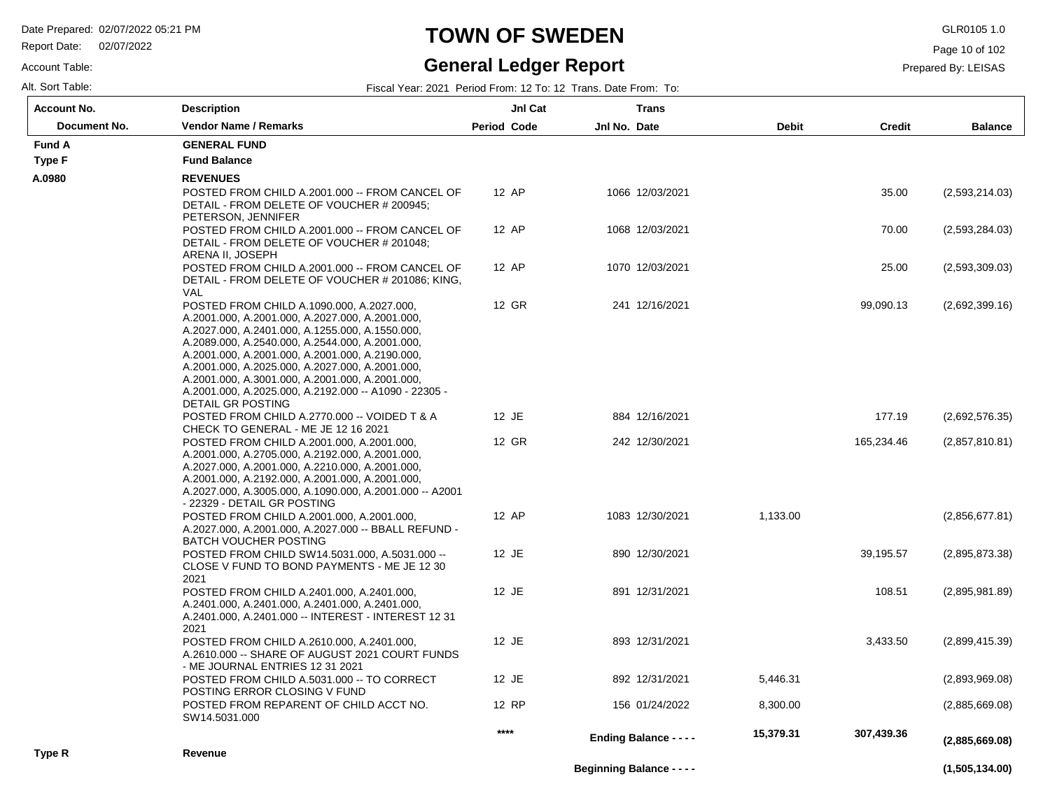# TOWN OF SWEDEN

## General Ledger Report

Date Prepared: 02/07/2022 05:21 PM
Report Date: 02/07/2022
Account Table:
Alt. Sort Table:

GLR0105 1.0
Prepared By: LEISAS

Fiscal Year: 2021 Period From: 12 To: 12 Trans. Date From: To:

| Account No. / Document No. | Description / Vendor Name / Remarks | Period | Jnl Cat Code | Jnl No. | Trans Date | Debit | Credit | Balance |
|---|---|---|---|---|---|---|---|---|
| **Fund A** | **GENERAL FUND** | | | | | | | |
| **Type F** | **Fund Balance** | | | | | | | |
| **A.0980** | **REVENUES** | | | | | | | |
| | POSTED FROM CHILD A.2001.000 -- FROM CANCEL OF DETAIL - FROM DELETE OF VOUCHER # 200945; PETERSON, JENNIFER | 12 | AP | 1066 | 12/03/2021 | | 35.00 | (2,593,214.03) |
| | POSTED FROM CHILD A.2001.000 -- FROM CANCEL OF DETAIL - FROM DELETE OF VOUCHER # 201048; ARENA II, JOSEPH | 12 | AP | 1068 | 12/03/2021 | | 70.00 | (2,593,284.03) |
| | POSTED FROM CHILD A.2001.000 -- FROM CANCEL OF DETAIL - FROM DELETE OF VOUCHER # 201086; KING, VAL | 12 | AP | 1070 | 12/03/2021 | | 25.00 | (2,593,309.03) |
| | POSTED FROM CHILD A.1090.000, A.2027.000, A.2001.000, A.2001.000, A.2027.000, A.2001.000, A.2027.000, A.2401.000, A.1255.000, A.1550.000, A.2089.000, A.2540.000, A.2544.000, A.2001.000, A.2001.000, A.2001.000, A.2001.000, A.2190.000, A.2001.000, A.2025.000, A.2027.000, A.2001.000, A.2001.000, A.3001.000, A.2001.000, A.2001.000, A.2001.000, A.2025.000, A.2192.000 -- A1090 - 22305 - DETAIL GR POSTING | 12 | GR | 241 | 12/16/2021 | | 99,090.13 | (2,692,399.16) |
| | POSTED FROM CHILD A.2770.000 -- VOIDED T & A CHECK TO GENERAL - ME JE 12 16 2021 | 12 | JE | 884 | 12/16/2021 | | 177.19 | (2,692,576.35) |
| | POSTED FROM CHILD A.2001.000, A.2001.000, A.2001.000, A.2705.000, A.2192.000, A.2001.000, A.2027.000, A.2001.000, A.2210.000, A.2001.000, A.2001.000, A.2192.000, A.2001.000, A.2001.000, A.2027.000, A.3005.000, A.1090.000, A.2001.000 -- A2001 - 22329 - DETAIL GR POSTING | 12 | GR | 242 | 12/30/2021 | | 165,234.46 | (2,857,810.81) |
| | POSTED FROM CHILD A.2001.000, A.2001.000, A.2027.000, A.2001.000, A.2027.000 -- BBALL REFUND - BATCH VOUCHER POSTING | 12 | AP | 1083 | 12/30/2021 | 1,133.00 | | (2,856,677.81) |
| | POSTED FROM CHILD SW14.5031.000, A.5031.000 -- CLOSE V FUND TO BOND PAYMENTS - ME JE 12 30 2021 | 12 | JE | 890 | 12/30/2021 | | 39,195.57 | (2,895,873.38) |
| | POSTED FROM CHILD A.2401.000, A.2401.000, A.2401.000, A.2401.000, A.2401.000, A.2401.000, A.2401.000, A.2401.000 -- INTEREST - INTEREST 12 31 2021 | 12 | JE | 891 | 12/31/2021 | | 108.51 | (2,895,981.89) |
| | POSTED FROM CHILD A.2610.000, A.2401.000, A.2610.000 -- SHARE OF AUGUST 2021 COURT FUNDS - ME JOURNAL ENTRIES 12 31 2021 | 12 | JE | 893 | 12/31/2021 | | 3,433.50 | (2,899,415.39) |
| | POSTED FROM CHILD A.5031.000 -- TO CORRECT POSTING ERROR CLOSING V FUND | 12 | JE | 892 | 12/31/2021 | 5,446.31 | | (2,893,969.08) |
| | POSTED FROM REPARENT OF CHILD ACCT NO. SW14.5031.000 | 12 | RP | 156 | 01/24/2022 | 8,300.00 | | (2,885,669.08) |
| | | **** | | **Ending Balance - - - -** | | **15,379.31** | **307,439.36** | **(2,885,669.08)** |
| **Type R** | **Revenue** | | | | | | | |
| | | | | **Beginning Balance - - - -** | | | | **(1,505,134.00)** |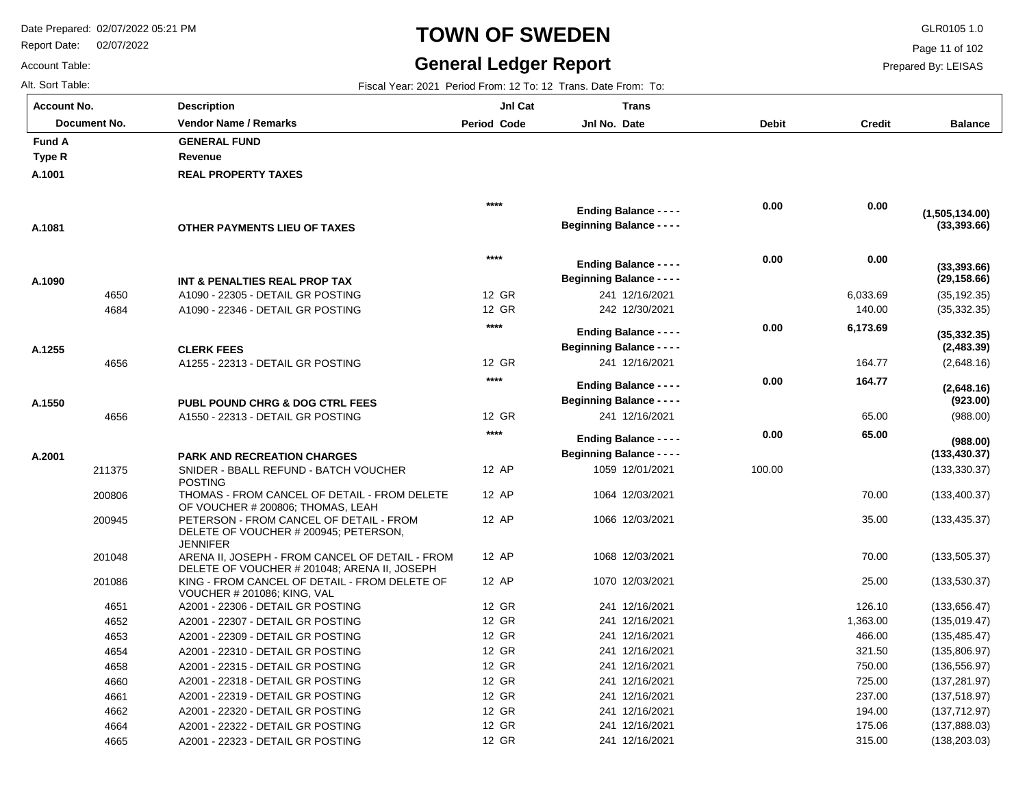# TOWN OF SWEDEN

## General Ledger Report

Date Prepared: 02/07/2022 05:21 PM
Report Date: 02/07/2022
Account Table:
Alt. Sort Table:

GLR0105 1.0
Prepared By: LEISAS

Fiscal Year: 2021 Period From: 12 To: 12 Trans. Date From: To:

| Account No. / Document No. | Description / Vendor Name / Remarks | Jnl Cat Period Code | Trans Jnl No. Date | Debit | Credit | Balance |
|---|---|---|---|---|---|---|
| **Fund A** | **GENERAL FUND** | | | | | |
| **Type R** | **Revenue** | | | | | |
| **A.1001** | **REAL PROPERTY TAXES** | | | | | |
| | | **\*\*\*\*** | **Ending Balance - - - -** | **0.00** | **0.00** | **(1,505,134.00)** |
| **A.1081** | **OTHER PAYMENTS LIEU OF TAXES** | | **Beginning Balance - - - -** | | | **(33,393.66)** |
| | | **\*\*\*\*** | **Ending Balance - - - -** | **0.00** | **0.00** | **(33,393.66)** |
| **A.1090** | **INT & PENALTIES REAL PROP TAX** | | **Beginning Balance - - - -** | | | **(29,158.66)** |
| 4650 | A1090 - 22305 - DETAIL GR POSTING | 12 GR | 241 12/16/2021 | | 6,033.69 | (35,192.35) |
| 4684 | A1090 - 22346 - DETAIL GR POSTING | 12 GR | 242 12/30/2021 | | 140.00 | (35,332.35) |
| | | **\*\*\*\*** | **Ending Balance - - - -** | **0.00** | **6,173.69** | **(35,332.35)** |
| **A.1255** | **CLERK FEES** | | **Beginning Balance - - - -** | | | **(2,483.39)** |
| 4656 | A1255 - 22313 - DETAIL GR POSTING | 12 GR | 241 12/16/2021 | | 164.77 | (2,648.16) |
| | | **\*\*\*\*** | **Ending Balance - - - -** | **0.00** | **164.77** | **(2,648.16)** |
| **A.1550** | **PUBL POUND CHRG & DOG CTRL FEES** | | **Beginning Balance - - - -** | | | **(923.00)** |
| 4656 | A1550 - 22313 - DETAIL GR POSTING | 12 GR | 241 12/16/2021 | | 65.00 | (988.00) |
| | | **\*\*\*\*** | **Ending Balance - - - -** | **0.00** | **65.00** | **(988.00)** |
| **A.2001** | **PARK AND RECREATION CHARGES** | | **Beginning Balance - - - -** | | | **(133,430.37)** |
| 211375 | SNIDER - BBALL REFUND - BATCH VOUCHER POSTING | 12 AP | 1059 12/01/2021 | 100.00 | | (133,330.37) |
| 200806 | THOMAS - FROM CANCEL OF DETAIL - FROM DELETE OF VOUCHER # 200806; THOMAS, LEAH | 12 AP | 1064 12/03/2021 | | 70.00 | (133,400.37) |
| 200945 | PETERSON - FROM CANCEL OF DETAIL - FROM DELETE OF VOUCHER # 200945; PETERSON, JENNIFER | 12 AP | 1066 12/03/2021 | | 35.00 | (133,435.37) |
| 201048 | ARENA II, JOSEPH - FROM CANCEL OF DETAIL - FROM DELETE OF VOUCHER # 201048; ARENA II, JOSEPH | 12 AP | 1068 12/03/2021 | | 70.00 | (133,505.37) |
| 201086 | KING - FROM CANCEL OF DETAIL - FROM DELETE OF VOUCHER # 201086; KING, VAL | 12 AP | 1070 12/03/2021 | | 25.00 | (133,530.37) |
| 4651 | A2001 - 22306 - DETAIL GR POSTING | 12 GR | 241 12/16/2021 | | 126.10 | (133,656.47) |
| 4652 | A2001 - 22307 - DETAIL GR POSTING | 12 GR | 241 12/16/2021 | | 1,363.00 | (135,019.47) |
| 4653 | A2001 - 22309 - DETAIL GR POSTING | 12 GR | 241 12/16/2021 | | 466.00 | (135,485.47) |
| 4654 | A2001 - 22310 - DETAIL GR POSTING | 12 GR | 241 12/16/2021 | | 321.50 | (135,806.97) |
| 4658 | A2001 - 22315 - DETAIL GR POSTING | 12 GR | 241 12/16/2021 | | 750.00 | (136,556.97) |
| 4660 | A2001 - 22318 - DETAIL GR POSTING | 12 GR | 241 12/16/2021 | | 725.00 | (137,281.97) |
| 4661 | A2001 - 22319 - DETAIL GR POSTING | 12 GR | 241 12/16/2021 | | 237.00 | (137,518.97) |
| 4662 | A2001 - 22320 - DETAIL GR POSTING | 12 GR | 241 12/16/2021 | | 194.00 | (137,712.97) |
| 4664 | A2001 - 22322 - DETAIL GR POSTING | 12 GR | 241 12/16/2021 | | 175.06 | (137,888.03) |
| 4665 | A2001 - 22323 - DETAIL GR POSTING | 12 GR | 241 12/16/2021 | | 315.00 | (138,203.03) |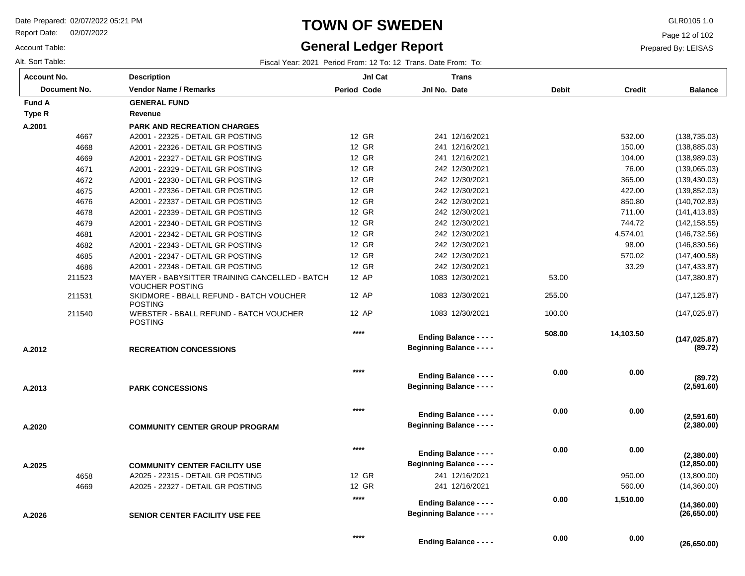# TOWN OF SWEDEN

## General Ledger Report

Date Prepared: 02/07/2022 05:21 PM
Report Date: 02/07/2022
Account Table:
Alt. Sort Table:

GLR0105 1.0
Prepared By: LEISAS

Fiscal Year: 2021 Period From: 12 To: 12 Trans. Date From: To:

| Account No. / Document No. | Description / Vendor Name / Remarks | Period | Jnl Cat Code | Jnl No. | Trans Date | Debit | Credit | Balance |
|---|---|---|---|---|---|---|---|---|
| **Fund A** | **GENERAL FUND** | | | | | | | |
| **Type R** | **Revenue** | | | | | | | |
| **A.2001** | **PARK AND RECREATION CHARGES** | | | | | | | |
| 4667 | A2001 - 22325 - DETAIL GR POSTING | 12 | GR | 241 | 12/16/2021 | | 532.00 | (138,735.03) |
| 4668 | A2001 - 22326 - DETAIL GR POSTING | 12 | GR | 241 | 12/16/2021 | | 150.00 | (138,885.03) |
| 4669 | A2001 - 22327 - DETAIL GR POSTING | 12 | GR | 241 | 12/16/2021 | | 104.00 | (138,989.03) |
| 4671 | A2001 - 22329 - DETAIL GR POSTING | 12 | GR | 242 | 12/30/2021 | | 76.00 | (139,065.03) |
| 4672 | A2001 - 22330 - DETAIL GR POSTING | 12 | GR | 242 | 12/30/2021 | | 365.00 | (139,430.03) |
| 4675 | A2001 - 22336 - DETAIL GR POSTING | 12 | GR | 242 | 12/30/2021 | | 422.00 | (139,852.03) |
| 4676 | A2001 - 22337 - DETAIL GR POSTING | 12 | GR | 242 | 12/30/2021 | | 850.80 | (140,702.83) |
| 4678 | A2001 - 22339 - DETAIL GR POSTING | 12 | GR | 242 | 12/30/2021 | | 711.00 | (141,413.83) |
| 4679 | A2001 - 22340 - DETAIL GR POSTING | 12 | GR | 242 | 12/30/2021 | | 744.72 | (142,158.55) |
| 4681 | A2001 - 22342 - DETAIL GR POSTING | 12 | GR | 242 | 12/30/2021 | | 4,574.01 | (146,732.56) |
| 4682 | A2001 - 22343 - DETAIL GR POSTING | 12 | GR | 242 | 12/30/2021 | | 98.00 | (146,830.56) |
| 4685 | A2001 - 22347 - DETAIL GR POSTING | 12 | GR | 242 | 12/30/2021 | | 570.02 | (147,400.58) |
| 4686 | A2001 - 22348 - DETAIL GR POSTING | 12 | GR | 242 | 12/30/2021 | | 33.29 | (147,433.87) |
| 211523 | MAYER - BABYSITTER TRAINING CANCELLED - BATCH VOUCHER POSTING | 12 | AP | 1083 | 12/30/2021 | 53.00 | | (147,380.87) |
| 211531 | SKIDMORE - BBALL REFUND - BATCH VOUCHER POSTING | 12 | AP | 1083 | 12/30/2021 | 255.00 | | (147,125.87) |
| 211540 | WEBSTER - BBALL REFUND - BATCH VOUCHER POSTING | 12 | AP | 1083 | 12/30/2021 | 100.00 | | (147,025.87) |
| | | | **** | | **Ending Balance - - - -** | **508.00** | **14,103.50** | **(147,025.87)** |
| **A.2012** | **RECREATION CONCESSIONS** | | | | **Beginning Balance - - - -** | | | **(89.72)** |
| | | | **** | | **Ending Balance - - - -** | **0.00** | **0.00** | **(89.72)** |
| **A.2013** | **PARK CONCESSIONS** | | | | **Beginning Balance - - - -** | | | **(2,591.60)** |
| | | | **** | | **Ending Balance - - - -** | **0.00** | **0.00** | **(2,591.60)** |
| **A.2020** | **COMMUNITY CENTER GROUP PROGRAM** | | | | **Beginning Balance - - - -** | | | **(2,380.00)** |
| | | | **** | | **Ending Balance - - - -** | **0.00** | **0.00** | **(2,380.00)** |
| **A.2025** | **COMMUNITY CENTER FACILITY USE** | | | | **Beginning Balance - - - -** | | | **(12,850.00)** |
| 4658 | A2025 - 22315 - DETAIL GR POSTING | 12 | GR | 241 | 12/16/2021 | | 950.00 | (13,800.00) |
| 4669 | A2025 - 22327 - DETAIL GR POSTING | 12 | GR | 241 | 12/16/2021 | | 560.00 | (14,360.00) |
| | | | **** | | **Ending Balance - - - -** | **0.00** | **1,510.00** | **(14,360.00)** |
| **A.2026** | **SENIOR CENTER FACILITY USE FEE** | | | | **Beginning Balance - - - -** | | | **(26,650.00)** |
| | | | **** | | **Ending Balance - - - -** | **0.00** | **0.00** | **(26,650.00)** |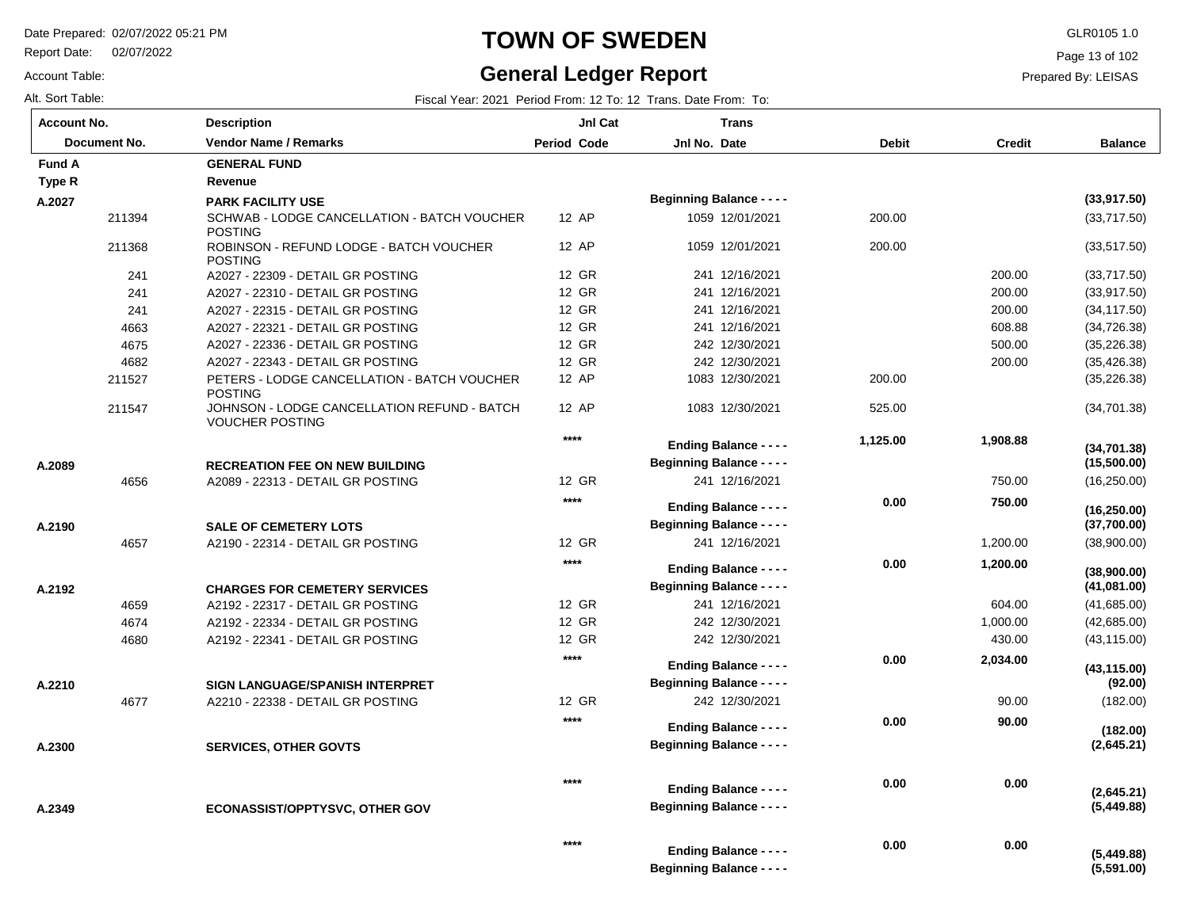# TOWN OF SWEDEN

## General Ledger Report

Date Prepared: 02/07/2022 05:21 PM
Report Date: 02/07/2022
Account Table:
Alt. Sort Table:

GLR0105 1.0
Prepared By: LEISAS

Fiscal Year: 2021 Period From: 12 To: 12 Trans. Date From: To:

| Account No. / Document No. | Description / Vendor Name / Remarks | Period | Jnl Cat Code | Jnl No. | Trans Date | Debit | Credit | Balance |
|---|---|---|---|---|---|---|---|---|
| **Fund A** | **GENERAL FUND** | | | | | | | |
| **Type R** | **Revenue** | | | | | | | |
| **A.2027** | **PARK FACILITY USE** | | | **Beginning Balance - - - -** | | | | **(33,917.50)** |
| 211394 | SCHWAB - LODGE CANCELLATION - BATCH VOUCHER POSTING | 12 | AP | 1059 | 12/01/2021 | 200.00 | | (33,717.50) |
| 211368 | ROBINSON - REFUND LODGE - BATCH VOUCHER POSTING | 12 | AP | 1059 | 12/01/2021 | 200.00 | | (33,517.50) |
| 241 | A2027 - 22309 - DETAIL GR POSTING | 12 | GR | 241 | 12/16/2021 | | 200.00 | (33,717.50) |
| 241 | A2027 - 22310 - DETAIL GR POSTING | 12 | GR | 241 | 12/16/2021 | | 200.00 | (33,917.50) |
| 241 | A2027 - 22315 - DETAIL GR POSTING | 12 | GR | 241 | 12/16/2021 | | 200.00 | (34,117.50) |
| 4663 | A2027 - 22321 - DETAIL GR POSTING | 12 | GR | 241 | 12/16/2021 | | 608.88 | (34,726.38) |
| 4675 | A2027 - 22336 - DETAIL GR POSTING | 12 | GR | 242 | 12/30/2021 | | 500.00 | (35,226.38) |
| 4682 | A2027 - 22343 - DETAIL GR POSTING | 12 | GR | 242 | 12/30/2021 | | 200.00 | (35,426.38) |
| 211527 | PETERS - LODGE CANCELLATION - BATCH VOUCHER POSTING | 12 | AP | 1083 | 12/30/2021 | 200.00 | | (35,226.38) |
| 211547 | JOHNSON - LODGE CANCELLATION REFUND - BATCH VOUCHER POSTING | 12 | AP | 1083 | 12/30/2021 | 525.00 | | (34,701.38) |
| | | | **** | **Ending Balance - - - -** | | **1,125.00** | **1,908.88** | **(34,701.38)** |
| **A.2089** | **RECREATION FEE ON NEW BUILDING** | | | **Beginning Balance - - - -** | | | | **(15,500.00)** |
| 4656 | A2089 - 22313 - DETAIL GR POSTING | 12 | GR | 241 | 12/16/2021 | | 750.00 | (16,250.00) |
| | | | **** | **Ending Balance - - - -** | | **0.00** | **750.00** | **(16,250.00)** |
| **A.2190** | **SALE OF CEMETERY LOTS** | | | **Beginning Balance - - - -** | | | | **(37,700.00)** |
| 4657 | A2190 - 22314 - DETAIL GR POSTING | 12 | GR | 241 | 12/16/2021 | | 1,200.00 | (38,900.00) |
| | | | **** | **Ending Balance - - - -** | | **0.00** | **1,200.00** | **(38,900.00)** |
| **A.2192** | **CHARGES FOR CEMETERY SERVICES** | | | **Beginning Balance - - - -** | | | | **(41,081.00)** |
| 4659 | A2192 - 22317 - DETAIL GR POSTING | 12 | GR | 241 | 12/16/2021 | | 604.00 | (41,685.00) |
| 4674 | A2192 - 22334 - DETAIL GR POSTING | 12 | GR | 242 | 12/30/2021 | | 1,000.00 | (42,685.00) |
| 4680 | A2192 - 22341 - DETAIL GR POSTING | 12 | GR | 242 | 12/30/2021 | | 430.00 | (43,115.00) |
| | | | **** | **Ending Balance - - - -** | | **0.00** | **2,034.00** | **(43,115.00)** |
| **A.2210** | **SIGN LANGUAGE/SPANISH INTERPRET** | | | **Beginning Balance - - - -** | | | | **(92.00)** |
| 4677 | A2210 - 22338 - DETAIL GR POSTING | 12 | GR | 242 | 12/30/2021 | | 90.00 | (182.00) |
| | | | **** | **Ending Balance - - - -** | | **0.00** | **90.00** | **(182.00)** |
| **A.2300** | **SERVICES, OTHER GOVTS** | | | **Beginning Balance - - - -** | | | | **(2,645.21)** |
| | | | **** | **Ending Balance - - - -** | | **0.00** | **0.00** | **(2,645.21)** |
| **A.2349** | **ECONASSIST/OPPTYSVC, OTHER GOV** | | | **Beginning Balance - - - -** | | | | **(5,449.88)** |
| | | | **** | **Ending Balance - - - -** | | **0.00** | **0.00** | **(5,449.88)** |
| | | | | **Beginning Balance - - - -** | | | | **(5,591.00)** |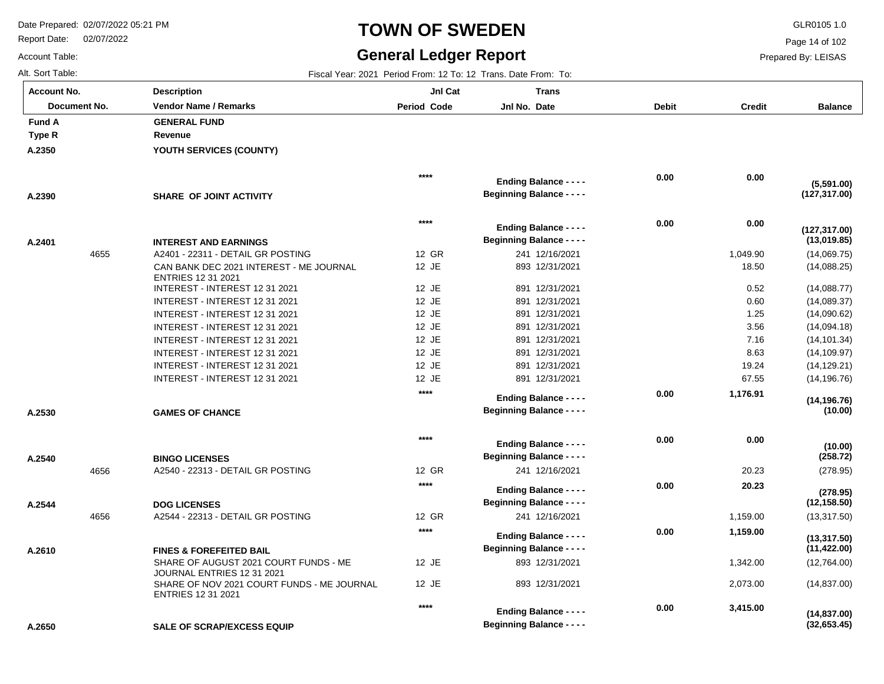# TOWN OF SWEDEN

## General Ledger Report

Date Prepared: 02/07/2022 05:21 PM
Report Date: 02/07/2022
Account Table:
Alt. Sort Table:

GLR0105 1.0
Prepared By: LEISAS

Fiscal Year: 2021 Period From: 12 To: 12 Trans. Date From: To:

| Account No. / Document No. | Description / Vendor Name / Remarks | Period | Jnl Cat Code | Jnl No. | Trans Date | Debit | Credit | Balance |
|---|---|---|---|---|---|---|---|---|
| **Fund A** | **GENERAL FUND** | | | | | | | |
| **Type R** | **Revenue** | | | | | | | |
| **A.2350** | **YOUTH SERVICES (COUNTY)** | | | | | | | |
| | | **** | | **Ending Balance - - - -** | | **0.00** | **0.00** | **(5,591.00)** |
| **A.2390** | **SHARE OF JOINT ACTIVITY** | | | **Beginning Balance - - - -** | | | | **(127,317.00)** |
| | | **** | | **Ending Balance - - - -** | | **0.00** | **0.00** | **(127,317.00)** |
| **A.2401** | **INTEREST AND EARNINGS** | | | **Beginning Balance - - - -** | | | | **(13,019.85)** |
| 4655 | A2401 - 22311 - DETAIL GR POSTING | 12 | GR | 241 | 12/16/2021 | | 1,049.90 | (14,069.75) |
| | CAN BANK DEC 2021 INTEREST - ME JOURNAL ENTRIES 12 31 2021 | 12 | JE | 893 | 12/31/2021 | | 18.50 | (14,088.25) |
| | INTEREST - INTEREST 12 31 2021 | 12 | JE | 891 | 12/31/2021 | | 0.52 | (14,088.77) |
| | INTEREST - INTEREST 12 31 2021 | 12 | JE | 891 | 12/31/2021 | | 0.60 | (14,089.37) |
| | INTEREST - INTEREST 12 31 2021 | 12 | JE | 891 | 12/31/2021 | | 1.25 | (14,090.62) |
| | INTEREST - INTEREST 12 31 2021 | 12 | JE | 891 | 12/31/2021 | | 3.56 | (14,094.18) |
| | INTEREST - INTEREST 12 31 2021 | 12 | JE | 891 | 12/31/2021 | | 7.16 | (14,101.34) |
| | INTEREST - INTEREST 12 31 2021 | 12 | JE | 891 | 12/31/2021 | | 8.63 | (14,109.97) |
| | INTEREST - INTEREST 12 31 2021 | 12 | JE | 891 | 12/31/2021 | | 19.24 | (14,129.21) |
| | INTEREST - INTEREST 12 31 2021 | 12 | JE | 891 | 12/31/2021 | | 67.55 | (14,196.76) |
| | | **** | | **Ending Balance - - - -** | | **0.00** | **1,176.91** | **(14,196.76)** |
| **A.2530** | **GAMES OF CHANCE** | | | **Beginning Balance - - - -** | | | | **(10.00)** |
| | | **** | | **Ending Balance - - - -** | | **0.00** | **0.00** | **(10.00)** |
| **A.2540** | **BINGO LICENSES** | | | **Beginning Balance - - - -** | | | | **(258.72)** |
| 4656 | A2540 - 22313 - DETAIL GR POSTING | 12 | GR | 241 | 12/16/2021 | | 20.23 | (278.95) |
| | | **** | | **Ending Balance - - - -** | | **0.00** | **20.23** | **(278.95)** |
| **A.2544** | **DOG LICENSES** | | | **Beginning Balance - - - -** | | | | **(12,158.50)** |
| 4656 | A2544 - 22313 - DETAIL GR POSTING | 12 | GR | 241 | 12/16/2021 | | 1,159.00 | (13,317.50) |
| | | **** | | **Ending Balance - - - -** | | **0.00** | **1,159.00** | **(13,317.50)** |
| **A.2610** | **FINES & FOREFEITED BAIL** | | | **Beginning Balance - - - -** | | | | **(11,422.00)** |
| | SHARE OF AUGUST 2021 COURT FUNDS - ME JOURNAL ENTRIES 12 31 2021 | 12 | JE | 893 | 12/31/2021 | | 1,342.00 | (12,764.00) |
| | SHARE OF NOV 2021 COURT FUNDS - ME JOURNAL ENTRIES 12 31 2021 | 12 | JE | 893 | 12/31/2021 | | 2,073.00 | (14,837.00) |
| | | **** | | **Ending Balance - - - -** | | **0.00** | **3,415.00** | **(14,837.00)** |
| **A.2650** | **SALE OF SCRAP/EXCESS EQUIP** | | | **Beginning Balance - - - -** | | | | **(32,653.45)** |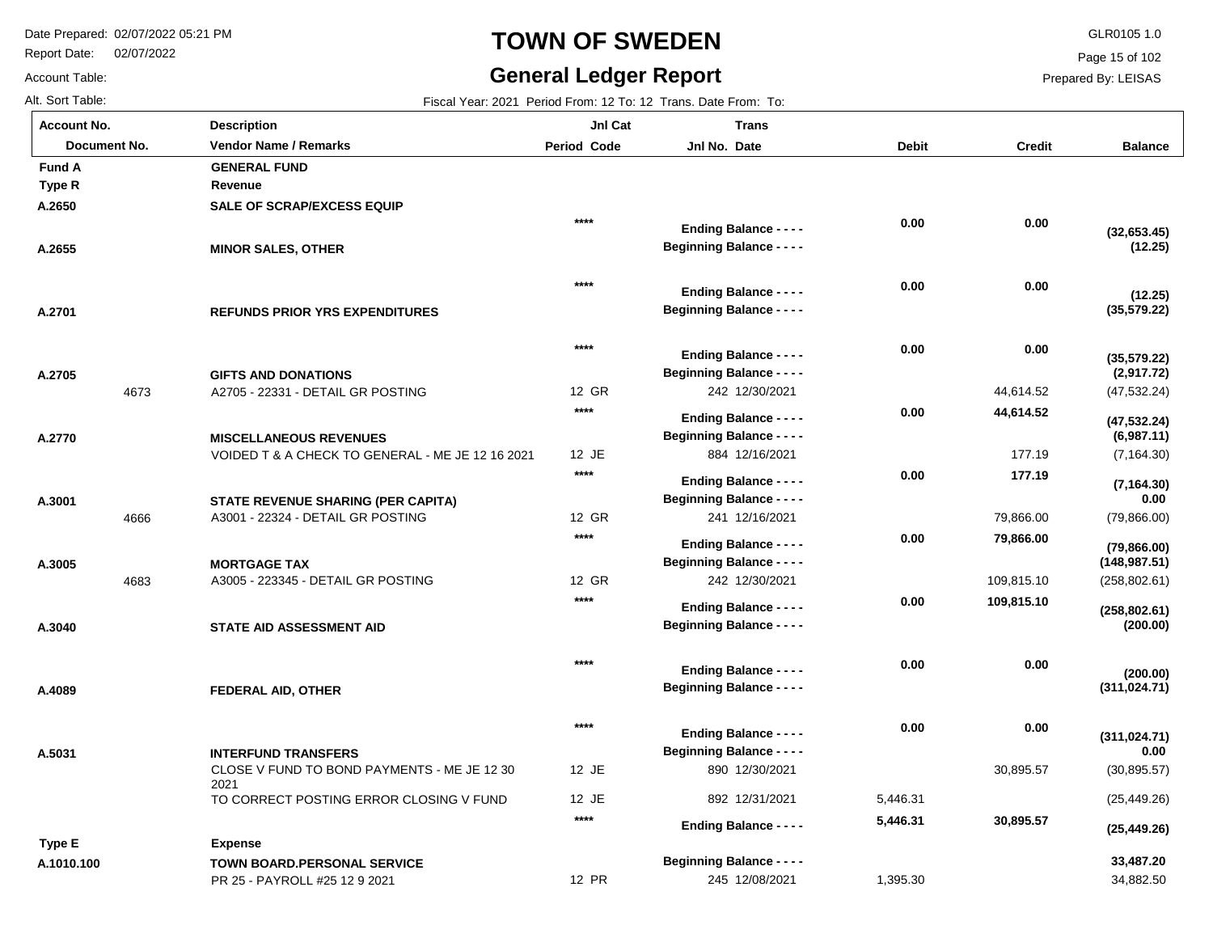# TOWN OF SWEDEN

## General Ledger Report

Date Prepared: 02/07/2022 05:21 PM
Report Date: 02/07/2022
Account Table:
Alt. Sort Table:

GLR0105 1.0
Prepared By: LEISAS

Fiscal Year: 2021 Period From: 12 To: 12 Trans. Date From: To:

| Account No. / Document No. | Description / Vendor Name / Remarks | Jnl Cat Period Code | Trans Jnl No. Date | Debit | Credit | Balance |
|---|---|---|---|---|---|---|
| **Fund A** | **GENERAL FUND** | | | | | |
| **Type R** | **Revenue** | | | | | |
| **A.2650** | **SALE OF SCRAP/EXCESS EQUIP** | | | | | |
| | | **\*\*\*\*** | **Ending Balance - - - -** | **0.00** | **0.00** | **(32,653.45)** |
| **A.2655** | **MINOR SALES, OTHER** | | **Beginning Balance - - - -** | | | **(12.25)** |
| | | **\*\*\*\*** | **Ending Balance - - - -** | **0.00** | **0.00** | **(12.25)** |
| **A.2701** | **REFUNDS PRIOR YRS EXPENDITURES** | | **Beginning Balance - - - -** | | | **(35,579.22)** |
| | | **\*\*\*\*** | **Ending Balance - - - -** | **0.00** | **0.00** | **(35,579.22)** |
| **A.2705** | **GIFTS AND DONATIONS** | | **Beginning Balance - - - -** | | | **(2,917.72)** |
| 4673 | A2705 - 22331 - DETAIL GR POSTING | 12 GR | 242 12/30/2021 | | 44,614.52 | (47,532.24) |
| | | **\*\*\*\*** | **Ending Balance - - - -** | **0.00** | **44,614.52** | **(47,532.24)** |
| **A.2770** | **MISCELLANEOUS REVENUES** | | **Beginning Balance - - - -** | | | **(6,987.11)** |
| | VOIDED T & A CHECK TO GENERAL - ME JE 12 16 2021 | 12 JE | 884 12/16/2021 | | 177.19 | (7,164.30) |
| | | **\*\*\*\*** | **Ending Balance - - - -** | **0.00** | **177.19** | **(7,164.30)** |
| **A.3001** | **STATE REVENUE SHARING (PER CAPITA)** | | **Beginning Balance - - - -** | | | **0.00** |
| 4666 | A3001 - 22324 - DETAIL GR POSTING | 12 GR | 241 12/16/2021 | | 79,866.00 | (79,866.00) |
| | | **\*\*\*\*** | **Ending Balance - - - -** | **0.00** | **79,866.00** | **(79,866.00)** |
| **A.3005** | **MORTGAGE TAX** | | **Beginning Balance - - - -** | | | **(148,987.51)** |
| 4683 | A3005 - 223345 - DETAIL GR POSTING | 12 GR | 242 12/30/2021 | | 109,815.10 | (258,802.61) |
| | | **\*\*\*\*** | **Ending Balance - - - -** | **0.00** | **109,815.10** | **(258,802.61)** |
| **A.3040** | **STATE AID ASSESSMENT AID** | | **Beginning Balance - - - -** | | | **(200.00)** |
| | | **\*\*\*\*** | **Ending Balance - - - -** | **0.00** | **0.00** | **(200.00)** |
| **A.4089** | **FEDERAL AID, OTHER** | | **Beginning Balance - - - -** | | | **(311,024.71)** |
| | | **\*\*\*\*** | **Ending Balance - - - -** | **0.00** | **0.00** | **(311,024.71)** |
| **A.5031** | **INTERFUND TRANSFERS** | | **Beginning Balance - - - -** | | | **0.00** |
| | CLOSE V FUND TO BOND PAYMENTS - ME JE 12 30 2021 | 12 JE | 890 12/30/2021 | | 30,895.57 | (30,895.57) |
| | TO CORRECT POSTING ERROR CLOSING V FUND | 12 JE | 892 12/31/2021 | 5,446.31 | | (25,449.26) |
| | | **\*\*\*\*** | **Ending Balance - - - -** | **5,446.31** | **30,895.57** | **(25,449.26)** |
| **Type E** | **Expense** | | | | | |
| **A.1010.100** | **TOWN BOARD.PERSONAL SERVICE** | | **Beginning Balance - - - -** | | | **33,487.20** |
| | PR 25 - PAYROLL #25 12 9 2021 | 12 PR | 245 12/08/2021 | 1,395.30 | | 34,882.50 |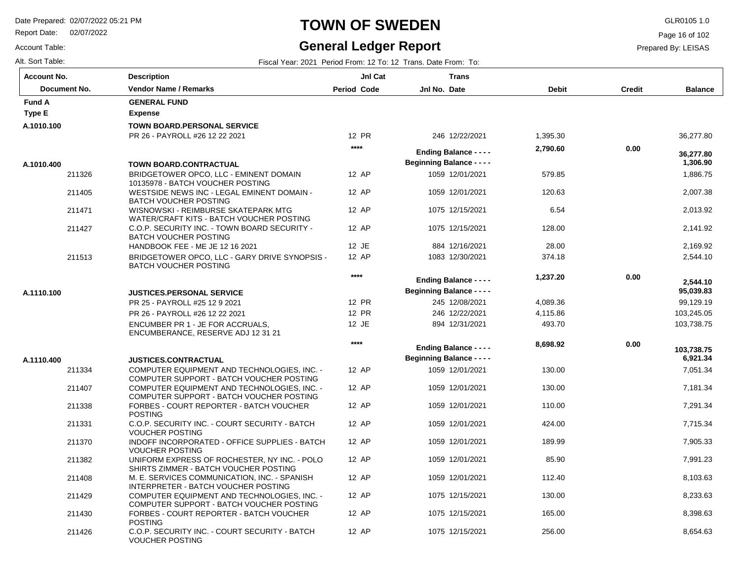# TOWN OF SWEDEN

## General Ledger Report

Date Prepared: 02/07/2022 05:21 PM
Report Date: 02/07/2022
Account Table:
Alt. Sort Table:

GLR0105 1.0
Prepared By: LEISAS

Fiscal Year: 2021 Period From: 12 To: 12 Trans. Date From: To:

| Account No. / Document No. | Description / Vendor Name / Remarks | Period | Jnl Cat Code | Jnl No. | Trans Date | Debit | Credit | Balance |
|---|---|---|---|---|---|---|---|---|
| **Fund A** | **GENERAL FUND** | | | | | | | |
| **Type E** | **Expense** | | | | | | | |
| **A.1010.100** | **TOWN BOARD.PERSONAL SERVICE** | | | | | | | |
| | PR 26 - PAYROLL #26 12 22 2021 | 12 | PR | 246 | 12/22/2021 | 1,395.30 | | 36,277.80 |
| | | | **** | **Ending Balance - - - -** | | **2,790.60** | **0.00** | **36,277.80** |
| **A.1010.400** | **TOWN BOARD.CONTRACTUAL** | | | **Beginning Balance - - - -** | | | | **1,306.90** |
| 211326 | BRIDGETOWER OPCO, LLC - EMINENT DOMAIN 10135978 - BATCH VOUCHER POSTING | 12 | AP | 1059 | 12/01/2021 | 579.85 | | 1,886.75 |
| 211405 | WESTSIDE NEWS INC - LEGAL EMINENT DOMAIN - BATCH VOUCHER POSTING | 12 | AP | 1059 | 12/01/2021 | 120.63 | | 2,007.38 |
| 211471 | WISNOWSKI - REIMBURSE SKATEPARK MTG WATER/CRAFT KITS - BATCH VOUCHER POSTING | 12 | AP | 1075 | 12/15/2021 | 6.54 | | 2,013.92 |
| 211427 | C.O.P. SECURITY INC. - TOWN BOARD SECURITY - BATCH VOUCHER POSTING | 12 | AP | 1075 | 12/15/2021 | 128.00 | | 2,141.92 |
| | HANDBOOK FEE - ME JE 12 16 2021 | 12 | JE | 884 | 12/16/2021 | 28.00 | | 2,169.92 |
| 211513 | BRIDGETOWER OPCO, LLC - GARY DRIVE SYNOPSIS - BATCH VOUCHER POSTING | 12 | AP | 1083 | 12/30/2021 | 374.18 | | 2,544.10 |
| | | | **** | **Ending Balance - - - -** | | **1,237.20** | **0.00** | **2,544.10** |
| **A.1110.100** | **JUSTICES.PERSONAL SERVICE** | | | **Beginning Balance - - - -** | | | | **95,039.83** |
| | PR 25 - PAYROLL #25 12 9 2021 | 12 | PR | 245 | 12/08/2021 | 4,089.36 | | 99,129.19 |
| | PR 26 - PAYROLL #26 12 22 2021 | 12 | PR | 246 | 12/22/2021 | 4,115.86 | | 103,245.05 |
| | ENCUMBER PR 1 - JE FOR ACCRUALS, ENCUMBERANCE, RESERVE ADJ 12 31 21 | 12 | JE | 894 | 12/31/2021 | 493.70 | | 103,738.75 |
| | | | **** | **Ending Balance - - - -** | | **8,698.92** | **0.00** | **103,738.75** |
| **A.1110.400** | **JUSTICES.CONTRACTUAL** | | | **Beginning Balance - - - -** | | | | **6,921.34** |
| 211334 | COMPUTER EQUIPMENT AND TECHNOLOGIES, INC. - COMPUTER SUPPORT - BATCH VOUCHER POSTING | 12 | AP | 1059 | 12/01/2021 | 130.00 | | 7,051.34 |
| 211407 | COMPUTER EQUIPMENT AND TECHNOLOGIES, INC. - COMPUTER SUPPORT - BATCH VOUCHER POSTING | 12 | AP | 1059 | 12/01/2021 | 130.00 | | 7,181.34 |
| 211338 | FORBES - COURT REPORTER - BATCH VOUCHER POSTING | 12 | AP | 1059 | 12/01/2021 | 110.00 | | 7,291.34 |
| 211331 | C.O.P. SECURITY INC. - COURT SECURITY - BATCH VOUCHER POSTING | 12 | AP | 1059 | 12/01/2021 | 424.00 | | 7,715.34 |
| 211370 | INDOFF INCORPORATED - OFFICE SUPPLIES - BATCH VOUCHER POSTING | 12 | AP | 1059 | 12/01/2021 | 189.99 | | 7,905.33 |
| 211382 | UNIFORM EXPRESS OF ROCHESTER, NY INC. - POLO SHIRTS ZIMMER - BATCH VOUCHER POSTING | 12 | AP | 1059 | 12/01/2021 | 85.90 | | 7,991.23 |
| 211408 | M. E. SERVICES COMMUNICATION, INC. - SPANISH INTERPRETER - BATCH VOUCHER POSTING | 12 | AP | 1059 | 12/01/2021 | 112.40 | | 8,103.63 |
| 211429 | COMPUTER EQUIPMENT AND TECHNOLOGIES, INC. - COMPUTER SUPPORT - BATCH VOUCHER POSTING | 12 | AP | 1075 | 12/15/2021 | 130.00 | | 8,233.63 |
| 211430 | FORBES - COURT REPORTER - BATCH VOUCHER POSTING | 12 | AP | 1075 | 12/15/2021 | 165.00 | | 8,398.63 |
| 211426 | C.O.P. SECURITY INC. - COURT SECURITY - BATCH VOUCHER POSTING | 12 | AP | 1075 | 12/15/2021 | 256.00 | | 8,654.63 |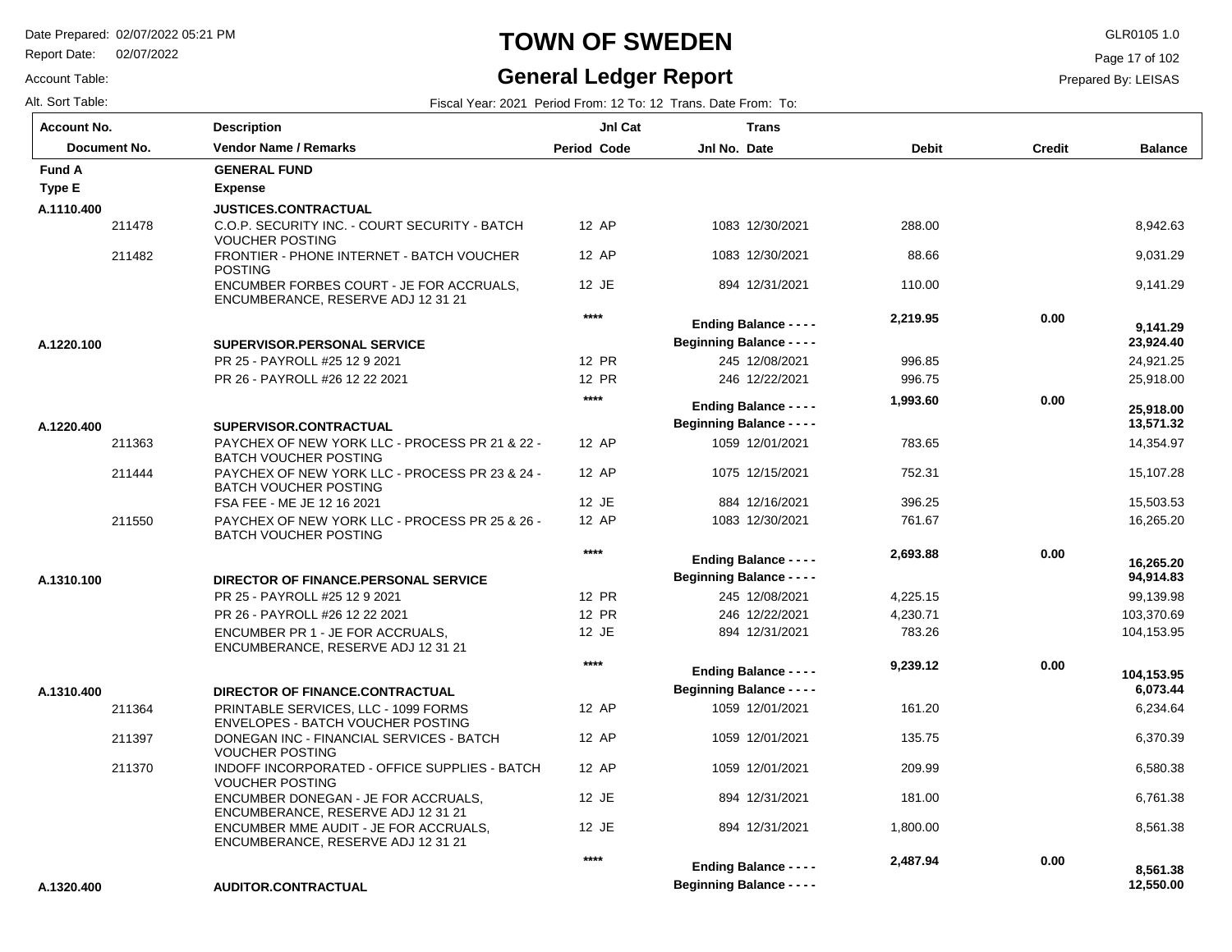# TOWN OF SWEDEN

## General Ledger Report

Date Prepared: 02/07/2022 05:21 PM
Report Date: 02/07/2022
Account Table:
Alt. Sort Table:

GLR0105 1.0
Prepared By: LEISAS

Fiscal Year: 2021 Period From: 12 To: 12 Trans. Date From: To:

| Account No. / Document No. | Description / Vendor Name / Remarks | Period | Jnl Cat Code | Jnl No. | Trans Date | Debit | Credit | Balance |
|---|---|---|---|---|---|---|---|---|
| **Fund A** | **GENERAL FUND** | | | | | | | |
| **Type E** | **Expense** | | | | | | | |
| **A.1110.400** | **JUSTICES.CONTRACTUAL** | | | | | | | |
| 211478 | C.O.P. SECURITY INC. - COURT SECURITY - BATCH VOUCHER POSTING | 12 | AP | 1083 | 12/30/2021 | 288.00 | | 8,942.63 |
| 211482 | FRONTIER - PHONE INTERNET - BATCH VOUCHER POSTING | 12 | AP | 1083 | 12/30/2021 | 88.66 | | 9,031.29 |
| | ENCUMBER FORBES COURT - JE FOR ACCRUALS, ENCUMBERANCE, RESERVE ADJ 12 31 21 | 12 | JE | 894 | 12/31/2021 | 110.00 | | 9,141.29 |
| | | | **** | **Ending Balance - - - -** | | **2,219.95** | **0.00** | **9,141.29** |
| **A.1220.100** | **SUPERVISOR.PERSONAL SERVICE** | | | **Beginning Balance - - - -** | | | | **23,924.40** |
| | PR 25 - PAYROLL #25 12 9 2021 | 12 | PR | 245 | 12/08/2021 | 996.85 | | 24,921.25 |
| | PR 26 - PAYROLL #26 12 22 2021 | 12 | PR | 246 | 12/22/2021 | 996.75 | | 25,918.00 |
| | | | **** | **Ending Balance - - - -** | | **1,993.60** | **0.00** | **25,918.00** |
| **A.1220.400** | **SUPERVISOR.CONTRACTUAL** | | | **Beginning Balance - - - -** | | | | **13,571.32** |
| 211363 | PAYCHEX OF NEW YORK LLC - PROCESS PR 21 & 22 - BATCH VOUCHER POSTING | 12 | AP | 1059 | 12/01/2021 | 783.65 | | 14,354.97 |
| 211444 | PAYCHEX OF NEW YORK LLC - PROCESS PR 23 & 24 - BATCH VOUCHER POSTING | 12 | AP | 1075 | 12/15/2021 | 752.31 | | 15,107.28 |
| | FSA FEE - ME JE 12 16 2021 | 12 | JE | 884 | 12/16/2021 | 396.25 | | 15,503.53 |
| 211550 | PAYCHEX OF NEW YORK LLC - PROCESS PR 25 & 26 - BATCH VOUCHER POSTING | 12 | AP | 1083 | 12/30/2021 | 761.67 | | 16,265.20 |
| | | | **** | **Ending Balance - - - -** | | **2,693.88** | **0.00** | **16,265.20** |
| **A.1310.100** | **DIRECTOR OF FINANCE.PERSONAL SERVICE** | | | **Beginning Balance - - - -** | | | | **94,914.83** |
| | PR 25 - PAYROLL #25 12 9 2021 | 12 | PR | 245 | 12/08/2021 | 4,225.15 | | 99,139.98 |
| | PR 26 - PAYROLL #26 12 22 2021 | 12 | PR | 246 | 12/22/2021 | 4,230.71 | | 103,370.69 |
| | ENCUMBER PR 1 - JE FOR ACCRUALS, ENCUMBERANCE, RESERVE ADJ 12 31 21 | 12 | JE | 894 | 12/31/2021 | 783.26 | | 104,153.95 |
| | | | **** | **Ending Balance - - - -** | | **9,239.12** | **0.00** | **104,153.95** |
| **A.1310.400** | **DIRECTOR OF FINANCE.CONTRACTUAL** | | | **Beginning Balance - - - -** | | | | **6,073.44** |
| 211364 | PRINTABLE SERVICES, LLC - 1099 FORMS ENVELOPES - BATCH VOUCHER POSTING | 12 | AP | 1059 | 12/01/2021 | 161.20 | | 6,234.64 |
| 211397 | DONEGAN INC - FINANCIAL SERVICES - BATCH VOUCHER POSTING | 12 | AP | 1059 | 12/01/2021 | 135.75 | | 6,370.39 |
| 211370 | INDOFF INCORPORATED - OFFICE SUPPLIES - BATCH VOUCHER POSTING | 12 | AP | 1059 | 12/01/2021 | 209.99 | | 6,580.38 |
| | ENCUMBER DONEGAN - JE FOR ACCRUALS, ENCUMBERANCE, RESERVE ADJ 12 31 21 | 12 | JE | 894 | 12/31/2021 | 181.00 | | 6,761.38 |
| | ENCUMBER MME AUDIT - JE FOR ACCRUALS, ENCUMBERANCE, RESERVE ADJ 12 31 21 | 12 | JE | 894 | 12/31/2021 | 1,800.00 | | 8,561.38 |
| | | | **** | **Ending Balance - - - -** | | **2,487.94** | **0.00** | **8,561.38** |
| **A.1320.400** | **AUDITOR.CONTRACTUAL** | | | **Beginning Balance - - - -** | | | | **12,550.00** |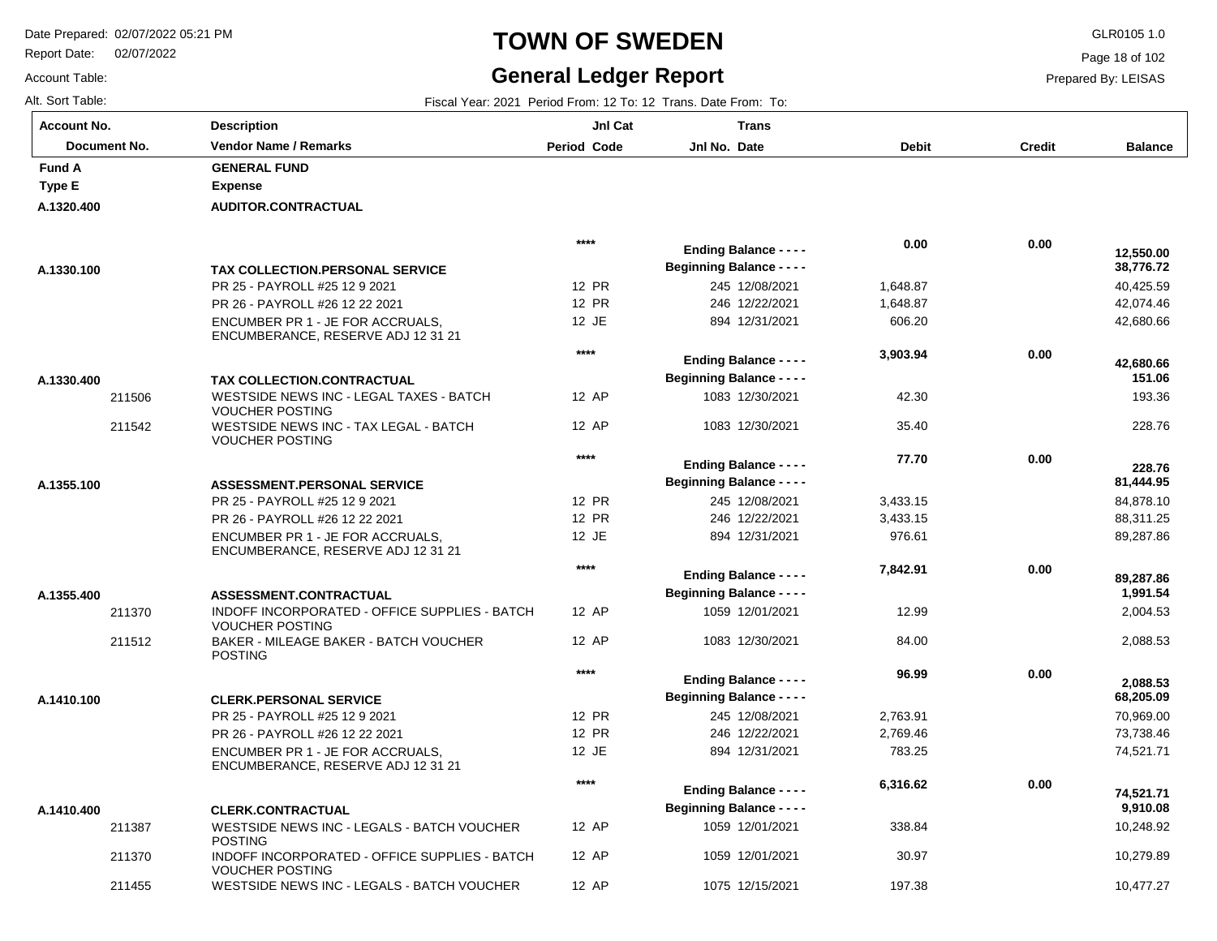# TOWN OF SWEDEN

## General Ledger Report

Date Prepared: 02/07/2022 05:21 PM
Report Date: 02/07/2022
Account Table:
Alt. Sort Table:

GLR0105 1.0
Prepared By: LEISAS

Fiscal Year: 2021 Period From: 12 To: 12 Trans. Date From: To:

| Account No. / Document No. | Description / Vendor Name / Remarks | Period | Jnl Cat Code | Jnl No. | Trans Date | Debit | Credit | Balance |
|---|---|---|---|---|---|---|---|---|
| **Fund A** | **GENERAL FUND** | | | | | | | |
| **Type E** | **Expense** | | | | | | | |
| **A.1320.400** | **AUDITOR.CONTRACTUAL** | | | | | | | |
| | | **** | | | **Ending Balance - - - -** | **0.00** | **0.00** | **12,550.00** |
| **A.1330.100** | **TAX COLLECTION.PERSONAL SERVICE** | | | | **Beginning Balance - - - -** | | | **38,776.72** |
| | PR 25 - PAYROLL #25 12 9 2021 | 12 | PR | 245 | 12/08/2021 | 1,648.87 | | 40,425.59 |
| | PR 26 - PAYROLL #26 12 22 2021 | 12 | PR | 246 | 12/22/2021 | 1,648.87 | | 42,074.46 |
| | ENCUMBER PR 1 - JE FOR ACCRUALS, ENCUMBERANCE, RESERVE ADJ 12 31 21 | 12 | JE | 894 | 12/31/2021 | 606.20 | | 42,680.66 |
| | | **** | | | **Ending Balance - - - -** | **3,903.94** | **0.00** | **42,680.66** |
| **A.1330.400** | **TAX COLLECTION.CONTRACTUAL** | | | | **Beginning Balance - - - -** | | | **151.06** |
| 211506 | WESTSIDE NEWS INC - LEGAL TAXES - BATCH VOUCHER POSTING | 12 | AP | 1083 | 12/30/2021 | 42.30 | | 193.36 |
| 211542 | WESTSIDE NEWS INC - TAX LEGAL - BATCH VOUCHER POSTING | 12 | AP | 1083 | 12/30/2021 | 35.40 | | 228.76 |
| | | **** | | | **Ending Balance - - - -** | **77.70** | **0.00** | **228.76** |
| **A.1355.100** | **ASSESSMENT.PERSONAL SERVICE** | | | | **Beginning Balance - - - -** | | | **81,444.95** |
| | PR 25 - PAYROLL #25 12 9 2021 | 12 | PR | 245 | 12/08/2021 | 3,433.15 | | 84,878.10 |
| | PR 26 - PAYROLL #26 12 22 2021 | 12 | PR | 246 | 12/22/2021 | 3,433.15 | | 88,311.25 |
| | ENCUMBER PR 1 - JE FOR ACCRUALS, ENCUMBERANCE, RESERVE ADJ 12 31 21 | 12 | JE | 894 | 12/31/2021 | 976.61 | | 89,287.86 |
| | | **** | | | **Ending Balance - - - -** | **7,842.91** | **0.00** | **89,287.86** |
| **A.1355.400** | **ASSESSMENT.CONTRACTUAL** | | | | **Beginning Balance - - - -** | | | **1,991.54** |
| 211370 | INDOFF INCORPORATED - OFFICE SUPPLIES - BATCH VOUCHER POSTING | 12 | AP | 1059 | 12/01/2021 | 12.99 | | 2,004.53 |
| 211512 | BAKER - MILEAGE BAKER - BATCH VOUCHER POSTING | 12 | AP | 1083 | 12/30/2021 | 84.00 | | 2,088.53 |
| | | **** | | | **Ending Balance - - - -** | **96.99** | **0.00** | **2,088.53** |
| **A.1410.100** | **CLERK.PERSONAL SERVICE** | | | | **Beginning Balance - - - -** | | | **68,205.09** |
| | PR 25 - PAYROLL #25 12 9 2021 | 12 | PR | 245 | 12/08/2021 | 2,763.91 | | 70,969.00 |
| | PR 26 - PAYROLL #26 12 22 2021 | 12 | PR | 246 | 12/22/2021 | 2,769.46 | | 73,738.46 |
| | ENCUMBER PR 1 - JE FOR ACCRUALS, ENCUMBERANCE, RESERVE ADJ 12 31 21 | 12 | JE | 894 | 12/31/2021 | 783.25 | | 74,521.71 |
| | | **** | | | **Ending Balance - - - -** | **6,316.62** | **0.00** | **74,521.71** |
| **A.1410.400** | **CLERK.CONTRACTUAL** | | | | **Beginning Balance - - - -** | | | **9,910.08** |
| 211387 | WESTSIDE NEWS INC - LEGALS - BATCH VOUCHER POSTING | 12 | AP | 1059 | 12/01/2021 | 338.84 | | 10,248.92 |
| 211370 | INDOFF INCORPORATED - OFFICE SUPPLIES - BATCH VOUCHER POSTING | 12 | AP | 1059 | 12/01/2021 | 30.97 | | 10,279.89 |
| 211455 | WESTSIDE NEWS INC - LEGALS - BATCH VOUCHER | 12 | AP | 1075 | 12/15/2021 | 197.38 | | 10,477.27 |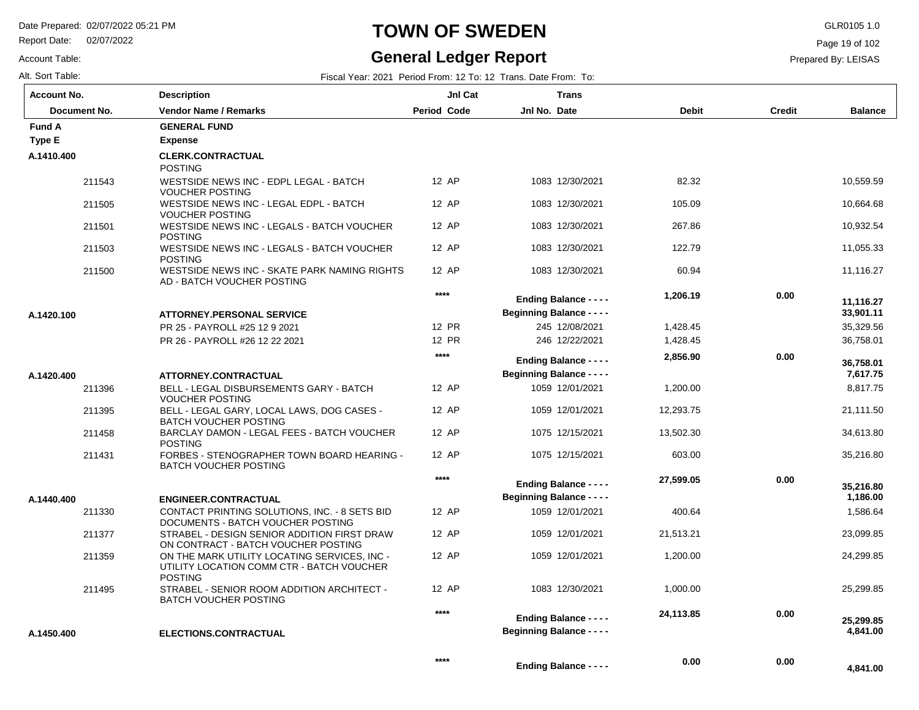# TOWN OF SWEDEN

## General Ledger Report

Date Prepared: 02/07/2022 05:21 PM
Report Date: 02/07/2022
Account Table:
Alt. Sort Table:

GLR0105 1.0
Prepared By: LEISAS

Fiscal Year: 2021 Period From: 12 To: 12 Trans. Date From: To:

| Account No. / Document No. | Description / Vendor Name / Remarks | Period | Jnl Cat Code | Jnl No. | Trans Date | Debit | Credit | Balance |
|---|---|---|---|---|---|---|---|---|
| **Fund A** | **GENERAL FUND** | | | | | | | |
| **Type E** | **Expense** | | | | | | | |
| **A.1410.400** | **CLERK.CONTRACTUAL** | | | | | | | |
| | POSTING | | | | | | | |
| 211543 | WESTSIDE NEWS INC - EDPL LEGAL - BATCH VOUCHER POSTING | 12 | AP | 1083 | 12/30/2021 | 82.32 | | 10,559.59 |
| 211505 | WESTSIDE NEWS INC - LEGAL EDPL - BATCH VOUCHER POSTING | 12 | AP | 1083 | 12/30/2021 | 105.09 | | 10,664.68 |
| 211501 | WESTSIDE NEWS INC - LEGALS - BATCH VOUCHER POSTING | 12 | AP | 1083 | 12/30/2021 | 267.86 | | 10,932.54 |
| 211503 | WESTSIDE NEWS INC - LEGALS - BATCH VOUCHER POSTING | 12 | AP | 1083 | 12/30/2021 | 122.79 | | 11,055.33 |
| 211500 | WESTSIDE NEWS INC - SKATE PARK NAMING RIGHTS AD - BATCH VOUCHER POSTING | 12 | AP | 1083 | 12/30/2021 | 60.94 | | 11,116.27 |
| | | **** | | **Ending Balance - - - -** | | **1,206.19** | **0.00** | **11,116.27** |
| **A.1420.100** | **ATTORNEY.PERSONAL SERVICE** | | | **Beginning Balance - - - -** | | | | **33,901.11** |
| | PR 25 - PAYROLL #25 12 9 2021 | 12 | PR | 245 | 12/08/2021 | 1,428.45 | | 35,329.56 |
| | PR 26 - PAYROLL #26 12 22 2021 | 12 | PR | 246 | 12/22/2021 | 1,428.45 | | 36,758.01 |
| | | **** | | **Ending Balance - - - -** | | **2,856.90** | **0.00** | **36,758.01** |
| **A.1420.400** | **ATTORNEY.CONTRACTUAL** | | | **Beginning Balance - - - -** | | | | **7,617.75** |
| 211396 | BELL - LEGAL DISBURSEMENTS GARY - BATCH VOUCHER POSTING | 12 | AP | 1059 | 12/01/2021 | 1,200.00 | | 8,817.75 |
| 211395 | BELL - LEGAL GARY, LOCAL LAWS, DOG CASES - BATCH VOUCHER POSTING | 12 | AP | 1059 | 12/01/2021 | 12,293.75 | | 21,111.50 |
| 211458 | BARCLAY DAMON - LEGAL FEES - BATCH VOUCHER POSTING | 12 | AP | 1075 | 12/15/2021 | 13,502.30 | | 34,613.80 |
| 211431 | FORBES - STENOGRAPHER TOWN BOARD HEARING - BATCH VOUCHER POSTING | 12 | AP | 1075 | 12/15/2021 | 603.00 | | 35,216.80 |
| | | **** | | **Ending Balance - - - -** | | **27,599.05** | **0.00** | **35,216.80** |
| **A.1440.400** | **ENGINEER.CONTRACTUAL** | | | **Beginning Balance - - - -** | | | | **1,186.00** |
| 211330 | CONTACT PRINTING SOLUTIONS, INC. - 8 SETS BID DOCUMENTS - BATCH VOUCHER POSTING | 12 | AP | 1059 | 12/01/2021 | 400.64 | | 1,586.64 |
| 211377 | STRABEL - DESIGN SENIOR ADDITION FIRST DRAW ON CONTRACT - BATCH VOUCHER POSTING | 12 | AP | 1059 | 12/01/2021 | 21,513.21 | | 23,099.85 |
| 211359 | ON THE MARK UTILITY LOCATING SERVICES, INC - UTILITY LOCATION COMM CTR - BATCH VOUCHER POSTING | 12 | AP | 1059 | 12/01/2021 | 1,200.00 | | 24,299.85 |
| 211495 | STRABEL - SENIOR ROOM ADDITION ARCHITECT - BATCH VOUCHER POSTING | 12 | AP | 1083 | 12/30/2021 | 1,000.00 | | 25,299.85 |
| | | **** | | **Ending Balance - - - -** | | **24,113.85** | **0.00** | **25,299.85** |
| **A.1450.400** | **ELECTIONS.CONTRACTUAL** | | | **Beginning Balance - - - -** | | | | **4,841.00** |
| | | **** | | **Ending Balance - - - -** | | **0.00** | **0.00** | **4,841.00** |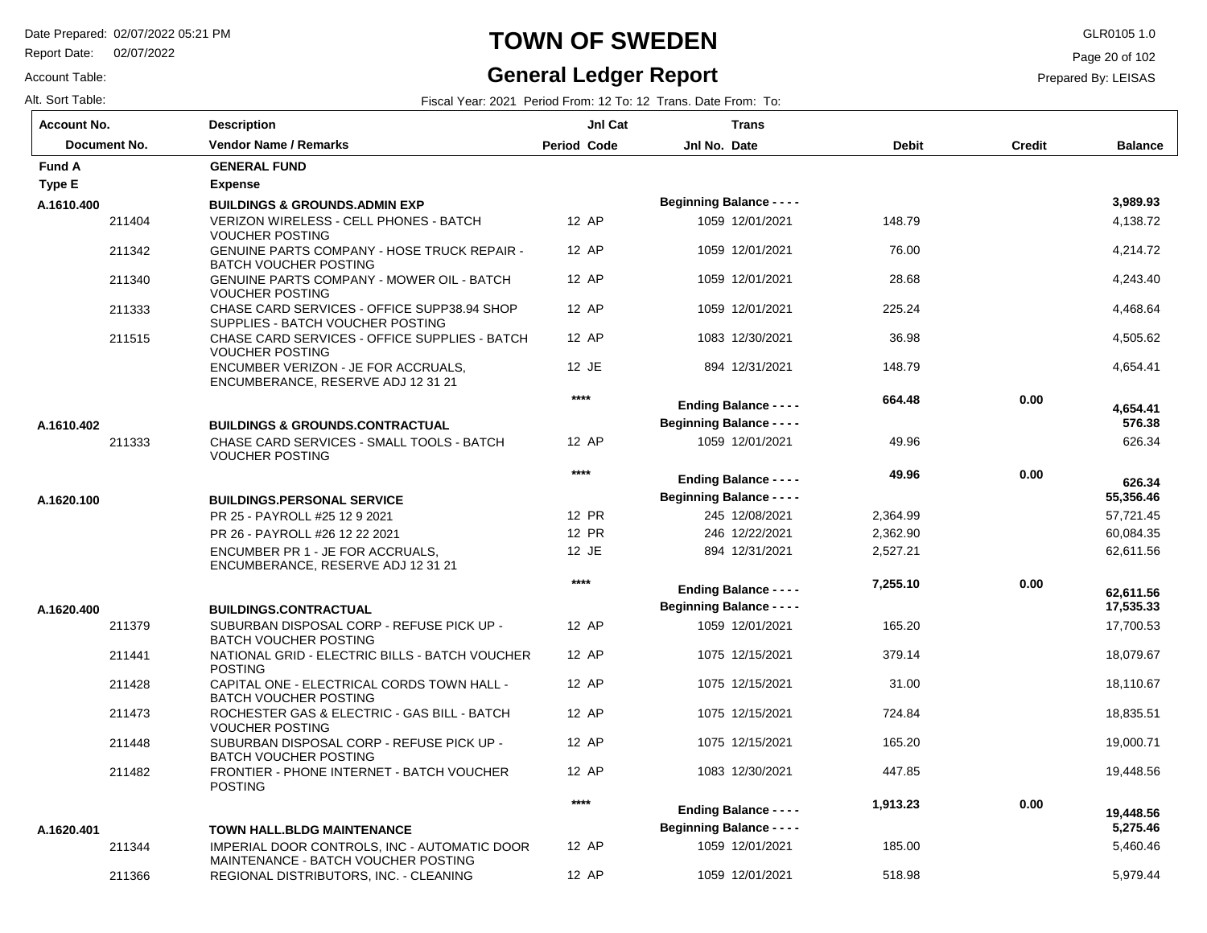# TOWN OF SWEDEN

## General Ledger Report

Date Prepared: 02/07/2022 05:21 PM
Report Date: 02/07/2022
Account Table:
Alt. Sort Table:

GLR0105 1.0
Prepared By: LEISAS

Fiscal Year: 2021 Period From: 12 To: 12 Trans. Date From: To:

| Account No. / Document No. | Description / Vendor Name / Remarks | Period | Jnl Cat Code | Jnl No. | Trans Date | Debit | Credit | Balance |
|---|---|---|---|---|---|---|---|---|
| **Fund A** | **GENERAL FUND** | | | | | | | |
| **Type E** | **Expense** | | | | | | | |
| **A.1610.400** | **BUILDINGS & GROUNDS.ADMIN EXP** | | | **Beginning Balance - - - -** | | | | **3,989.93** |
| 211404 | VERIZON WIRELESS - CELL PHONES - BATCH VOUCHER POSTING | 12 | AP | 1059 | 12/01/2021 | 148.79 | | 4,138.72 |
| 211342 | GENUINE PARTS COMPANY - HOSE TRUCK REPAIR - BATCH VOUCHER POSTING | 12 | AP | 1059 | 12/01/2021 | 76.00 | | 4,214.72 |
| 211340 | GENUINE PARTS COMPANY - MOWER OIL - BATCH VOUCHER POSTING | 12 | AP | 1059 | 12/01/2021 | 28.68 | | 4,243.40 |
| 211333 | CHASE CARD SERVICES - OFFICE SUPP38.94 SHOP SUPPLIES - BATCH VOUCHER POSTING | 12 | AP | 1059 | 12/01/2021 | 225.24 | | 4,468.64 |
| 211515 | CHASE CARD SERVICES - OFFICE SUPPLIES - BATCH VOUCHER POSTING | 12 | AP | 1083 | 12/30/2021 | 36.98 | | 4,505.62 |
| | ENCUMBER VERIZON - JE FOR ACCRUALS, ENCUMBERANCE, RESERVE ADJ 12 31 21 | 12 | JE | 894 | 12/31/2021 | 148.79 | | 4,654.41 |
| | | | **** | **Ending Balance - - - -** | | **664.48** | **0.00** | **4,654.41** |
| **A.1610.402** | **BUILDINGS & GROUNDS.CONTRACTUAL** | | | **Beginning Balance - - - -** | | | | **576.38** |
| 211333 | CHASE CARD SERVICES - SMALL TOOLS - BATCH VOUCHER POSTING | 12 | AP | 1059 | 12/01/2021 | 49.96 | | 626.34 |
| | | | **** | **Ending Balance - - - -** | | **49.96** | **0.00** | **626.34** |
| **A.1620.100** | **BUILDINGS.PERSONAL SERVICE** | | | **Beginning Balance - - - -** | | | | **55,356.46** |
| | PR 25 - PAYROLL #25 12 9 2021 | 12 | PR | 245 | 12/08/2021 | 2,364.99 | | 57,721.45 |
| | PR 26 - PAYROLL #26 12 22 2021 | 12 | PR | 246 | 12/22/2021 | 2,362.90 | | 60,084.35 |
| | ENCUMBER PR 1 - JE FOR ACCRUALS, ENCUMBERANCE, RESERVE ADJ 12 31 21 | 12 | JE | 894 | 12/31/2021 | 2,527.21 | | 62,611.56 |
| | | | **** | **Ending Balance - - - -** | | **7,255.10** | **0.00** | **62,611.56** |
| **A.1620.400** | **BUILDINGS.CONTRACTUAL** | | | **Beginning Balance - - - -** | | | | **17,535.33** |
| 211379 | SUBURBAN DISPOSAL CORP - REFUSE PICK UP - BATCH VOUCHER POSTING | 12 | AP | 1059 | 12/01/2021 | 165.20 | | 17,700.53 |
| 211441 | NATIONAL GRID - ELECTRIC BILLS - BATCH VOUCHER POSTING | 12 | AP | 1075 | 12/15/2021 | 379.14 | | 18,079.67 |
| 211428 | CAPITAL ONE - ELECTRICAL CORDS TOWN HALL - BATCH VOUCHER POSTING | 12 | AP | 1075 | 12/15/2021 | 31.00 | | 18,110.67 |
| 211473 | ROCHESTER GAS & ELECTRIC - GAS BILL - BATCH VOUCHER POSTING | 12 | AP | 1075 | 12/15/2021 | 724.84 | | 18,835.51 |
| 211448 | SUBURBAN DISPOSAL CORP - REFUSE PICK UP - BATCH VOUCHER POSTING | 12 | AP | 1075 | 12/15/2021 | 165.20 | | 19,000.71 |
| 211482 | FRONTIER - PHONE INTERNET - BATCH VOUCHER POSTING | 12 | AP | 1083 | 12/30/2021 | 447.85 | | 19,448.56 |
| | | | **** | **Ending Balance - - - -** | | **1,913.23** | **0.00** | **19,448.56** |
| **A.1620.401** | **TOWN HALL.BLDG MAINTENANCE** | | | **Beginning Balance - - - -** | | | | **5,275.46** |
| 211344 | IMPERIAL DOOR CONTROLS, INC - AUTOMATIC DOOR MAINTENANCE - BATCH VOUCHER POSTING | 12 | AP | 1059 | 12/01/2021 | 185.00 | | 5,460.46 |
| 211366 | REGIONAL DISTRIBUTORS, INC. - CLEANING | 12 | AP | 1059 | 12/01/2021 | 518.98 | | 5,979.44 |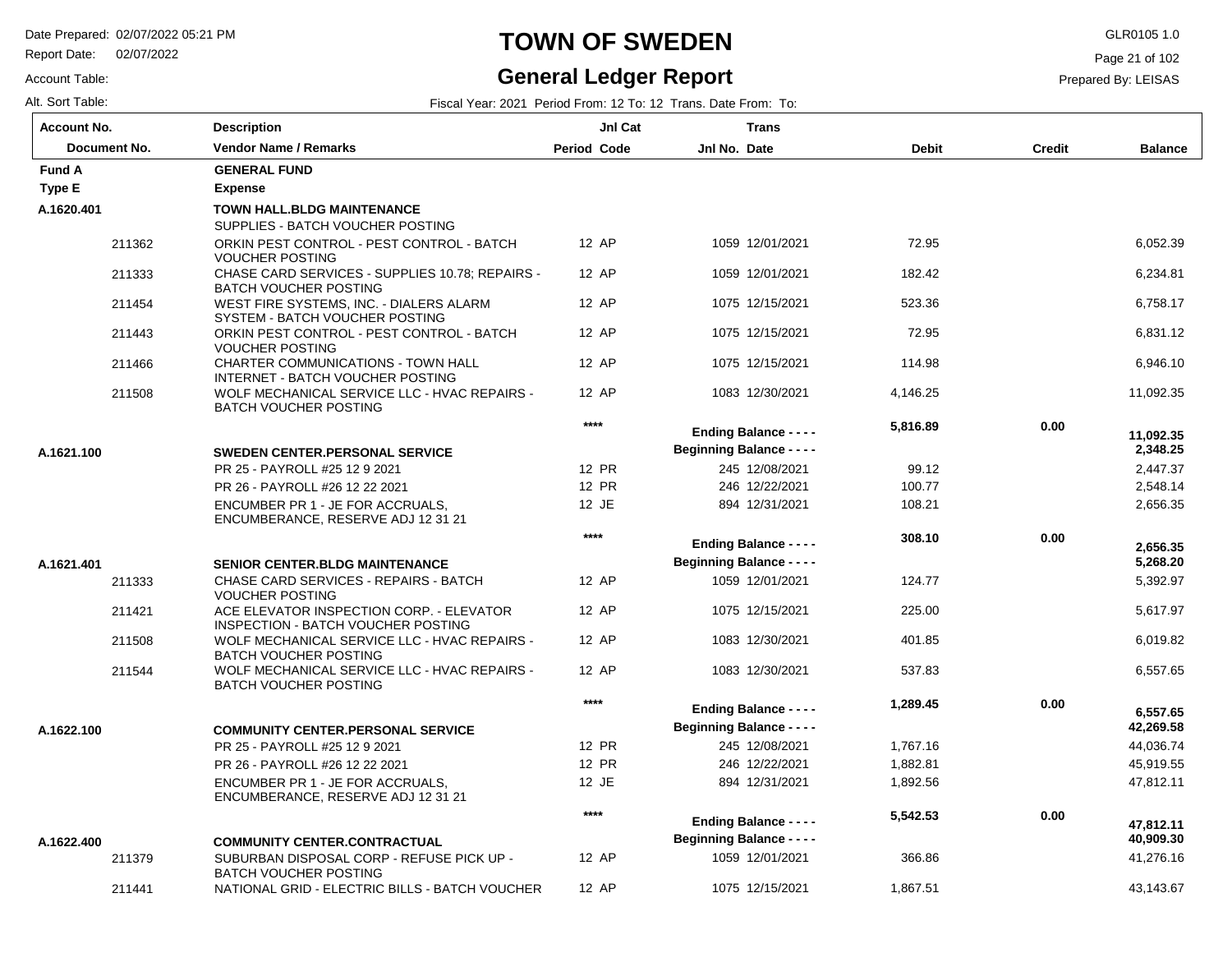# TOWN OF SWEDEN

## General Ledger Report

Date Prepared: 02/07/2022 05:21 PM
Report Date: 02/07/2022
Account Table:
Alt. Sort Table:

GLR0105 1.0
Prepared By: LEISAS

Fiscal Year: 2021 Period From: 12 To: 12 Trans. Date From: To:

| Account No. / Document No. | Description / Vendor Name / Remarks | Period | Jnl Cat Code | Jnl No. | Trans Date | Debit | Credit | Balance |
|---|---|---|---|---|---|---|---|---|
| **Fund A** | **GENERAL FUND** | | | | | | | |
| **Type E** | **Expense** | | | | | | | |
| **A.1620.401** | **TOWN HALL.BLDG MAINTENANCE** | | | | | | | |
| | SUPPLIES - BATCH VOUCHER POSTING | | | | | | | |
| 211362 | ORKIN PEST CONTROL - PEST CONTROL - BATCH VOUCHER POSTING | 12 | AP | 1059 | 12/01/2021 | 72.95 | | 6,052.39 |
| 211333 | CHASE CARD SERVICES - SUPPLIES 10.78; REPAIRS - BATCH VOUCHER POSTING | 12 | AP | 1059 | 12/01/2021 | 182.42 | | 6,234.81 |
| 211454 | WEST FIRE SYSTEMS, INC. - DIALERS ALARM SYSTEM - BATCH VOUCHER POSTING | 12 | AP | 1075 | 12/15/2021 | 523.36 | | 6,758.17 |
| 211443 | ORKIN PEST CONTROL - PEST CONTROL - BATCH VOUCHER POSTING | 12 | AP | 1075 | 12/15/2021 | 72.95 | | 6,831.12 |
| 211466 | CHARTER COMMUNICATIONS - TOWN HALL INTERNET - BATCH VOUCHER POSTING | 12 | AP | 1075 | 12/15/2021 | 114.98 | | 6,946.10 |
| 211508 | WOLF MECHANICAL SERVICE LLC - HVAC REPAIRS - BATCH VOUCHER POSTING | 12 | AP | 1083 | 12/30/2021 | 4,146.25 | | 11,092.35 |
| | | | **** | **Ending Balance - - - -** | | **5,816.89** | **0.00** | **11,092.35** |
| **A.1621.100** | **SWEDEN CENTER.PERSONAL SERVICE** | | | **Beginning Balance - - - -** | | | | **2,348.25** |
| | PR 25 - PAYROLL #25 12 9 2021 | 12 | PR | 245 | 12/08/2021 | 99.12 | | 2,447.37 |
| | PR 26 - PAYROLL #26 12 22 2021 | 12 | PR | 246 | 12/22/2021 | 100.77 | | 2,548.14 |
| | ENCUMBER PR 1 - JE FOR ACCRUALS, ENCUMBERANCE, RESERVE ADJ 12 31 21 | 12 | JE | 894 | 12/31/2021 | 108.21 | | 2,656.35 |
| | | | **** | **Ending Balance - - - -** | | **308.10** | **0.00** | **2,656.35** |
| **A.1621.401** | **SENIOR CENTER.BLDG MAINTENANCE** | | | **Beginning Balance - - - -** | | | | **5,268.20** |
| 211333 | CHASE CARD SERVICES - REPAIRS - BATCH VOUCHER POSTING | 12 | AP | 1059 | 12/01/2021 | 124.77 | | 5,392.97 |
| 211421 | ACE ELEVATOR INSPECTION CORP. - ELEVATOR INSPECTION - BATCH VOUCHER POSTING | 12 | AP | 1075 | 12/15/2021 | 225.00 | | 5,617.97 |
| 211508 | WOLF MECHANICAL SERVICE LLC - HVAC REPAIRS - BATCH VOUCHER POSTING | 12 | AP | 1083 | 12/30/2021 | 401.85 | | 6,019.82 |
| 211544 | WOLF MECHANICAL SERVICE LLC - HVAC REPAIRS - BATCH VOUCHER POSTING | 12 | AP | 1083 | 12/30/2021 | 537.83 | | 6,557.65 |
| | | | **** | **Ending Balance - - - -** | | **1,289.45** | **0.00** | **6,557.65** |
| **A.1622.100** | **COMMUNITY CENTER.PERSONAL SERVICE** | | | **Beginning Balance - - - -** | | | | **42,269.58** |
| | PR 25 - PAYROLL #25 12 9 2021 | 12 | PR | 245 | 12/08/2021 | 1,767.16 | | 44,036.74 |
| | PR 26 - PAYROLL #26 12 22 2021 | 12 | PR | 246 | 12/22/2021 | 1,882.81 | | 45,919.55 |
| | ENCUMBER PR 1 - JE FOR ACCRUALS, ENCUMBERANCE, RESERVE ADJ 12 31 21 | 12 | JE | 894 | 12/31/2021 | 1,892.56 | | 47,812.11 |
| | | | **** | **Ending Balance - - - -** | | **5,542.53** | **0.00** | **47,812.11** |
| **A.1622.400** | **COMMUNITY CENTER.CONTRACTUAL** | | | **Beginning Balance - - - -** | | | | **40,909.30** |
| 211379 | SUBURBAN DISPOSAL CORP - REFUSE PICK UP - BATCH VOUCHER POSTING | 12 | AP | 1059 | 12/01/2021 | 366.86 | | 41,276.16 |
| 211441 | NATIONAL GRID - ELECTRIC BILLS - BATCH VOUCHER | 12 | AP | 1075 | 12/15/2021 | 1,867.51 | | 43,143.67 |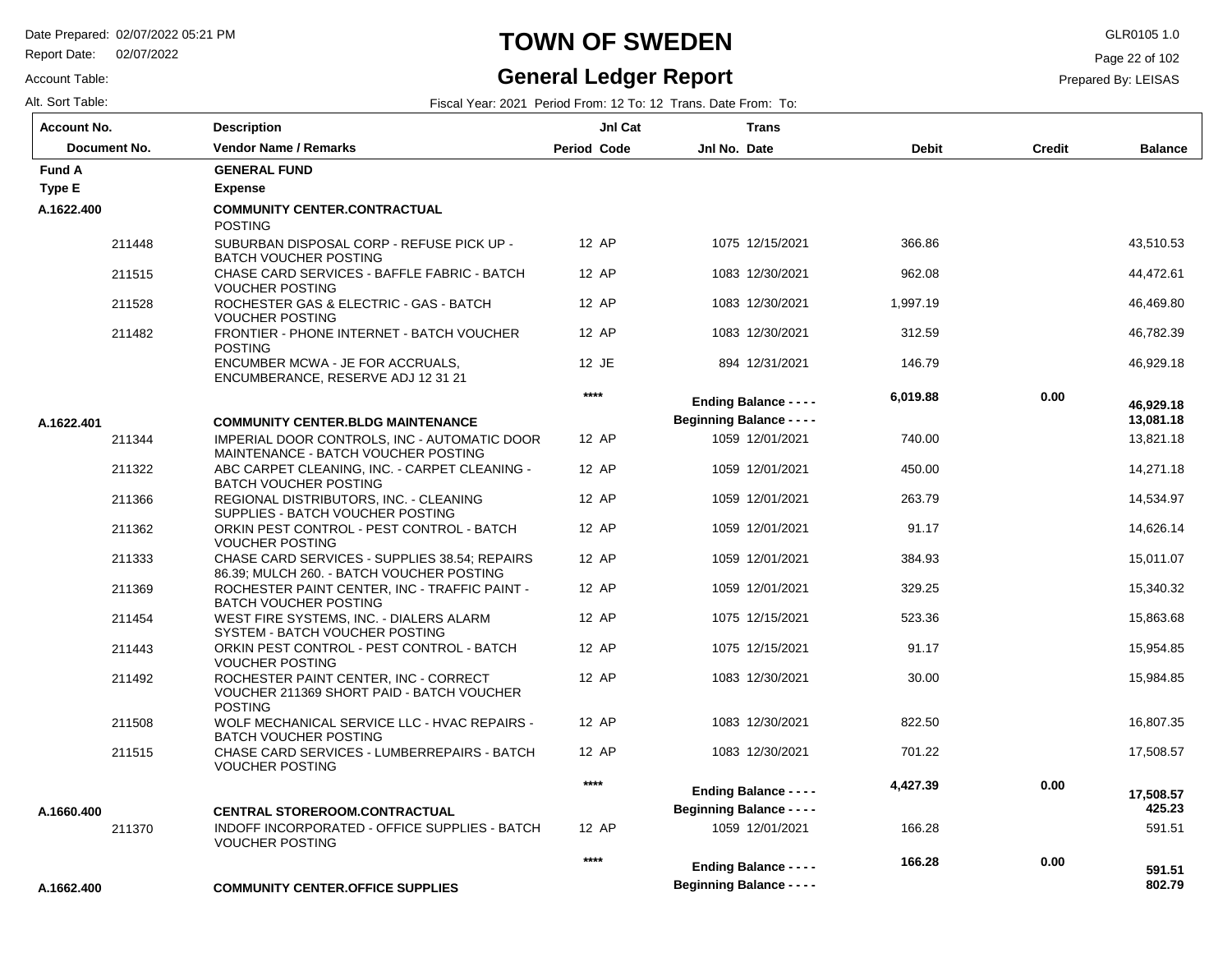# TOWN OF SWEDEN

## General Ledger Report

Date Prepared: 02/07/2022 05:21 PM
Report Date: 02/07/2022
Account Table:
Alt. Sort Table:

GLR0105 1.0
Prepared By: LEISAS

Fiscal Year: 2021 Period From: 12 To: 12 Trans. Date From: To:

| Account No. / Document No. | Description / Vendor Name / Remarks | Period | Jnl Cat Code | Jnl No. | Trans Date | Debit | Credit | Balance |
|---|---|---|---|---|---|---|---|---|
| **Fund A** | **GENERAL FUND** | | | | | | | |
| **Type E** | **Expense** | | | | | | | |
| **A.1622.400** | **COMMUNITY CENTER.CONTRACTUAL** | | | | | | | |
| | POSTING | | | | | | | |
| 211448 | SUBURBAN DISPOSAL CORP - REFUSE PICK UP - BATCH VOUCHER POSTING | 12 | AP | 1075 | 12/15/2021 | 366.86 | | 43,510.53 |
| 211515 | CHASE CARD SERVICES - BAFFLE FABRIC - BATCH VOUCHER POSTING | 12 | AP | 1083 | 12/30/2021 | 962.08 | | 44,472.61 |
| 211528 | ROCHESTER GAS & ELECTRIC - GAS - BATCH VOUCHER POSTING | 12 | AP | 1083 | 12/30/2021 | 1,997.19 | | 46,469.80 |
| 211482 | FRONTIER - PHONE INTERNET - BATCH VOUCHER POSTING | 12 | AP | 1083 | 12/30/2021 | 312.59 | | 46,782.39 |
| | ENCUMBER MCWA - JE FOR ACCRUALS, ENCUMBERANCE, RESERVE ADJ 12 31 21 | 12 | JE | 894 | 12/31/2021 | 146.79 | | 46,929.18 |
| | | **** | | | **Ending Balance - - - -** | **6,019.88** | **0.00** | **46,929.18** |
| **A.1622.401** | **COMMUNITY CENTER.BLDG MAINTENANCE** | | | | **Beginning Balance - - - -** | | | **13,081.18** |
| 211344 | IMPERIAL DOOR CONTROLS, INC - AUTOMATIC DOOR MAINTENANCE - BATCH VOUCHER POSTING | 12 | AP | 1059 | 12/01/2021 | 740.00 | | 13,821.18 |
| 211322 | ABC CARPET CLEANING, INC. - CARPET CLEANING - BATCH VOUCHER POSTING | 12 | AP | 1059 | 12/01/2021 | 450.00 | | 14,271.18 |
| 211366 | REGIONAL DISTRIBUTORS, INC. - CLEANING SUPPLIES - BATCH VOUCHER POSTING | 12 | AP | 1059 | 12/01/2021 | 263.79 | | 14,534.97 |
| 211362 | ORKIN PEST CONTROL - PEST CONTROL - BATCH VOUCHER POSTING | 12 | AP | 1059 | 12/01/2021 | 91.17 | | 14,626.14 |
| 211333 | CHASE CARD SERVICES - SUPPLIES 38.54; REPAIRS 86.39; MULCH 260. - BATCH VOUCHER POSTING | 12 | AP | 1059 | 12/01/2021 | 384.93 | | 15,011.07 |
| 211369 | ROCHESTER PAINT CENTER, INC - TRAFFIC PAINT - BATCH VOUCHER POSTING | 12 | AP | 1059 | 12/01/2021 | 329.25 | | 15,340.32 |
| 211454 | WEST FIRE SYSTEMS, INC. - DIALERS ALARM SYSTEM - BATCH VOUCHER POSTING | 12 | AP | 1075 | 12/15/2021 | 523.36 | | 15,863.68 |
| 211443 | ORKIN PEST CONTROL - PEST CONTROL - BATCH VOUCHER POSTING | 12 | AP | 1075 | 12/15/2021 | 91.17 | | 15,954.85 |
| 211492 | ROCHESTER PAINT CENTER, INC - CORRECT VOUCHER 211369 SHORT PAID - BATCH VOUCHER POSTING | 12 | AP | 1083 | 12/30/2021 | 30.00 | | 15,984.85 |
| 211508 | WOLF MECHANICAL SERVICE LLC - HVAC REPAIRS - BATCH VOUCHER POSTING | 12 | AP | 1083 | 12/30/2021 | 822.50 | | 16,807.35 |
| 211515 | CHASE CARD SERVICES - LUMBERREPAIRS - BATCH VOUCHER POSTING | 12 | AP | 1083 | 12/30/2021 | 701.22 | | 17,508.57 |
| | | **** | | | **Ending Balance - - - -** | **4,427.39** | **0.00** | **17,508.57** |
| **A.1660.400** | **CENTRAL STOREROOM.CONTRACTUAL** | | | | **Beginning Balance - - - -** | | | **425.23** |
| 211370 | INDOFF INCORPORATED - OFFICE SUPPLIES - BATCH VOUCHER POSTING | 12 | AP | 1059 | 12/01/2021 | 166.28 | | 591.51 |
| | | **** | | | **Ending Balance - - - -** | **166.28** | **0.00** | **591.51** |
| **A.1662.400** | **COMMUNITY CENTER.OFFICE SUPPLIES** | | | | **Beginning Balance - - - -** | | | **802.79** |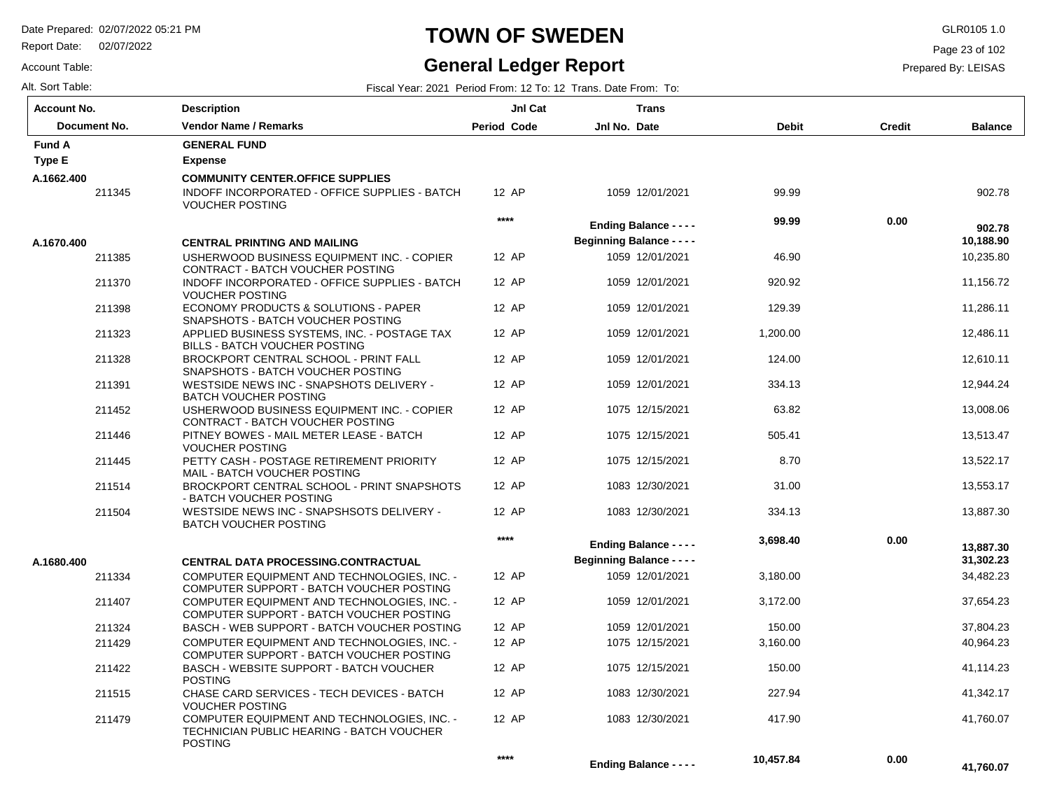# TOWN OF SWEDEN

## General Ledger Report

Date Prepared: 02/07/2022 05:21 PM
Report Date: 02/07/2022
Account Table:
Alt. Sort Table:

GLR0105 1.0
Prepared By: LEISAS

Fiscal Year: 2021 Period From: 12 To: 12 Trans. Date From: To:

| Account No. / Document No. | Description / Vendor Name / Remarks | Period | Jnl Cat Code | Jnl No. | Trans Date | Debit | Credit | Balance |
|---|---|---|---|---|---|---|---|---|
| **Fund A** | **GENERAL FUND** | | | | | | | |
| **Type E** | **Expense** | | | | | | | |
| **A.1662.400** | **COMMUNITY CENTER.OFFICE SUPPLIES** | | | | | | | |
| 211345 | INDOFF INCORPORATED - OFFICE SUPPLIES - BATCH VOUCHER POSTING | 12 | AP | 1059 | 12/01/2021 | 99.99 | | 902.78 |
| | | | **** | | **Ending Balance - - - -** | **99.99** | **0.00** | **902.78** |
| **A.1670.400** | **CENTRAL PRINTING AND MAILING** | | | | **Beginning Balance - - - -** | | | **10,188.90** |
| 211385 | USHERWOOD BUSINESS EQUIPMENT INC. - COPIER CONTRACT - BATCH VOUCHER POSTING | 12 | AP | 1059 | 12/01/2021 | 46.90 | | 10,235.80 |
| 211370 | INDOFF INCORPORATED - OFFICE SUPPLIES - BATCH VOUCHER POSTING | 12 | AP | 1059 | 12/01/2021 | 920.92 | | 11,156.72 |
| 211398 | ECONOMY PRODUCTS & SOLUTIONS - PAPER SNAPSHOTS - BATCH VOUCHER POSTING | 12 | AP | 1059 | 12/01/2021 | 129.39 | | 11,286.11 |
| 211323 | APPLIED BUSINESS SYSTEMS, INC. - POSTAGE TAX BILLS - BATCH VOUCHER POSTING | 12 | AP | 1059 | 12/01/2021 | 1,200.00 | | 12,486.11 |
| 211328 | BROCKPORT CENTRAL SCHOOL - PRINT FALL SNAPSHOTS - BATCH VOUCHER POSTING | 12 | AP | 1059 | 12/01/2021 | 124.00 | | 12,610.11 |
| 211391 | WESTSIDE NEWS INC - SNAPSHOTS DELIVERY - BATCH VOUCHER POSTING | 12 | AP | 1059 | 12/01/2021 | 334.13 | | 12,944.24 |
| 211452 | USHERWOOD BUSINESS EQUIPMENT INC. - COPIER CONTRACT - BATCH VOUCHER POSTING | 12 | AP | 1075 | 12/15/2021 | 63.82 | | 13,008.06 |
| 211446 | PITNEY BOWES - MAIL METER LEASE - BATCH VOUCHER POSTING | 12 | AP | 1075 | 12/15/2021 | 505.41 | | 13,513.47 |
| 211445 | PETTY CASH - POSTAGE RETIREMENT PRIORITY MAIL - BATCH VOUCHER POSTING | 12 | AP | 1075 | 12/15/2021 | 8.70 | | 13,522.17 |
| 211514 | BROCKPORT CENTRAL SCHOOL - PRINT SNAPSHOTS - BATCH VOUCHER POSTING | 12 | AP | 1083 | 12/30/2021 | 31.00 | | 13,553.17 |
| 211504 | WESTSIDE NEWS INC - SNAPSHSOTS DELIVERY - BATCH VOUCHER POSTING | 12 | AP | 1083 | 12/30/2021 | 334.13 | | 13,887.30 |
| | | | **** | | **Ending Balance - - - -** | **3,698.40** | **0.00** | **13,887.30** |
| **A.1680.400** | **CENTRAL DATA PROCESSING.CONTRACTUAL** | | | | **Beginning Balance - - - -** | | | **31,302.23** |
| 211334 | COMPUTER EQUIPMENT AND TECHNOLOGIES, INC. - COMPUTER SUPPORT - BATCH VOUCHER POSTING | 12 | AP | 1059 | 12/01/2021 | 3,180.00 | | 34,482.23 |
| 211407 | COMPUTER EQUIPMENT AND TECHNOLOGIES, INC. - COMPUTER SUPPORT - BATCH VOUCHER POSTING | 12 | AP | 1059 | 12/01/2021 | 3,172.00 | | 37,654.23 |
| 211324 | BASCH - WEB SUPPORT - BATCH VOUCHER POSTING | 12 | AP | 1059 | 12/01/2021 | 150.00 | | 37,804.23 |
| 211429 | COMPUTER EQUIPMENT AND TECHNOLOGIES, INC. - COMPUTER SUPPORT - BATCH VOUCHER POSTING | 12 | AP | 1075 | 12/15/2021 | 3,160.00 | | 40,964.23 |
| 211422 | BASCH - WEBSITE SUPPORT - BATCH VOUCHER POSTING | 12 | AP | 1075 | 12/15/2021 | 150.00 | | 41,114.23 |
| 211515 | CHASE CARD SERVICES - TECH DEVICES - BATCH VOUCHER POSTING | 12 | AP | 1083 | 12/30/2021 | 227.94 | | 41,342.17 |
| 211479 | COMPUTER EQUIPMENT AND TECHNOLOGIES, INC. - TECHNICIAN PUBLIC HEARING - BATCH VOUCHER POSTING | 12 | AP | 1083 | 12/30/2021 | 417.90 | | 41,760.07 |
| | | | **** | | **Ending Balance - - - -** | **10,457.84** | **0.00** | **41,760.07** |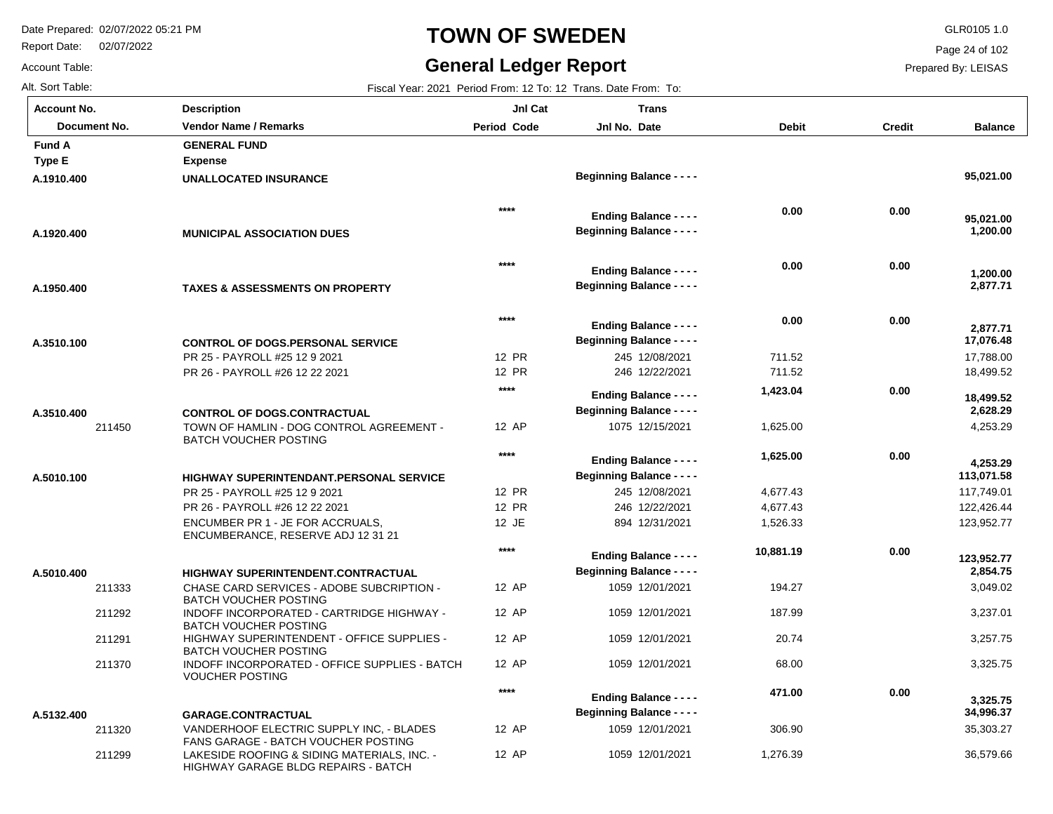# TOWN OF SWEDEN

## General Ledger Report

Date Prepared: 02/07/2022 05:21 PM
Report Date: 02/07/2022
Account Table:
Alt. Sort Table:

GLR0105 1.0
Prepared By: LEISAS

Fiscal Year: 2021 Period From: 12 To: 12 Trans. Date From: To:

| Account No. / Document No. | Description / Vendor Name / Remarks | Jnl Cat Period Code | Trans Jnl No. Date | Debit | Credit | Balance |
|---|---|---|---|---|---|---|
| **Fund A** | **GENERAL FUND** | | | | | |
| **Type E** | **Expense** | | | | | |
| **A.1910.400** | **UNALLOCATED INSURANCE** | | **Beginning Balance - - - -** | | | **95,021.00** |
| | | **** | **Ending Balance - - - -** | **0.00** | **0.00** | **95,021.00** |
| **A.1920.400** | **MUNICIPAL ASSOCIATION DUES** | | **Beginning Balance - - - -** | | | **1,200.00** |
| | | **** | **Ending Balance - - - -** | **0.00** | **0.00** | **1,200.00** |
| **A.1950.400** | **TAXES & ASSESSMENTS ON PROPERTY** | | **Beginning Balance - - - -** | | | **2,877.71** |
| | | **** | **Ending Balance - - - -** | **0.00** | **0.00** | **2,877.71** |
| **A.3510.100** | **CONTROL OF DOGS.PERSONAL SERVICE** | | **Beginning Balance - - - -** | | | **17,076.48** |
| | PR 25 - PAYROLL #25 12 9 2021 | 12 PR | 245 12/08/2021 | 711.52 | | 17,788.00 |
| | PR 26 - PAYROLL #26 12 22 2021 | 12 PR | 246 12/22/2021 | 711.52 | | 18,499.52 |
| | | **** | **Ending Balance - - - -** | **1,423.04** | **0.00** | **18,499.52** |
| **A.3510.400** | **CONTROL OF DOGS.CONTRACTUAL** | | **Beginning Balance - - - -** | | | **2,628.29** |
| 211450 | TOWN OF HAMLIN - DOG CONTROL AGREEMENT - BATCH VOUCHER POSTING | 12 AP | 1075 12/15/2021 | 1,625.00 | | 4,253.29 |
| | | **** | **Ending Balance - - - -** | **1,625.00** | **0.00** | **4,253.29** |
| **A.5010.100** | **HIGHWAY SUPERINTENDANT.PERSONAL SERVICE** | | **Beginning Balance - - - -** | | | **113,071.58** |
| | PR 25 - PAYROLL #25 12 9 2021 | 12 PR | 245 12/08/2021 | 4,677.43 | | 117,749.01 |
| | PR 26 - PAYROLL #26 12 22 2021 | 12 PR | 246 12/22/2021 | 4,677.43 | | 122,426.44 |
| | ENCUMBER PR 1 - JE FOR ACCRUALS, ENCUMBERANCE, RESERVE ADJ 12 31 21 | 12 JE | 894 12/31/2021 | 1,526.33 | | 123,952.77 |
| | | **** | **Ending Balance - - - -** | **10,881.19** | **0.00** | **123,952.77** |
| **A.5010.400** | **HIGHWAY SUPERINTENDENT.CONTRACTUAL** | | **Beginning Balance - - - -** | | | **2,854.75** |
| 211333 | CHASE CARD SERVICES - ADOBE SUBCRIPTION - BATCH VOUCHER POSTING | 12 AP | 1059 12/01/2021 | 194.27 | | 3,049.02 |
| 211292 | INDOFF INCORPORATED - CARTRIDGE HIGHWAY - BATCH VOUCHER POSTING | 12 AP | 1059 12/01/2021 | 187.99 | | 3,237.01 |
| 211291 | HIGHWAY SUPERINTENDENT - OFFICE SUPPLIES - BATCH VOUCHER POSTING | 12 AP | 1059 12/01/2021 | 20.74 | | 3,257.75 |
| 211370 | INDOFF INCORPORATED - OFFICE SUPPLIES - BATCH VOUCHER POSTING | 12 AP | 1059 12/01/2021 | 68.00 | | 3,325.75 |
| | | **** | **Ending Balance - - - -** | **471.00** | **0.00** | **3,325.75** |
| **A.5132.400** | **GARAGE.CONTRACTUAL** | | **Beginning Balance - - - -** | | | **34,996.37** |
| 211320 | VANDERHOOF ELECTRIC SUPPLY INC, - BLADES FANS GARAGE - BATCH VOUCHER POSTING | 12 AP | 1059 12/01/2021 | 306.90 | | 35,303.27 |
| 211299 | LAKESIDE ROOFING & SIDING MATERIALS, INC. - HIGHWAY GARAGE BLDG REPAIRS - BATCH | 12 AP | 1059 12/01/2021 | 1,276.39 | | 36,579.66 |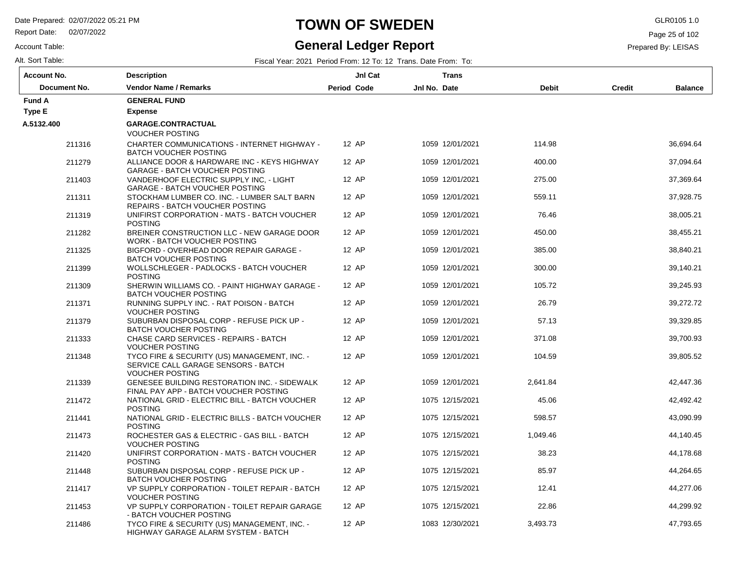# TOWN OF SWEDEN

## General Ledger Report

Date Prepared: 02/07/2022 05:21 PM
Report Date: 02/07/2022
Account Table:
Alt. Sort Table:

GLR0105 1.0
Prepared By: LEISAS

Fiscal Year: 2021 Period From: 12 To: 12 Trans. Date From: To:

| Account No. / Document No. | Description / Vendor Name / Remarks | Period | Jnl Cat Code | Jnl No. | Trans Date | Debit | Credit | Balance |
|---|---|---|---|---|---|---|---|---|
| **Fund A** | **GENERAL FUND** | | | | | | | |
| **Type E** | **Expense** | | | | | | | |
| **A.5132.400** | **GARAGE.CONTRACTUAL** | | | | | | | |
| | VOUCHER POSTING | | | | | | | |
| 211316 | CHARTER COMMUNICATIONS - INTERNET HIGHWAY - BATCH VOUCHER POSTING | 12 | AP | 1059 | 12/01/2021 | 114.98 | | 36,694.64 |
| 211279 | ALLIANCE DOOR & HARDWARE INC - KEYS HIGHWAY GARAGE - BATCH VOUCHER POSTING | 12 | AP | 1059 | 12/01/2021 | 400.00 | | 37,094.64 |
| 211403 | VANDERHOOF ELECTRIC SUPPLY INC, - LIGHT GARAGE - BATCH VOUCHER POSTING | 12 | AP | 1059 | 12/01/2021 | 275.00 | | 37,369.64 |
| 211311 | STOCKHAM LUMBER CO. INC. - LUMBER SALT BARN REPAIRS - BATCH VOUCHER POSTING | 12 | AP | 1059 | 12/01/2021 | 559.11 | | 37,928.75 |
| 211319 | UNIFIRST CORPORATION - MATS - BATCH VOUCHER POSTING | 12 | AP | 1059 | 12/01/2021 | 76.46 | | 38,005.21 |
| 211282 | BREINER CONSTRUCTION LLC - NEW GARAGE DOOR WORK - BATCH VOUCHER POSTING | 12 | AP | 1059 | 12/01/2021 | 450.00 | | 38,455.21 |
| 211325 | BIGFORD - OVERHEAD DOOR REPAIR GARAGE - BATCH VOUCHER POSTING | 12 | AP | 1059 | 12/01/2021 | 385.00 | | 38,840.21 |
| 211399 | WOLLSCHLEGER - PADLOCKS - BATCH VOUCHER POSTING | 12 | AP | 1059 | 12/01/2021 | 300.00 | | 39,140.21 |
| 211309 | SHERWIN WILLIAMS CO. - PAINT HIGHWAY GARAGE - BATCH VOUCHER POSTING | 12 | AP | 1059 | 12/01/2021 | 105.72 | | 39,245.93 |
| 211371 | RUNNING SUPPLY INC. - RAT POISON - BATCH VOUCHER POSTING | 12 | AP | 1059 | 12/01/2021 | 26.79 | | 39,272.72 |
| 211379 | SUBURBAN DISPOSAL CORP - REFUSE PICK UP - BATCH VOUCHER POSTING | 12 | AP | 1059 | 12/01/2021 | 57.13 | | 39,329.85 |
| 211333 | CHASE CARD SERVICES - REPAIRS - BATCH VOUCHER POSTING | 12 | AP | 1059 | 12/01/2021 | 371.08 | | 39,700.93 |
| 211348 | TYCO FIRE & SECURITY (US) MANAGEMENT, INC. - SERVICE CALL GARAGE SENSORS - BATCH VOUCHER POSTING | 12 | AP | 1059 | 12/01/2021 | 104.59 | | 39,805.52 |
| 211339 | GENESEE BUILDING RESTORATION INC. - SIDEWALK FINAL PAY APP - BATCH VOUCHER POSTING | 12 | AP | 1059 | 12/01/2021 | 2,641.84 | | 42,447.36 |
| 211472 | NATIONAL GRID - ELECTRIC BILL - BATCH VOUCHER POSTING | 12 | AP | 1075 | 12/15/2021 | 45.06 | | 42,492.42 |
| 211441 | NATIONAL GRID - ELECTRIC BILLS - BATCH VOUCHER POSTING | 12 | AP | 1075 | 12/15/2021 | 598.57 | | 43,090.99 |
| 211473 | ROCHESTER GAS & ELECTRIC - GAS BILL - BATCH VOUCHER POSTING | 12 | AP | 1075 | 12/15/2021 | 1,049.46 | | 44,140.45 |
| 211420 | UNIFIRST CORPORATION - MATS - BATCH VOUCHER POSTING | 12 | AP | 1075 | 12/15/2021 | 38.23 | | 44,178.68 |
| 211448 | SUBURBAN DISPOSAL CORP - REFUSE PICK UP - BATCH VOUCHER POSTING | 12 | AP | 1075 | 12/15/2021 | 85.97 | | 44,264.65 |
| 211417 | VP SUPPLY CORPORATION - TOILET REPAIR - BATCH VOUCHER POSTING | 12 | AP | 1075 | 12/15/2021 | 12.41 | | 44,277.06 |
| 211453 | VP SUPPLY CORPORATION - TOILET REPAIR GARAGE - BATCH VOUCHER POSTING | 12 | AP | 1075 | 12/15/2021 | 22.86 | | 44,299.92 |
| 211486 | TYCO FIRE & SECURITY (US) MANAGEMENT, INC. - HIGHWAY GARAGE ALARM SYSTEM - BATCH | 12 | AP | 1083 | 12/30/2021 | 3,493.73 | | 47,793.65 |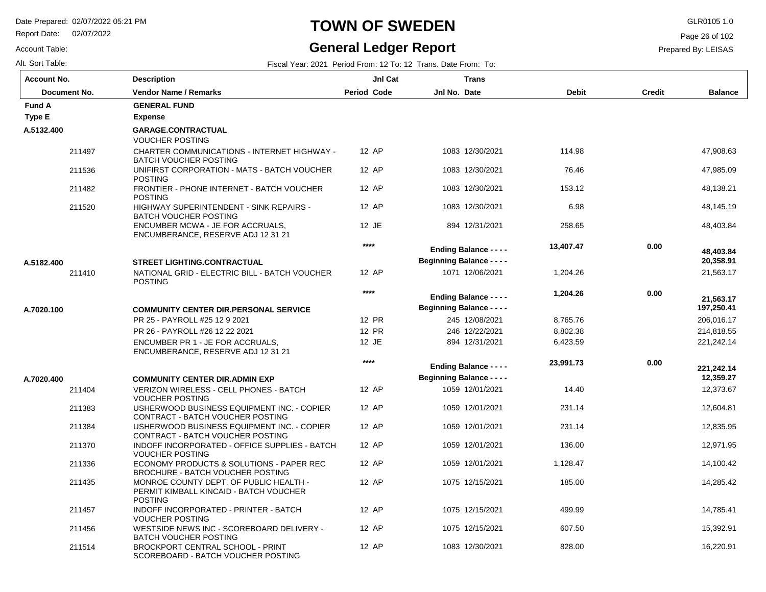# TOWN OF SWEDEN

## General Ledger Report

Date Prepared: 02/07/2022 05:21 PM
Report Date: 02/07/2022
Account Table:
Alt. Sort Table:

GLR0105 1.0
Prepared By: LEISAS

Fiscal Year: 2021 Period From: 12 To: 12 Trans. Date From: To:

| Account No. / Document No. | Description / Vendor Name / Remarks | Period | Jnl Cat Code | Jnl No. | Trans Date | Debit | Credit | Balance |
|---|---|---|---|---|---|---|---|---|
| **Fund A** | **GENERAL FUND** | | | | | | | |
| **Type E** | **Expense** | | | | | | | |
| **A.5132.400** | **GARAGE.CONTRACTUAL** | | | | | | | |
| | VOUCHER POSTING | | | | | | | |
| 211497 | CHARTER COMMUNICATIONS - INTERNET HIGHWAY - BATCH VOUCHER POSTING | 12 | AP | 1083 | 12/30/2021 | 114.98 | | 47,908.63 |
| 211536 | UNIFIRST CORPORATION - MATS - BATCH VOUCHER POSTING | 12 | AP | 1083 | 12/30/2021 | 76.46 | | 47,985.09 |
| 211482 | FRONTIER - PHONE INTERNET - BATCH VOUCHER POSTING | 12 | AP | 1083 | 12/30/2021 | 153.12 | | 48,138.21 |
| 211520 | HIGHWAY SUPERINTENDENT - SINK REPAIRS - BATCH VOUCHER POSTING | 12 | AP | 1083 | 12/30/2021 | 6.98 | | 48,145.19 |
| | ENCUMBER MCWA - JE FOR ACCRUALS, ENCUMBERANCE, RESERVE ADJ 12 31 21 | 12 | JE | 894 | 12/31/2021 | 258.65 | | 48,403.84 |
| | | | **** | | **Ending Balance - - - -** | **13,407.47** | **0.00** | **48,403.84** |
| **A.5182.400** | **STREET LIGHTING.CONTRACTUAL** | | | | **Beginning Balance - - - -** | | | **20,358.91** |
| 211410 | NATIONAL GRID - ELECTRIC BILL - BATCH VOUCHER POSTING | 12 | AP | 1071 | 12/06/2021 | 1,204.26 | | 21,563.17 |
| | | | **** | | **Ending Balance - - - -** | **1,204.26** | **0.00** | **21,563.17** |
| **A.7020.100** | **COMMUNITY CENTER DIR.PERSONAL SERVICE** | | | | **Beginning Balance - - - -** | | | **197,250.41** |
| | PR 25 - PAYROLL #25 12 9 2021 | 12 | PR | 245 | 12/08/2021 | 8,765.76 | | 206,016.17 |
| | PR 26 - PAYROLL #26 12 22 2021 | 12 | PR | 246 | 12/22/2021 | 8,802.38 | | 214,818.55 |
| | ENCUMBER PR 1 - JE FOR ACCRUALS, ENCUMBERANCE, RESERVE ADJ 12 31 21 | 12 | JE | 894 | 12/31/2021 | 6,423.59 | | 221,242.14 |
| | | | **** | | **Ending Balance - - - -** | **23,991.73** | **0.00** | **221,242.14** |
| **A.7020.400** | **COMMUNITY CENTER DIR.ADMIN EXP** | | | | **Beginning Balance - - - -** | | | **12,359.27** |
| 211404 | VERIZON WIRELESS - CELL PHONES - BATCH VOUCHER POSTING | 12 | AP | 1059 | 12/01/2021 | 14.40 | | 12,373.67 |
| 211383 | USHERWOOD BUSINESS EQUIPMENT INC. - COPIER CONTRACT - BATCH VOUCHER POSTING | 12 | AP | 1059 | 12/01/2021 | 231.14 | | 12,604.81 |
| 211384 | USHERWOOD BUSINESS EQUIPMENT INC. - COPIER CONTRACT - BATCH VOUCHER POSTING | 12 | AP | 1059 | 12/01/2021 | 231.14 | | 12,835.95 |
| 211370 | INDOFF INCORPORATED - OFFICE SUPPLIES - BATCH VOUCHER POSTING | 12 | AP | 1059 | 12/01/2021 | 136.00 | | 12,971.95 |
| 211336 | ECONOMY PRODUCTS & SOLUTIONS - PAPER REC BROCHURE - BATCH VOUCHER POSTING | 12 | AP | 1059 | 12/01/2021 | 1,128.47 | | 14,100.42 |
| 211435 | MONROE COUNTY DEPT. OF PUBLIC HEALTH - PERMIT KIMBALL KINCAID - BATCH VOUCHER POSTING | 12 | AP | 1075 | 12/15/2021 | 185.00 | | 14,285.42 |
| 211457 | INDOFF INCORPORATED - PRINTER - BATCH VOUCHER POSTING | 12 | AP | 1075 | 12/15/2021 | 499.99 | | 14,785.41 |
| 211456 | WESTSIDE NEWS INC - SCOREBOARD DELIVERY - BATCH VOUCHER POSTING | 12 | AP | 1075 | 12/15/2021 | 607.50 | | 15,392.91 |
| 211514 | BROCKPORT CENTRAL SCHOOL - PRINT SCOREBOARD - BATCH VOUCHER POSTING | 12 | AP | 1083 | 12/30/2021 | 828.00 | | 16,220.91 |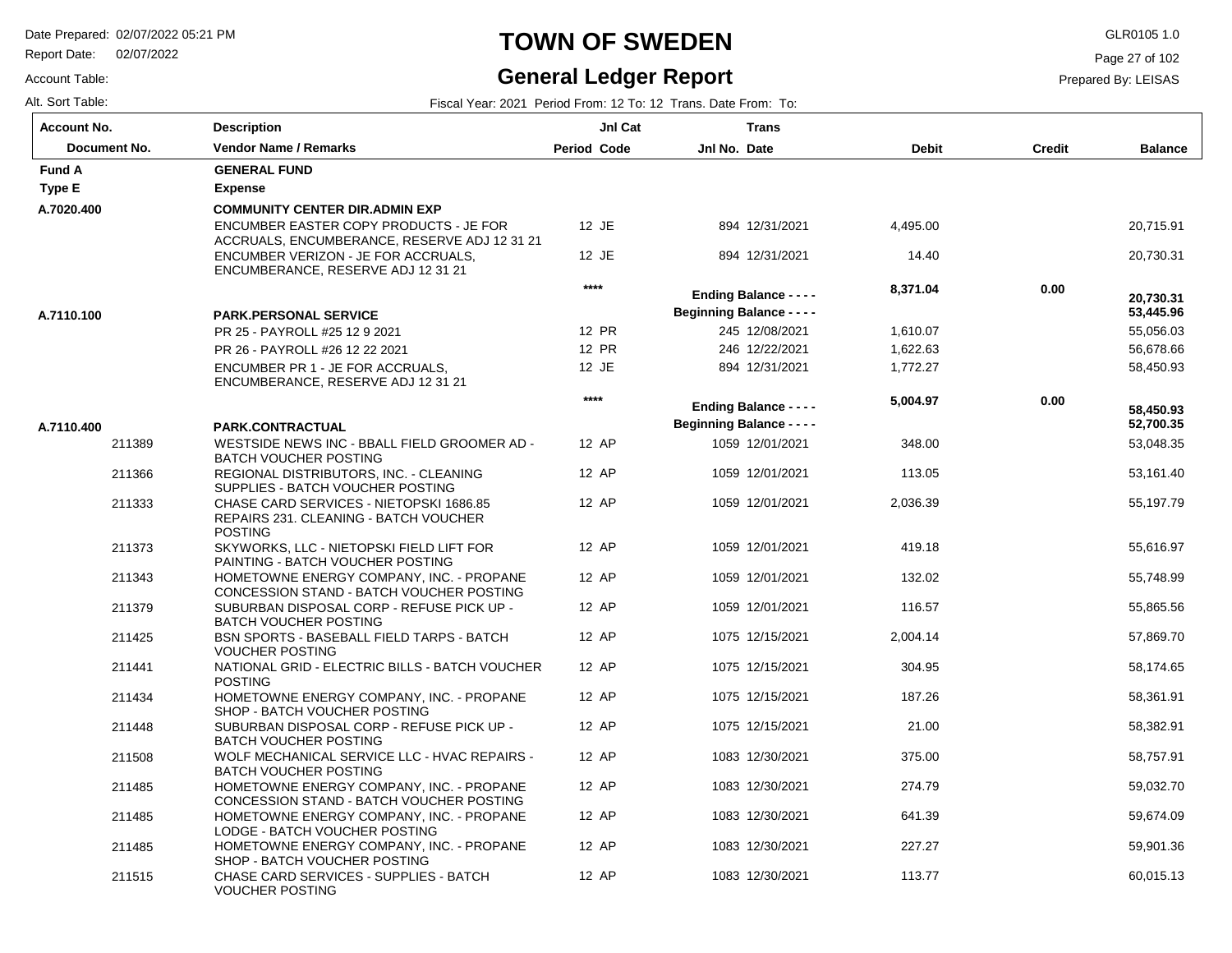# TOWN OF SWEDEN

## General Ledger Report

Date Prepared: 02/07/2022 05:21 PM
Report Date: 02/07/2022
Account Table:
Alt. Sort Table:

GLR0105 1.0
Prepared By: LEISAS

Fiscal Year: 2021 Period From: 12 To: 12 Trans. Date From: To:

| Account No. / Document No. | Description / Vendor Name / Remarks | Period | Jnl Cat Code | Jnl No. | Trans Date | Debit | Credit | Balance |
|---|---|---|---|---|---|---|---|---|
| **Fund A** | **GENERAL FUND** | | | | | | | |
| **Type E** | **Expense** | | | | | | | |
| **A.7020.400** | **COMMUNITY CENTER DIR.ADMIN EXP** | | | | | | | |
| | ENCUMBER EASTER COPY PRODUCTS - JE FOR ACCRUALS, ENCUMBERANCE, RESERVE ADJ 12 31 21 | 12 | JE | 894 | 12/31/2021 | 4,495.00 | | 20,715.91 |
| | ENCUMBER VERIZON - JE FOR ACCRUALS, ENCUMBERANCE, RESERVE ADJ 12 31 21 | 12 | JE | 894 | 12/31/2021 | 14.40 | | 20,730.31 |
| | | **** | | **Ending Balance - - - -** | | **8,371.04** | **0.00** | **20,730.31** |
| **A.7110.100** | **PARK.PERSONAL SERVICE** | | | **Beginning Balance - - - -** | | | | **53,445.96** |
| | PR 25 - PAYROLL #25 12 9 2021 | 12 | PR | 245 | 12/08/2021 | 1,610.07 | | 55,056.03 |
| | PR 26 - PAYROLL #26 12 22 2021 | 12 | PR | 246 | 12/22/2021 | 1,622.63 | | 56,678.66 |
| | ENCUMBER PR 1 - JE FOR ACCRUALS, ENCUMBERANCE, RESERVE ADJ 12 31 21 | 12 | JE | 894 | 12/31/2021 | 1,772.27 | | 58,450.93 |
| | | **** | | **Ending Balance - - - -** | | **5,004.97** | **0.00** | **58,450.93** |
| **A.7110.400** | **PARK.CONTRACTUAL** | | | **Beginning Balance - - - -** | | | | **52,700.35** |
| 211389 | WESTSIDE NEWS INC - BBALL FIELD GROOMER AD - BATCH VOUCHER POSTING | 12 | AP | 1059 | 12/01/2021 | 348.00 | | 53,048.35 |
| 211366 | REGIONAL DISTRIBUTORS, INC. - CLEANING SUPPLIES - BATCH VOUCHER POSTING | 12 | AP | 1059 | 12/01/2021 | 113.05 | | 53,161.40 |
| 211333 | CHASE CARD SERVICES - NIETOPSKI 1686.85 REPAIRS 231. CLEANING - BATCH VOUCHER POSTING | 12 | AP | 1059 | 12/01/2021 | 2,036.39 | | 55,197.79 |
| 211373 | SKYWORKS, LLC - NIETOPSKI FIELD LIFT FOR PAINTING - BATCH VOUCHER POSTING | 12 | AP | 1059 | 12/01/2021 | 419.18 | | 55,616.97 |
| 211343 | HOMETOWNE ENERGY COMPANY, INC. - PROPANE CONCESSION STAND - BATCH VOUCHER POSTING | 12 | AP | 1059 | 12/01/2021 | 132.02 | | 55,748.99 |
| 211379 | SUBURBAN DISPOSAL CORP - REFUSE PICK UP - BATCH VOUCHER POSTING | 12 | AP | 1059 | 12/01/2021 | 116.57 | | 55,865.56 |
| 211425 | BSN SPORTS - BASEBALL FIELD TARPS - BATCH VOUCHER POSTING | 12 | AP | 1075 | 12/15/2021 | 2,004.14 | | 57,869.70 |
| 211441 | NATIONAL GRID - ELECTRIC BILLS - BATCH VOUCHER POSTING | 12 | AP | 1075 | 12/15/2021 | 304.95 | | 58,174.65 |
| 211434 | HOMETOWNE ENERGY COMPANY, INC. - PROPANE SHOP - BATCH VOUCHER POSTING | 12 | AP | 1075 | 12/15/2021 | 187.26 | | 58,361.91 |
| 211448 | SUBURBAN DISPOSAL CORP - REFUSE PICK UP - BATCH VOUCHER POSTING | 12 | AP | 1075 | 12/15/2021 | 21.00 | | 58,382.91 |
| 211508 | WOLF MECHANICAL SERVICE LLC - HVAC REPAIRS - BATCH VOUCHER POSTING | 12 | AP | 1083 | 12/30/2021 | 375.00 | | 58,757.91 |
| 211485 | HOMETOWNE ENERGY COMPANY, INC. - PROPANE CONCESSION STAND - BATCH VOUCHER POSTING | 12 | AP | 1083 | 12/30/2021 | 274.79 | | 59,032.70 |
| 211485 | HOMETOWNE ENERGY COMPANY, INC. - PROPANE LODGE - BATCH VOUCHER POSTING | 12 | AP | 1083 | 12/30/2021 | 641.39 | | 59,674.09 |
| 211485 | HOMETOWNE ENERGY COMPANY, INC. - PROPANE SHOP - BATCH VOUCHER POSTING | 12 | AP | 1083 | 12/30/2021 | 227.27 | | 59,901.36 |
| 211515 | CHASE CARD SERVICES - SUPPLIES - BATCH VOUCHER POSTING | 12 | AP | 1083 | 12/30/2021 | 113.77 | | 60,015.13 |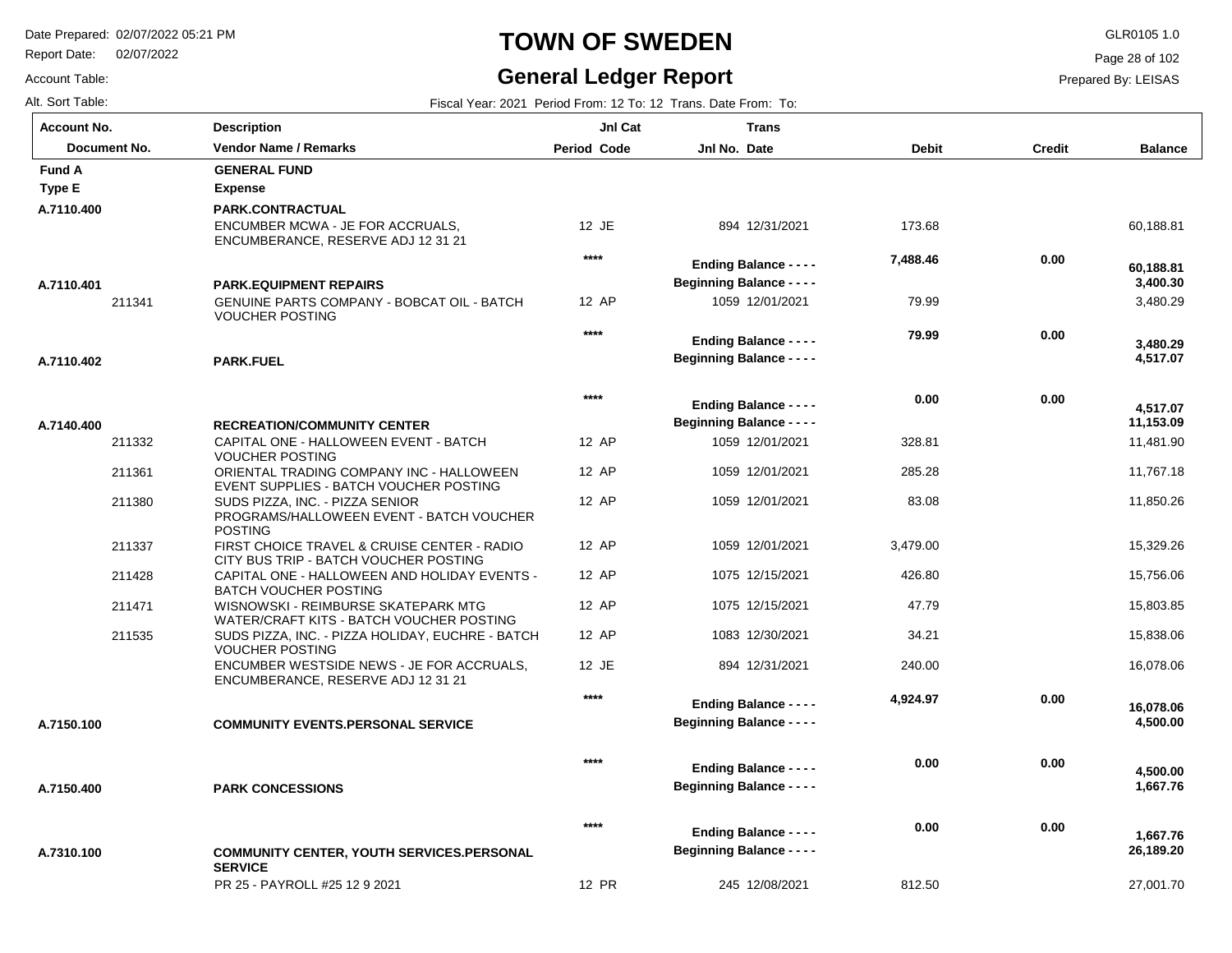# TOWN OF SWEDEN

## General Ledger Report

Date Prepared: 02/07/2022 05:21 PM
Report Date: 02/07/2022
Account Table:
Alt. Sort Table:

GLR0105 1.0
Prepared By: LEISAS

Fiscal Year: 2021 Period From: 12 To: 12 Trans. Date From: To:

| Account No. / Document No. | Description / Vendor Name / Remarks | Period | Jnl Cat Code | Jnl No. | Trans Date | Debit | Credit | Balance |
|---|---|---|---|---|---|---|---|---|
| **Fund A** | **GENERAL FUND** | | | | | | | |
| **Type E** | **Expense** | | | | | | | |
| **A.7110.400** | **PARK.CONTRACTUAL** | | | | | | | |
| | ENCUMBER MCWA - JE FOR ACCRUALS, ENCUMBERANCE, RESERVE ADJ 12 31 21 | 12 | JE | 894 | 12/31/2021 | 173.68 | | 60,188.81 |
| | | **** | | | **Ending Balance - - - -** | **7,488.46** | **0.00** | **60,188.81** |
| **A.7110.401** | **PARK.EQUIPMENT REPAIRS** | | | | **Beginning Balance - - - -** | | | **3,400.30** |
| 211341 | GENUINE PARTS COMPANY - BOBCAT OIL - BATCH VOUCHER POSTING | 12 | AP | 1059 | 12/01/2021 | 79.99 | | 3,480.29 |
| | | **** | | | **Ending Balance - - - -** | **79.99** | **0.00** | **3,480.29** |
| **A.7110.402** | **PARK.FUEL** | | | | **Beginning Balance - - - -** | | | **4,517.07** |
| | | **** | | | **Ending Balance - - - -** | **0.00** | **0.00** | **4,517.07** |
| **A.7140.400** | **RECREATION/COMMUNITY CENTER** | | | | **Beginning Balance - - - -** | | | **11,153.09** |
| 211332 | CAPITAL ONE - HALLOWEEN EVENT - BATCH VOUCHER POSTING | 12 | AP | 1059 | 12/01/2021 | 328.81 | | 11,481.90 |
| 211361 | ORIENTAL TRADING COMPANY INC - HALLOWEEN EVENT SUPPLIES - BATCH VOUCHER POSTING | 12 | AP | 1059 | 12/01/2021 | 285.28 | | 11,767.18 |
| 211380 | SUDS PIZZA, INC. - PIZZA SENIOR PROGRAMS/HALLOWEEN EVENT - BATCH VOUCHER POSTING | 12 | AP | 1059 | 12/01/2021 | 83.08 | | 11,850.26 |
| 211337 | FIRST CHOICE TRAVEL & CRUISE CENTER - RADIO CITY BUS TRIP - BATCH VOUCHER POSTING | 12 | AP | 1059 | 12/01/2021 | 3,479.00 | | 15,329.26 |
| 211428 | CAPITAL ONE - HALLOWEEN AND HOLIDAY EVENTS - BATCH VOUCHER POSTING | 12 | AP | 1075 | 12/15/2021 | 426.80 | | 15,756.06 |
| 211471 | WISNOWSKI - REIMBURSE SKATEPARK MTG WATER/CRAFT KITS - BATCH VOUCHER POSTING | 12 | AP | 1075 | 12/15/2021 | 47.79 | | 15,803.85 |
| 211535 | SUDS PIZZA, INC. - PIZZA HOLIDAY, EUCHRE - BATCH VOUCHER POSTING | 12 | AP | 1083 | 12/30/2021 | 34.21 | | 15,838.06 |
| | ENCUMBER WESTSIDE NEWS - JE FOR ACCRUALS, ENCUMBERANCE, RESERVE ADJ 12 31 21 | 12 | JE | 894 | 12/31/2021 | 240.00 | | 16,078.06 |
| | | **** | | | **Ending Balance - - - -** | **4,924.97** | **0.00** | **16,078.06** |
| **A.7150.100** | **COMMUNITY EVENTS.PERSONAL SERVICE** | | | | **Beginning Balance - - - -** | | | **4,500.00** |
| | | **** | | | **Ending Balance - - - -** | **0.00** | **0.00** | **4,500.00** |
| **A.7150.400** | **PARK CONCESSIONS** | | | | **Beginning Balance - - - -** | | | **1,667.76** |
| | | **** | | | **Ending Balance - - - -** | **0.00** | **0.00** | **1,667.76** |
| **A.7310.100** | **COMMUNITY CENTER, YOUTH SERVICES.PERSONAL SERVICE** | | | | **Beginning Balance - - - -** | | | **26,189.20** |
| | PR 25 - PAYROLL #25 12 9 2021 | 12 | PR | 245 | 12/08/2021 | 812.50 | | 27,001.70 |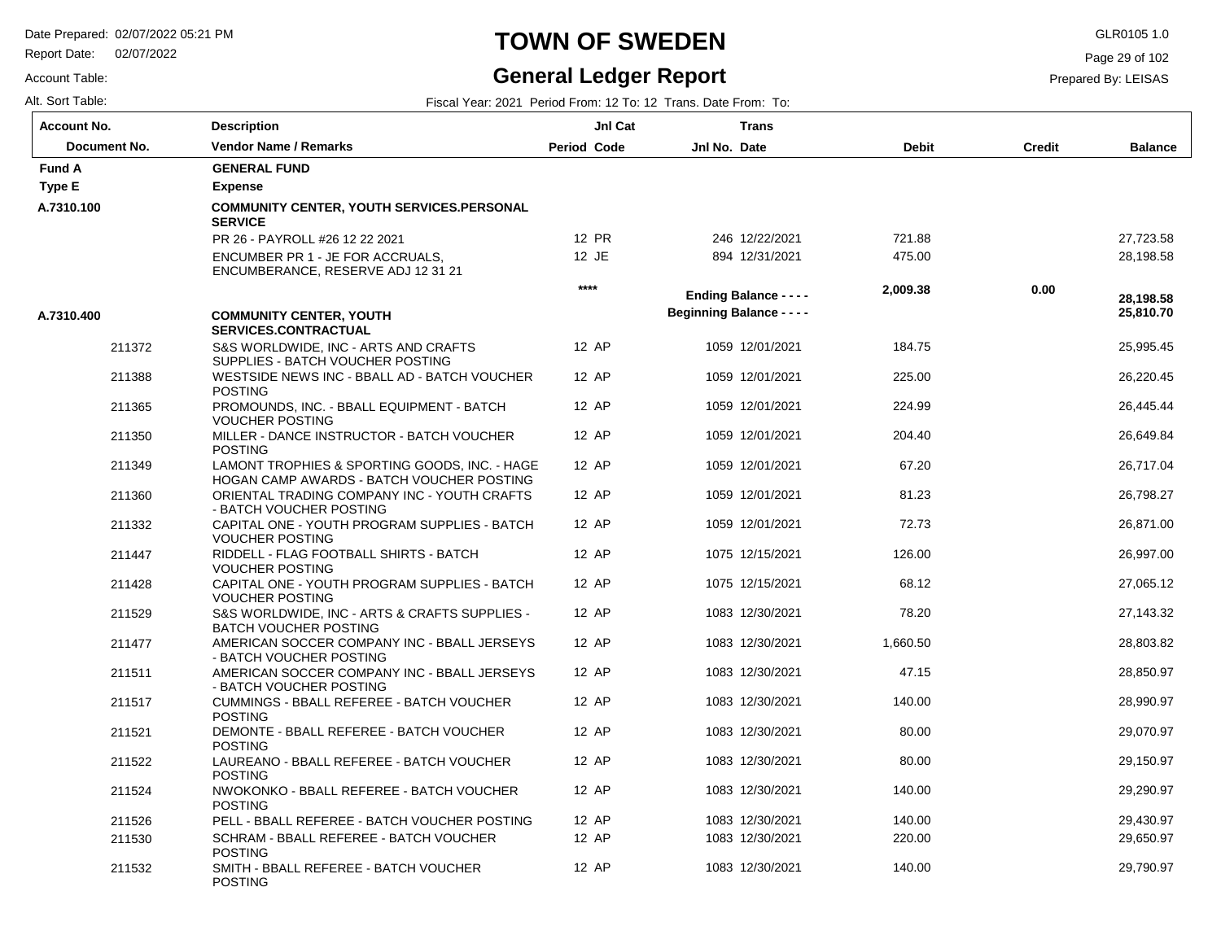# TOWN OF SWEDEN

## General Ledger Report

Date Prepared: 02/07/2022 05:21 PM
Report Date: 02/07/2022
Account Table:
Alt. Sort Table:

GLR0105 1.0
Prepared By: LEISAS

Fiscal Year: 2021 Period From: 12 To: 12 Trans. Date From: To:

| Account No. / Document No. | Description / Vendor Name / Remarks | Period | Jnl Cat Code | Jnl No. | Trans Date | Debit | Credit | Balance |
|---|---|---|---|---|---|---|---|---|
| **Fund A** | **GENERAL FUND** | | | | | | | |
| **Type E** | **Expense** | | | | | | | |
| **A.7310.100** | **COMMUNITY CENTER, YOUTH SERVICES.PERSONAL SERVICE** | | | | | | | |
| | PR 26 - PAYROLL #26 12 22 2021 | 12 | PR | 246 | 12/22/2021 | 721.88 | | 27,723.58 |
| | ENCUMBER PR 1 - JE FOR ACCRUALS, ENCUMBERANCE, RESERVE ADJ 12 31 21 | 12 | JE | 894 | 12/31/2021 | 475.00 | | 28,198.58 |
| | | **** | | | **Ending Balance - - - -** | **2,009.38** | **0.00** | **28,198.58** |
| **A.7310.400** | **COMMUNITY CENTER, YOUTH SERVICES.CONTRACTUAL** | | | | **Beginning Balance - - - -** | | | **25,810.70** |
| 211372 | S&S WORLDWIDE, INC - ARTS AND CRAFTS SUPPLIES - BATCH VOUCHER POSTING | 12 | AP | 1059 | 12/01/2021 | 184.75 | | 25,995.45 |
| 211388 | WESTSIDE NEWS INC - BBALL AD - BATCH VOUCHER POSTING | 12 | AP | 1059 | 12/01/2021 | 225.00 | | 26,220.45 |
| 211365 | PROMOUNDS, INC. - BBALL EQUIPMENT - BATCH VOUCHER POSTING | 12 | AP | 1059 | 12/01/2021 | 224.99 | | 26,445.44 |
| 211350 | MILLER - DANCE INSTRUCTOR - BATCH VOUCHER POSTING | 12 | AP | 1059 | 12/01/2021 | 204.40 | | 26,649.84 |
| 211349 | LAMONT TROPHIES & SPORTING GOODS, INC. - HAGE HOGAN CAMP AWARDS - BATCH VOUCHER POSTING | 12 | AP | 1059 | 12/01/2021 | 67.20 | | 26,717.04 |
| 211360 | ORIENTAL TRADING COMPANY INC - YOUTH CRAFTS - BATCH VOUCHER POSTING | 12 | AP | 1059 | 12/01/2021 | 81.23 | | 26,798.27 |
| 211332 | CAPITAL ONE - YOUTH PROGRAM SUPPLIES - BATCH VOUCHER POSTING | 12 | AP | 1059 | 12/01/2021 | 72.73 | | 26,871.00 |
| 211447 | RIDDELL - FLAG FOOTBALL SHIRTS - BATCH VOUCHER POSTING | 12 | AP | 1075 | 12/15/2021 | 126.00 | | 26,997.00 |
| 211428 | CAPITAL ONE - YOUTH PROGRAM SUPPLIES - BATCH VOUCHER POSTING | 12 | AP | 1075 | 12/15/2021 | 68.12 | | 27,065.12 |
| 211529 | S&S WORLDWIDE, INC - ARTS & CRAFTS SUPPLIES - BATCH VOUCHER POSTING | 12 | AP | 1083 | 12/30/2021 | 78.20 | | 27,143.32 |
| 211477 | AMERICAN SOCCER COMPANY INC - BBALL JERSEYS - BATCH VOUCHER POSTING | 12 | AP | 1083 | 12/30/2021 | 1,660.50 | | 28,803.82 |
| 211511 | AMERICAN SOCCER COMPANY INC - BBALL JERSEYS - BATCH VOUCHER POSTING | 12 | AP | 1083 | 12/30/2021 | 47.15 | | 28,850.97 |
| 211517 | CUMMINGS - BBALL REFEREE - BATCH VOUCHER POSTING | 12 | AP | 1083 | 12/30/2021 | 140.00 | | 28,990.97 |
| 211521 | DEMONTE - BBALL REFEREE - BATCH VOUCHER POSTING | 12 | AP | 1083 | 12/30/2021 | 80.00 | | 29,070.97 |
| 211522 | LAUREANO - BBALL REFEREE - BATCH VOUCHER POSTING | 12 | AP | 1083 | 12/30/2021 | 80.00 | | 29,150.97 |
| 211524 | NWOKONKO - BBALL REFEREE - BATCH VOUCHER POSTING | 12 | AP | 1083 | 12/30/2021 | 140.00 | | 29,290.97 |
| 211526 | PELL - BBALL REFEREE - BATCH VOUCHER POSTING | 12 | AP | 1083 | 12/30/2021 | 140.00 | | 29,430.97 |
| 211530 | SCHRAM - BBALL REFEREE - BATCH VOUCHER POSTING | 12 | AP | 1083 | 12/30/2021 | 220.00 | | 29,650.97 |
| 211532 | SMITH - BBALL REFEREE - BATCH VOUCHER POSTING | 12 | AP | 1083 | 12/30/2021 | 140.00 | | 29,790.97 |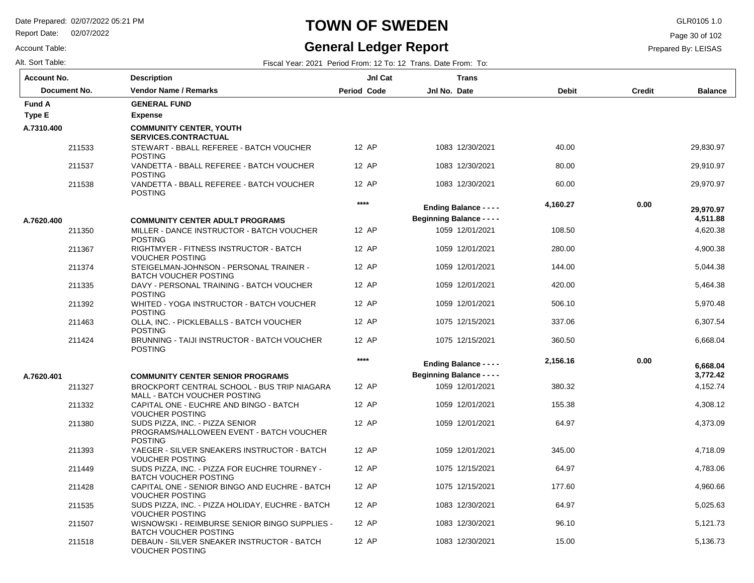# TOWN OF SWEDEN

## General Ledger Report

Date Prepared: 02/07/2022 05:21 PM
Report Date: 02/07/2022
Account Table:
Alt. Sort Table:

GLR0105 1.0
Prepared By: LEISAS

Fiscal Year: 2021 Period From: 12 To: 12 Trans. Date From: To:

| Account No. / Document No. | Description / Vendor Name / Remarks | Period | Jnl Cat Code | Jnl No. | Trans Date | Debit | Credit | Balance |
|---|---|---|---|---|---|---|---|---|
| **Fund A** | **GENERAL FUND** | | | | | | | |
| **Type E** | **Expense** | | | | | | | |
| **A.7310.400** | **COMMUNITY CENTER, YOUTH SERVICES.CONTRACTUAL** | | | | | | | |
| 211533 | STEWART - BBALL REFEREE - BATCH VOUCHER POSTING | 12 | AP | 1083 | 12/30/2021 | 40.00 | | 29,830.97 |
| 211537 | VANDETTA - BBALL REFEREE - BATCH VOUCHER POSTING | 12 | AP | 1083 | 12/30/2021 | 80.00 | | 29,910.97 |
| 211538 | VANDETTA - BBALL REFEREE - BATCH VOUCHER POSTING | 12 | AP | 1083 | 12/30/2021 | 60.00 | | 29,970.97 |
| | | **** | | **Ending Balance - - - -** | | **4,160.27** | **0.00** | **29,970.97** |
| **A.7620.400** | **COMMUNITY CENTER ADULT PROGRAMS** | | | **Beginning Balance - - - -** | | | | **4,511.88** |
| 211350 | MILLER - DANCE INSTRUCTOR - BATCH VOUCHER POSTING | 12 | AP | 1059 | 12/01/2021 | 108.50 | | 4,620.38 |
| 211367 | RIGHTMYER - FITNESS INSTRUCTOR - BATCH VOUCHER POSTING | 12 | AP | 1059 | 12/01/2021 | 280.00 | | 4,900.38 |
| 211374 | STEIGELMAN-JOHNSON - PERSONAL TRAINER - BATCH VOUCHER POSTING | 12 | AP | 1059 | 12/01/2021 | 144.00 | | 5,044.38 |
| 211335 | DAVY - PERSONAL TRAINING - BATCH VOUCHER POSTING | 12 | AP | 1059 | 12/01/2021 | 420.00 | | 5,464.38 |
| 211392 | WHITED - YOGA INSTRUCTOR - BATCH VOUCHER POSTING | 12 | AP | 1059 | 12/01/2021 | 506.10 | | 5,970.48 |
| 211463 | OLLA, INC. - PICKLEBALLS - BATCH VOUCHER POSTING | 12 | AP | 1075 | 12/15/2021 | 337.06 | | 6,307.54 |
| 211424 | BRUNNING - TAIJI INSTRUCTOR - BATCH VOUCHER POSTING | 12 | AP | 1075 | 12/15/2021 | 360.50 | | 6,668.04 |
| | | **** | | **Ending Balance - - - -** | | **2,156.16** | **0.00** | **6,668.04** |
| **A.7620.401** | **COMMUNITY CENTER SENIOR PROGRAMS** | | | **Beginning Balance - - - -** | | | | **3,772.42** |
| 211327 | BROCKPORT CENTRAL SCHOOL - BUS TRIP NIAGARA MALL - BATCH VOUCHER POSTING | 12 | AP | 1059 | 12/01/2021 | 380.32 | | 4,152.74 |
| 211332 | CAPITAL ONE - EUCHRE AND BINGO - BATCH VOUCHER POSTING | 12 | AP | 1059 | 12/01/2021 | 155.38 | | 4,308.12 |
| 211380 | SUDS PIZZA, INC. - PIZZA SENIOR PROGRAMS/HALLOWEEN EVENT - BATCH VOUCHER POSTING | 12 | AP | 1059 | 12/01/2021 | 64.97 | | 4,373.09 |
| 211393 | YAEGER - SILVER SNEAKERS INSTRUCTOR - BATCH VOUCHER POSTING | 12 | AP | 1059 | 12/01/2021 | 345.00 | | 4,718.09 |
| 211449 | SUDS PIZZA, INC. - PIZZA FOR EUCHRE TOURNEY - BATCH VOUCHER POSTING | 12 | AP | 1075 | 12/15/2021 | 64.97 | | 4,783.06 |
| 211428 | CAPITAL ONE - SENIOR BINGO AND EUCHRE - BATCH VOUCHER POSTING | 12 | AP | 1075 | 12/15/2021 | 177.60 | | 4,960.66 |
| 211535 | SUDS PIZZA, INC. - PIZZA HOLIDAY, EUCHRE - BATCH VOUCHER POSTING | 12 | AP | 1083 | 12/30/2021 | 64.97 | | 5,025.63 |
| 211507 | WISNOWSKI - REIMBURSE SENIOR BINGO SUPPLIES - BATCH VOUCHER POSTING | 12 | AP | 1083 | 12/30/2021 | 96.10 | | 5,121.73 |
| 211518 | DEBAUN - SILVER SNEAKER INSTRUCTOR - BATCH VOUCHER POSTING | 12 | AP | 1083 | 12/30/2021 | 15.00 | | 5,136.73 |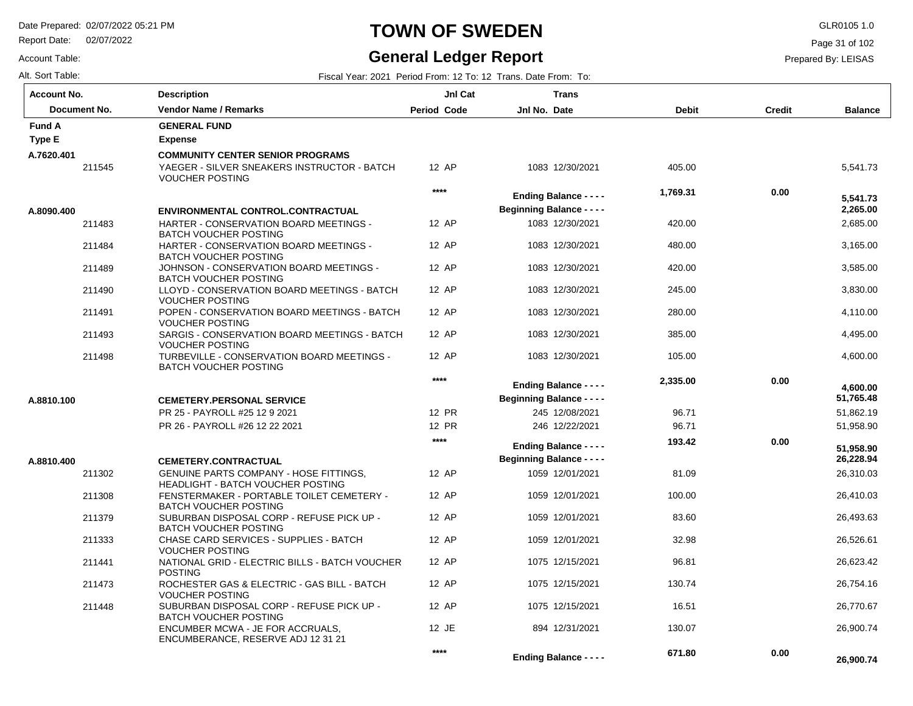# TOWN OF SWEDEN

## General Ledger Report

Date Prepared: 02/07/2022 05:21 PM
Report Date: 02/07/2022
Account Table:
Alt. Sort Table:

GLR0105 1.0
Prepared By: LEISAS

Fiscal Year: 2021 Period From: 12 To: 12 Trans. Date From: To:

| Account No. / Document No. | Description / Vendor Name / Remarks | Period | Jnl Cat Code | Jnl No. | Trans Date | Debit | Credit | Balance |
|---|---|---|---|---|---|---|---|---|
| **Fund A** | **GENERAL FUND** | | | | | | | |
| **Type E** | **Expense** | | | | | | | |
| **A.7620.401** | **COMMUNITY CENTER SENIOR PROGRAMS** | | | | | | | |
| 211545 | YAEGER - SILVER SNEAKERS INSTRUCTOR - BATCH VOUCHER POSTING | 12 | AP | 1083 | 12/30/2021 | 405.00 | | 5,541.73 |
| | | **** | | **Ending Balance - - - -** | | **1,769.31** | **0.00** | **5,541.73** |
| **A.8090.400** | **ENVIRONMENTAL CONTROL.CONTRACTUAL** | | | **Beginning Balance - - - -** | | | | **2,265.00** |
| 211483 | HARTER - CONSERVATION BOARD MEETINGS - BATCH VOUCHER POSTING | 12 | AP | 1083 | 12/30/2021 | 420.00 | | 2,685.00 |
| 211484 | HARTER - CONSERVATION BOARD MEETINGS - BATCH VOUCHER POSTING | 12 | AP | 1083 | 12/30/2021 | 480.00 | | 3,165.00 |
| 211489 | JOHNSON - CONSERVATION BOARD MEETINGS - BATCH VOUCHER POSTING | 12 | AP | 1083 | 12/30/2021 | 420.00 | | 3,585.00 |
| 211490 | LLOYD - CONSERVATION BOARD MEETINGS - BATCH VOUCHER POSTING | 12 | AP | 1083 | 12/30/2021 | 245.00 | | 3,830.00 |
| 211491 | POPEN - CONSERVATION BOARD MEETINGS - BATCH VOUCHER POSTING | 12 | AP | 1083 | 12/30/2021 | 280.00 | | 4,110.00 |
| 211493 | SARGIS - CONSERVATION BOARD MEETINGS - BATCH VOUCHER POSTING | 12 | AP | 1083 | 12/30/2021 | 385.00 | | 4,495.00 |
| 211498 | TURBEVILLE - CONSERVATION BOARD MEETINGS - BATCH VOUCHER POSTING | 12 | AP | 1083 | 12/30/2021 | 105.00 | | 4,600.00 |
| | | **** | | **Ending Balance - - - -** | | **2,335.00** | **0.00** | **4,600.00** |
| **A.8810.100** | **CEMETERY.PERSONAL SERVICE** | | | **Beginning Balance - - - -** | | | | **51,765.48** |
| | PR 25 - PAYROLL #25 12 9 2021 | 12 | PR | 245 | 12/08/2021 | 96.71 | | 51,862.19 |
| | PR 26 - PAYROLL #26 12 22 2021 | 12 | PR | 246 | 12/22/2021 | 96.71 | | 51,958.90 |
| | | **** | | **Ending Balance - - - -** | | **193.42** | **0.00** | **51,958.90** |
| **A.8810.400** | **CEMETERY.CONTRACTUAL** | | | **Beginning Balance - - - -** | | | | **26,228.94** |
| 211302 | GENUINE PARTS COMPANY - HOSE FITTINGS, HEADLIGHT - BATCH VOUCHER POSTING | 12 | AP | 1059 | 12/01/2021 | 81.09 | | 26,310.03 |
| 211308 | FENSTERMAKER - PORTABLE TOILET CEMETERY - BATCH VOUCHER POSTING | 12 | AP | 1059 | 12/01/2021 | 100.00 | | 26,410.03 |
| 211379 | SUBURBAN DISPOSAL CORP - REFUSE PICK UP - BATCH VOUCHER POSTING | 12 | AP | 1059 | 12/01/2021 | 83.60 | | 26,493.63 |
| 211333 | CHASE CARD SERVICES - SUPPLIES - BATCH VOUCHER POSTING | 12 | AP | 1059 | 12/01/2021 | 32.98 | | 26,526.61 |
| 211441 | NATIONAL GRID - ELECTRIC BILLS - BATCH VOUCHER POSTING | 12 | AP | 1075 | 12/15/2021 | 96.81 | | 26,623.42 |
| 211473 | ROCHESTER GAS & ELECTRIC - GAS BILL - BATCH VOUCHER POSTING | 12 | AP | 1075 | 12/15/2021 | 130.74 | | 26,754.16 |
| 211448 | SUBURBAN DISPOSAL CORP - REFUSE PICK UP - BATCH VOUCHER POSTING | 12 | AP | 1075 | 12/15/2021 | 16.51 | | 26,770.67 |
| | ENCUMBER MCWA - JE FOR ACCRUALS, ENCUMBERANCE, RESERVE ADJ 12 31 21 | 12 | JE | 894 | 12/31/2021 | 130.07 | | 26,900.74 |
| | | **** | | **Ending Balance - - - -** | | **671.80** | **0.00** | **26,900.74** |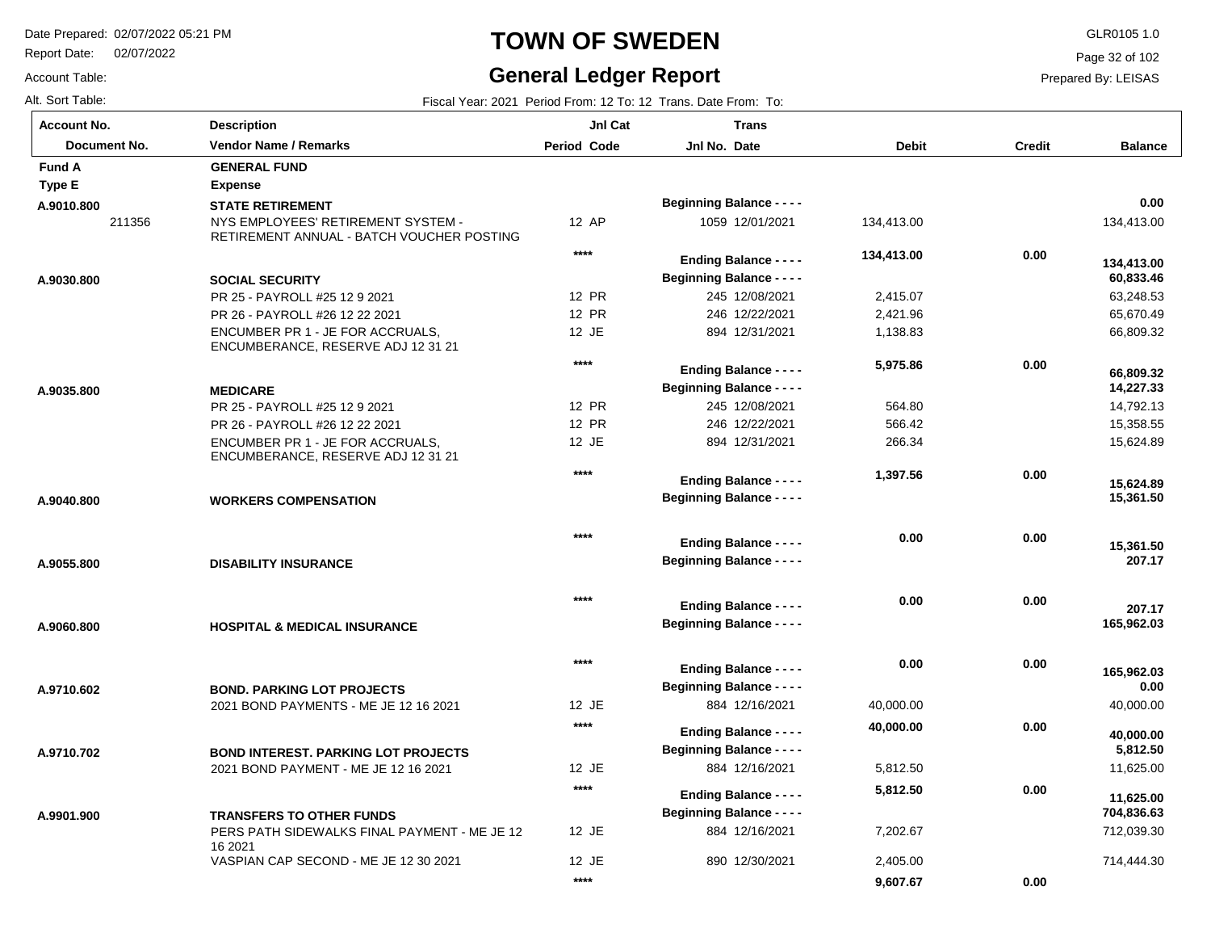# TOWN OF SWEDEN

## General Ledger Report

Date Prepared: 02/07/2022 05:21 PM
Report Date: 02/07/2022
Account Table:
Alt. Sort Table:

GLR0105 1.0
Prepared By: LEISAS

Fiscal Year: 2021 Period From: 12 To: 12 Trans. Date From: To:

| Account No. / Document No. | Description / Vendor Name / Remarks | Jnl Cat Period Code | Trans Jnl No. Date | Debit | Credit | Balance |
|---|---|---|---|---|---|---|
| **Fund A** | **GENERAL FUND** | | | | | |
| **Type E** | **Expense** | | | | | |
| **A.9010.800** | **STATE RETIREMENT** | | **Beginning Balance - - - -** | | | **0.00** |
| 211356 | NYS EMPLOYEES' RETIREMENT SYSTEM - RETIREMENT ANNUAL - BATCH VOUCHER POSTING | 12 AP | 1059 12/01/2021 | 134,413.00 | | 134,413.00 |
| | | **** | **Ending Balance - - - -** | **134,413.00** | **0.00** | **134,413.00** |
| **A.9030.800** | **SOCIAL SECURITY** | | **Beginning Balance - - - -** | | | **60,833.46** |
| | PR 25 - PAYROLL #25 12 9 2021 | 12 PR | 245 12/08/2021 | 2,415.07 | | 63,248.53 |
| | PR 26 - PAYROLL #26 12 22 2021 | 12 PR | 246 12/22/2021 | 2,421.96 | | 65,670.49 |
| | ENCUMBER PR 1 - JE FOR ACCRUALS, ENCUMBERANCE, RESERVE ADJ 12 31 21 | 12 JE | 894 12/31/2021 | 1,138.83 | | 66,809.32 |
| | | **** | **Ending Balance - - - -** | **5,975.86** | **0.00** | **66,809.32** |
| **A.9035.800** | **MEDICARE** | | **Beginning Balance - - - -** | | | **14,227.33** |
| | PR 25 - PAYROLL #25 12 9 2021 | 12 PR | 245 12/08/2021 | 564.80 | | 14,792.13 |
| | PR 26 - PAYROLL #26 12 22 2021 | 12 PR | 246 12/22/2021 | 566.42 | | 15,358.55 |
| | ENCUMBER PR 1 - JE FOR ACCRUALS, ENCUMBERANCE, RESERVE ADJ 12 31 21 | 12 JE | 894 12/31/2021 | 266.34 | | 15,624.89 |
| | | **** | **Ending Balance - - - -** | **1,397.56** | **0.00** | **15,624.89** |
| **A.9040.800** | **WORKERS COMPENSATION** | | **Beginning Balance - - - -** | | | **15,361.50** |
| | | **** | **Ending Balance - - - -** | **0.00** | **0.00** | **15,361.50** |
| **A.9055.800** | **DISABILITY INSURANCE** | | **Beginning Balance - - - -** | | | **207.17** |
| | | **** | **Ending Balance - - - -** | **0.00** | **0.00** | **207.17** |
| **A.9060.800** | **HOSPITAL & MEDICAL INSURANCE** | | **Beginning Balance - - - -** | | | **165,962.03** |
| | | **** | **Ending Balance - - - -** | **0.00** | **0.00** | **165,962.03** |
| **A.9710.602** | **BOND. PARKING LOT PROJECTS** | | **Beginning Balance - - - -** | | | **0.00** |
| | 2021 BOND PAYMENTS - ME JE 12 16 2021 | 12 JE | 884 12/16/2021 | 40,000.00 | | 40,000.00 |
| | | **** | **Ending Balance - - - -** | **40,000.00** | **0.00** | **40,000.00** |
| **A.9710.702** | **BOND INTEREST. PARKING LOT PROJECTS** | | **Beginning Balance - - - -** | | | **5,812.50** |
| | 2021 BOND PAYMENT - ME JE 12 16 2021 | 12 JE | 884 12/16/2021 | 5,812.50 | | 11,625.00 |
| | | **** | **Ending Balance - - - -** | **5,812.50** | **0.00** | **11,625.00** |
| **A.9901.900** | **TRANSFERS TO OTHER FUNDS** | | **Beginning Balance - - - -** | | | **704,836.63** |
| | PERS PATH SIDEWALKS FINAL PAYMENT - ME JE 12 16 2021 | 12 JE | 884 12/16/2021 | 7,202.67 | | 712,039.30 |
| | VASPIAN CAP SECOND - ME JE 12 30 2021 | 12 JE | 890 12/30/2021 | 2,405.00 | | 714,444.30 |
| | | **** | | **9,607.67** | **0.00** | |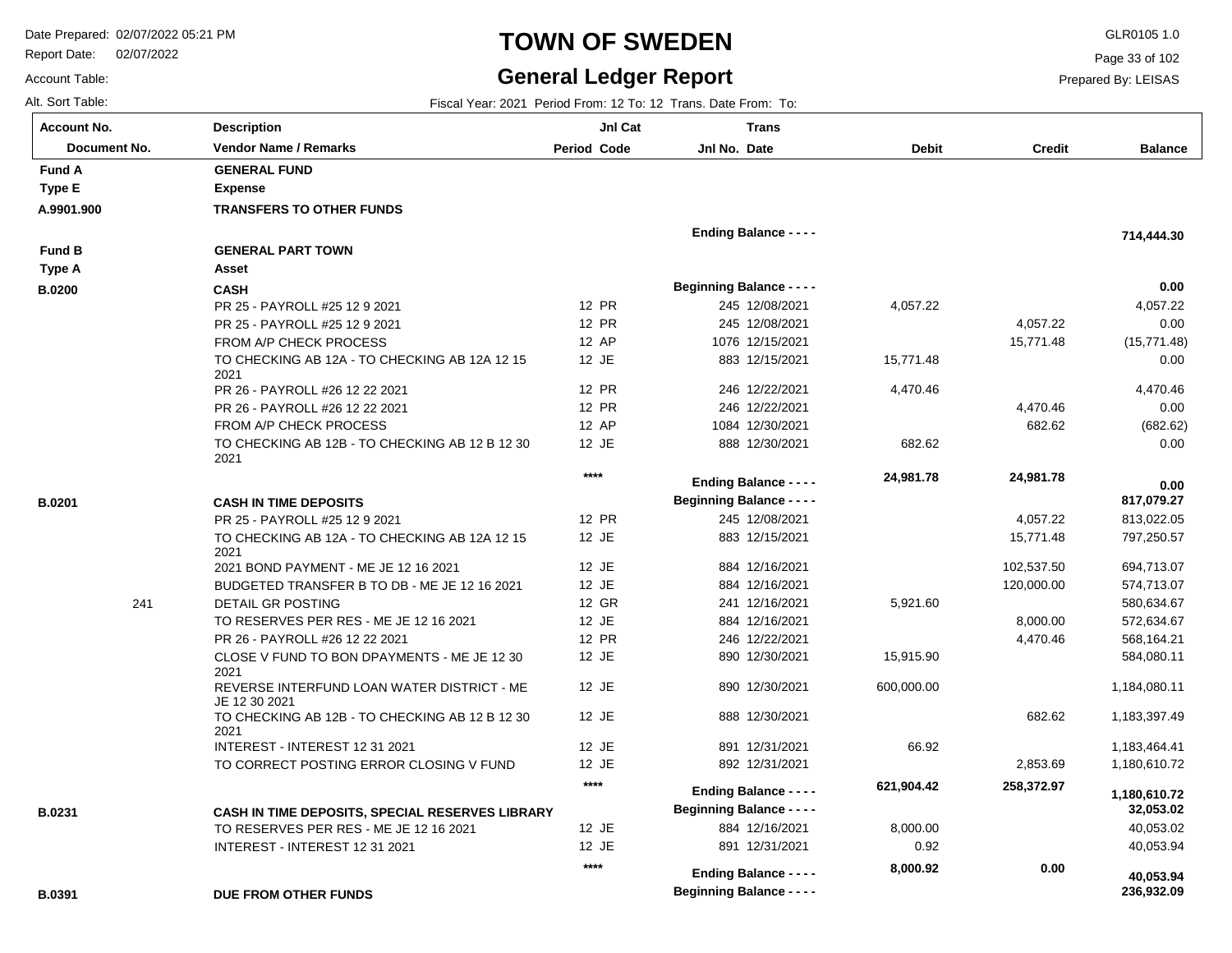# TOWN OF SWEDEN

## General Ledger Report

Date Prepared: 02/07/2022 05:21 PM
Report Date: 02/07/2022
Account Table:
Alt. Sort Table:

GLR0105 1.0
Prepared By: LEISAS

Fiscal Year: 2021 Period From: 12 To: 12 Trans. Date From: To:

| Account No. / Document No. | Description / Vendor Name / Remarks | Period | Jnl Cat Code | Jnl No. | Trans Date | Debit | Credit | Balance |
|---|---|---|---|---|---|---|---|---|
| **Fund A** | **GENERAL FUND** | | | | | | | |
| **Type E** | **Expense** | | | | | | | |
| **A.9901.900** | **TRANSFERS TO OTHER FUNDS** | | | | | | | |
| | | | | **Ending Balance - - - -** | | | | **714,444.30** |
| **Fund B** | **GENERAL PART TOWN** | | | | | | | |
| **Type A** | **Asset** | | | | | | | |
| **B.0200** | **CASH** | | | **Beginning Balance - - - -** | | | | **0.00** |
| | PR 25 - PAYROLL #25 12 9 2021 | 12 | PR | 245 | 12/08/2021 | 4,057.22 | | 4,057.22 |
| | PR 25 - PAYROLL #25 12 9 2021 | 12 | PR | 245 | 12/08/2021 | | 4,057.22 | 0.00 |
| | FROM A/P CHECK PROCESS | 12 | AP | 1076 | 12/15/2021 | | 15,771.48 | (15,771.48) |
| | TO CHECKING AB 12A - TO CHECKING AB 12A 12 15 2021 | 12 | JE | 883 | 12/15/2021 | 15,771.48 | | 0.00 |
| | PR 26 - PAYROLL #26 12 22 2021 | 12 | PR | 246 | 12/22/2021 | 4,470.46 | | 4,470.46 |
| | PR 26 - PAYROLL #26 12 22 2021 | 12 | PR | 246 | 12/22/2021 | | 4,470.46 | 0.00 |
| | FROM A/P CHECK PROCESS | 12 | AP | 1084 | 12/30/2021 | | 682.62 | (682.62) |
| | TO CHECKING AB 12B - TO CHECKING AB 12 B 12 30 2021 | 12 | JE | 888 | 12/30/2021 | 682.62 | | 0.00 |
| | | **** | | **Ending Balance - - - -** | | **24,981.78** | **24,981.78** | **0.00** |
| **B.0201** | **CASH IN TIME DEPOSITS** | | | **Beginning Balance - - - -** | | | | **817,079.27** |
| | PR 25 - PAYROLL #25 12 9 2021 | 12 | PR | 245 | 12/08/2021 | | 4,057.22 | 813,022.05 |
| | TO CHECKING AB 12A - TO CHECKING AB 12A 12 15 2021 | 12 | JE | 883 | 12/15/2021 | | 15,771.48 | 797,250.57 |
| | 2021 BOND PAYMENT - ME JE 12 16 2021 | 12 | JE | 884 | 12/16/2021 | | 102,537.50 | 694,713.07 |
| | BUDGETED TRANSFER B TO DB - ME JE 12 16 2021 | 12 | JE | 884 | 12/16/2021 | | 120,000.00 | 574,713.07 |
| 241 | DETAIL GR POSTING | 12 | GR | 241 | 12/16/2021 | 5,921.60 | | 580,634.67 |
| | TO RESERVES PER RES - ME JE 12 16 2021 | 12 | JE | 884 | 12/16/2021 | | 8,000.00 | 572,634.67 |
| | PR 26 - PAYROLL #26 12 22 2021 | 12 | PR | 246 | 12/22/2021 | | 4,470.46 | 568,164.21 |
| | CLOSE V FUND TO BON DPAYMENTS - ME JE 12 30 2021 | 12 | JE | 890 | 12/30/2021 | 15,915.90 | | 584,080.11 |
| | REVERSE INTERFUND LOAN WATER DISTRICT - ME JE 12 30 2021 | 12 | JE | 890 | 12/30/2021 | 600,000.00 | | 1,184,080.11 |
| | TO CHECKING AB 12B - TO CHECKING AB 12 B 12 30 2021 | 12 | JE | 888 | 12/30/2021 | | 682.62 | 1,183,397.49 |
| | INTEREST - INTEREST 12 31 2021 | 12 | JE | 891 | 12/31/2021 | 66.92 | | 1,183,464.41 |
| | TO CORRECT POSTING ERROR CLOSING V FUND | 12 | JE | 892 | 12/31/2021 | | 2,853.69 | 1,180,610.72 |
| | | **** | | **Ending Balance - - - -** | | **621,904.42** | **258,372.97** | **1,180,610.72** |
| **B.0231** | **CASH IN TIME DEPOSITS, SPECIAL RESERVES LIBRARY** | | | **Beginning Balance - - - -** | | | | **32,053.02** |
| | TO RESERVES PER RES - ME JE 12 16 2021 | 12 | JE | 884 | 12/16/2021 | 8,000.00 | | 40,053.02 |
| | INTEREST - INTEREST 12 31 2021 | 12 | JE | 891 | 12/31/2021 | 0.92 | | 40,053.94 |
| | | **** | | **Ending Balance - - - -** | | **8,000.92** | **0.00** | **40,053.94** |
| **B.0391** | **DUE FROM OTHER FUNDS** | | | **Beginning Balance - - - -** | | | | **236,932.09** |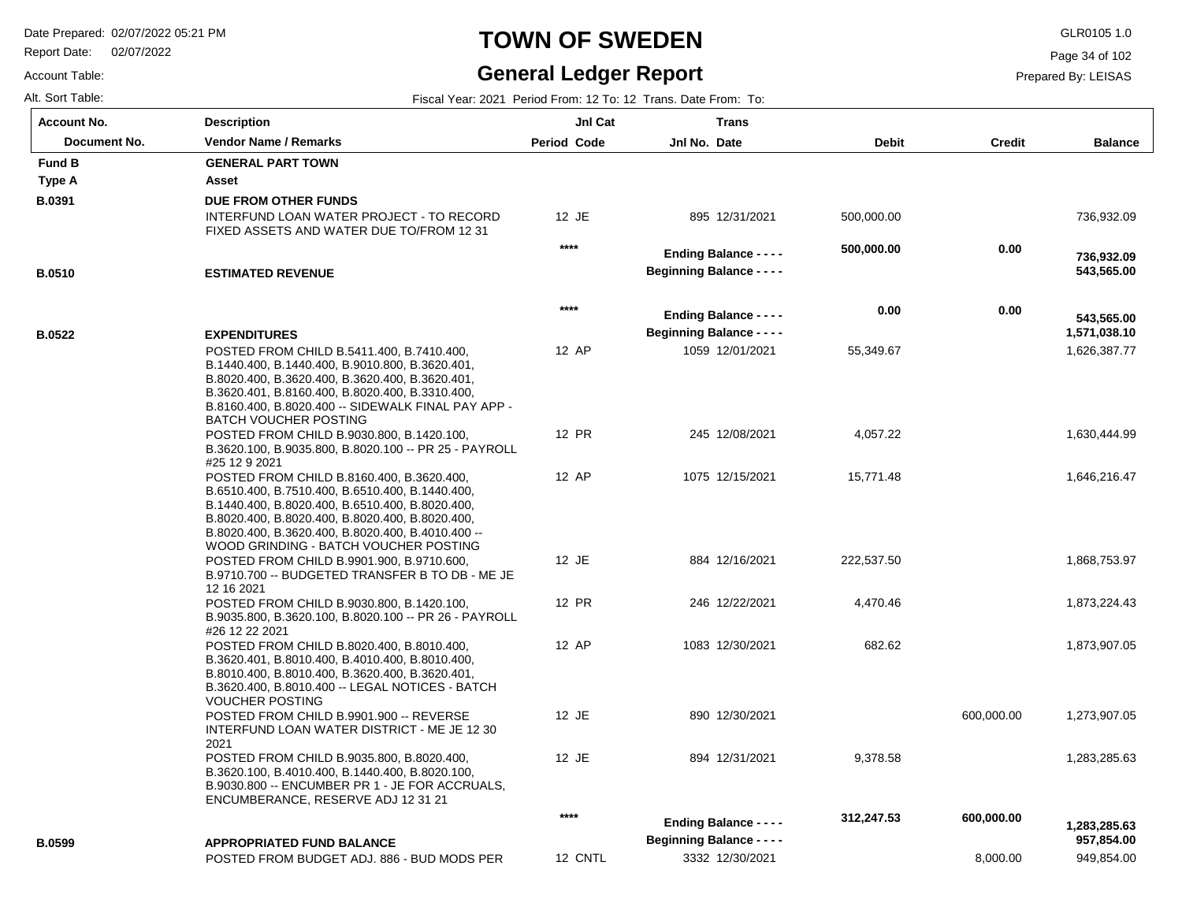# TOWN OF SWEDEN

## General Ledger Report

Date Prepared: 02/07/2022 05:21 PM
Report Date: 02/07/2022
Account Table:
Alt. Sort Table:

GLR0105 1.0
Prepared By: LEISAS

Fiscal Year: 2021 Period From: 12 To: 12 Trans. Date From: To:

| Account No. / Document No. | Description / Vendor Name / Remarks | Period | Jnl Cat Code | Jnl No. | Trans Date | Debit | Credit | Balance |
|---|---|---|---|---|---|---|---|---|
| **Fund B** | **GENERAL PART TOWN** | | | | | | | |
| **Type A** | **Asset** | | | | | | | |
| **B.0391** | **DUE FROM OTHER FUNDS** | | | | | | | |
| | INTERFUND LOAN WATER PROJECT - TO RECORD FIXED ASSETS AND WATER DUE TO/FROM 12 31 | 12 | JE | 895 | 12/31/2021 | 500,000.00 | | 736,932.09 |
| | | **** | | | **Ending Balance - - - -** | **500,000.00** | **0.00** | **736,932.09** |
| **B.0510** | **ESTIMATED REVENUE** | | | | **Beginning Balance - - - -** | | | **543,565.00** |
| | | **** | | | **Ending Balance - - - -** | **0.00** | **0.00** | **543,565.00** |
| **B.0522** | **EXPENDITURES** | | | | **Beginning Balance - - - -** | | | **1,571,038.10** |
| | POSTED FROM CHILD B.5411.400, B.7410.400, B.1440.400, B.1440.400, B.9010.800, B.3620.401, B.8020.400, B.3620.400, B.3620.400, B.3620.401, B.3620.401, B.8160.400, B.8020.400, B.3310.400, B.8160.400, B.8020.400 -- SIDEWALK FINAL PAY APP - BATCH VOUCHER POSTING | 12 | AP | 1059 | 12/01/2021 | 55,349.67 | | 1,626,387.77 |
| | POSTED FROM CHILD B.9030.800, B.1420.100, B.3620.100, B.9035.800, B.8020.100 -- PR 25 - PAYROLL #25 12 9 2021 | 12 | PR | 245 | 12/08/2021 | 4,057.22 | | 1,630,444.99 |
| | POSTED FROM CHILD B.8160.400, B.3620.400, B.6510.400, B.7510.400, B.1440.400, B.1440.400, B.8020.400, B.6510.400, B.8020.400, B.8020.400, B.8020.400, B.8020.400, B.8020.400, B.8020.400, B.3620.400, B.8020.400, B.4010.400 -- WOOD GRINDING - BATCH VOUCHER POSTING | 12 | AP | 1075 | 12/15/2021 | 15,771.48 | | 1,646,216.47 |
| | POSTED FROM CHILD B.9901.900, B.9710.600, B.9710.700 -- BUDGETED TRANSFER B TO DB - ME JE 12 16 2021 | 12 | JE | 884 | 12/16/2021 | 222,537.50 | | 1,868,753.97 |
| | POSTED FROM CHILD B.9030.800, B.1420.100, B.9035.800, B.3620.100, B.8020.100 -- PR 26 - PAYROLL #26 12 22 2021 | 12 | PR | 246 | 12/22/2021 | 4,470.46 | | 1,873,224.43 |
| | POSTED FROM CHILD B.8020.400, B.8010.400, B.3620.401, B.8010.400, B.4010.400, B.8010.400, B.8010.400, B.8010.400, B.3620.400, B.3620.401, B.3620.400, B.8010.400 -- LEGAL NOTICES - BATCH VOUCHER POSTING | 12 | AP | 1083 | 12/30/2021 | 682.62 | | 1,873,907.05 |
| | POSTED FROM CHILD B.9901.900 -- REVERSE INTERFUND LOAN WATER DISTRICT - ME JE 12 30 2021 | 12 | JE | 890 | 12/30/2021 | | 600,000.00 | 1,273,907.05 |
| | POSTED FROM CHILD B.9035.800, B.8020.400, B.3620.100, B.4010.400, B.1440.400, B.8020.100, B.9030.800 -- ENCUMBER PR 1 - JE FOR ACCRUALS, ENCUMBERANCE, RESERVE ADJ 12 31 21 | 12 | JE | 894 | 12/31/2021 | 9,378.58 | | 1,283,285.63 |
| | | **** | | | **Ending Balance - - - -** | **312,247.53** | **600,000.00** | **1,283,285.63** |
| **B.0599** | **APPROPRIATED FUND BALANCE** | | | | **Beginning Balance - - - -** | | | **957,854.00** |
| | POSTED FROM BUDGET ADJ. 886 - BUD MODS PER | 12 | CNTL | 3332 | 12/30/2021 | | 8,000.00 | 949,854.00 |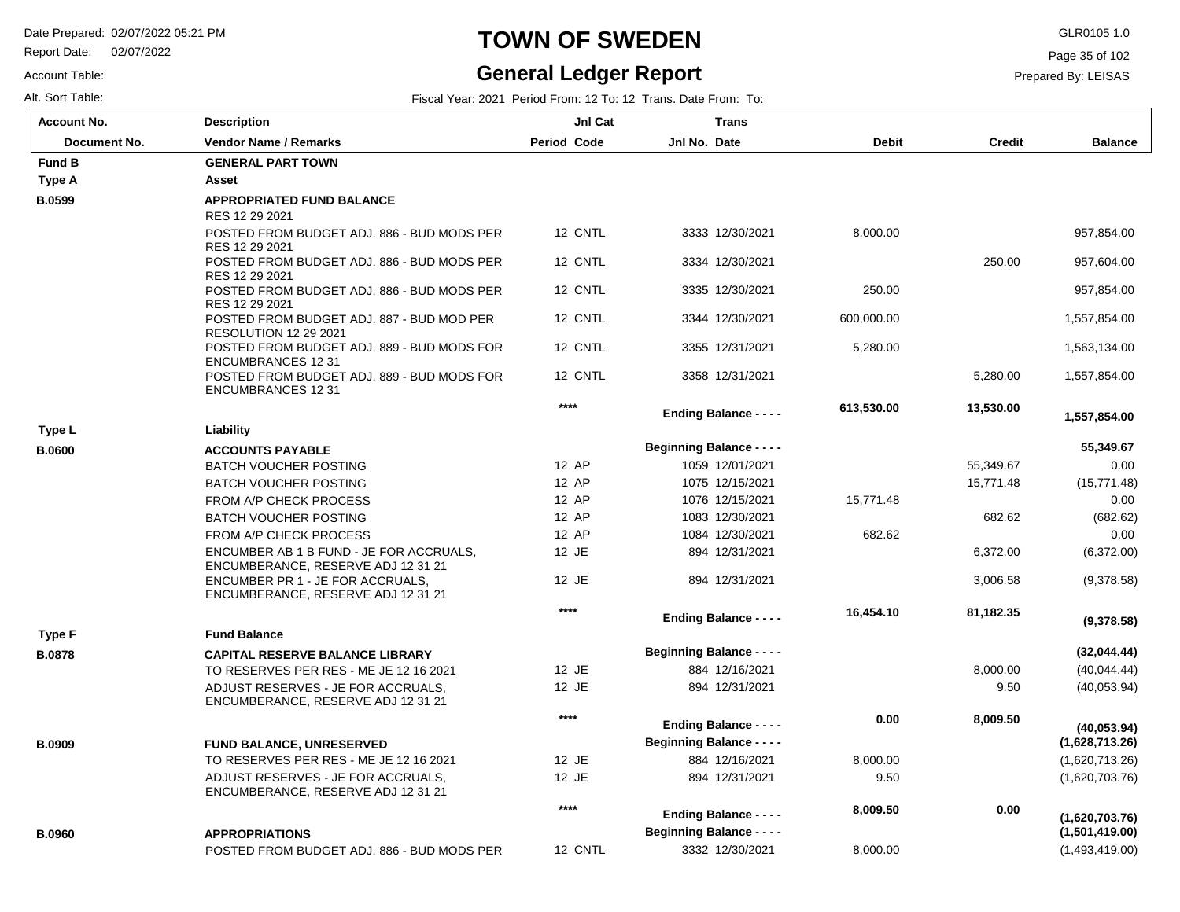# TOWN OF SWEDEN

## General Ledger Report

Date Prepared: 02/07/2022 05:21 PM
Report Date: 02/07/2022
Account Table:
Alt. Sort Table:

GLR0105 1.0
Prepared By: LEISAS

Fiscal Year: 2021 Period From: 12 To: 12 Trans. Date From: To:

| Account No. / Document No. | Description / Vendor Name / Remarks | Period | Jnl Cat Code | Jnl No. | Trans Date | Debit | Credit | Balance |
|---|---|---|---|---|---|---|---|---|
| **Fund B** | **GENERAL PART TOWN** | | | | | | | |
| **Type A** | **Asset** | | | | | | | |
| **B.0599** | **APPROPRIATED FUND BALANCE** | | | | | | | |
| | RES 12 29 2021 | | | | | | | |
| | POSTED FROM BUDGET ADJ. 886 - BUD MODS PER RES 12 29 2021 | 12 | CNTL | 3333 | 12/30/2021 | 8,000.00 | | 957,854.00 |
| | POSTED FROM BUDGET ADJ. 886 - BUD MODS PER RES 12 29 2021 | 12 | CNTL | 3334 | 12/30/2021 | | 250.00 | 957,604.00 |
| | POSTED FROM BUDGET ADJ. 886 - BUD MODS PER RES 12 29 2021 | 12 | CNTL | 3335 | 12/30/2021 | 250.00 | | 957,854.00 |
| | POSTED FROM BUDGET ADJ. 887 - BUD MOD PER RESOLUTION 12 29 2021 | 12 | CNTL | 3344 | 12/30/2021 | 600,000.00 | | 1,557,854.00 |
| | POSTED FROM BUDGET ADJ. 889 - BUD MODS FOR ENCUMBRANCES 12 31 | 12 | CNTL | 3355 | 12/31/2021 | 5,280.00 | | 1,563,134.00 |
| | POSTED FROM BUDGET ADJ. 889 - BUD MODS FOR ENCUMBRANCES 12 31 | 12 | CNTL | 3358 | 12/31/2021 | | 5,280.00 | 1,557,854.00 |
| | | **** | | **Ending Balance - - - -** | | **613,530.00** | **13,530.00** | **1,557,854.00** |
| **Type L** | **Liability** | | | | | | | |
| **B.0600** | **ACCOUNTS PAYABLE** | | | **Beginning Balance - - - -** | | | | **55,349.67** |
| | BATCH VOUCHER POSTING | 12 | AP | 1059 | 12/01/2021 | | 55,349.67 | 0.00 |
| | BATCH VOUCHER POSTING | 12 | AP | 1075 | 12/15/2021 | | 15,771.48 | (15,771.48) |
| | FROM A/P CHECK PROCESS | 12 | AP | 1076 | 12/15/2021 | 15,771.48 | | 0.00 |
| | BATCH VOUCHER POSTING | 12 | AP | 1083 | 12/30/2021 | | 682.62 | (682.62) |
| | FROM A/P CHECK PROCESS | 12 | AP | 1084 | 12/30/2021 | 682.62 | | 0.00 |
| | ENCUMBER AB 1 B FUND - JE FOR ACCRUALS, ENCUMBERANCE, RESERVE ADJ 12 31 21 | 12 | JE | 894 | 12/31/2021 | | 6,372.00 | (6,372.00) |
| | ENCUMBER PR 1 - JE FOR ACCRUALS, ENCUMBERANCE, RESERVE ADJ 12 31 21 | 12 | JE | 894 | 12/31/2021 | | 3,006.58 | (9,378.58) |
| | | **** | | **Ending Balance - - - -** | | **16,454.10** | **81,182.35** | **(9,378.58)** |
| **Type F** | **Fund Balance** | | | | | | | |
| **B.0878** | **CAPITAL RESERVE BALANCE LIBRARY** | | | **Beginning Balance - - - -** | | | | **(32,044.44)** |
| | TO RESERVES PER RES - ME JE 12 16 2021 | 12 | JE | 884 | 12/16/2021 | | 8,000.00 | (40,044.44) |
| | ADJUST RESERVES - JE FOR ACCRUALS, ENCUMBERANCE, RESERVE ADJ 12 31 21 | 12 | JE | 894 | 12/31/2021 | | 9.50 | (40,053.94) |
| | | **** | | **Ending Balance - - - -** | | **0.00** | **8,009.50** | **(40,053.94)** |
| **B.0909** | **FUND BALANCE, UNRESERVED** | | | **Beginning Balance - - - -** | | | | **(1,628,713.26)** |
| | TO RESERVES PER RES - ME JE 12 16 2021 | 12 | JE | 884 | 12/16/2021 | 8,000.00 | | (1,620,713.26) |
| | ADJUST RESERVES - JE FOR ACCRUALS, ENCUMBERANCE, RESERVE ADJ 12 31 21 | 12 | JE | 894 | 12/31/2021 | 9.50 | | (1,620,703.76) |
| | | **** | | **Ending Balance - - - -** | | **8,009.50** | **0.00** | **(1,620,703.76)** |
| **B.0960** | **APPROPRIATIONS** | | | **Beginning Balance - - - -** | | | | **(1,501,419.00)** |
| | POSTED FROM BUDGET ADJ. 886 - BUD MODS PER | 12 | CNTL | 3332 | 12/30/2021 | 8,000.00 | | (1,493,419.00) |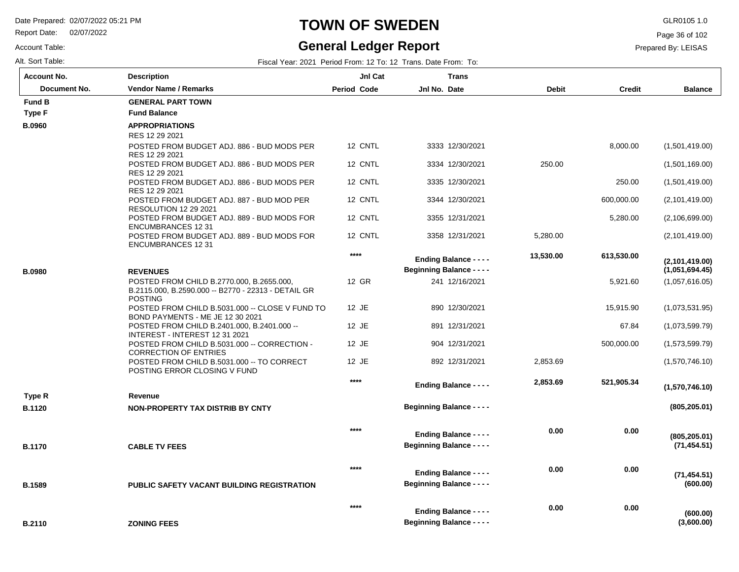# TOWN OF SWEDEN

## General Ledger Report

Date Prepared: 02/07/2022 05:21 PM
Report Date: 02/07/2022
Account Table:
Alt. Sort Table:

GLR0105 1.0
Prepared By: LEISAS

Fiscal Year: 2021 Period From: 12 To: 12 Trans. Date From: To:

| Account No. / Document No. | Description / Vendor Name / Remarks | Period | Jnl Cat Code | Jnl No. | Trans Date | Debit | Credit | Balance |
|---|---|---|---|---|---|---|---|---|
| **Fund B** | **GENERAL PART TOWN** | | | | | | | |
| **Type F** | **Fund Balance** | | | | | | | |
| **B.0960** | **APPROPRIATIONS** | | | | | | | |
| | RES 12 29 2021 | | | | | | | |
| | POSTED FROM BUDGET ADJ. 886 - BUD MODS PER RES 12 29 2021 | 12 | CNTL | 3333 | 12/30/2021 | | 8,000.00 | (1,501,419.00) |
| | POSTED FROM BUDGET ADJ. 886 - BUD MODS PER RES 12 29 2021 | 12 | CNTL | 3334 | 12/30/2021 | 250.00 | | (1,501,169.00) |
| | POSTED FROM BUDGET ADJ. 886 - BUD MODS PER RES 12 29 2021 | 12 | CNTL | 3335 | 12/30/2021 | | 250.00 | (1,501,419.00) |
| | POSTED FROM BUDGET ADJ. 887 - BUD MOD PER RESOLUTION 12 29 2021 | 12 | CNTL | 3344 | 12/30/2021 | | 600,000.00 | (2,101,419.00) |
| | POSTED FROM BUDGET ADJ. 889 - BUD MODS FOR ENCUMBRANCES 12 31 | 12 | CNTL | 3355 | 12/31/2021 | | 5,280.00 | (2,106,699.00) |
| | POSTED FROM BUDGET ADJ. 889 - BUD MODS FOR ENCUMBRANCES 12 31 | 12 | CNTL | 3358 | 12/31/2021 | 5,280.00 | | (2,101,419.00) |
| | | **** | | **Ending Balance - - - -** | | **13,530.00** | **613,530.00** | **(2,101,419.00)** |
| **B.0980** | **REVENUES** | | | **Beginning Balance - - - -** | | | | **(1,051,694.45)** |
| | POSTED FROM CHILD B.2770.000, B.2655.000, B.2115.000, B.2590.000 -- B2770 - 22313 - DETAIL GR POSTING | 12 | GR | 241 | 12/16/2021 | | 5,921.60 | (1,057,616.05) |
| | POSTED FROM CHILD B.5031.000 -- CLOSE V FUND TO BOND PAYMENTS - ME JE 12 30 2021 | 12 | JE | 890 | 12/30/2021 | | 15,915.90 | (1,073,531.95) |
| | POSTED FROM CHILD B.2401.000, B.2401.000 -- INTEREST - INTEREST 12 31 2021 | 12 | JE | 891 | 12/31/2021 | | 67.84 | (1,073,599.79) |
| | POSTED FROM CHILD B.5031.000 -- CORRECTION - CORRECTION OF ENTRIES | 12 | JE | 904 | 12/31/2021 | | 500,000.00 | (1,573,599.79) |
| | POSTED FROM CHILD B.5031.000 -- TO CORRECT POSTING ERROR CLOSING V FUND | 12 | JE | 892 | 12/31/2021 | 2,853.69 | | (1,570,746.10) |
| | | **** | | **Ending Balance - - - -** | | **2,853.69** | **521,905.34** | **(1,570,746.10)** |
| **Type R** | **Revenue** | | | | | | | |
| **B.1120** | **NON-PROPERTY TAX DISTRIB BY CNTY** | | | **Beginning Balance - - - -** | | | | **(805,205.01)** |
| | | **** | | **Ending Balance - - - -** | | **0.00** | **0.00** | **(805,205.01)** |
| **B.1170** | **CABLE TV FEES** | | | **Beginning Balance - - - -** | | | | **(71,454.51)** |
| | | **** | | **Ending Balance - - - -** | | **0.00** | **0.00** | **(71,454.51)** |
| **B.1589** | **PUBLIC SAFETY VACANT BUILDING REGISTRATION** | | | **Beginning Balance - - - -** | | | | **(600.00)** |
| | | **** | | **Ending Balance - - - -** | | **0.00** | **0.00** | **(600.00)** |
| **B.2110** | **ZONING FEES** | | | **Beginning Balance - - - -** | | | | **(3,600.00)** |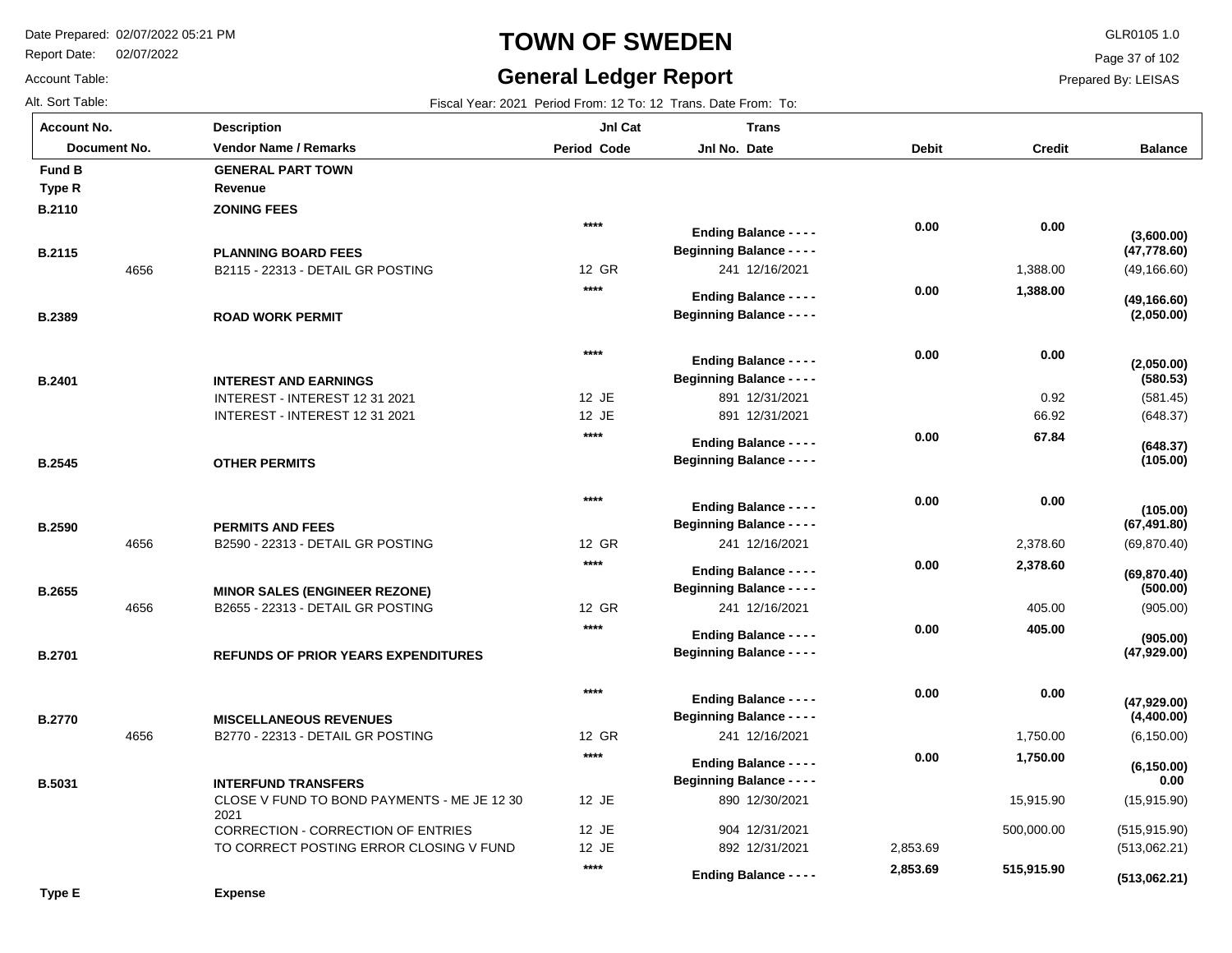# TOWN OF SWEDEN

## General Ledger Report

Date Prepared: 02/07/2022 05:21 PM
Report Date: 02/07/2022
Account Table:
Alt. Sort Table:

GLR0105 1.0
Prepared By: LEISAS

Fiscal Year: 2021 Period From: 12 To: 12 Trans. Date From: To:

| Account No. / Document No. | Description / Vendor Name / Remarks | Jnl Cat Period Code | Trans Jnl No. Date | Debit | Credit | Balance |
|---|---|---|---|---|---|---|
| **Fund B** | **GENERAL PART TOWN** | | | | | |
| **Type R** | **Revenue** | | | | | |
| **B.2110** | **ZONING FEES** | | | | | |
| | | **** | **Ending Balance - - - -** | **0.00** | **0.00** | **(3,600.00)** |
| **B.2115** | **PLANNING BOARD FEES** | | **Beginning Balance - - - -** | | | **(47,778.60)** |
| 4656 | B2115 - 22313 - DETAIL GR POSTING | 12 GR | 241 12/16/2021 | | 1,388.00 | (49,166.60) |
| | | **** | **Ending Balance - - - -** | **0.00** | **1,388.00** | **(49,166.60)** |
| **B.2389** | **ROAD WORK PERMIT** | | **Beginning Balance - - - -** | | | **(2,050.00)** |
| | | **** | **Ending Balance - - - -** | **0.00** | **0.00** | **(2,050.00)** |
| **B.2401** | **INTEREST AND EARNINGS** | | **Beginning Balance - - - -** | | | **(580.53)** |
| | INTEREST - INTEREST 12 31 2021 | 12 JE | 891 12/31/2021 | | 0.92 | (581.45) |
| | INTEREST - INTEREST 12 31 2021 | 12 JE | 891 12/31/2021 | | 66.92 | (648.37) |
| | | **** | **Ending Balance - - - -** | **0.00** | **67.84** | **(648.37)** |
| **B.2545** | **OTHER PERMITS** | | **Beginning Balance - - - -** | | | **(105.00)** |
| | | **** | **Ending Balance - - - -** | **0.00** | **0.00** | **(105.00)** |
| **B.2590** | **PERMITS AND FEES** | | **Beginning Balance - - - -** | | | **(67,491.80)** |
| 4656 | B2590 - 22313 - DETAIL GR POSTING | 12 GR | 241 12/16/2021 | | 2,378.60 | (69,870.40) |
| | | **** | **Ending Balance - - - -** | **0.00** | **2,378.60** | **(69,870.40)** |
| **B.2655** | **MINOR SALES (ENGINEER REZONE)** | | **Beginning Balance - - - -** | | | **(500.00)** |
| 4656 | B2655 - 22313 - DETAIL GR POSTING | 12 GR | 241 12/16/2021 | | 405.00 | (905.00) |
| | | **** | **Ending Balance - - - -** | **0.00** | **405.00** | **(905.00)** |
| **B.2701** | **REFUNDS OF PRIOR YEARS EXPENDITURES** | | **Beginning Balance - - - -** | | | **(47,929.00)** |
| | | **** | **Ending Balance - - - -** | **0.00** | **0.00** | **(47,929.00)** |
| **B.2770** | **MISCELLANEOUS REVENUES** | | **Beginning Balance - - - -** | | | **(4,400.00)** |
| 4656 | B2770 - 22313 - DETAIL GR POSTING | 12 GR | 241 12/16/2021 | | 1,750.00 | (6,150.00) |
| | | **** | **Ending Balance - - - -** | **0.00** | **1,750.00** | **(6,150.00)** |
| **B.5031** | **INTERFUND TRANSFERS** | | **Beginning Balance - - - -** | | | **0.00** |
| | CLOSE V FUND TO BOND PAYMENTS - ME JE 12 30 2021 | 12 JE | 890 12/30/2021 | | 15,915.90 | (15,915.90) |
| | CORRECTION - CORRECTION OF ENTRIES | 12 JE | 904 12/31/2021 | | 500,000.00 | (515,915.90) |
| | TO CORRECT POSTING ERROR CLOSING V FUND | 12 JE | 892 12/31/2021 | 2,853.69 | | (513,062.21) |
| | | **** | **Ending Balance - - - -** | **2,853.69** | **515,915.90** | **(513,062.21)** |
| **Type E** | **Expense** | | | | | |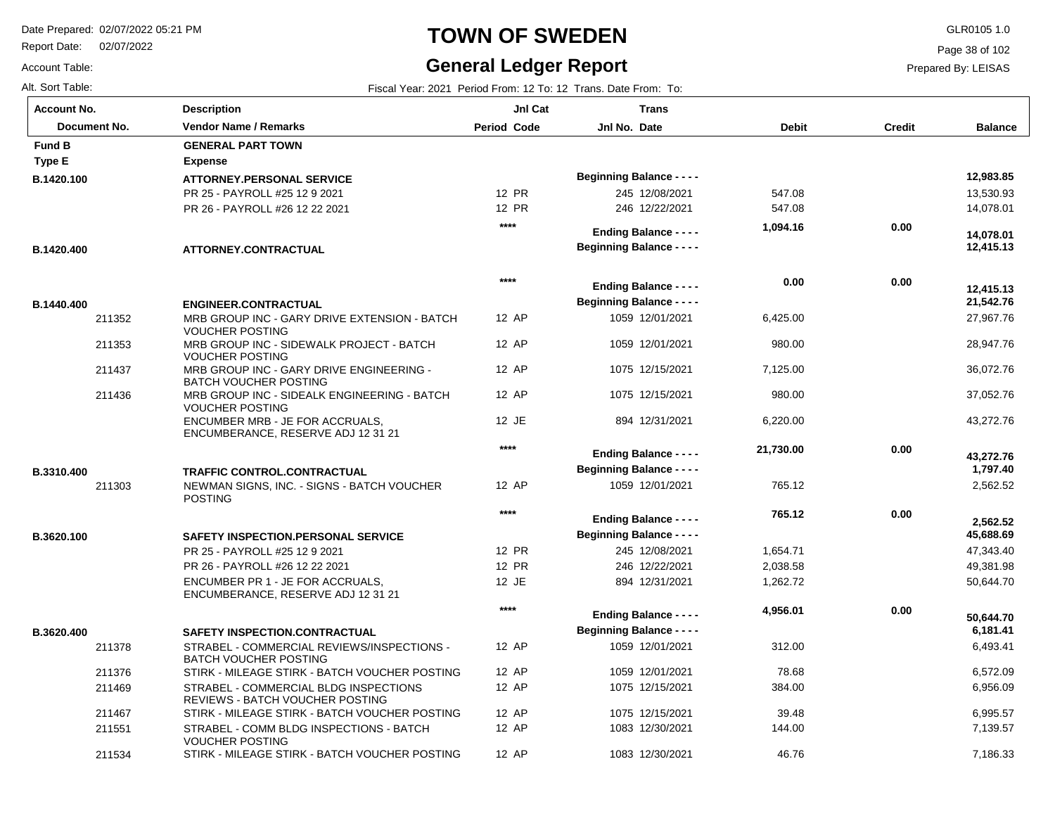# TOWN OF SWEDEN

## General Ledger Report

Date Prepared: 02/07/2022 05:21 PM
Report Date: 02/07/2022
Account Table:
Alt. Sort Table:

GLR0105 1.0
Prepared By: LEISAS

Fiscal Year: 2021 Period From: 12 To: 12 Trans. Date From: To:

| Account No. / Document No. | Description / Vendor Name / Remarks | Period | Jnl Cat Code | Jnl No. | Trans Date | Debit | Credit | Balance |
|---|---|---|---|---|---|---|---|---|
| **Fund B** | **GENERAL PART TOWN** | | | | | | | |
| **Type E** | **Expense** | | | | | | | |
| **B.1420.100** | **ATTORNEY.PERSONAL SERVICE** | | | **Beginning Balance - - - -** | | | | **12,983.85** |
| | PR 25 - PAYROLL #25 12 9 2021 | 12 | PR | 245 | 12/08/2021 | 547.08 | | 13,530.93 |
| | PR 26 - PAYROLL #26 12 22 2021 | 12 | PR | 246 | 12/22/2021 | 547.08 | | 14,078.01 |
| | | **** | | **Ending Balance - - - -** | | **1,094.16** | **0.00** | **14,078.01** |
| **B.1420.400** | **ATTORNEY.CONTRACTUAL** | | | **Beginning Balance - - - -** | | | | **12,415.13** |
| | | **** | | **Ending Balance - - - -** | | **0.00** | **0.00** | **12,415.13** |
| **B.1440.400** | **ENGINEER.CONTRACTUAL** | | | **Beginning Balance - - - -** | | | | **21,542.76** |
| 211352 | MRB GROUP INC - GARY DRIVE EXTENSION - BATCH VOUCHER POSTING | 12 | AP | 1059 | 12/01/2021 | 6,425.00 | | 27,967.76 |
| 211353 | MRB GROUP INC - SIDEWALK PROJECT - BATCH VOUCHER POSTING | 12 | AP | 1059 | 12/01/2021 | 980.00 | | 28,947.76 |
| 211437 | MRB GROUP INC - GARY DRIVE ENGINEERING - BATCH VOUCHER POSTING | 12 | AP | 1075 | 12/15/2021 | 7,125.00 | | 36,072.76 |
| 211436 | MRB GROUP INC - SIDEALK ENGINEERING - BATCH VOUCHER POSTING | 12 | AP | 1075 | 12/15/2021 | 980.00 | | 37,052.76 |
| | ENCUMBER MRB - JE FOR ACCRUALS, ENCUMBERANCE, RESERVE ADJ 12 31 21 | 12 | JE | 894 | 12/31/2021 | 6,220.00 | | 43,272.76 |
| | | **** | | **Ending Balance - - - -** | | **21,730.00** | **0.00** | **43,272.76** |
| **B.3310.400** | **TRAFFIC CONTROL.CONTRACTUAL** | | | **Beginning Balance - - - -** | | | | **1,797.40** |
| 211303 | NEWMAN SIGNS, INC. - SIGNS - BATCH VOUCHER POSTING | 12 | AP | 1059 | 12/01/2021 | 765.12 | | 2,562.52 |
| | | **** | | **Ending Balance - - - -** | | **765.12** | **0.00** | **2,562.52** |
| **B.3620.100** | **SAFETY INSPECTION.PERSONAL SERVICE** | | | **Beginning Balance - - - -** | | | | **45,688.69** |
| | PR 25 - PAYROLL #25 12 9 2021 | 12 | PR | 245 | 12/08/2021 | 1,654.71 | | 47,343.40 |
| | PR 26 - PAYROLL #26 12 22 2021 | 12 | PR | 246 | 12/22/2021 | 2,038.58 | | 49,381.98 |
| | ENCUMBER PR 1 - JE FOR ACCRUALS, ENCUMBERANCE, RESERVE ADJ 12 31 21 | 12 | JE | 894 | 12/31/2021 | 1,262.72 | | 50,644.70 |
| | | **** | | **Ending Balance - - - -** | | **4,956.01** | **0.00** | **50,644.70** |
| **B.3620.400** | **SAFETY INSPECTION.CONTRACTUAL** | | | **Beginning Balance - - - -** | | | | **6,181.41** |
| 211378 | STRABEL - COMMERCIAL REVIEWS/INSPECTIONS - BATCH VOUCHER POSTING | 12 | AP | 1059 | 12/01/2021 | 312.00 | | 6,493.41 |
| 211376 | STIRK - MILEAGE STIRK - BATCH VOUCHER POSTING | 12 | AP | 1059 | 12/01/2021 | 78.68 | | 6,572.09 |
| 211469 | STRABEL - COMMERCIAL BLDG INSPECTIONS REVIEWS - BATCH VOUCHER POSTING | 12 | AP | 1075 | 12/15/2021 | 384.00 | | 6,956.09 |
| 211467 | STIRK - MILEAGE STIRK - BATCH VOUCHER POSTING | 12 | AP | 1075 | 12/15/2021 | 39.48 | | 6,995.57 |
| 211551 | STRABEL - COMM BLDG INSPECTIONS - BATCH VOUCHER POSTING | 12 | AP | 1083 | 12/30/2021 | 144.00 | | 7,139.57 |
| 211534 | STIRK - MILEAGE STIRK - BATCH VOUCHER POSTING | 12 | AP | 1083 | 12/30/2021 | 46.76 | | 7,186.33 |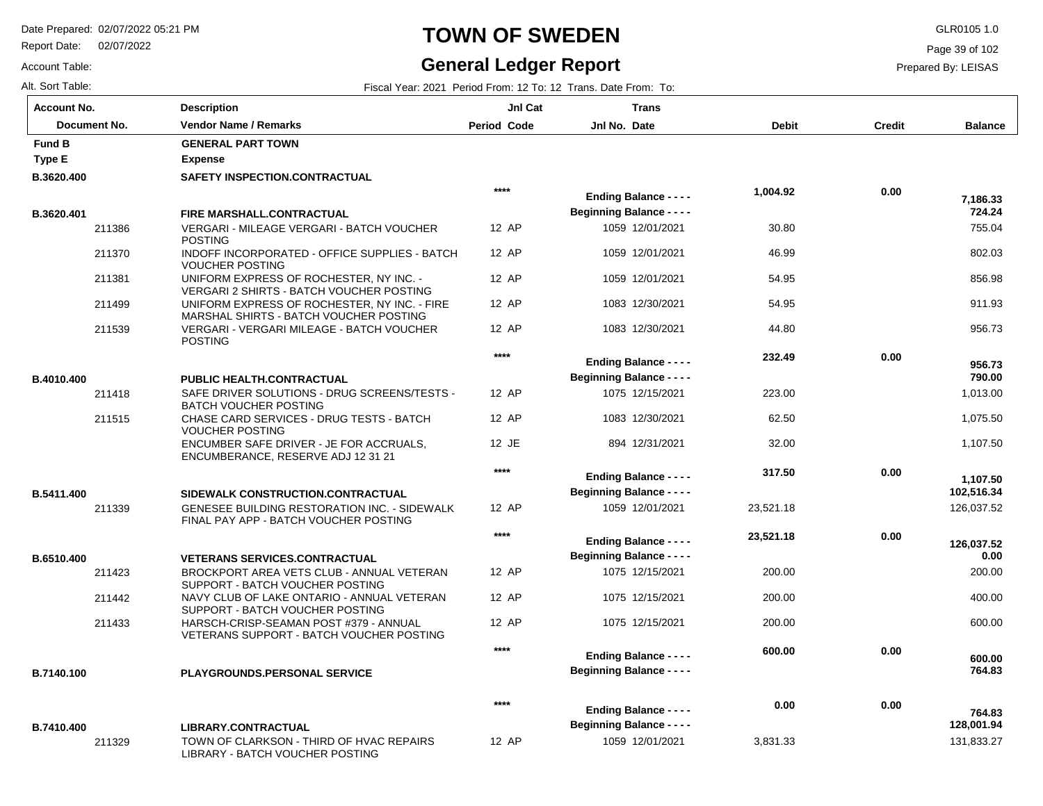# TOWN OF SWEDEN

## General Ledger Report

Date Prepared: 02/07/2022 05:21 PM
Report Date: 02/07/2022
Account Table:
Alt. Sort Table:

GLR0105 1.0
Prepared By: LEISAS

Fiscal Year: 2021 Period From: 12 To: 12 Trans. Date From: To:

| Account No. / Document No. | Description / Vendor Name / Remarks | Period | Jnl Cat Code | Jnl No. | Trans Date | Debit | Credit | Balance |
|---|---|---|---|---|---|---|---|---|
| **Fund B** | **GENERAL PART TOWN** | | | | | | | |
| **Type E** | **Expense** | | | | | | | |
| **B.3620.400** | **SAFETY INSPECTION.CONTRACTUAL** | | | | | | | |
| | | **\*\*\*\*** | | **Ending Balance - - - -** | | **1,004.92** | **0.00** | **7,186.33** |
| **B.3620.401** | **FIRE MARSHALL.CONTRACTUAL** | | | **Beginning Balance - - - -** | | | | **724.24** |
| 211386 | VERGARI - MILEAGE VERGARI - BATCH VOUCHER POSTING | 12 | AP | 1059 | 12/01/2021 | 30.80 | | 755.04 |
| 211370 | INDOFF INCORPORATED - OFFICE SUPPLIES - BATCH VOUCHER POSTING | 12 | AP | 1059 | 12/01/2021 | 46.99 | | 802.03 |
| 211381 | UNIFORM EXPRESS OF ROCHESTER, NY INC. - VERGARI 2 SHIRTS - BATCH VOUCHER POSTING | 12 | AP | 1059 | 12/01/2021 | 54.95 | | 856.98 |
| 211499 | UNIFORM EXPRESS OF ROCHESTER, NY INC. - FIRE MARSHAL SHIRTS - BATCH VOUCHER POSTING | 12 | AP | 1083 | 12/30/2021 | 54.95 | | 911.93 |
| 211539 | VERGARI - VERGARI MILEAGE - BATCH VOUCHER POSTING | 12 | AP | 1083 | 12/30/2021 | 44.80 | | 956.73 |
| | | **\*\*\*\*** | | **Ending Balance - - - -** | | **232.49** | **0.00** | **956.73** |
| **B.4010.400** | **PUBLIC HEALTH.CONTRACTUAL** | | | **Beginning Balance - - - -** | | | | **790.00** |
| 211418 | SAFE DRIVER SOLUTIONS - DRUG SCREENS/TESTS - BATCH VOUCHER POSTING | 12 | AP | 1075 | 12/15/2021 | 223.00 | | 1,013.00 |
| 211515 | CHASE CARD SERVICES - DRUG TESTS - BATCH VOUCHER POSTING | 12 | AP | 1083 | 12/30/2021 | 62.50 | | 1,075.50 |
| | ENCUMBER SAFE DRIVER - JE FOR ACCRUALS, ENCUMBERANCE, RESERVE ADJ 12 31 21 | 12 | JE | 894 | 12/31/2021 | 32.00 | | 1,107.50 |
| | | **\*\*\*\*** | | **Ending Balance - - - -** | | **317.50** | **0.00** | **1,107.50** |
| **B.5411.400** | **SIDEWALK CONSTRUCTION.CONTRACTUAL** | | | **Beginning Balance - - - -** | | | | **102,516.34** |
| 211339 | GENESEE BUILDING RESTORATION INC. - SIDEWALK FINAL PAY APP - BATCH VOUCHER POSTING | 12 | AP | 1059 | 12/01/2021 | 23,521.18 | | 126,037.52 |
| | | **\*\*\*\*** | | **Ending Balance - - - -** | | **23,521.18** | **0.00** | **126,037.52** |
| **B.6510.400** | **VETERANS SERVICES.CONTRACTUAL** | | | **Beginning Balance - - - -** | | | | **0.00** |
| 211423 | BROCKPORT AREA VETS CLUB - ANNUAL VETERAN SUPPORT - BATCH VOUCHER POSTING | 12 | AP | 1075 | 12/15/2021 | 200.00 | | 200.00 |
| 211442 | NAVY CLUB OF LAKE ONTARIO - ANNUAL VETERAN SUPPORT - BATCH VOUCHER POSTING | 12 | AP | 1075 | 12/15/2021 | 200.00 | | 400.00 |
| 211433 | HARSCH-CRISP-SEAMAN POST #379 - ANNUAL VETERANS SUPPORT - BATCH VOUCHER POSTING | 12 | AP | 1075 | 12/15/2021 | 200.00 | | 600.00 |
| | | **\*\*\*\*** | | **Ending Balance - - - -** | | **600.00** | **0.00** | **600.00** |
| **B.7140.100** | **PLAYGROUNDS.PERSONAL SERVICE** | | | **Beginning Balance - - - -** | | | | **764.83** |
| | | **\*\*\*\*** | | **Ending Balance - - - -** | | **0.00** | **0.00** | **764.83** |
| **B.7410.400** | **LIBRARY.CONTRACTUAL** | | | **Beginning Balance - - - -** | | | | **128,001.94** |
| 211329 | TOWN OF CLARKSON - THIRD OF HVAC REPAIRS LIBRARY - BATCH VOUCHER POSTING | 12 | AP | 1059 | 12/01/2021 | 3,831.33 | | 131,833.27 |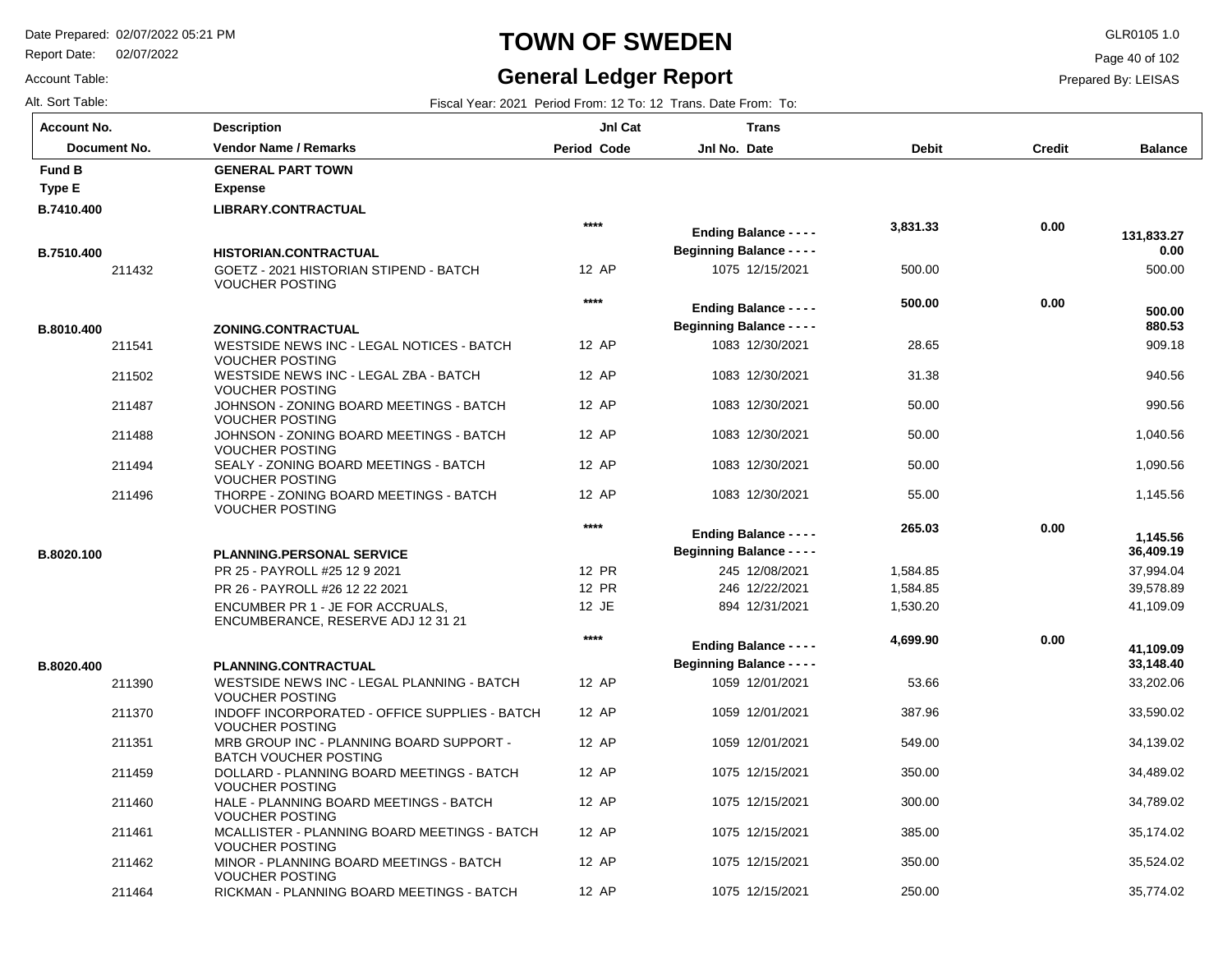# TOWN OF SWEDEN

## General Ledger Report

Date Prepared: 02/07/2022 05:21 PM
Report Date: 02/07/2022
Account Table:
Alt. Sort Table:

GLR0105 1.0
Prepared By: LEISAS

Fiscal Year: 2021 Period From: 12 To: 12 Trans. Date From: To:

| Account No. / Document No. | Description / Vendor Name / Remarks | Period | Jnl Cat Code | Jnl No. | Trans Date | Debit | Credit | Balance |
|---|---|---|---|---|---|---|---|---|
| **Fund B** | **GENERAL PART TOWN** | | | | | | | |
| **Type E** | **Expense** | | | | | | | |
| **B.7410.400** | **LIBRARY.CONTRACTUAL** | | | | | | | |
| | | **** | | **Ending Balance - - - -** | | **3,831.33** | **0.00** | **131,833.27** |
| **B.7510.400** | **HISTORIAN.CONTRACTUAL** | | | **Beginning Balance - - - -** | | | | **0.00** |
| 211432 | GOETZ - 2021 HISTORIAN STIPEND - BATCH VOUCHER POSTING | 12 | AP | 1075 | 12/15/2021 | 500.00 | | 500.00 |
| | | **** | | **Ending Balance - - - -** | | **500.00** | **0.00** | **500.00** |
| **B.8010.400** | **ZONING.CONTRACTUAL** | | | **Beginning Balance - - - -** | | | | **880.53** |
| 211541 | WESTSIDE NEWS INC - LEGAL NOTICES - BATCH VOUCHER POSTING | 12 | AP | 1083 | 12/30/2021 | 28.65 | | 909.18 |
| 211502 | WESTSIDE NEWS INC - LEGAL ZBA - BATCH VOUCHER POSTING | 12 | AP | 1083 | 12/30/2021 | 31.38 | | 940.56 |
| 211487 | JOHNSON - ZONING BOARD MEETINGS - BATCH VOUCHER POSTING | 12 | AP | 1083 | 12/30/2021 | 50.00 | | 990.56 |
| 211488 | JOHNSON - ZONING BOARD MEETINGS - BATCH VOUCHER POSTING | 12 | AP | 1083 | 12/30/2021 | 50.00 | | 1,040.56 |
| 211494 | SEALY - ZONING BOARD MEETINGS - BATCH VOUCHER POSTING | 12 | AP | 1083 | 12/30/2021 | 50.00 | | 1,090.56 |
| 211496 | THORPE - ZONING BOARD MEETINGS - BATCH VOUCHER POSTING | 12 | AP | 1083 | 12/30/2021 | 55.00 | | 1,145.56 |
| | | **** | | **Ending Balance - - - -** | | **265.03** | **0.00** | **1,145.56** |
| **B.8020.100** | **PLANNING.PERSONAL SERVICE** | | | **Beginning Balance - - - -** | | | | **36,409.19** |
| | PR 25 - PAYROLL #25 12 9 2021 | 12 | PR | 245 | 12/08/2021 | 1,584.85 | | 37,994.04 |
| | PR 26 - PAYROLL #26 12 22 2021 | 12 | PR | 246 | 12/22/2021 | 1,584.85 | | 39,578.89 |
| | ENCUMBER PR 1 - JE FOR ACCRUALS, ENCUMBERANCE, RESERVE ADJ 12 31 21 | 12 | JE | 894 | 12/31/2021 | 1,530.20 | | 41,109.09 |
| | | **** | | **Ending Balance - - - -** | | **4,699.90** | **0.00** | **41,109.09** |
| **B.8020.400** | **PLANNING.CONTRACTUAL** | | | **Beginning Balance - - - -** | | | | **33,148.40** |
| 211390 | WESTSIDE NEWS INC - LEGAL PLANNING - BATCH VOUCHER POSTING | 12 | AP | 1059 | 12/01/2021 | 53.66 | | 33,202.06 |
| 211370 | INDOFF INCORPORATED - OFFICE SUPPLIES - BATCH VOUCHER POSTING | 12 | AP | 1059 | 12/01/2021 | 387.96 | | 33,590.02 |
| 211351 | MRB GROUP INC - PLANNING BOARD SUPPORT - BATCH VOUCHER POSTING | 12 | AP | 1059 | 12/01/2021 | 549.00 | | 34,139.02 |
| 211459 | DOLLARD - PLANNING BOARD MEETINGS - BATCH VOUCHER POSTING | 12 | AP | 1075 | 12/15/2021 | 350.00 | | 34,489.02 |
| 211460 | HALE - PLANNING BOARD MEETINGS - BATCH VOUCHER POSTING | 12 | AP | 1075 | 12/15/2021 | 300.00 | | 34,789.02 |
| 211461 | MCALLISTER - PLANNING BOARD MEETINGS - BATCH VOUCHER POSTING | 12 | AP | 1075 | 12/15/2021 | 385.00 | | 35,174.02 |
| 211462 | MINOR - PLANNING BOARD MEETINGS - BATCH VOUCHER POSTING | 12 | AP | 1075 | 12/15/2021 | 350.00 | | 35,524.02 |
| 211464 | RICKMAN - PLANNING BOARD MEETINGS - BATCH | 12 | AP | 1075 | 12/15/2021 | 250.00 | | 35,774.02 |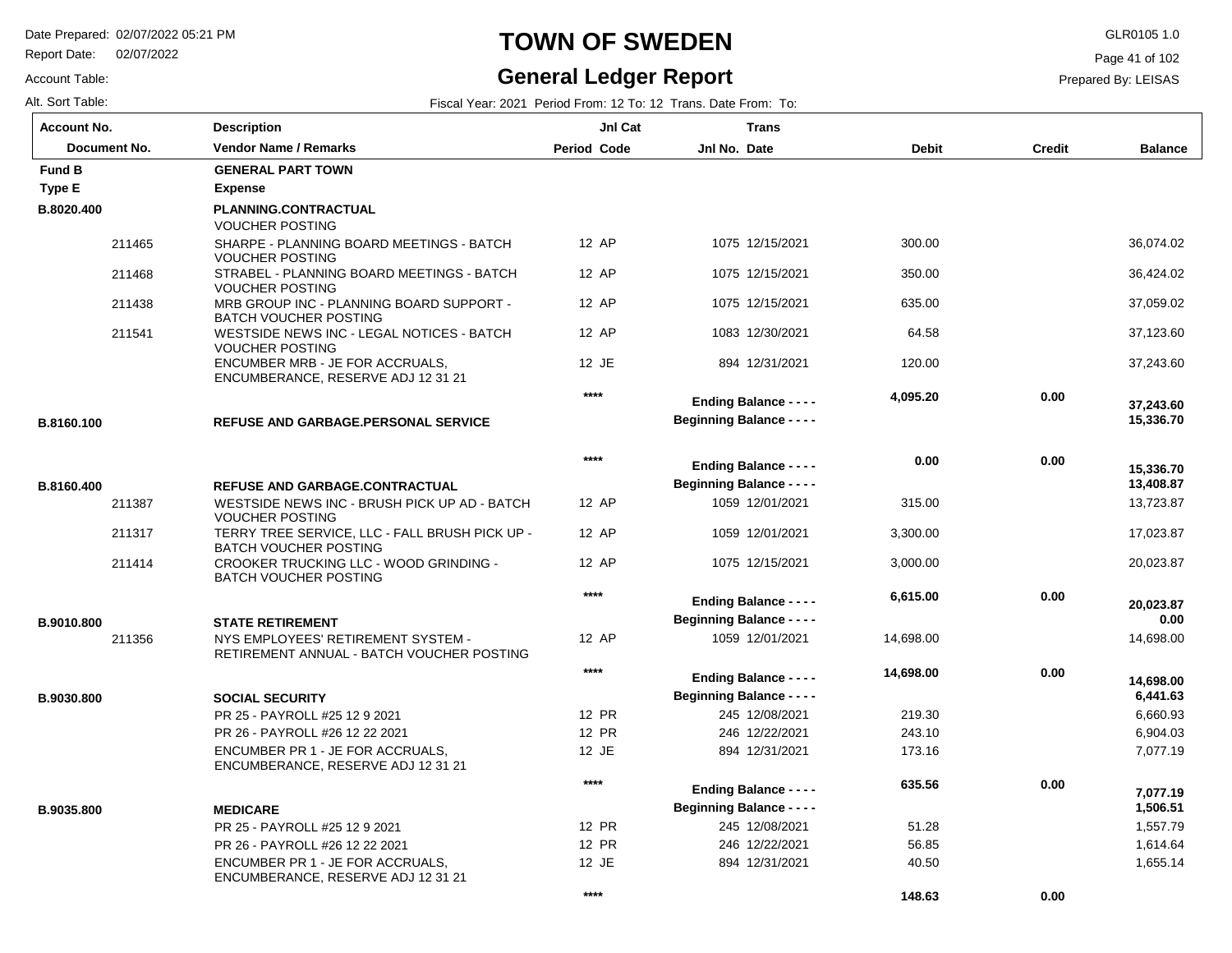# TOWN OF SWEDEN

## General Ledger Report

Date Prepared: 02/07/2022 05:21 PM
Report Date: 02/07/2022
Account Table:
Alt. Sort Table:

GLR0105 1.0
Prepared By: LEISAS

Fiscal Year: 2021 Period From: 12 To: 12 Trans. Date From: To:

| Account No. / Document No. | Description / Vendor Name / Remarks | Period | Jnl Cat Code | Jnl No. | Trans Date | Debit | Credit | Balance |
|---|---|---|---|---|---|---|---|---|
| **Fund B** | **GENERAL PART TOWN** | | | | | | | |
| **Type E** | **Expense** | | | | | | | |
| **B.8020.400** | **PLANNING.CONTRACTUAL** | | | | | | | |
| | VOUCHER POSTING | | | | | | | |
| 211465 | SHARPE - PLANNING BOARD MEETINGS - BATCH VOUCHER POSTING | 12 | AP | 1075 | 12/15/2021 | 300.00 | | 36,074.02 |
| 211468 | STRABEL - PLANNING BOARD MEETINGS - BATCH VOUCHER POSTING | 12 | AP | 1075 | 12/15/2021 | 350.00 | | 36,424.02 |
| 211438 | MRB GROUP INC - PLANNING BOARD SUPPORT - BATCH VOUCHER POSTING | 12 | AP | 1075 | 12/15/2021 | 635.00 | | 37,059.02 |
| 211541 | WESTSIDE NEWS INC - LEGAL NOTICES - BATCH VOUCHER POSTING | 12 | AP | 1083 | 12/30/2021 | 64.58 | | 37,123.60 |
| | ENCUMBER MRB - JE FOR ACCRUALS, ENCUMBERANCE, RESERVE ADJ 12 31 21 | 12 | JE | 894 | 12/31/2021 | 120.00 | | 37,243.60 |
| | | **** | | | **Ending Balance - - - -** | **4,095.20** | **0.00** | **37,243.60** |
| **B.8160.100** | **REFUSE AND GARBAGE.PERSONAL SERVICE** | | | | **Beginning Balance - - - -** | | | **15,336.70** |
| | | **** | | | **Ending Balance - - - -** | **0.00** | **0.00** | **15,336.70** |
| **B.8160.400** | **REFUSE AND GARBAGE.CONTRACTUAL** | | | | **Beginning Balance - - - -** | | | **13,408.87** |
| 211387 | WESTSIDE NEWS INC - BRUSH PICK UP AD - BATCH VOUCHER POSTING | 12 | AP | 1059 | 12/01/2021 | 315.00 | | 13,723.87 |
| 211317 | TERRY TREE SERVICE, LLC - FALL BRUSH PICK UP - BATCH VOUCHER POSTING | 12 | AP | 1059 | 12/01/2021 | 3,300.00 | | 17,023.87 |
| 211414 | CROOKER TRUCKING LLC - WOOD GRINDING - BATCH VOUCHER POSTING | 12 | AP | 1075 | 12/15/2021 | 3,000.00 | | 20,023.87 |
| | | **** | | | **Ending Balance - - - -** | **6,615.00** | **0.00** | **20,023.87** |
| **B.9010.800** | **STATE RETIREMENT** | | | | **Beginning Balance - - - -** | | | **0.00** |
| 211356 | NYS EMPLOYEES' RETIREMENT SYSTEM - RETIREMENT ANNUAL - BATCH VOUCHER POSTING | 12 | AP | 1059 | 12/01/2021 | 14,698.00 | | 14,698.00 |
| | | **** | | | **Ending Balance - - - -** | **14,698.00** | **0.00** | **14,698.00** |
| **B.9030.800** | **SOCIAL SECURITY** | | | | **Beginning Balance - - - -** | | | **6,441.63** |
| | PR 25 - PAYROLL #25 12 9 2021 | 12 | PR | 245 | 12/08/2021 | 219.30 | | 6,660.93 |
| | PR 26 - PAYROLL #26 12 22 2021 | 12 | PR | 246 | 12/22/2021 | 243.10 | | 6,904.03 |
| | ENCUMBER PR 1 - JE FOR ACCRUALS, ENCUMBERANCE, RESERVE ADJ 12 31 21 | 12 | JE | 894 | 12/31/2021 | 173.16 | | 7,077.19 |
| | | **** | | | **Ending Balance - - - -** | **635.56** | **0.00** | **7,077.19** |
| **B.9035.800** | **MEDICARE** | | | | **Beginning Balance - - - -** | | | **1,506.51** |
| | PR 25 - PAYROLL #25 12 9 2021 | 12 | PR | 245 | 12/08/2021 | 51.28 | | 1,557.79 |
| | PR 26 - PAYROLL #26 12 22 2021 | 12 | PR | 246 | 12/22/2021 | 56.85 | | 1,614.64 |
| | ENCUMBER PR 1 - JE FOR ACCRUALS, ENCUMBERANCE, RESERVE ADJ 12 31 21 | 12 | JE | 894 | 12/31/2021 | 40.50 | | 1,655.14 |
| | | **** | | | | **148.63** | **0.00** | |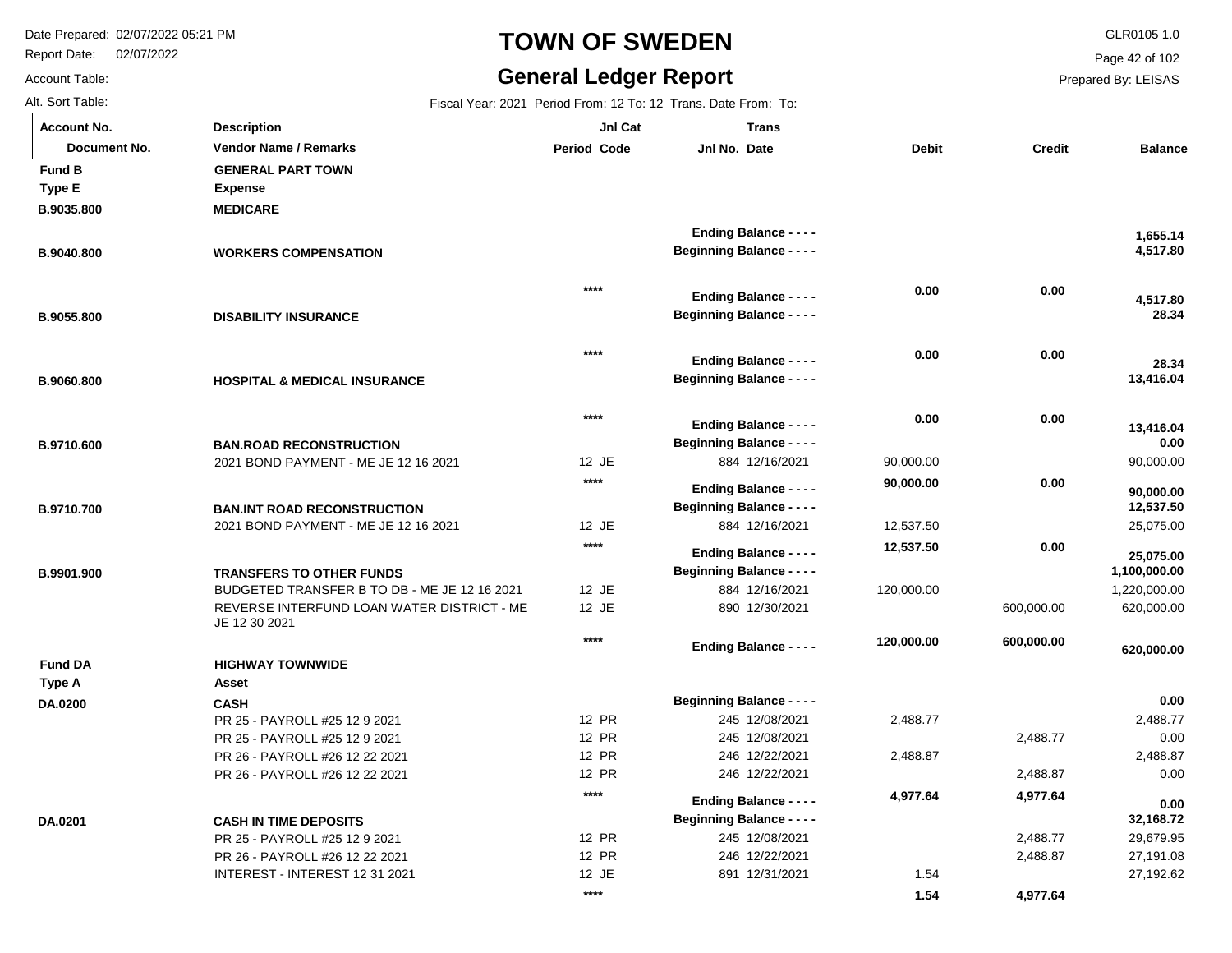# TOWN OF SWEDEN

## General Ledger Report

Date Prepared: 02/07/2022 05:21 PM
Report Date: 02/07/2022
Account Table:
Alt. Sort Table:

GLR0105 1.0
Prepared By: LEISAS

Fiscal Year: 2021 Period From: 12 To: 12 Trans. Date From: To:

| Account No. / Document No. | Description / Vendor Name / Remarks | Jnl Cat Period Code | Trans Jnl No. Date | Debit | Credit | Balance |
|---|---|---|---|---|---|---|
| **Fund B** | **GENERAL PART TOWN** | | | | | |
| **Type E** | **Expense** | | | | | |
| **B.9035.800** | **MEDICARE** | | | | | |
| | | | **Ending Balance - - - -** | | | **1,655.14** |
| **B.9040.800** | **WORKERS COMPENSATION** | | **Beginning Balance - - - -** | | | **4,517.80** |
| | | **\*\*\*\*** | **Ending Balance - - - -** | **0.00** | **0.00** | **4,517.80** |
| **B.9055.800** | **DISABILITY INSURANCE** | | **Beginning Balance - - - -** | | | **28.34** |
| | | **\*\*\*\*** | **Ending Balance - - - -** | **0.00** | **0.00** | **28.34** |
| **B.9060.800** | **HOSPITAL & MEDICAL INSURANCE** | | **Beginning Balance - - - -** | | | **13,416.04** |
| | | **\*\*\*\*** | **Ending Balance - - - -** | **0.00** | **0.00** | **13,416.04** |
| **B.9710.600** | **BAN.ROAD RECONSTRUCTION** | | **Beginning Balance - - - -** | | | **0.00** |
| | 2021 BOND PAYMENT - ME JE 12 16 2021 | 12 JE | 884 12/16/2021 | 90,000.00 | | 90,000.00 |
| | | **\*\*\*\*** | **Ending Balance - - - -** | **90,000.00** | **0.00** | **90,000.00** |
| **B.9710.700** | **BAN.INT ROAD RECONSTRUCTION** | | **Beginning Balance - - - -** | | | **12,537.50** |
| | 2021 BOND PAYMENT - ME JE 12 16 2021 | 12 JE | 884 12/16/2021 | 12,537.50 | | 25,075.00 |
| | | **\*\*\*\*** | **Ending Balance - - - -** | **12,537.50** | **0.00** | **25,075.00** |
| **B.9901.900** | **TRANSFERS TO OTHER FUNDS** | | **Beginning Balance - - - -** | | | **1,100,000.00** |
| | BUDGETED TRANSFER B TO DB - ME JE 12 16 2021 | 12 JE | 884 12/16/2021 | 120,000.00 | | 1,220,000.00 |
| | REVERSE INTERFUND LOAN WATER DISTRICT - ME JE 12 30 2021 | 12 JE | 890 12/30/2021 | | 600,000.00 | 620,000.00 |
| | | **\*\*\*\*** | **Ending Balance - - - -** | **120,000.00** | **600,000.00** | **620,000.00** |
| **Fund DA** | **HIGHWAY TOWNWIDE** | | | | | |
| **Type A** | **Asset** | | | | | |
| **DA.0200** | **CASH** | | **Beginning Balance - - - -** | | | **0.00** |
| | PR 25 - PAYROLL #25 12 9 2021 | 12 PR | 245 12/08/2021 | 2,488.77 | | 2,488.77 |
| | PR 25 - PAYROLL #25 12 9 2021 | 12 PR | 245 12/08/2021 | | 2,488.77 | 0.00 |
| | PR 26 - PAYROLL #26 12 22 2021 | 12 PR | 246 12/22/2021 | 2,488.87 | | 2,488.87 |
| | PR 26 - PAYROLL #26 12 22 2021 | 12 PR | 246 12/22/2021 | | 2,488.87 | 0.00 |
| | | **\*\*\*\*** | **Ending Balance - - - -** | **4,977.64** | **4,977.64** | **0.00** |
| **DA.0201** | **CASH IN TIME DEPOSITS** | | **Beginning Balance - - - -** | | | **32,168.72** |
| | PR 25 - PAYROLL #25 12 9 2021 | 12 PR | 245 12/08/2021 | | 2,488.77 | 29,679.95 |
| | PR 26 - PAYROLL #26 12 22 2021 | 12 PR | 246 12/22/2021 | | 2,488.87 | 27,191.08 |
| | INTEREST - INTEREST 12 31 2021 | 12 JE | 891 12/31/2021 | 1.54 | | 27,192.62 |
| | | **\*\*\*\*** | | **1.54** | **4,977.64** | |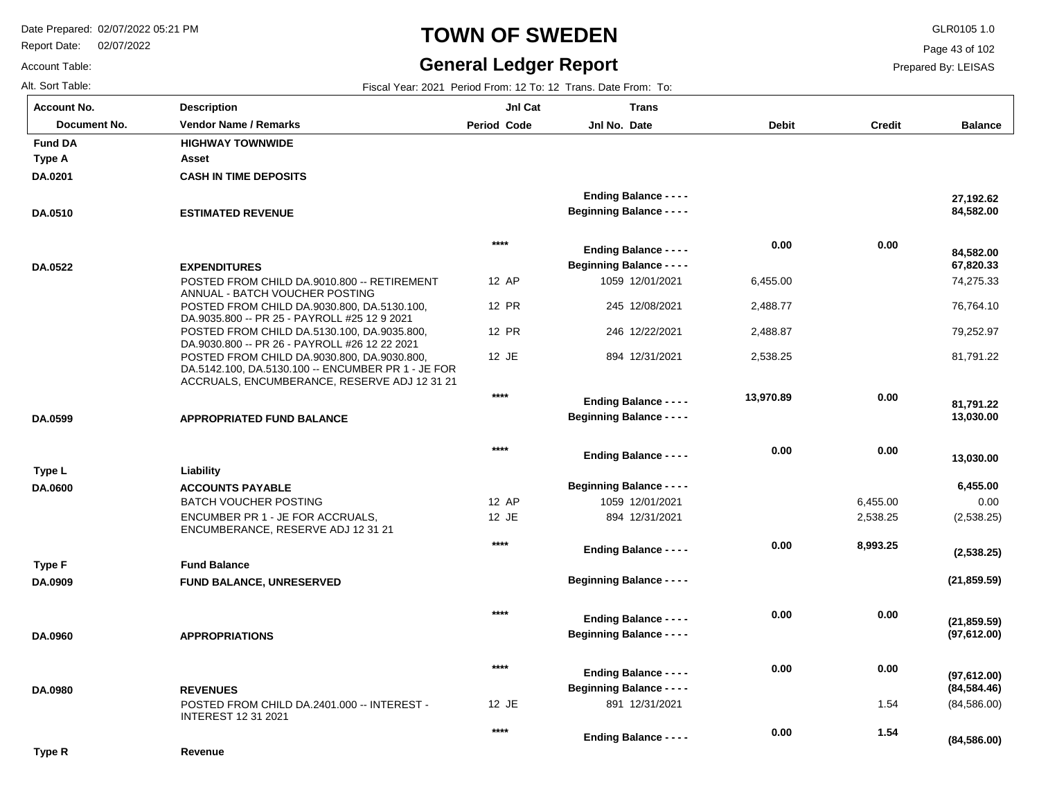# TOWN OF SWEDEN

## General Ledger Report

Date Prepared: 02/07/2022 05:21 PM
Report Date: 02/07/2022
Account Table:
Alt. Sort Table:

GLR0105 1.0
Prepared By: LEISAS

Fiscal Year: 2021 Period From: 12 To: 12 Trans. Date From: To:

| Account No. / Document No. | Description / Vendor Name / Remarks | Jnl Cat Period Code | Trans Jnl No. Date | Debit | Credit | Balance |
|---|---|---|---|---|---|---|
| **Fund DA** | **HIGHWAY TOWNWIDE** | | | | | |
| **Type A** | **Asset** | | | | | |
| **DA.0201** | **CASH IN TIME DEPOSITS** | | | | | |
| | | | **Ending Balance - - - -** | | | **27,192.62** |
| **DA.0510** | **ESTIMATED REVENUE** | | **Beginning Balance - - - -** | | | **84,582.00** |
| | | **** | **Ending Balance - - - -** | **0.00** | **0.00** | **84,582.00** |
| **DA.0522** | **EXPENDITURES** | | **Beginning Balance - - - -** | | | **67,820.33** |
| | POSTED FROM CHILD DA.9010.800 -- RETIREMENT ANNUAL - BATCH VOUCHER POSTING | 12 AP | 1059 12/01/2021 | 6,455.00 | | 74,275.33 |
| | POSTED FROM CHILD DA.9030.800, DA.5130.100, DA.9035.800 -- PR 25 - PAYROLL #25 12 9 2021 | 12 PR | 245 12/08/2021 | 2,488.77 | | 76,764.10 |
| | POSTED FROM CHILD DA.5130.100, DA.9035.800, DA.9030.800 -- PR 26 - PAYROLL #26 12 22 2021 | 12 PR | 246 12/22/2021 | 2,488.87 | | 79,252.97 |
| | POSTED FROM CHILD DA.9030.800, DA.9030.800, DA.5142.100, DA.5130.100 -- ENCUMBER PR 1 - JE FOR ACCRUALS, ENCUMBERANCE, RESERVE ADJ 12 31 21 | 12 JE | 894 12/31/2021 | 2,538.25 | | 81,791.22 |
| | | **** | **Ending Balance - - - -** | **13,970.89** | **0.00** | **81,791.22** |
| **DA.0599** | **APPROPRIATED FUND BALANCE** | | **Beginning Balance - - - -** | | | **13,030.00** |
| | | **** | **Ending Balance - - - -** | **0.00** | **0.00** | **13,030.00** |
| **Type L** | **Liability** | | | | | |
| **DA.0600** | **ACCOUNTS PAYABLE** | | **Beginning Balance - - - -** | | | **6,455.00** |
| | BATCH VOUCHER POSTING | 12 AP | 1059 12/01/2021 | | 6,455.00 | 0.00 |
| | ENCUMBER PR 1 - JE FOR ACCRUALS, ENCUMBERANCE, RESERVE ADJ 12 31 21 | 12 JE | 894 12/31/2021 | | 2,538.25 | (2,538.25) |
| | | **** | **Ending Balance - - - -** | **0.00** | **8,993.25** | **(2,538.25)** |
| **Type F** | **Fund Balance** | | | | | |
| **DA.0909** | **FUND BALANCE, UNRESERVED** | | **Beginning Balance - - - -** | | | **(21,859.59)** |
| | | **** | **Ending Balance - - - -** | **0.00** | **0.00** | **(21,859.59)** |
| **DA.0960** | **APPROPRIATIONS** | | **Beginning Balance - - - -** | | | **(97,612.00)** |
| | | **** | **Ending Balance - - - -** | **0.00** | **0.00** | **(97,612.00)** |
| **DA.0980** | **REVENUES** | | **Beginning Balance - - - -** | | | **(84,584.46)** |
| | POSTED FROM CHILD DA.2401.000 -- INTEREST - INTEREST 12 31 2021 | 12 JE | 891 12/31/2021 | | 1.54 | (84,586.00) |
| | | **** | **Ending Balance - - - -** | **0.00** | **1.54** | **(84,586.00)** |
| **Type R** | **Revenue** | | | | | |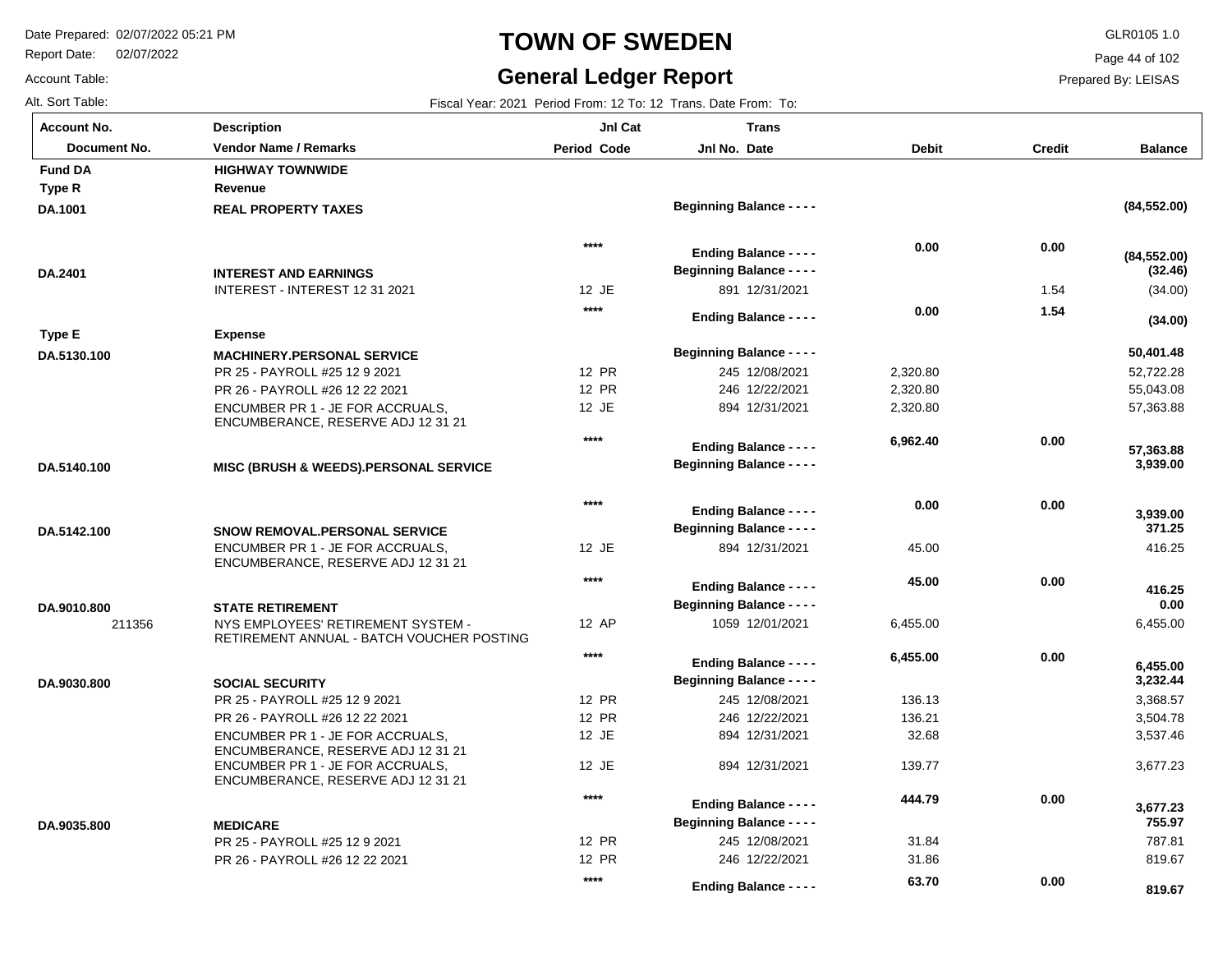# TOWN OF SWEDEN

## General Ledger Report

Date Prepared: 02/07/2022 05:21 PM
Report Date: 02/07/2022
Account Table:
Alt. Sort Table:

GLR0105 1.0
Prepared By: LEISAS

Fiscal Year: 2021 Period From: 12 To: 12 Trans. Date From: To:

| Account No. / Document No. | Description / Vendor Name / Remarks | Period | Jnl Cat Code | Jnl No. | Trans Date | Debit | Credit | Balance |
|---|---|---|---|---|---|---|---|---|
| **Fund DA** | **HIGHWAY TOWNWIDE** | | | | | | | |
| **Type R** | **Revenue** | | | | | | | |
| **DA.1001** | **REAL PROPERTY TAXES** | | | **Beginning Balance - - - -** | | | | **(84,552.00)** |
| | | **\*\*\*\*** | | **Ending Balance - - - -** | | **0.00** | **0.00** | **(84,552.00)** |
| **DA.2401** | **INTEREST AND EARNINGS** | | | **Beginning Balance - - - -** | | | | **(32.46)** |
| | INTEREST - INTEREST 12 31 2021 | 12 | JE | 891 | 12/31/2021 | | 1.54 | (34.00) |
| | | **\*\*\*\*** | | **Ending Balance - - - -** | | **0.00** | **1.54** | **(34.00)** |
| **Type E** | **Expense** | | | | | | | |
| **DA.5130.100** | **MACHINERY.PERSONAL SERVICE** | | | **Beginning Balance - - - -** | | | | **50,401.48** |
| | PR 25 - PAYROLL #25 12 9 2021 | 12 | PR | 245 | 12/08/2021 | 2,320.80 | | 52,722.28 |
| | PR 26 - PAYROLL #26 12 22 2021 | 12 | PR | 246 | 12/22/2021 | 2,320.80 | | 55,043.08 |
| | ENCUMBER PR 1 - JE FOR ACCRUALS, ENCUMBERANCE, RESERVE ADJ 12 31 21 | 12 | JE | 894 | 12/31/2021 | 2,320.80 | | 57,363.88 |
| | | **\*\*\*\*** | | **Ending Balance - - - -** | | **6,962.40** | **0.00** | **57,363.88** |
| **DA.5140.100** | **MISC (BRUSH & WEEDS).PERSONAL SERVICE** | | | **Beginning Balance - - - -** | | | | **3,939.00** |
| | | **\*\*\*\*** | | **Ending Balance - - - -** | | **0.00** | **0.00** | **3,939.00** |
| **DA.5142.100** | **SNOW REMOVAL.PERSONAL SERVICE** | | | **Beginning Balance - - - -** | | | | **371.25** |
| | ENCUMBER PR 1 - JE FOR ACCRUALS, ENCUMBERANCE, RESERVE ADJ 12 31 21 | 12 | JE | 894 | 12/31/2021 | 45.00 | | 416.25 |
| | | **\*\*\*\*** | | **Ending Balance - - - -** | | **45.00** | **0.00** | **416.25** |
| **DA.9010.800** | **STATE RETIREMENT** | | | **Beginning Balance - - - -** | | | | **0.00** |
| 211356 | NYS EMPLOYEES' RETIREMENT SYSTEM - RETIREMENT ANNUAL - BATCH VOUCHER POSTING | 12 | AP | 1059 | 12/01/2021 | 6,455.00 | | 6,455.00 |
| | | **\*\*\*\*** | | **Ending Balance - - - -** | | **6,455.00** | **0.00** | **6,455.00** |
| **DA.9030.800** | **SOCIAL SECURITY** | | | **Beginning Balance - - - -** | | | | **3,232.44** |
| | PR 25 - PAYROLL #25 12 9 2021 | 12 | PR | 245 | 12/08/2021 | 136.13 | | 3,368.57 |
| | PR 26 - PAYROLL #26 12 22 2021 | 12 | PR | 246 | 12/22/2021 | 136.21 | | 3,504.78 |
| | ENCUMBER PR 1 - JE FOR ACCRUALS, ENCUMBERANCE, RESERVE ADJ 12 31 21 | 12 | JE | 894 | 12/31/2021 | 32.68 | | 3,537.46 |
| | ENCUMBER PR 1 - JE FOR ACCRUALS, ENCUMBERANCE, RESERVE ADJ 12 31 21 | 12 | JE | 894 | 12/31/2021 | 139.77 | | 3,677.23 |
| | | **\*\*\*\*** | | **Ending Balance - - - -** | | **444.79** | **0.00** | **3,677.23** |
| **DA.9035.800** | **MEDICARE** | | | **Beginning Balance - - - -** | | | | **755.97** |
| | PR 25 - PAYROLL #25 12 9 2021 | 12 | PR | 245 | 12/08/2021 | 31.84 | | 787.81 |
| | PR 26 - PAYROLL #26 12 22 2021 | 12 | PR | 246 | 12/22/2021 | 31.86 | | 819.67 |
| | | **\*\*\*\*** | | **Ending Balance - - - -** | | **63.70** | **0.00** | **819.67** |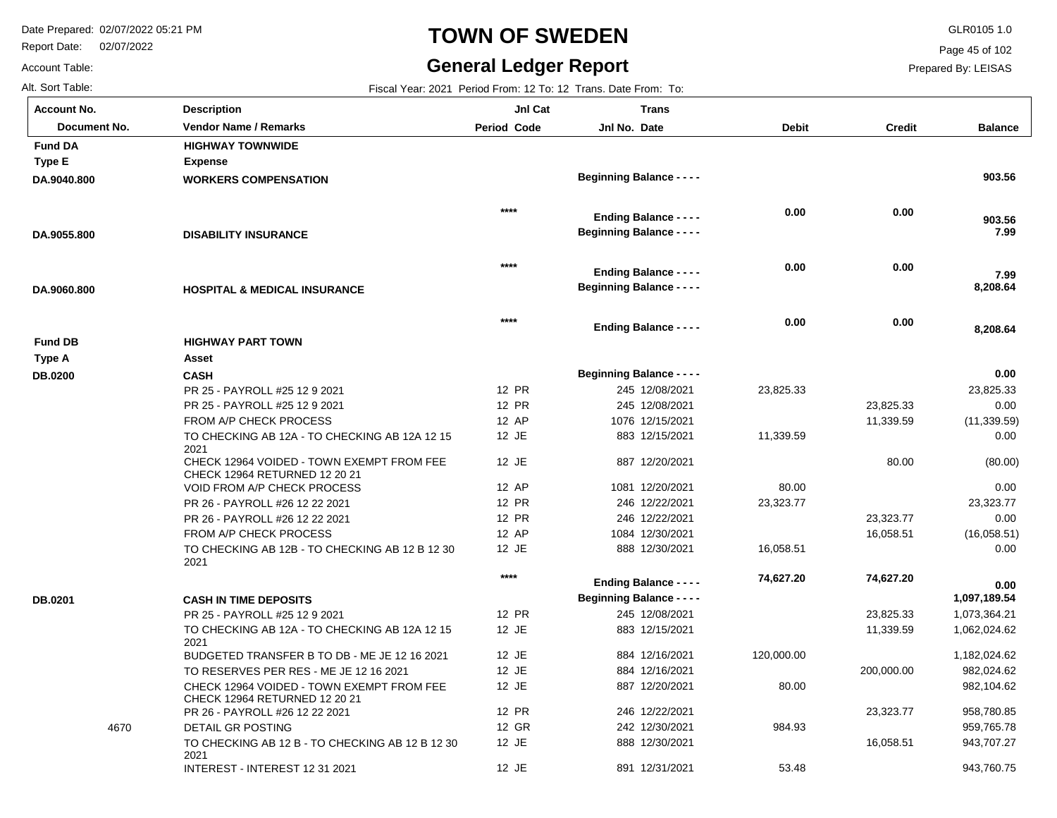# TOWN OF SWEDEN

## General Ledger Report

Date Prepared: 02/07/2022 05:21 PM
Report Date: 02/07/2022
Account Table:
Alt. Sort Table:

GLR0105 1.0
Prepared By: LEISAS

Fiscal Year: 2021 Period From: 12 To: 12 Trans. Date From: To:

| Account No. / Document No. | Description / Vendor Name / Remarks | Period | Jnl Cat Code | Jnl No. | Trans Date | Debit | Credit | Balance |
|---|---|---|---|---|---|---|---|---|
| **Fund DA** | **HIGHWAY TOWNWIDE** | | | | | | | |
| **Type E** | **Expense** | | | | | | | |
| **DA.9040.800** | **WORKERS COMPENSATION** | | | **Beginning Balance - - - -** | | | | **903.56** |
| | | | **** | **Ending Balance - - - -** | | **0.00** | **0.00** | **903.56** |
| **DA.9055.800** | **DISABILITY INSURANCE** | | | **Beginning Balance - - - -** | | | | **7.99** |
| | | | **** | **Ending Balance - - - -** | | **0.00** | **0.00** | **7.99** |
| **DA.9060.800** | **HOSPITAL & MEDICAL INSURANCE** | | | **Beginning Balance - - - -** | | | | **8,208.64** |
| | | | **** | **Ending Balance - - - -** | | **0.00** | **0.00** | **8,208.64** |
| **Fund DB** | **HIGHWAY PART TOWN** | | | | | | | |
| **Type A** | **Asset** | | | | | | | |
| **DB.0200** | **CASH** | | | **Beginning Balance - - - -** | | | | **0.00** |
| | PR 25 - PAYROLL #25 12 9 2021 | 12 | PR | 245 | 12/08/2021 | 23,825.33 | | 23,825.33 |
| | PR 25 - PAYROLL #25 12 9 2021 | 12 | PR | 245 | 12/08/2021 | | 23,825.33 | 0.00 |
| | FROM A/P CHECK PROCESS | 12 | AP | 1076 | 12/15/2021 | | 11,339.59 | (11,339.59) |
| | TO CHECKING AB 12A - TO CHECKING AB 12A 12 15 2021 | 12 | JE | 883 | 12/15/2021 | 11,339.59 | | 0.00 |
| | CHECK 12964 VOIDED - TOWN EXEMPT FROM FEE CHECK 12964 RETURNED 12 20 21 | 12 | JE | 887 | 12/20/2021 | | 80.00 | (80.00) |
| | VOID FROM A/P CHECK PROCESS | 12 | AP | 1081 | 12/20/2021 | 80.00 | | 0.00 |
| | PR 26 - PAYROLL #26 12 22 2021 | 12 | PR | 246 | 12/22/2021 | 23,323.77 | | 23,323.77 |
| | PR 26 - PAYROLL #26 12 22 2021 | 12 | PR | 246 | 12/22/2021 | | 23,323.77 | 0.00 |
| | FROM A/P CHECK PROCESS | 12 | AP | 1084 | 12/30/2021 | | 16,058.51 | (16,058.51) |
| | TO CHECKING AB 12B - TO CHECKING AB 12 B 12 30 2021 | 12 | JE | 888 | 12/30/2021 | 16,058.51 | | 0.00 |
| | | | **** | **Ending Balance - - - -** | | **74,627.20** | **74,627.20** | **0.00** |
| **DB.0201** | **CASH IN TIME DEPOSITS** | | | **Beginning Balance - - - -** | | | | **1,097,189.54** |
| | PR 25 - PAYROLL #25 12 9 2021 | 12 | PR | 245 | 12/08/2021 | | 23,825.33 | 1,073,364.21 |
| | TO CHECKING AB 12A - TO CHECKING AB 12A 12 15 2021 | 12 | JE | 883 | 12/15/2021 | | 11,339.59 | 1,062,024.62 |
| | BUDGETED TRANSFER B TO DB - ME JE 12 16 2021 | 12 | JE | 884 | 12/16/2021 | 120,000.00 | | 1,182,024.62 |
| | TO RESERVES PER RES - ME JE 12 16 2021 | 12 | JE | 884 | 12/16/2021 | | 200,000.00 | 982,024.62 |
| | CHECK 12964 VOIDED - TOWN EXEMPT FROM FEE CHECK 12964 RETURNED 12 20 21 | 12 | JE | 887 | 12/20/2021 | 80.00 | | 982,104.62 |
| | PR 26 - PAYROLL #26 12 22 2021 | 12 | PR | 246 | 12/22/2021 | | 23,323.77 | 958,780.85 |
| 4670 | DETAIL GR POSTING | 12 | GR | 242 | 12/30/2021 | 984.93 | | 959,765.78 |
| | TO CHECKING AB 12 B - TO CHECKING AB 12 B 12 30 2021 | 12 | JE | 888 | 12/30/2021 | | 16,058.51 | 943,707.27 |
| | INTEREST - INTEREST 12 31 2021 | 12 | JE | 891 | 12/31/2021 | 53.48 | | 943,760.75 |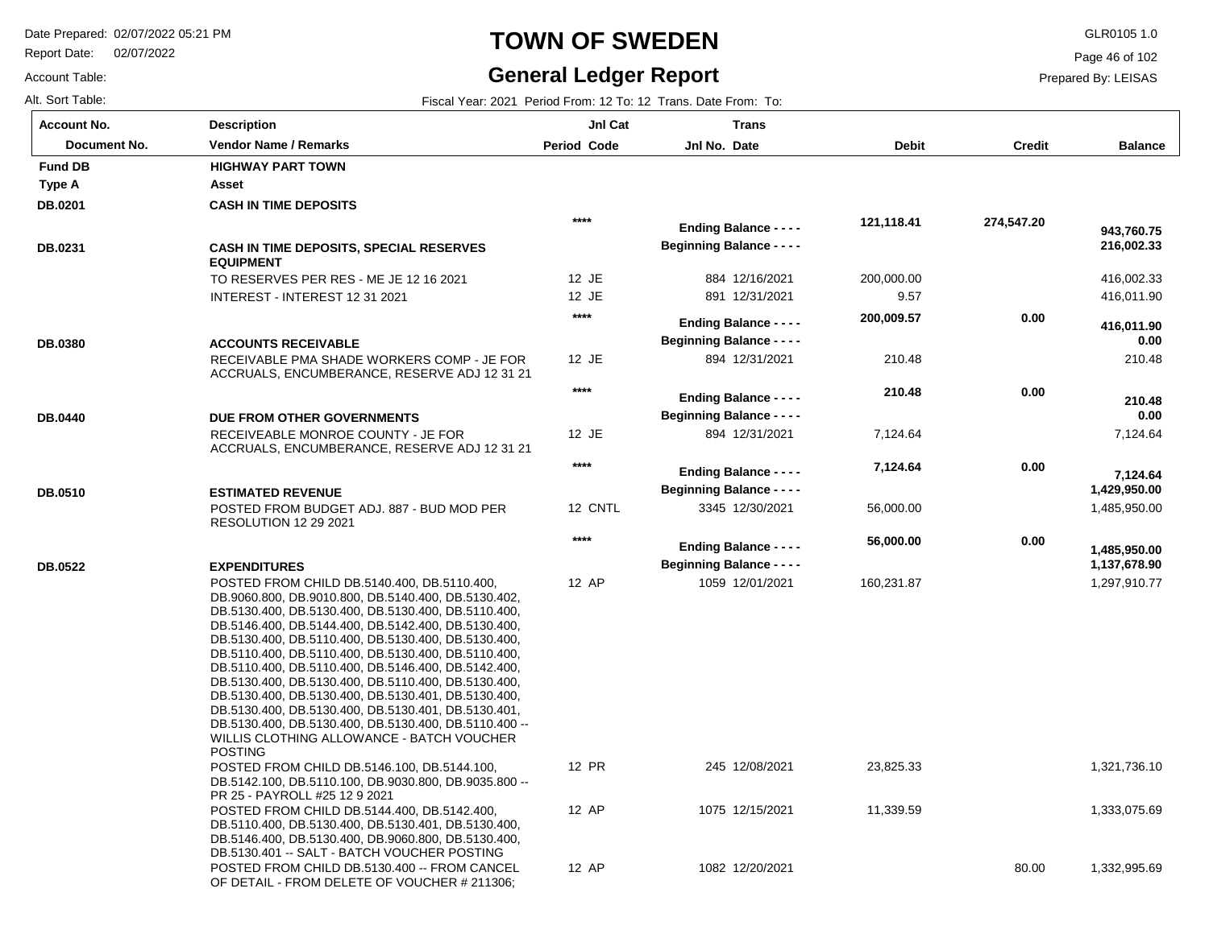# TOWN OF SWEDEN

## General Ledger Report

Date Prepared: 02/07/2022 05:21 PM
Report Date: 02/07/2022
Account Table:
Alt. Sort Table:

GLR0105 1.0
Prepared By: LEISAS

Fiscal Year: 2021 Period From: 12 To: 12 Trans. Date From: To:

| Account No. / Document No. | Description / Vendor Name / Remarks | Period | Jnl Cat Code | Jnl No. | Trans Date | Debit | Credit | Balance |
|---|---|---|---|---|---|---|---|---|
| **Fund DB** | **HIGHWAY PART TOWN** | | | | | | | |
| **Type A** | **Asset** | | | | | | | |
| **DB.0201** | **CASH IN TIME DEPOSITS** | | | | | | | |
| | | **\*\*\*\*** | | **Ending Balance - - - -** | | **121,118.41** | **274,547.20** | **943,760.75** |
| **DB.0231** | **CASH IN TIME DEPOSITS, SPECIAL RESERVES EQUIPMENT** | | | **Beginning Balance - - - -** | | | | **216,002.33** |
| | TO RESERVES PER RES - ME JE 12 16 2021 | 12 | JE | 884 | 12/16/2021 | 200,000.00 | | 416,002.33 |
| | INTEREST - INTEREST 12 31 2021 | 12 | JE | 891 | 12/31/2021 | 9.57 | | 416,011.90 |
| | | **\*\*\*\*** | | **Ending Balance - - - -** | | **200,009.57** | **0.00** | **416,011.90** |
| **DB.0380** | **ACCOUNTS RECEIVABLE** | | | **Beginning Balance - - - -** | | | | **0.00** |
| | RECEIVABLE PMA SHADE WORKERS COMP - JE FOR ACCRUALS, ENCUMBERANCE, RESERVE ADJ 12 31 21 | 12 | JE | 894 | 12/31/2021 | 210.48 | | 210.48 |
| | | **\*\*\*\*** | | **Ending Balance - - - -** | | **210.48** | **0.00** | **210.48** |
| **DB.0440** | **DUE FROM OTHER GOVERNMENTS** | | | **Beginning Balance - - - -** | | | | **0.00** |
| | RECEIVEABLE MONROE COUNTY - JE FOR ACCRUALS, ENCUMBERANCE, RESERVE ADJ 12 31 21 | 12 | JE | 894 | 12/31/2021 | 7,124.64 | | 7,124.64 |
| | | **\*\*\*\*** | | **Ending Balance - - - -** | | **7,124.64** | **0.00** | **7,124.64** |
| **DB.0510** | **ESTIMATED REVENUE** | | | **Beginning Balance - - - -** | | | | **1,429,950.00** |
| | POSTED FROM BUDGET ADJ. 887 - BUD MOD PER RESOLUTION 12 29 2021 | 12 | CNTL | 3345 | 12/30/2021 | 56,000.00 | | 1,485,950.00 |
| | | **\*\*\*\*** | | **Ending Balance - - - -** | | **56,000.00** | **0.00** | **1,485,950.00** |
| **DB.0522** | **EXPENDITURES** | | | **Beginning Balance - - - -** | | | | **1,137,678.90** |
| | POSTED FROM CHILD DB.5140.400, DB.5110.400, DB.9060.800, DB.9010.800, DB.5140.400, DB.5130.402, DB.5130.400, DB.5130.400, DB.5130.400, DB.5110.400, DB.5146.400, DB.5144.400, DB.5142.400, DB.5130.400, DB.5130.400, DB.5110.400, DB.5130.400, DB.5130.400, DB.5110.400, DB.5110.400, DB.5130.400, DB.5110.400, DB.5110.400, DB.5110.400, DB.5146.400, DB.5142.400, DB.5130.400, DB.5130.400, DB.5110.400, DB.5130.400, DB.5130.400, DB.5130.400, DB.5130.401, DB.5130.400, DB.5130.400, DB.5130.400, DB.5130.401, DB.5130.401, DB.5130.400, DB.5130.400, DB.5130.400, DB.5110.400 -- WILLIS CLOTHING ALLOWANCE - BATCH VOUCHER POSTING | 12 | AP | 1059 | 12/01/2021 | 160,231.87 | | 1,297,910.77 |
| | POSTED FROM CHILD DB.5146.100, DB.5144.100, DB.5142.100, DB.5110.100, DB.9030.800, DB.9035.800 -- PR 25 - PAYROLL #25 12 9 2021 | 12 | PR | 245 | 12/08/2021 | 23,825.33 | | 1,321,736.10 |
| | POSTED FROM CHILD DB.5144.400, DB.5142.400, DB.5110.400, DB.5130.400, DB.5130.401, DB.5130.400, DB.5146.400, DB.5130.400, DB.9060.800, DB.5130.400, DB.5130.401 -- SALT - BATCH VOUCHER POSTING | 12 | AP | 1075 | 12/15/2021 | 11,339.59 | | 1,333,075.69 |
| | POSTED FROM CHILD DB.5130.400 -- FROM CANCEL OF DETAIL - FROM DELETE OF VOUCHER # 211306; | 12 | AP | 1082 | 12/20/2021 | | 80.00 | 1,332,995.69 |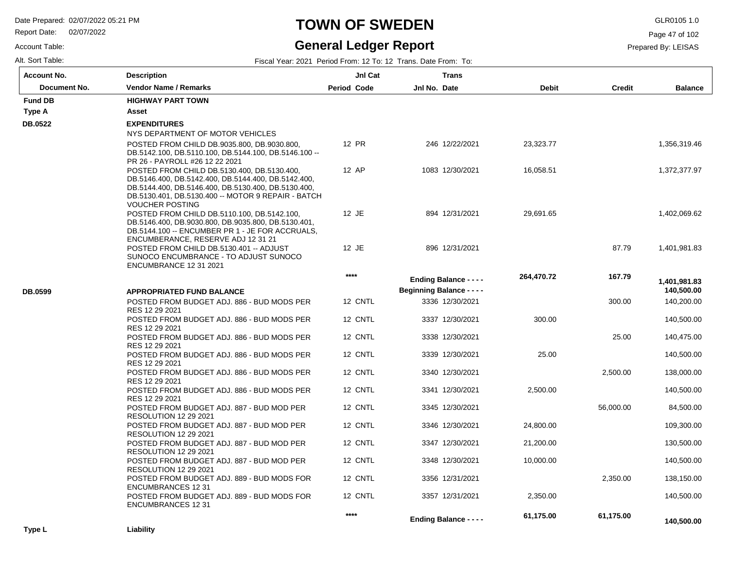# TOWN OF SWEDEN

## General Ledger Report

Date Prepared: 02/07/2022 05:21 PM
Report Date: 02/07/2022
Account Table:
Alt. Sort Table:

GLR0105 1.0
Prepared By: LEISAS

Fiscal Year: 2021 Period From: 12 To: 12 Trans. Date From: To:

| Account No. / Document No. | Description / Vendor Name / Remarks | Period | Jnl Cat Code | Jnl No. | Trans Date | Debit | Credit | Balance |
|---|---|---|---|---|---|---|---|---|
| **Fund DB** | **HIGHWAY PART TOWN** | | | | | | | |
| **Type A** | **Asset** | | | | | | | |
| **DB.0522** | **EXPENDITURES** | | | | | | | |
| | NYS DEPARTMENT OF MOTOR VEHICLES | | | | | | | |
| | POSTED FROM CHILD DB.9035.800, DB.9030.800, DB.5142.100, DB.5110.100, DB.5144.100, DB.5146.100 -- PR 26 - PAYROLL #26 12 22 2021 | 12 | PR | 246 | 12/22/2021 | 23,323.77 | | 1,356,319.46 |
| | POSTED FROM CHILD DB.5130.400, DB.5130.400, DB.5146.400, DB.5142.400, DB.5144.400, DB.5142.400, DB.5144.400, DB.5146.400, DB.5130.400, DB.5130.400, DB.5130.401, DB.5130.400 -- MOTOR 9 REPAIR - BATCH VOUCHER POSTING | 12 | AP | 1083 | 12/30/2021 | 16,058.51 | | 1,372,377.97 |
| | POSTED FROM CHILD DB.5110.100, DB.5142.100, DB.5146.400, DB.9030.800, DB.9035.800, DB.5130.401, DB.5144.100 -- ENCUMBER PR 1 - JE FOR ACCRUALS, ENCUMBERANCE, RESERVE ADJ 12 31 21 | 12 | JE | 894 | 12/31/2021 | 29,691.65 | | 1,402,069.62 |
| | POSTED FROM CHILD DB.5130.401 -- ADJUST SUNOCO ENCUMBRANCE - TO ADJUST SUNOCO ENCUMBRANCE 12 31 2021 | 12 | JE | 896 | 12/31/2021 | | 87.79 | 1,401,981.83 |
| | | **** | | **Ending Balance - - - -** | | 264,470.72 | 167.79 | **1,401,981.83** |
| **DB.0599** | **APPROPRIATED FUND BALANCE** | | | **Beginning Balance - - - -** | | | | **140,500.00** |
| | POSTED FROM BUDGET ADJ. 886 - BUD MODS PER RES 12 29 2021 | 12 | CNTL | 3336 | 12/30/2021 | | 300.00 | 140,200.00 |
| | POSTED FROM BUDGET ADJ. 886 - BUD MODS PER RES 12 29 2021 | 12 | CNTL | 3337 | 12/30/2021 | 300.00 | | 140,500.00 |
| | POSTED FROM BUDGET ADJ. 886 - BUD MODS PER RES 12 29 2021 | 12 | CNTL | 3338 | 12/30/2021 | | 25.00 | 140,475.00 |
| | POSTED FROM BUDGET ADJ. 886 - BUD MODS PER RES 12 29 2021 | 12 | CNTL | 3339 | 12/30/2021 | 25.00 | | 140,500.00 |
| | POSTED FROM BUDGET ADJ. 886 - BUD MODS PER RES 12 29 2021 | 12 | CNTL | 3340 | 12/30/2021 | | 2,500.00 | 138,000.00 |
| | POSTED FROM BUDGET ADJ. 886 - BUD MODS PER RES 12 29 2021 | 12 | CNTL | 3341 | 12/30/2021 | 2,500.00 | | 140,500.00 |
| | POSTED FROM BUDGET ADJ. 887 - BUD MOD PER RESOLUTION 12 29 2021 | 12 | CNTL | 3345 | 12/30/2021 | | 56,000.00 | 84,500.00 |
| | POSTED FROM BUDGET ADJ. 887 - BUD MOD PER RESOLUTION 12 29 2021 | 12 | CNTL | 3346 | 12/30/2021 | 24,800.00 | | 109,300.00 |
| | POSTED FROM BUDGET ADJ. 887 - BUD MOD PER RESOLUTION 12 29 2021 | 12 | CNTL | 3347 | 12/30/2021 | 21,200.00 | | 130,500.00 |
| | POSTED FROM BUDGET ADJ. 887 - BUD MOD PER RESOLUTION 12 29 2021 | 12 | CNTL | 3348 | 12/30/2021 | 10,000.00 | | 140,500.00 |
| | POSTED FROM BUDGET ADJ. 889 - BUD MODS FOR ENCUMBRANCES 12 31 | 12 | CNTL | 3356 | 12/31/2021 | | 2,350.00 | 138,150.00 |
| | POSTED FROM BUDGET ADJ. 889 - BUD MODS FOR ENCUMBRANCES 12 31 | 12 | CNTL | 3357 | 12/31/2021 | 2,350.00 | | 140,500.00 |
| | | **** | | **Ending Balance - - - -** | | 61,175.00 | 61,175.00 | **140,500.00** |
| **Type L** | **Liability** | | | | | | | |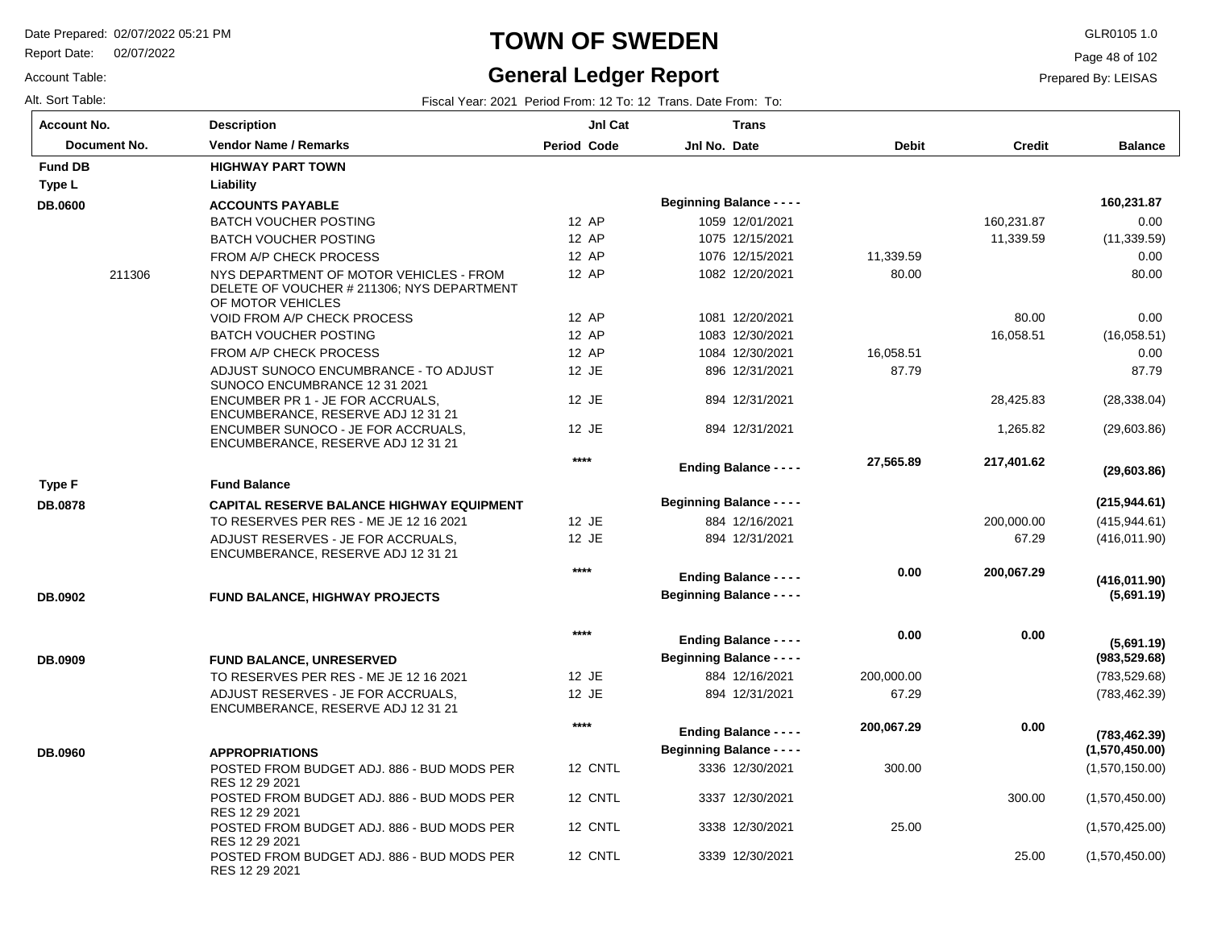# TOWN OF SWEDEN

## General Ledger Report

Date Prepared: 02/07/2022 05:21 PM
Report Date: 02/07/2022
Account Table:
Alt. Sort Table:

GLR0105 1.0
Prepared By: LEISAS

Fiscal Year: 2021 Period From: 12 To: 12 Trans. Date From: To:

| Account No. / Document No. | Description / Vendor Name / Remarks | Period | Jnl Cat Code | Jnl No. | Trans Date | Debit | Credit | Balance |
|---|---|---|---|---|---|---|---|---|
| **Fund DB** | **HIGHWAY PART TOWN** | | | | | | | |
| **Type L** | **Liability** | | | | | | | |
| **DB.0600** | **ACCOUNTS PAYABLE** | | | **Beginning Balance - - - -** | | | | **160,231.87** |
| | BATCH VOUCHER POSTING | 12 | AP | 1059 | 12/01/2021 | | 160,231.87 | 0.00 |
| | BATCH VOUCHER POSTING | 12 | AP | 1075 | 12/15/2021 | | 11,339.59 | (11,339.59) |
| | FROM A/P CHECK PROCESS | 12 | AP | 1076 | 12/15/2021 | 11,339.59 | | 0.00 |
| 211306 | NYS DEPARTMENT OF MOTOR VEHICLES - FROM DELETE OF VOUCHER # 211306; NYS DEPARTMENT OF MOTOR VEHICLES | 12 | AP | 1082 | 12/20/2021 | 80.00 | | 80.00 |
| | VOID FROM A/P CHECK PROCESS | 12 | AP | 1081 | 12/20/2021 | | 80.00 | 0.00 |
| | BATCH VOUCHER POSTING | 12 | AP | 1083 | 12/30/2021 | | 16,058.51 | (16,058.51) |
| | FROM A/P CHECK PROCESS | 12 | AP | 1084 | 12/30/2021 | 16,058.51 | | 0.00 |
| | ADJUST SUNOCO ENCUMBRANCE - TO ADJUST SUNOCO ENCUMBRANCE 12 31 2021 | 12 | JE | 896 | 12/31/2021 | 87.79 | | 87.79 |
| | ENCUMBER PR 1 - JE FOR ACCRUALS, ENCUMBERANCE, RESERVE ADJ 12 31 21 | 12 | JE | 894 | 12/31/2021 | | 28,425.83 | (28,338.04) |
| | ENCUMBER SUNOCO - JE FOR ACCRUALS, ENCUMBERANCE, RESERVE ADJ 12 31 21 | 12 | JE | 894 | 12/31/2021 | | 1,265.82 | (29,603.86) |
| | | | **** | **Ending Balance - - - -** | | **27,565.89** | **217,401.62** | **(29,603.86)** |
| **Type F** | **Fund Balance** | | | | | | | |
| **DB.0878** | **CAPITAL RESERVE BALANCE HIGHWAY EQUIPMENT** | | | **Beginning Balance - - - -** | | | | **(215,944.61)** |
| | TO RESERVES PER RES - ME JE 12 16 2021 | 12 | JE | 884 | 12/16/2021 | | 200,000.00 | (415,944.61) |
| | ADJUST RESERVES - JE FOR ACCRUALS, ENCUMBERANCE, RESERVE ADJ 12 31 21 | 12 | JE | 894 | 12/31/2021 | | 67.29 | (416,011.90) |
| | | | **** | **Ending Balance - - - -** | | **0.00** | **200,067.29** | **(416,011.90)** |
| **DB.0902** | **FUND BALANCE, HIGHWAY PROJECTS** | | | **Beginning Balance - - - -** | | | | **(5,691.19)** |
| | | | **** | **Ending Balance - - - -** | | **0.00** | **0.00** | **(5,691.19)** |
| **DB.0909** | **FUND BALANCE, UNRESERVED** | | | **Beginning Balance - - - -** | | | | **(983,529.68)** |
| | TO RESERVES PER RES - ME JE 12 16 2021 | 12 | JE | 884 | 12/16/2021 | 200,000.00 | | (783,529.68) |
| | ADJUST RESERVES - JE FOR ACCRUALS, ENCUMBERANCE, RESERVE ADJ 12 31 21 | 12 | JE | 894 | 12/31/2021 | 67.29 | | (783,462.39) |
| | | | **** | **Ending Balance - - - -** | | **200,067.29** | **0.00** | **(783,462.39)** |
| **DB.0960** | **APPROPRIATIONS** | | | **Beginning Balance - - - -** | | | | **(1,570,450.00)** |
| | POSTED FROM BUDGET ADJ. 886 - BUD MODS PER RES 12 29 2021 | 12 | CNTL | 3336 | 12/30/2021 | 300.00 | | (1,570,150.00) |
| | POSTED FROM BUDGET ADJ. 886 - BUD MODS PER RES 12 29 2021 | 12 | CNTL | 3337 | 12/30/2021 | | 300.00 | (1,570,450.00) |
| | POSTED FROM BUDGET ADJ. 886 - BUD MODS PER RES 12 29 2021 | 12 | CNTL | 3338 | 12/30/2021 | 25.00 | | (1,570,425.00) |
| | POSTED FROM BUDGET ADJ. 886 - BUD MODS PER RES 12 29 2021 | 12 | CNTL | 3339 | 12/30/2021 | | 25.00 | (1,570,450.00) |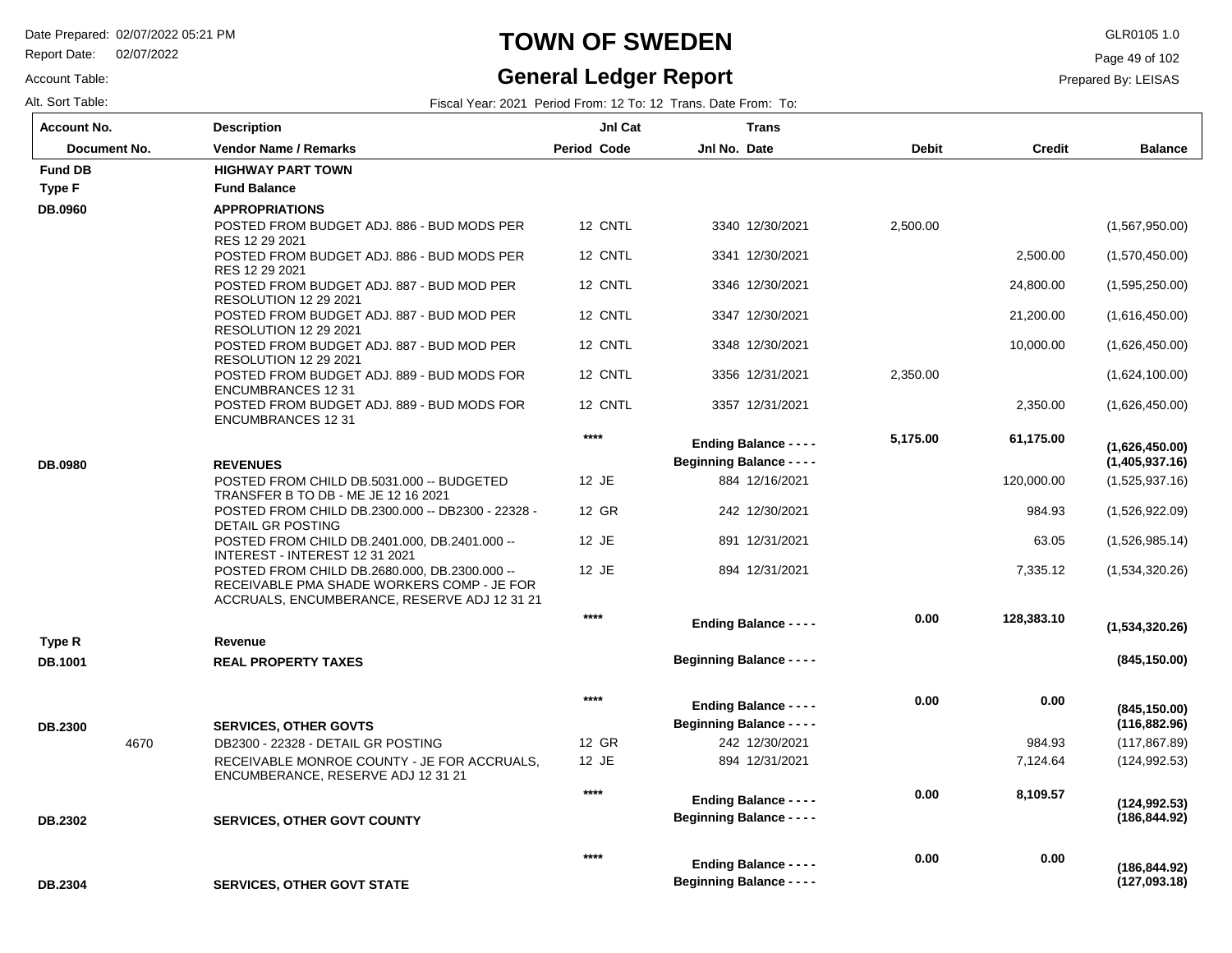# TOWN OF SWEDEN

## General Ledger Report

Date Prepared: 02/07/2022 05:21 PM
Report Date: 02/07/2022
Account Table:
Alt. Sort Table:

GLR0105 1.0
Prepared By: LEISAS

Fiscal Year: 2021 Period From: 12 To: 12 Trans. Date From: To:

| Account No. / Document No. | Description / Vendor Name / Remarks | Period | Jnl Cat Code | Jnl No. | Trans Date | Debit | Credit | Balance |
|---|---|---|---|---|---|---|---|---|
| **Fund DB** | **HIGHWAY PART TOWN** | | | | | | | |
| **Type F** | **Fund Balance** | | | | | | | |
| **DB.0960** | **APPROPRIATIONS** | | | | | | | |
| | POSTED FROM BUDGET ADJ. 886 - BUD MODS PER RES 12 29 2021 | 12 | CNTL | 3340 | 12/30/2021 | 2,500.00 | | (1,567,950.00) |
| | POSTED FROM BUDGET ADJ. 886 - BUD MODS PER RES 12 29 2021 | 12 | CNTL | 3341 | 12/30/2021 | | 2,500.00 | (1,570,450.00) |
| | POSTED FROM BUDGET ADJ. 887 - BUD MOD PER RESOLUTION 12 29 2021 | 12 | CNTL | 3346 | 12/30/2021 | | 24,800.00 | (1,595,250.00) |
| | POSTED FROM BUDGET ADJ. 887 - BUD MOD PER RESOLUTION 12 29 2021 | 12 | CNTL | 3347 | 12/30/2021 | | 21,200.00 | (1,616,450.00) |
| | POSTED FROM BUDGET ADJ. 887 - BUD MOD PER RESOLUTION 12 29 2021 | 12 | CNTL | 3348 | 12/30/2021 | | 10,000.00 | (1,626,450.00) |
| | POSTED FROM BUDGET ADJ. 889 - BUD MODS FOR ENCUMBRANCES 12 31 | 12 | CNTL | 3356 | 12/31/2021 | 2,350.00 | | (1,624,100.00) |
| | POSTED FROM BUDGET ADJ. 889 - BUD MODS FOR ENCUMBRANCES 12 31 | 12 | CNTL | 3357 | 12/31/2021 | | 2,350.00 | (1,626,450.00) |
| | | **** | | **Ending Balance - - - -** | | **5,175.00** | **61,175.00** | **(1,626,450.00)** |
| **DB.0980** | **REVENUES** | | | **Beginning Balance - - - -** | | | | **(1,405,937.16)** |
| | POSTED FROM CHILD DB.5031.000 -- BUDGETED TRANSFER B TO DB - ME JE 12 16 2021 | 12 | JE | 884 | 12/16/2021 | | 120,000.00 | (1,525,937.16) |
| | POSTED FROM CHILD DB.2300.000 -- DB2300 - 22328 - DETAIL GR POSTING | 12 | GR | 242 | 12/30/2021 | | 984.93 | (1,526,922.09) |
| | POSTED FROM CHILD DB.2401.000, DB.2401.000 -- INTEREST - INTEREST 12 31 2021 | 12 | JE | 891 | 12/31/2021 | | 63.05 | (1,526,985.14) |
| | POSTED FROM CHILD DB.2680.000, DB.2300.000 -- RECEIVABLE PMA SHADE WORKERS COMP - JE FOR ACCRUALS, ENCUMBERANCE, RESERVE ADJ 12 31 21 | 12 | JE | 894 | 12/31/2021 | | 7,335.12 | (1,534,320.26) |
| | | **** | | **Ending Balance - - - -** | | **0.00** | **128,383.10** | **(1,534,320.26)** |
| **Type R** | **Revenue** | | | | | | | |
| **DB.1001** | **REAL PROPERTY TAXES** | | | **Beginning Balance - - - -** | | | | **(845,150.00)** |
| | | **** | | **Ending Balance - - - -** | | **0.00** | **0.00** | **(845,150.00)** |
| **DB.2300** | **SERVICES, OTHER GOVTS** | | | **Beginning Balance - - - -** | | | | **(116,882.96)** |
| 4670 | DB2300 - 22328 - DETAIL GR POSTING | 12 | GR | 242 | 12/30/2021 | | 984.93 | (117,867.89) |
| | RECEIVABLE MONROE COUNTY - JE FOR ACCRUALS, ENCUMBERANCE, RESERVE ADJ 12 31 21 | 12 | JE | 894 | 12/31/2021 | | 7,124.64 | (124,992.53) |
| | | **** | | **Ending Balance - - - -** | | **0.00** | **8,109.57** | **(124,992.53)** |
| **DB.2302** | **SERVICES, OTHER GOVT COUNTY** | | | **Beginning Balance - - - -** | | | | **(186,844.92)** |
| | | **** | | **Ending Balance - - - -** | | **0.00** | **0.00** | **(186,844.92)** |
| **DB.2304** | **SERVICES, OTHER GOVT STATE** | | | **Beginning Balance - - - -** | | | | **(127,093.18)** |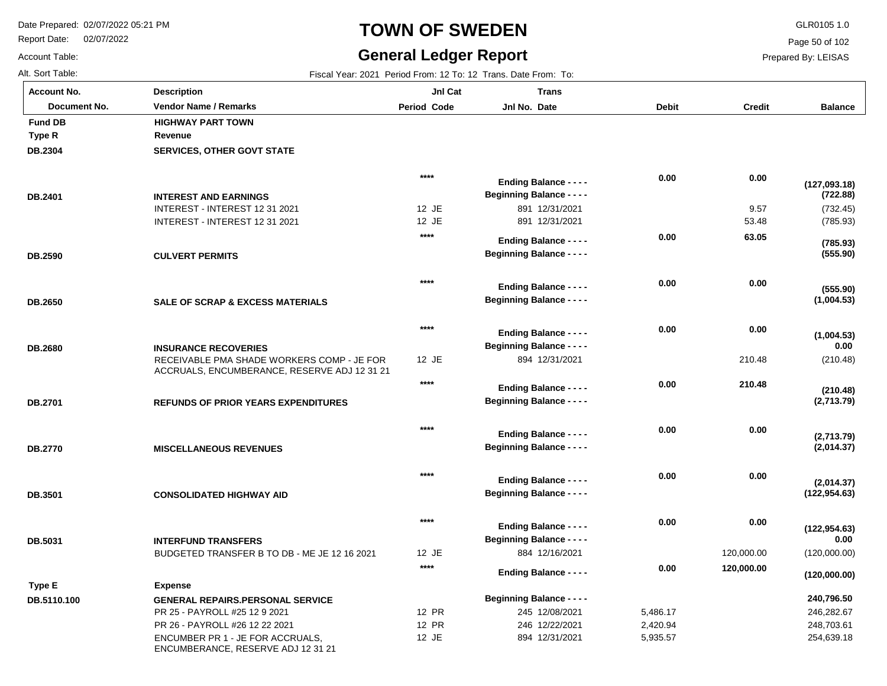# TOWN OF SWEDEN

## General Ledger Report

Date Prepared: 02/07/2022 05:21 PM
Report Date: 02/07/2022
Account Table:
Alt. Sort Table:

GLR0105 1.0
Prepared By: LEISAS

Fiscal Year: 2021 Period From: 12 To: 12 Trans. Date From: To:

| Account No. / Document No. | Description / Vendor Name / Remarks | Period | Jnl Cat Code | Jnl No. | Trans Date | Debit | Credit | Balance |
|---|---|---|---|---|---|---|---|---|
| **Fund DB** | **HIGHWAY PART TOWN** | | | | | | | |
| **Type R** | **Revenue** | | | | | | | |
| **DB.2304** | **SERVICES, OTHER GOVT STATE** | | | | | | | |
| | | **\*\*\*\*** | | **Ending Balance - - - -** | | **0.00** | **0.00** | **(127,093.18)** |
| **DB.2401** | **INTEREST AND EARNINGS** | | | **Beginning Balance - - - -** | | | | **(722.88)** |
| | INTEREST - INTEREST 12 31 2021 | 12 | JE | 891 | 12/31/2021 | | 9.57 | (732.45) |
| | INTEREST - INTEREST 12 31 2021 | 12 | JE | 891 | 12/31/2021 | | 53.48 | (785.93) |
| | | **\*\*\*\*** | | **Ending Balance - - - -** | | **0.00** | **63.05** | **(785.93)** |
| **DB.2590** | **CULVERT PERMITS** | | | **Beginning Balance - - - -** | | | | **(555.90)** |
| | | **\*\*\*\*** | | **Ending Balance - - - -** | | **0.00** | **0.00** | **(555.90)** |
| **DB.2650** | **SALE OF SCRAP & EXCESS MATERIALS** | | | **Beginning Balance - - - -** | | | | **(1,004.53)** |
| | | **\*\*\*\*** | | **Ending Balance - - - -** | | **0.00** | **0.00** | **(1,004.53)** |
| **DB.2680** | **INSURANCE RECOVERIES** | | | **Beginning Balance - - - -** | | | | **0.00** |
| | RECEIVABLE PMA SHADE WORKERS COMP - JE FOR ACCRUALS, ENCUMBERANCE, RESERVE ADJ 12 31 21 | 12 | JE | 894 | 12/31/2021 | | 210.48 | (210.48) |
| | | **\*\*\*\*** | | **Ending Balance - - - -** | | **0.00** | **210.48** | **(210.48)** |
| **DB.2701** | **REFUNDS OF PRIOR YEARS EXPENDITURES** | | | **Beginning Balance - - - -** | | | | **(2,713.79)** |
| | | **\*\*\*\*** | | **Ending Balance - - - -** | | **0.00** | **0.00** | **(2,713.79)** |
| **DB.2770** | **MISCELLANEOUS REVENUES** | | | **Beginning Balance - - - -** | | | | **(2,014.37)** |
| | | **\*\*\*\*** | | **Ending Balance - - - -** | | **0.00** | **0.00** | **(2,014.37)** |
| **DB.3501** | **CONSOLIDATED HIGHWAY AID** | | | **Beginning Balance - - - -** | | | | **(122,954.63)** |
| | | **\*\*\*\*** | | **Ending Balance - - - -** | | **0.00** | **0.00** | **(122,954.63)** |
| **DB.5031** | **INTERFUND TRANSFERS** | | | **Beginning Balance - - - -** | | | | **0.00** |
| | BUDGETED TRANSFER B TO DB - ME JE 12 16 2021 | 12 | JE | 884 | 12/16/2021 | | 120,000.00 | (120,000.00) |
| | | **\*\*\*\*** | | **Ending Balance - - - -** | | **0.00** | **120,000.00** | **(120,000.00)** |
| **Type E** | **Expense** | | | | | | | |
| **DB.5110.100** | **GENERAL REPAIRS.PERSONAL SERVICE** | | | **Beginning Balance - - - -** | | | | **240,796.50** |
| | PR 25 - PAYROLL #25 12 9 2021 | 12 | PR | 245 | 12/08/2021 | 5,486.17 | | 246,282.67 |
| | PR 26 - PAYROLL #26 12 22 2021 | 12 | PR | 246 | 12/22/2021 | 2,420.94 | | 248,703.61 |
| | ENCUMBER PR 1 - JE FOR ACCRUALS, ENCUMBERANCE, RESERVE ADJ 12 31 21 | 12 | JE | 894 | 12/31/2021 | 5,935.57 | | 254,639.18 |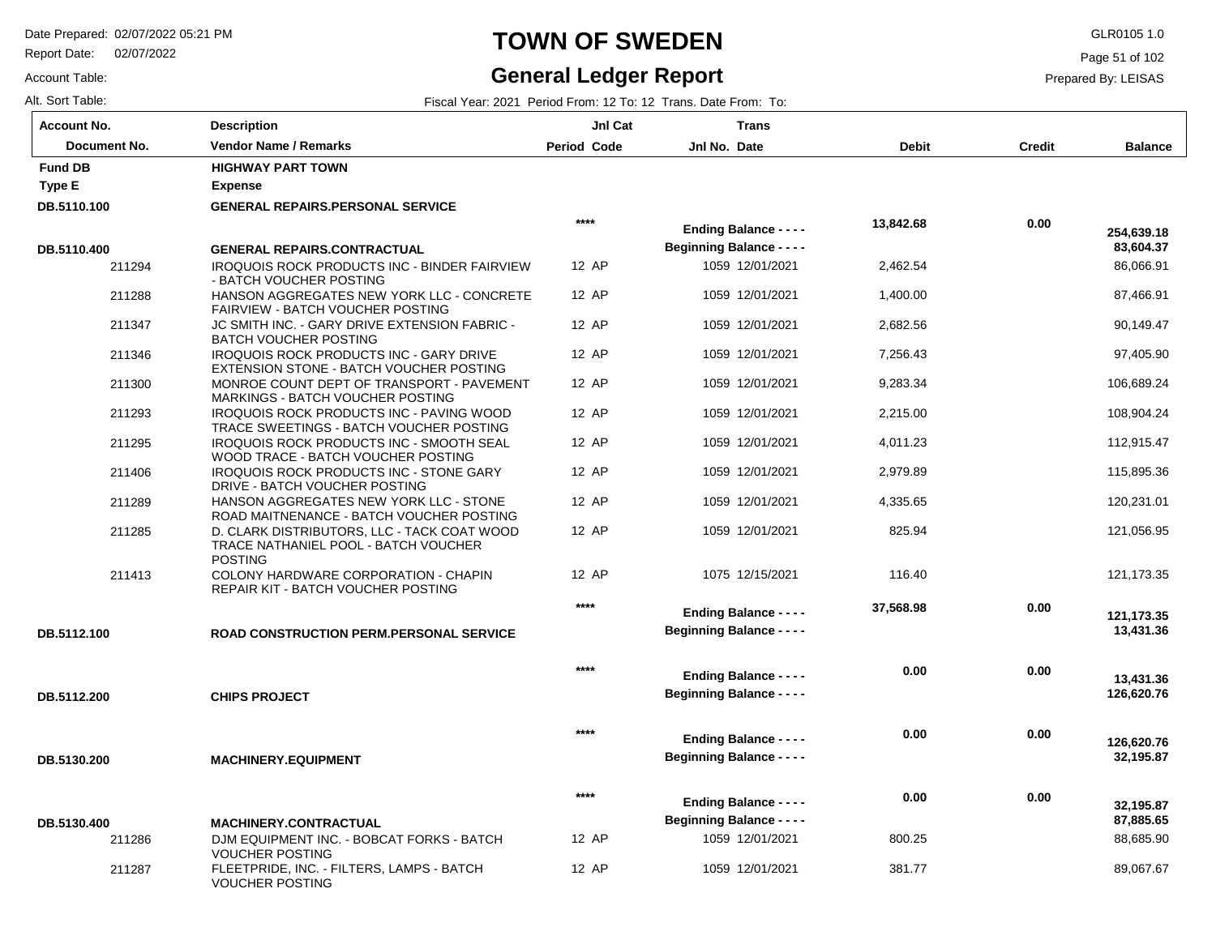# TOWN OF SWEDEN

## General Ledger Report

Date Prepared: 02/07/2022 05:21 PM
Report Date: 02/07/2022
Account Table:
Alt. Sort Table:

GLR0105 1.0
Prepared By: LEISAS

Fiscal Year: 2021 Period From: 12 To: 12 Trans. Date From: To:

| Account No. / Document No. | Description / Vendor Name / Remarks | Jnl Cat Period Code | Trans Jnl No. Date | Debit | Credit | Balance |
|---|---|---|---|---|---|---|
| **Fund DB** | **HIGHWAY PART TOWN** | | | | | |
| **Type E** | **Expense** | | | | | |
| **DB.5110.100** | **GENERAL REPAIRS.PERSONAL SERVICE** | | | | | |
| | | **** | **Ending Balance - - - -** | **13,842.68** | **0.00** | **254,639.18** |
| **DB.5110.400** | **GENERAL REPAIRS.CONTRACTUAL** | | **Beginning Balance - - - -** | | | **83,604.37** |
| 211294 | IROQUOIS ROCK PRODUCTS INC - BINDER FAIRVIEW - BATCH VOUCHER POSTING | 12 AP | 1059 12/01/2021 | 2,462.54 | | 86,066.91 |
| 211288 | HANSON AGGREGATES NEW YORK LLC - CONCRETE FAIRVIEW - BATCH VOUCHER POSTING | 12 AP | 1059 12/01/2021 | 1,400.00 | | 87,466.91 |
| 211347 | JC SMITH INC. - GARY DRIVE EXTENSION FABRIC - BATCH VOUCHER POSTING | 12 AP | 1059 12/01/2021 | 2,682.56 | | 90,149.47 |
| 211346 | IROQUOIS ROCK PRODUCTS INC - GARY DRIVE EXTENSION STONE - BATCH VOUCHER POSTING | 12 AP | 1059 12/01/2021 | 7,256.43 | | 97,405.90 |
| 211300 | MONROE COUNT DEPT OF TRANSPORT - PAVEMENT MARKINGS - BATCH VOUCHER POSTING | 12 AP | 1059 12/01/2021 | 9,283.34 | | 106,689.24 |
| 211293 | IROQUOIS ROCK PRODUCTS INC - PAVING WOOD TRACE SWEETINGS - BATCH VOUCHER POSTING | 12 AP | 1059 12/01/2021 | 2,215.00 | | 108,904.24 |
| 211295 | IROQUOIS ROCK PRODUCTS INC - SMOOTH SEAL WOOD TRACE - BATCH VOUCHER POSTING | 12 AP | 1059 12/01/2021 | 4,011.23 | | 112,915.47 |
| 211406 | IROQUOIS ROCK PRODUCTS INC - STONE GARY DRIVE - BATCH VOUCHER POSTING | 12 AP | 1059 12/01/2021 | 2,979.89 | | 115,895.36 |
| 211289 | HANSON AGGREGATES NEW YORK LLC - STONE ROAD MAITNENANCE - BATCH VOUCHER POSTING | 12 AP | 1059 12/01/2021 | 4,335.65 | | 120,231.01 |
| 211285 | D. CLARK DISTRIBUTORS, LLC - TACK COAT WOOD TRACE NATHANIEL POOL - BATCH VOUCHER POSTING | 12 AP | 1059 12/01/2021 | 825.94 | | 121,056.95 |
| 211413 | COLONY HARDWARE CORPORATION - CHAPIN REPAIR KIT - BATCH VOUCHER POSTING | 12 AP | 1075 12/15/2021 | 116.40 | | 121,173.35 |
| | | **** | **Ending Balance - - - -** | **37,568.98** | **0.00** | **121,173.35** |
| **DB.5112.100** | **ROAD CONSTRUCTION PERM.PERSONAL SERVICE** | | **Beginning Balance - - - -** | | | **13,431.36** |
| | | **** | **Ending Balance - - - -** | **0.00** | **0.00** | **13,431.36** |
| **DB.5112.200** | **CHIPS PROJECT** | | **Beginning Balance - - - -** | | | **126,620.76** |
| | | **** | **Ending Balance - - - -** | **0.00** | **0.00** | **126,620.76** |
| **DB.5130.200** | **MACHINERY.EQUIPMENT** | | **Beginning Balance - - - -** | | | **32,195.87** |
| | | **** | **Ending Balance - - - -** | **0.00** | **0.00** | **32,195.87** |
| **DB.5130.400** | **MACHINERY.CONTRACTUAL** | | **Beginning Balance - - - -** | | | **87,885.65** |
| 211286 | DJM EQUIPMENT INC. - BOBCAT FORKS - BATCH VOUCHER POSTING | 12 AP | 1059 12/01/2021 | 800.25 | | 88,685.90 |
| 211287 | FLEETPRIDE, INC. - FILTERS, LAMPS - BATCH VOUCHER POSTING | 12 AP | 1059 12/01/2021 | 381.77 | | 89,067.67 |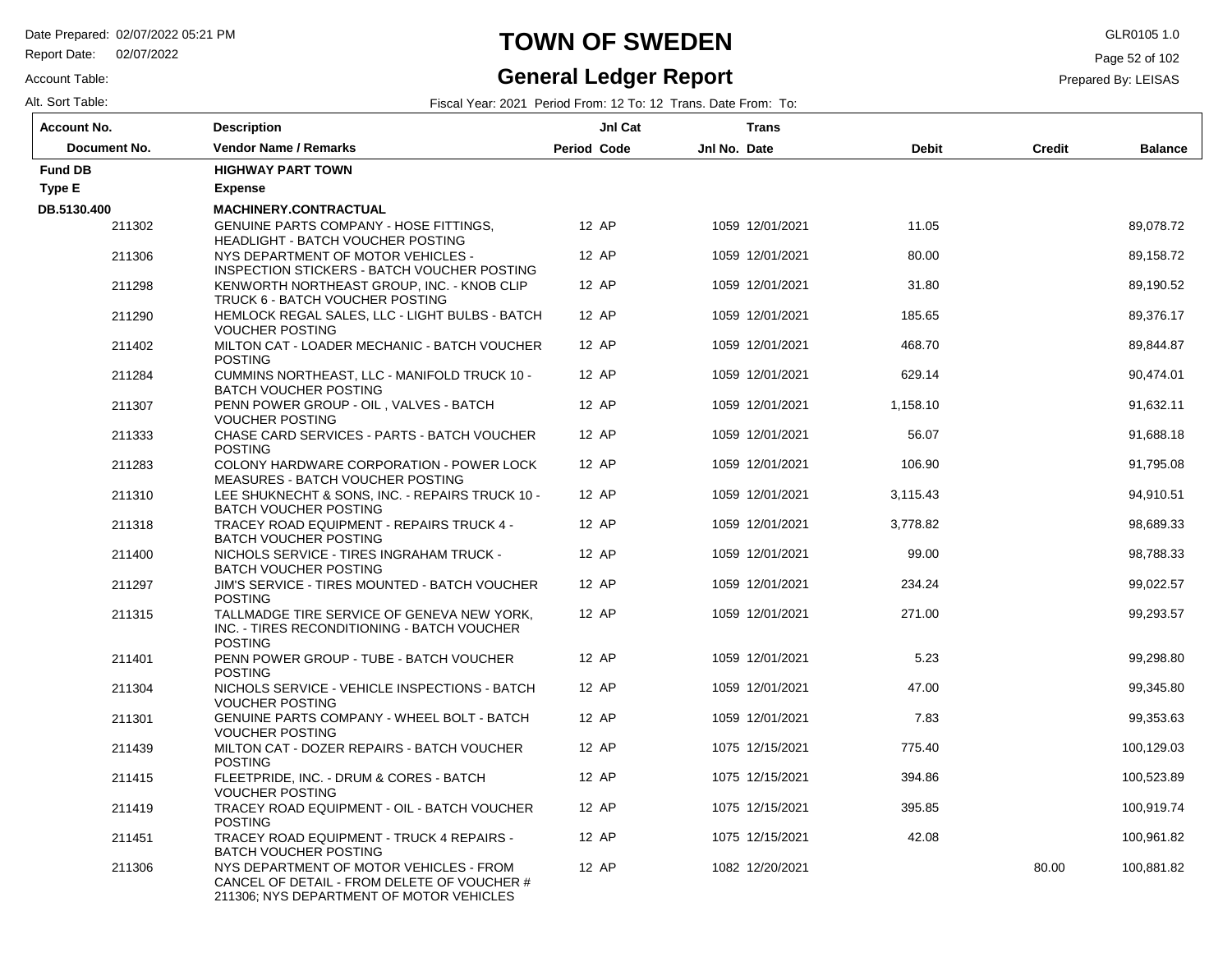# TOWN OF SWEDEN

## General Ledger Report

Date Prepared: 02/07/2022 05:21 PM
Report Date: 02/07/2022
Account Table:
Alt. Sort Table:

GLR0105 1.0
Prepared By: LEISAS

Fiscal Year: 2021 Period From: 12 To: 12 Trans. Date From: To:

| Account No. / Document No. | Description / Vendor Name / Remarks | Period | Jnl Cat Code | Jnl No. | Trans Date | Debit | Credit | Balance |
|---|---|---|---|---|---|---|---|---|
| **Fund DB** | **HIGHWAY PART TOWN** | | | | | | | |
| **Type E** | **Expense** | | | | | | | |
| **DB.5130.400** | **MACHINERY.CONTRACTUAL** | | | | | | | |
| 211302 | GENUINE PARTS COMPANY - HOSE FITTINGS, HEADLIGHT - BATCH VOUCHER POSTING | 12 | AP | 1059 | 12/01/2021 | 11.05 | | 89,078.72 |
| 211306 | NYS DEPARTMENT OF MOTOR VEHICLES - INSPECTION STICKERS - BATCH VOUCHER POSTING | 12 | AP | 1059 | 12/01/2021 | 80.00 | | 89,158.72 |
| 211298 | KENWORTH NORTHEAST GROUP, INC. - KNOB CLIP TRUCK 6 - BATCH VOUCHER POSTING | 12 | AP | 1059 | 12/01/2021 | 31.80 | | 89,190.52 |
| 211290 | HEMLOCK REGAL SALES, LLC - LIGHT BULBS - BATCH VOUCHER POSTING | 12 | AP | 1059 | 12/01/2021 | 185.65 | | 89,376.17 |
| 211402 | MILTON CAT - LOADER MECHANIC - BATCH VOUCHER POSTING | 12 | AP | 1059 | 12/01/2021 | 468.70 | | 89,844.87 |
| 211284 | CUMMINS NORTHEAST, LLC - MANIFOLD TRUCK 10 - BATCH VOUCHER POSTING | 12 | AP | 1059 | 12/01/2021 | 629.14 | | 90,474.01 |
| 211307 | PENN POWER GROUP - OIL , VALVES - BATCH VOUCHER POSTING | 12 | AP | 1059 | 12/01/2021 | 1,158.10 | | 91,632.11 |
| 211333 | CHASE CARD SERVICES - PARTS - BATCH VOUCHER POSTING | 12 | AP | 1059 | 12/01/2021 | 56.07 | | 91,688.18 |
| 211283 | COLONY HARDWARE CORPORATION - POWER LOCK MEASURES - BATCH VOUCHER POSTING | 12 | AP | 1059 | 12/01/2021 | 106.90 | | 91,795.08 |
| 211310 | LEE SHUKNECHT & SONS, INC. - REPAIRS TRUCK 10 - BATCH VOUCHER POSTING | 12 | AP | 1059 | 12/01/2021 | 3,115.43 | | 94,910.51 |
| 211318 | TRACEY ROAD EQUIPMENT - REPAIRS TRUCK 4 - BATCH VOUCHER POSTING | 12 | AP | 1059 | 12/01/2021 | 3,778.82 | | 98,689.33 |
| 211400 | NICHOLS SERVICE - TIRES INGRAHAM TRUCK - BATCH VOUCHER POSTING | 12 | AP | 1059 | 12/01/2021 | 99.00 | | 98,788.33 |
| 211297 | JIM'S SERVICE - TIRES MOUNTED - BATCH VOUCHER POSTING | 12 | AP | 1059 | 12/01/2021 | 234.24 | | 99,022.57 |
| 211315 | TALLMADGE TIRE SERVICE OF GENEVA NEW YORK, INC. - TIRES RECONDITIONING - BATCH VOUCHER POSTING | 12 | AP | 1059 | 12/01/2021 | 271.00 | | 99,293.57 |
| 211401 | PENN POWER GROUP - TUBE - BATCH VOUCHER POSTING | 12 | AP | 1059 | 12/01/2021 | 5.23 | | 99,298.80 |
| 211304 | NICHOLS SERVICE - VEHICLE INSPECTIONS - BATCH VOUCHER POSTING | 12 | AP | 1059 | 12/01/2021 | 47.00 | | 99,345.80 |
| 211301 | GENUINE PARTS COMPANY - WHEEL BOLT - BATCH VOUCHER POSTING | 12 | AP | 1059 | 12/01/2021 | 7.83 | | 99,353.63 |
| 211439 | MILTON CAT - DOZER REPAIRS - BATCH VOUCHER POSTING | 12 | AP | 1075 | 12/15/2021 | 775.40 | | 100,129.03 |
| 211415 | FLEETPRIDE, INC. - DRUM & CORES - BATCH VOUCHER POSTING | 12 | AP | 1075 | 12/15/2021 | 394.86 | | 100,523.89 |
| 211419 | TRACEY ROAD EQUIPMENT - OIL - BATCH VOUCHER POSTING | 12 | AP | 1075 | 12/15/2021 | 395.85 | | 100,919.74 |
| 211451 | TRACEY ROAD EQUIPMENT - TRUCK 4 REPAIRS - BATCH VOUCHER POSTING | 12 | AP | 1075 | 12/15/2021 | 42.08 | | 100,961.82 |
| 211306 | NYS DEPARTMENT OF MOTOR VEHICLES - FROM CANCEL OF DETAIL - FROM DELETE OF VOUCHER # 211306; NYS DEPARTMENT OF MOTOR VEHICLES | 12 | AP | 1082 | 12/20/2021 | | 80.00 | 100,881.82 |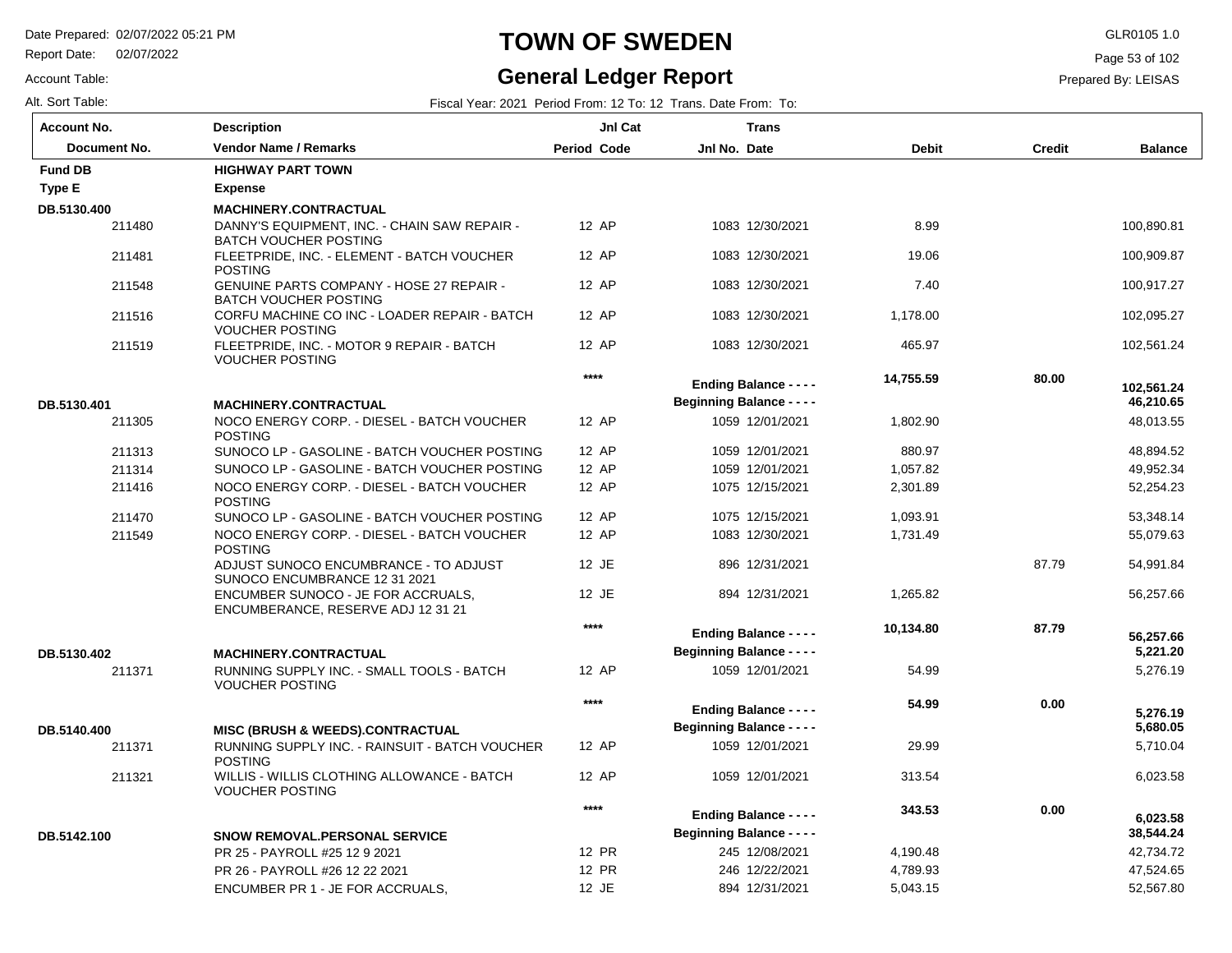# TOWN OF SWEDEN

## General Ledger Report

Date Prepared: 02/07/2022 05:21 PM
Report Date: 02/07/2022
Account Table:
Alt. Sort Table:

GLR0105 1.0
Prepared By: LEISAS

Fiscal Year: 2021 Period From: 12 To: 12 Trans. Date From: To:

| Account No. / Document No. | Description / Vendor Name / Remarks | Period | Jnl Cat Code | Jnl No. | Trans Date | Debit | Credit | Balance |
|---|---|---|---|---|---|---|---|---|
| **Fund DB** | **HIGHWAY PART TOWN** | | | | | | | |
| **Type E** | **Expense** | | | | | | | |
| **DB.5130.400** | **MACHINERY.CONTRACTUAL** | | | | | | | |
| 211480 | DANNY'S EQUIPMENT, INC. - CHAIN SAW REPAIR - BATCH VOUCHER POSTING | 12 | AP | 1083 | 12/30/2021 | 8.99 | | 100,890.81 |
| 211481 | FLEETPRIDE, INC. - ELEMENT - BATCH VOUCHER POSTING | 12 | AP | 1083 | 12/30/2021 | 19.06 | | 100,909.87 |
| 211548 | GENUINE PARTS COMPANY - HOSE 27 REPAIR - BATCH VOUCHER POSTING | 12 | AP | 1083 | 12/30/2021 | 7.40 | | 100,917.27 |
| 211516 | CORFU MACHINE CO INC - LOADER REPAIR - BATCH VOUCHER POSTING | 12 | AP | 1083 | 12/30/2021 | 1,178.00 | | 102,095.27 |
| 211519 | FLEETPRIDE, INC. - MOTOR 9 REPAIR - BATCH VOUCHER POSTING | 12 | AP | 1083 | 12/30/2021 | 465.97 | | 102,561.24 |
| | | | **** | **Ending Balance - - - -** | | **14,755.59** | **80.00** | **102,561.24** |
| **DB.5130.401** | **MACHINERY.CONTRACTUAL** | | | **Beginning Balance - - - -** | | | | **46,210.65** |
| 211305 | NOCO ENERGY CORP. - DIESEL - BATCH VOUCHER POSTING | 12 | AP | 1059 | 12/01/2021 | 1,802.90 | | 48,013.55 |
| 211313 | SUNOCO LP - GASOLINE - BATCH VOUCHER POSTING | 12 | AP | 1059 | 12/01/2021 | 880.97 | | 48,894.52 |
| 211314 | SUNOCO LP - GASOLINE - BATCH VOUCHER POSTING | 12 | AP | 1059 | 12/01/2021 | 1,057.82 | | 49,952.34 |
| 211416 | NOCO ENERGY CORP. - DIESEL - BATCH VOUCHER POSTING | 12 | AP | 1075 | 12/15/2021 | 2,301.89 | | 52,254.23 |
| 211470 | SUNOCO LP - GASOLINE - BATCH VOUCHER POSTING | 12 | AP | 1075 | 12/15/2021 | 1,093.91 | | 53,348.14 |
| 211549 | NOCO ENERGY CORP. - DIESEL - BATCH VOUCHER POSTING | 12 | AP | 1083 | 12/30/2021 | 1,731.49 | | 55,079.63 |
| | ADJUST SUNOCO ENCUMBRANCE - TO ADJUST SUNOCO ENCUMBRANCE 12 31 2021 | 12 | JE | 896 | 12/31/2021 | | 87.79 | 54,991.84 |
| | ENCUMBER SUNOCO - JE FOR ACCRUALS, ENCUMBERANCE, RESERVE ADJ 12 31 21 | 12 | JE | 894 | 12/31/2021 | 1,265.82 | | 56,257.66 |
| | | | **** | **Ending Balance - - - -** | | **10,134.80** | **87.79** | **56,257.66** |
| **DB.5130.402** | **MACHINERY.CONTRACTUAL** | | | **Beginning Balance - - - -** | | | | **5,221.20** |
| 211371 | RUNNING SUPPLY INC. - SMALL TOOLS - BATCH VOUCHER POSTING | 12 | AP | 1059 | 12/01/2021 | 54.99 | | 5,276.19 |
| | | | **** | **Ending Balance - - - -** | | **54.99** | **0.00** | **5,276.19** |
| **DB.5140.400** | **MISC (BRUSH & WEEDS).CONTRACTUAL** | | | **Beginning Balance - - - -** | | | | **5,680.05** |
| 211371 | RUNNING SUPPLY INC. - RAINSUIT - BATCH VOUCHER POSTING | 12 | AP | 1059 | 12/01/2021 | 29.99 | | 5,710.04 |
| 211321 | WILLIS - WILLIS CLOTHING ALLOWANCE - BATCH VOUCHER POSTING | 12 | AP | 1059 | 12/01/2021 | 313.54 | | 6,023.58 |
| | | | **** | **Ending Balance - - - -** | | **343.53** | **0.00** | **6,023.58** |
| **DB.5142.100** | **SNOW REMOVAL.PERSONAL SERVICE** | | | **Beginning Balance - - - -** | | | | **38,544.24** |
| | PR 25 - PAYROLL #25 12 9 2021 | 12 | PR | 245 | 12/08/2021 | 4,190.48 | | 42,734.72 |
| | PR 26 - PAYROLL #26 12 22 2021 | 12 | PR | 246 | 12/22/2021 | 4,789.93 | | 47,524.65 |
| | ENCUMBER PR 1 - JE FOR ACCRUALS, | 12 | JE | 894 | 12/31/2021 | 5,043.15 | | 52,567.80 |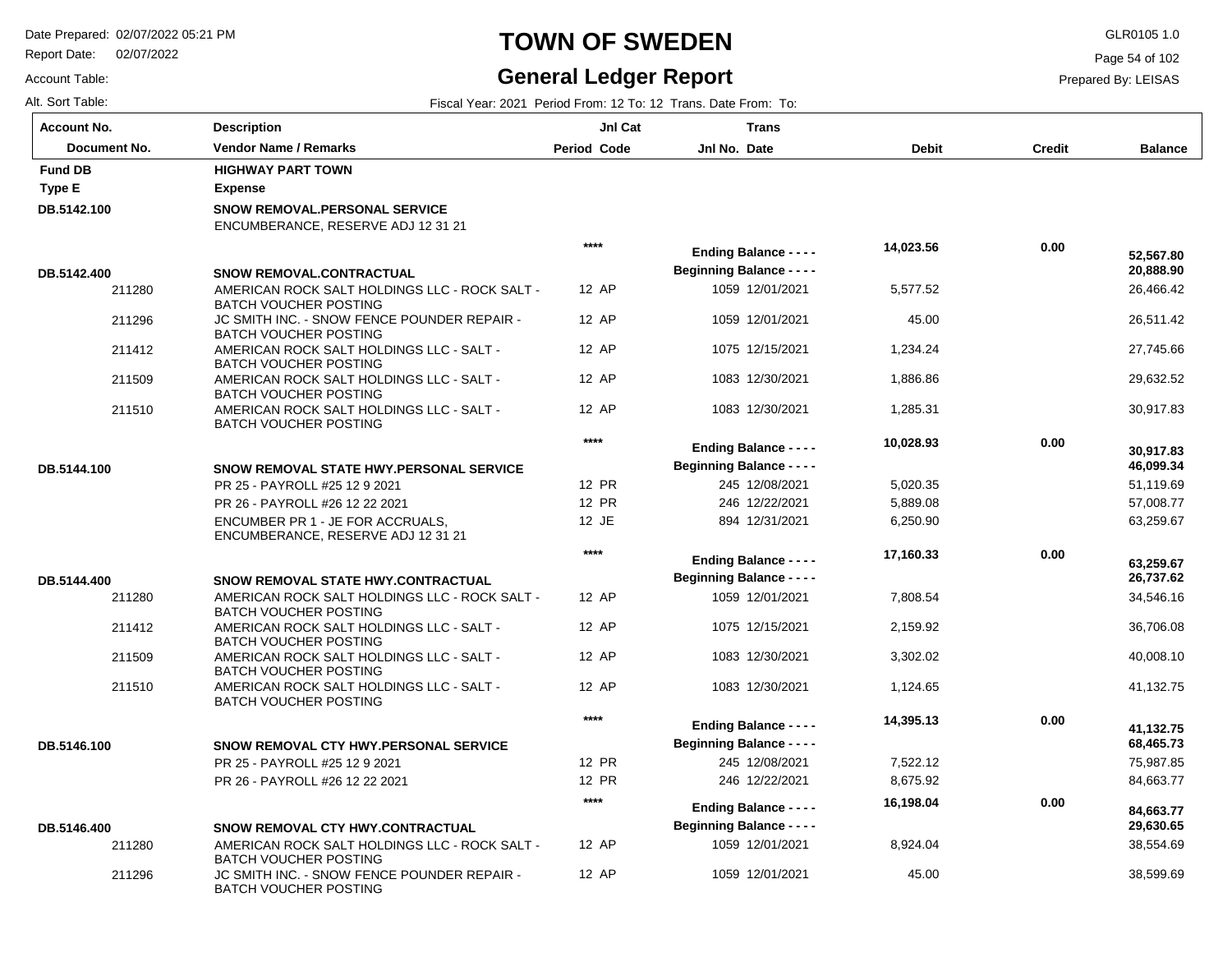# TOWN OF SWEDEN

## General Ledger Report

Date Prepared: 02/07/2022 05:21 PM
Report Date: 02/07/2022
Account Table:
Alt. Sort Table:

GLR0105 1.0
Prepared By: LEISAS

Fiscal Year: 2021 Period From: 12 To: 12 Trans. Date From: To:

| Account No. / Document No. | Description / Vendor Name / Remarks | Period | Jnl Cat Code | Jnl No. | Trans Date | Debit | Credit | Balance |
|---|---|---|---|---|---|---|---|---|
| **Fund DB** | **HIGHWAY PART TOWN** | | | | | | | |
| **Type E** | **Expense** | | | | | | | |
| **DB.5142.100** | **SNOW REMOVAL.PERSONAL SERVICE** | | | | | | | |
| | ENCUMBERANCE, RESERVE ADJ 12 31 21 | | | | | | | |
| | | **** | | **Ending Balance - - - -** | | **14,023.56** | **0.00** | **52,567.80** |
| **DB.5142.400** | **SNOW REMOVAL.CONTRACTUAL** | | | **Beginning Balance - - - -** | | | | **20,888.90** |
| 211280 | AMERICAN ROCK SALT HOLDINGS LLC - ROCK SALT - BATCH VOUCHER POSTING | 12 | AP | 1059 | 12/01/2021 | 5,577.52 | | 26,466.42 |
| 211296 | JC SMITH INC. - SNOW FENCE POUNDER REPAIR - BATCH VOUCHER POSTING | 12 | AP | 1059 | 12/01/2021 | 45.00 | | 26,511.42 |
| 211412 | AMERICAN ROCK SALT HOLDINGS LLC - SALT - BATCH VOUCHER POSTING | 12 | AP | 1075 | 12/15/2021 | 1,234.24 | | 27,745.66 |
| 211509 | AMERICAN ROCK SALT HOLDINGS LLC - SALT - BATCH VOUCHER POSTING | 12 | AP | 1083 | 12/30/2021 | 1,886.86 | | 29,632.52 |
| 211510 | AMERICAN ROCK SALT HOLDINGS LLC - SALT - BATCH VOUCHER POSTING | 12 | AP | 1083 | 12/30/2021 | 1,285.31 | | 30,917.83 |
| | | **** | | **Ending Balance - - - -** | | **10,028.93** | **0.00** | **30,917.83** |
| **DB.5144.100** | **SNOW REMOVAL STATE HWY.PERSONAL SERVICE** | | | **Beginning Balance - - - -** | | | | **46,099.34** |
| | PR 25 - PAYROLL #25 12 9 2021 | 12 | PR | 245 | 12/08/2021 | 5,020.35 | | 51,119.69 |
| | PR 26 - PAYROLL #26 12 22 2021 | 12 | PR | 246 | 12/22/2021 | 5,889.08 | | 57,008.77 |
| | ENCUMBER PR 1 - JE FOR ACCRUALS, ENCUMBERANCE, RESERVE ADJ 12 31 21 | 12 | JE | 894 | 12/31/2021 | 6,250.90 | | 63,259.67 |
| | | **** | | **Ending Balance - - - -** | | **17,160.33** | **0.00** | **63,259.67** |
| **DB.5144.400** | **SNOW REMOVAL STATE HWY.CONTRACTUAL** | | | **Beginning Balance - - - -** | | | | **26,737.62** |
| 211280 | AMERICAN ROCK SALT HOLDINGS LLC - ROCK SALT - BATCH VOUCHER POSTING | 12 | AP | 1059 | 12/01/2021 | 7,808.54 | | 34,546.16 |
| 211412 | AMERICAN ROCK SALT HOLDINGS LLC - SALT - BATCH VOUCHER POSTING | 12 | AP | 1075 | 12/15/2021 | 2,159.92 | | 36,706.08 |
| 211509 | AMERICAN ROCK SALT HOLDINGS LLC - SALT - BATCH VOUCHER POSTING | 12 | AP | 1083 | 12/30/2021 | 3,302.02 | | 40,008.10 |
| 211510 | AMERICAN ROCK SALT HOLDINGS LLC - SALT - BATCH VOUCHER POSTING | 12 | AP | 1083 | 12/30/2021 | 1,124.65 | | 41,132.75 |
| | | **** | | **Ending Balance - - - -** | | **14,395.13** | **0.00** | **41,132.75** |
| **DB.5146.100** | **SNOW REMOVAL CTY HWY.PERSONAL SERVICE** | | | **Beginning Balance - - - -** | | | | **68,465.73** |
| | PR 25 - PAYROLL #25 12 9 2021 | 12 | PR | 245 | 12/08/2021 | 7,522.12 | | 75,987.85 |
| | PR 26 - PAYROLL #26 12 22 2021 | 12 | PR | 246 | 12/22/2021 | 8,675.92 | | 84,663.77 |
| | | **** | | **Ending Balance - - - -** | | **16,198.04** | **0.00** | **84,663.77** |
| **DB.5146.400** | **SNOW REMOVAL CTY HWY.CONTRACTUAL** | | | **Beginning Balance - - - -** | | | | **29,630.65** |
| 211280 | AMERICAN ROCK SALT HOLDINGS LLC - ROCK SALT - BATCH VOUCHER POSTING | 12 | AP | 1059 | 12/01/2021 | 8,924.04 | | 38,554.69 |
| 211296 | JC SMITH INC. - SNOW FENCE POUNDER REPAIR - BATCH VOUCHER POSTING | 12 | AP | 1059 | 12/01/2021 | 45.00 | | 38,599.69 |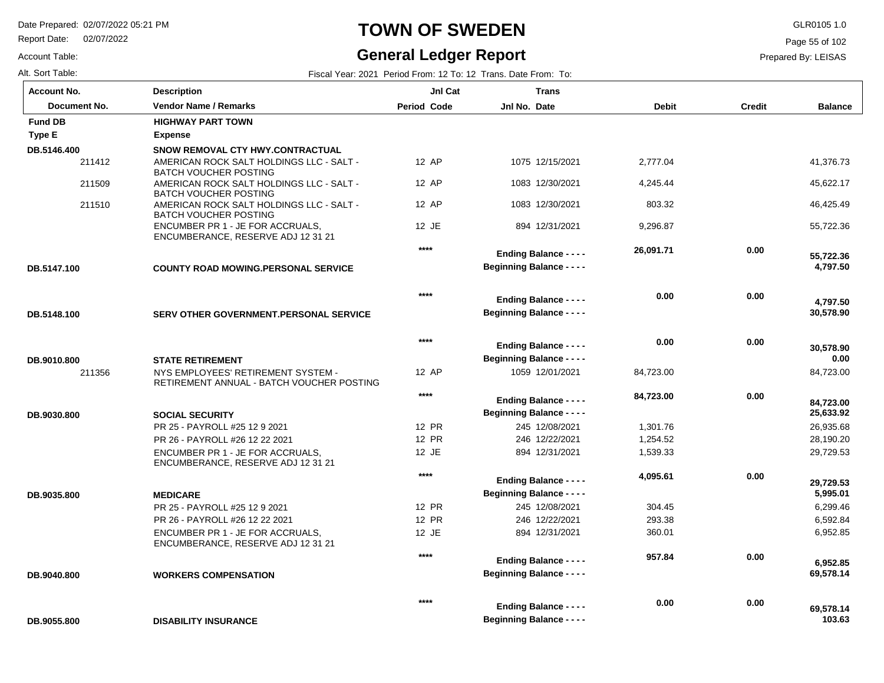# TOWN OF SWEDEN

## General Ledger Report

Date Prepared: 02/07/2022 05:21 PM
Report Date: 02/07/2022
Account Table:
Alt. Sort Table:

GLR0105 1.0
Prepared By: LEISAS

Fiscal Year: 2021 Period From: 12 To: 12 Trans. Date From: To:

| Account No. / Document No. | Description / Vendor Name / Remarks | Period | Jnl Cat Code | Jnl No. | Trans Date | Debit | Credit | Balance |
|---|---|---|---|---|---|---|---|---|
| **Fund DB** | **HIGHWAY PART TOWN** | | | | | | | |
| **Type E** | **Expense** | | | | | | | |
| **DB.5146.400** | **SNOW REMOVAL CTY HWY.CONTRACTUAL** | | | | | | | |
| 211412 | AMERICAN ROCK SALT HOLDINGS LLC - SALT - BATCH VOUCHER POSTING | 12 | AP | 1075 | 12/15/2021 | 2,777.04 | | 41,376.73 |
| 211509 | AMERICAN ROCK SALT HOLDINGS LLC - SALT - BATCH VOUCHER POSTING | 12 | AP | 1083 | 12/30/2021 | 4,245.44 | | 45,622.17 |
| 211510 | AMERICAN ROCK SALT HOLDINGS LLC - SALT - BATCH VOUCHER POSTING | 12 | AP | 1083 | 12/30/2021 | 803.32 | | 46,425.49 |
| | ENCUMBER PR 1 - JE FOR ACCRUALS, ENCUMBERANCE, RESERVE ADJ 12 31 21 | 12 | JE | 894 | 12/31/2021 | 9,296.87 | | 55,722.36 |
| | | | **** | **Ending Balance - - - -** | | **26,091.71** | **0.00** | **55,722.36** |
| **DB.5147.100** | **COUNTY ROAD MOWING.PERSONAL SERVICE** | | | **Beginning Balance - - - -** | | | | **4,797.50** |
| | | | **** | **Ending Balance - - - -** | | **0.00** | **0.00** | **4,797.50** |
| **DB.5148.100** | **SERV OTHER GOVERNMENT.PERSONAL SERVICE** | | | **Beginning Balance - - - -** | | | | **30,578.90** |
| | | | **** | **Ending Balance - - - -** | | **0.00** | **0.00** | **30,578.90** |
| **DB.9010.800** | **STATE RETIREMENT** | | | **Beginning Balance - - - -** | | | | **0.00** |
| 211356 | NYS EMPLOYEES' RETIREMENT SYSTEM - RETIREMENT ANNUAL - BATCH VOUCHER POSTING | 12 | AP | 1059 | 12/01/2021 | 84,723.00 | | 84,723.00 |
| | | | **** | **Ending Balance - - - -** | | **84,723.00** | **0.00** | **84,723.00** |
| **DB.9030.800** | **SOCIAL SECURITY** | | | **Beginning Balance - - - -** | | | | **25,633.92** |
| | PR 25 - PAYROLL #25 12 9 2021 | 12 | PR | 245 | 12/08/2021 | 1,301.76 | | 26,935.68 |
| | PR 26 - PAYROLL #26 12 22 2021 | 12 | PR | 246 | 12/22/2021 | 1,254.52 | | 28,190.20 |
| | ENCUMBER PR 1 - JE FOR ACCRUALS, ENCUMBERANCE, RESERVE ADJ 12 31 21 | 12 | JE | 894 | 12/31/2021 | 1,539.33 | | 29,729.53 |
| | | | **** | **Ending Balance - - - -** | | **4,095.61** | **0.00** | **29,729.53** |
| **DB.9035.800** | **MEDICARE** | | | **Beginning Balance - - - -** | | | | **5,995.01** |
| | PR 25 - PAYROLL #25 12 9 2021 | 12 | PR | 245 | 12/08/2021 | 304.45 | | 6,299.46 |
| | PR 26 - PAYROLL #26 12 22 2021 | 12 | PR | 246 | 12/22/2021 | 293.38 | | 6,592.84 |
| | ENCUMBER PR 1 - JE FOR ACCRUALS, ENCUMBERANCE, RESERVE ADJ 12 31 21 | 12 | JE | 894 | 12/31/2021 | 360.01 | | 6,952.85 |
| | | | **** | **Ending Balance - - - -** | | **957.84** | **0.00** | **6,952.85** |
| **DB.9040.800** | **WORKERS COMPENSATION** | | | **Beginning Balance - - - -** | | | | **69,578.14** |
| | | | **** | **Ending Balance - - - -** | | **0.00** | **0.00** | **69,578.14** |
| **DB.9055.800** | **DISABILITY INSURANCE** | | | **Beginning Balance - - - -** | | | | **103.63** |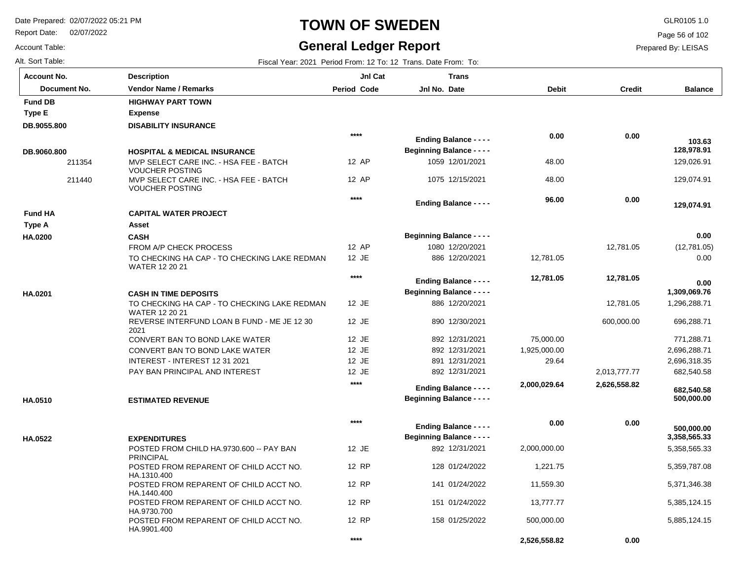# TOWN OF SWEDEN

## General Ledger Report

Date Prepared: 02/07/2022 05:21 PM
Report Date: 02/07/2022
Account Table:
Alt. Sort Table:

GLR0105 1.0
Prepared By: LEISAS

Fiscal Year: 2021 Period From: 12 To: 12 Trans. Date From: To:

| Account No. / Document No. | Description / Vendor Name / Remarks | Period | Jnl Cat Code | Jnl No. | Trans Date | Debit | Credit | Balance |
|---|---|---|---|---|---|---|---|---|
| **Fund DB** | **HIGHWAY PART TOWN** | | | | | | | |
| **Type E** | **Expense** | | | | | | | |
| **DB.9055.800** | **DISABILITY INSURANCE** | | | | | | | |
| | | **\*\*\*\*** | | | **Ending Balance - - - -** | **0.00** | **0.00** | **103.63** |
| **DB.9060.800** | **HOSPITAL & MEDICAL INSURANCE** | | | | **Beginning Balance - - - -** | | | **128,978.91** |
| 211354 | MVP SELECT CARE INC. - HSA FEE - BATCH VOUCHER POSTING | 12 | AP | 1059 | 12/01/2021 | 48.00 | | 129,026.91 |
| 211440 | MVP SELECT CARE INC. - HSA FEE - BATCH VOUCHER POSTING | 12 | AP | 1075 | 12/15/2021 | 48.00 | | 129,074.91 |
| | | **\*\*\*\*** | | | **Ending Balance - - - -** | **96.00** | **0.00** | **129,074.91** |
| **Fund HA** | **CAPITAL WATER PROJECT** | | | | | | | |
| **Type A** | **Asset** | | | | | | | |
| **HA.0200** | **CASH** | | | | **Beginning Balance - - - -** | | | **0.00** |
| | FROM A/P CHECK PROCESS | 12 | AP | 1080 | 12/20/2021 | | 12,781.05 | (12,781.05) |
| | TO CHECKING HA CAP - TO CHECKING LAKE REDMAN WATER 12 20 21 | 12 | JE | 886 | 12/20/2021 | 12,781.05 | | 0.00 |
| | | **\*\*\*\*** | | | **Ending Balance - - - -** | **12,781.05** | **12,781.05** | **0.00** |
| **HA.0201** | **CASH IN TIME DEPOSITS** | | | | **Beginning Balance - - - -** | | | **1,309,069.76** |
| | TO CHECKING HA CAP - TO CHECKING LAKE REDMAN WATER 12 20 21 | 12 | JE | 886 | 12/20/2021 | | 12,781.05 | 1,296,288.71 |
| | REVERSE INTERFUND LOAN B FUND - ME JE 12 30 2021 | 12 | JE | 890 | 12/30/2021 | | 600,000.00 | 696,288.71 |
| | CONVERT BAN TO BOND LAKE WATER | 12 | JE | 892 | 12/31/2021 | 75,000.00 | | 771,288.71 |
| | CONVERT BAN TO BOND LAKE WATER | 12 | JE | 892 | 12/31/2021 | 1,925,000.00 | | 2,696,288.71 |
| | INTEREST - INTEREST 12 31 2021 | 12 | JE | 891 | 12/31/2021 | 29.64 | | 2,696,318.35 |
| | PAY BAN PRINCIPAL AND INTEREST | 12 | JE | 892 | 12/31/2021 | | 2,013,777.77 | 682,540.58 |
| | | **\*\*\*\*** | | | **Ending Balance - - - -** | **2,000,029.64** | **2,626,558.82** | **682,540.58** |
| **HA.0510** | **ESTIMATED REVENUE** | | | | **Beginning Balance - - - -** | | | **500,000.00** |
| | | **\*\*\*\*** | | | **Ending Balance - - - -** | **0.00** | **0.00** | **500,000.00** |
| **HA.0522** | **EXPENDITURES** | | | | **Beginning Balance - - - -** | | | **3,358,565.33** |
| | POSTED FROM CHILD HA.9730.600 -- PAY BAN PRINCIPAL | 12 | JE | 892 | 12/31/2021 | 2,000,000.00 | | 5,358,565.33 |
| | POSTED FROM REPARENT OF CHILD ACCT NO. HA.1310.400 | 12 | RP | 128 | 01/24/2022 | 1,221.75 | | 5,359,787.08 |
| | POSTED FROM REPARENT OF CHILD ACCT NO. HA.1440.400 | 12 | RP | 141 | 01/24/2022 | 11,559.30 | | 5,371,346.38 |
| | POSTED FROM REPARENT OF CHILD ACCT NO. HA.9730.700 | 12 | RP | 151 | 01/24/2022 | 13,777.77 | | 5,385,124.15 |
| | POSTED FROM REPARENT OF CHILD ACCT NO. HA.9901.400 | 12 | RP | 158 | 01/25/2022 | 500,000.00 | | 5,885,124.15 |
| | | **\*\*\*\*** | | | | **2,526,558.82** | **0.00** | |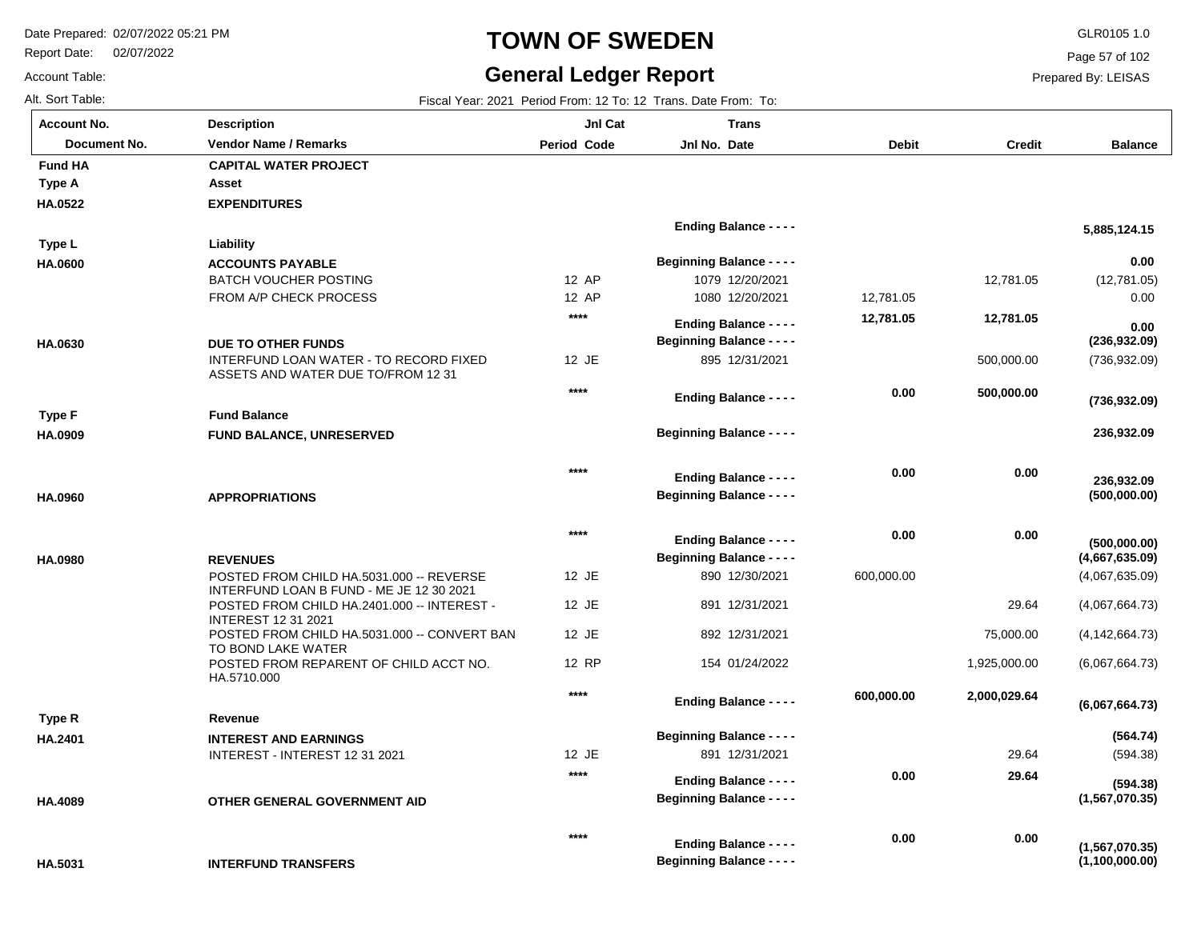# TOWN OF SWEDEN

## General Ledger Report

Date Prepared: 02/07/2022 05:21 PM
Report Date: 02/07/2022
Account Table:
Alt. Sort Table:

GLR0105 1.0
Prepared By: LEISAS

Fiscal Year: 2021 Period From: 12 To: 12 Trans. Date From: To:

| Account No. / Document No. | Description / Vendor Name / Remarks | Jnl Cat Period | Code | Jnl No. | Trans Date | Debit | Credit | Balance |
|---|---|---|---|---|---|---|---|---|
| **Fund HA** | **CAPITAL WATER PROJECT** | | | | | | | |
| **Type A** | **Asset** | | | | | | | |
| **HA.0522** | **EXPENDITURES** | | | | | | | |
| | | | | **Ending Balance - - - -** | | | | **5,885,124.15** |
| **Type L** | **Liability** | | | | | | | |
| **HA.0600** | **ACCOUNTS PAYABLE** | | | **Beginning Balance - - - -** | | | | **0.00** |
| | BATCH VOUCHER POSTING | 12 | AP | 1079 | 12/20/2021 | | 12,781.05 | (12,781.05) |
| | FROM A/P CHECK PROCESS | 12 | AP | 1080 | 12/20/2021 | 12,781.05 | | 0.00 |
| | | **** | | **Ending Balance - - - -** | | **12,781.05** | **12,781.05** | **0.00** |
| **HA.0630** | **DUE TO OTHER FUNDS** | | | **Beginning Balance - - - -** | | | | **(236,932.09)** |
| | INTERFUND LOAN WATER - TO RECORD FIXED ASSETS AND WATER DUE TO/FROM 12 31 | 12 | JE | 895 | 12/31/2021 | | 500,000.00 | (736,932.09) |
| | | **** | | **Ending Balance - - - -** | | **0.00** | **500,000.00** | **(736,932.09)** |
| **Type F** | **Fund Balance** | | | | | | | |
| **HA.0909** | **FUND BALANCE, UNRESERVED** | | | **Beginning Balance - - - -** | | | | **236,932.09** |
| | | **** | | **Ending Balance - - - -** | | **0.00** | **0.00** | **236,932.09** |
| **HA.0960** | **APPROPRIATIONS** | | | **Beginning Balance - - - -** | | | | **(500,000.00)** |
| | | **** | | **Ending Balance - - - -** | | **0.00** | **0.00** | **(500,000.00)** |
| **HA.0980** | **REVENUES** | | | **Beginning Balance - - - -** | | | | **(4,667,635.09)** |
| | POSTED FROM CHILD HA.5031.000 -- REVERSE INTERFUND LOAN B FUND - ME JE 12 30 2021 | 12 | JE | 890 | 12/30/2021 | 600,000.00 | | (4,067,635.09) |
| | POSTED FROM CHILD HA.2401.000 -- INTEREST - INTEREST 12 31 2021 | 12 | JE | 891 | 12/31/2021 | | 29.64 | (4,067,664.73) |
| | POSTED FROM CHILD HA.5031.000 -- CONVERT BAN TO BOND LAKE WATER | 12 | JE | 892 | 12/31/2021 | | 75,000.00 | (4,142,664.73) |
| | POSTED FROM REPARENT OF CHILD ACCT NO. HA.5710.000 | 12 | RP | 154 | 01/24/2022 | | 1,925,000.00 | (6,067,664.73) |
| | | **** | | **Ending Balance - - - -** | | **600,000.00** | **2,000,029.64** | **(6,067,664.73)** |
| **Type R** | **Revenue** | | | | | | | |
| **HA.2401** | **INTEREST AND EARNINGS** | | | **Beginning Balance - - - -** | | | | **(564.74)** |
| | INTEREST - INTEREST 12 31 2021 | 12 | JE | 891 | 12/31/2021 | | 29.64 | (594.38) |
| | | **** | | **Ending Balance - - - -** | | **0.00** | **29.64** | **(594.38)** |
| **HA.4089** | **OTHER GENERAL GOVERNMENT AID** | | | **Beginning Balance - - - -** | | | | **(1,567,070.35)** |
| | | **** | | **Ending Balance - - - -** | | **0.00** | **0.00** | **(1,567,070.35)** |
| **HA.5031** | **INTERFUND TRANSFERS** | | | **Beginning Balance - - - -** | | | | **(1,100,000.00)** |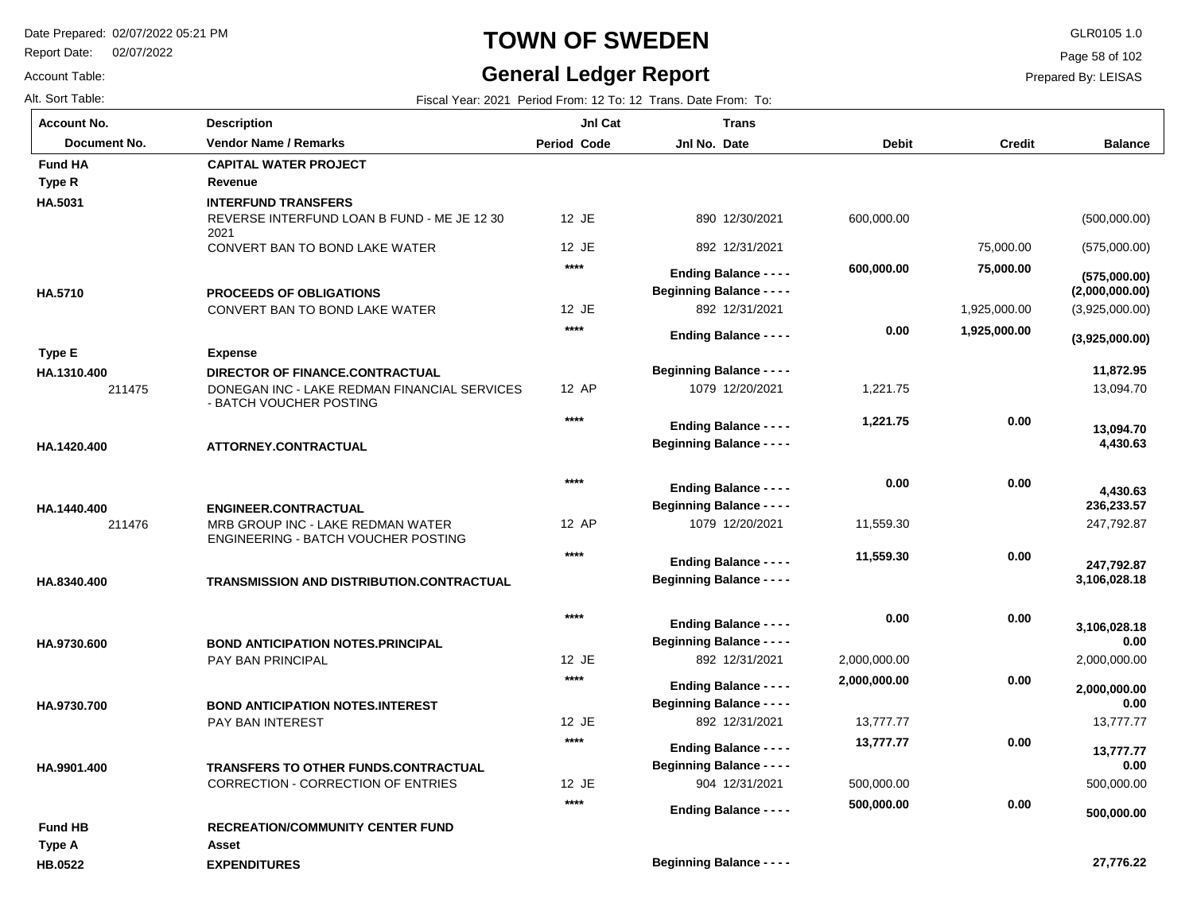# TOWN OF SWEDEN

## General Ledger Report

Date Prepared: 02/07/2022 05:21 PM
Report Date: 02/07/2022
Account Table:
Alt. Sort Table:

GLR0105 1.0
Prepared By: LEISAS

Fiscal Year: 2021 Period From: 12 To: 12 Trans. Date From: To:

| Account No. / Document No. | Description / Vendor Name / Remarks | Period | Jnl Cat Code | Jnl No. | Trans Date | Debit | Credit | Balance |
|---|---|---|---|---|---|---|---|---|
| **Fund HA** | **CAPITAL WATER PROJECT** | | | | | | | |
| **Type R** | **Revenue** | | | | | | | |
| **HA.5031** | **INTERFUND TRANSFERS** | | | | | | | |
| | REVERSE INTERFUND LOAN B FUND - ME JE 12 30 2021 | 12 | JE | 890 | 12/30/2021 | 600,000.00 | | (500,000.00) |
| | CONVERT BAN TO BOND LAKE WATER | 12 | JE | 892 | 12/31/2021 | | 75,000.00 | (575,000.00) |
| | | | **** | **Ending Balance - - - -** | | **600,000.00** | **75,000.00** | **(575,000.00)** |
| **HA.5710** | **PROCEEDS OF OBLIGATIONS** | | | **Beginning Balance - - - -** | | | | **(2,000,000.00)** |
| | CONVERT BAN TO BOND LAKE WATER | 12 | JE | 892 | 12/31/2021 | | 1,925,000.00 | (3,925,000.00) |
| | | | **** | **Ending Balance - - - -** | | **0.00** | **1,925,000.00** | **(3,925,000.00)** |
| **Type E** | **Expense** | | | | | | | |
| **HA.1310.400** | **DIRECTOR OF FINANCE.CONTRACTUAL** | | | **Beginning Balance - - - -** | | | | **11,872.95** |
| 211475 | DONEGAN INC - LAKE REDMAN FINANCIAL SERVICES - BATCH VOUCHER POSTING | 12 | AP | 1079 | 12/20/2021 | 1,221.75 | | 13,094.70 |
| | | | **** | **Ending Balance - - - -** | | **1,221.75** | **0.00** | **13,094.70** |
| **HA.1420.400** | **ATTORNEY.CONTRACTUAL** | | | **Beginning Balance - - - -** | | | | **4,430.63** |
| | | | **** | **Ending Balance - - - -** | | **0.00** | **0.00** | **4,430.63** |
| **HA.1440.400** | **ENGINEER.CONTRACTUAL** | | | **Beginning Balance - - - -** | | | | **236,233.57** |
| 211476 | MRB GROUP INC - LAKE REDMAN WATER ENGINEERING - BATCH VOUCHER POSTING | 12 | AP | 1079 | 12/20/2021 | 11,559.30 | | 247,792.87 |
| | | | **** | **Ending Balance - - - -** | | **11,559.30** | **0.00** | **247,792.87** |
| **HA.8340.400** | **TRANSMISSION AND DISTRIBUTION.CONTRACTUAL** | | | **Beginning Balance - - - -** | | | | **3,106,028.18** |
| | | | **** | **Ending Balance - - - -** | | **0.00** | **0.00** | **3,106,028.18** |
| **HA.9730.600** | **BOND ANTICIPATION NOTES.PRINCIPAL** | | | **Beginning Balance - - - -** | | | | **0.00** |
| | PAY BAN PRINCIPAL | 12 | JE | 892 | 12/31/2021 | 2,000,000.00 | | 2,000,000.00 |
| | | | **** | **Ending Balance - - - -** | | **2,000,000.00** | **0.00** | **2,000,000.00** |
| **HA.9730.700** | **BOND ANTICIPATION NOTES.INTEREST** | | | **Beginning Balance - - - -** | | | | **0.00** |
| | PAY BAN INTEREST | 12 | JE | 892 | 12/31/2021 | 13,777.77 | | 13,777.77 |
| | | | **** | **Ending Balance - - - -** | | **13,777.77** | **0.00** | **13,777.77** |
| **HA.9901.400** | **TRANSFERS TO OTHER FUNDS.CONTRACTUAL** | | | **Beginning Balance - - - -** | | | | **0.00** |
| | CORRECTION - CORRECTION OF ENTRIES | 12 | JE | 904 | 12/31/2021 | 500,000.00 | | 500,000.00 |
| | | | **** | **Ending Balance - - - -** | | **500,000.00** | **0.00** | **500,000.00** |
| **Fund HB** | **RECREATION/COMMUNITY CENTER FUND** | | | | | | | |
| **Type A** | **Asset** | | | | | | | |
| **HB.0522** | **EXPENDITURES** | | | **Beginning Balance - - - -** | | | | **27,776.22** |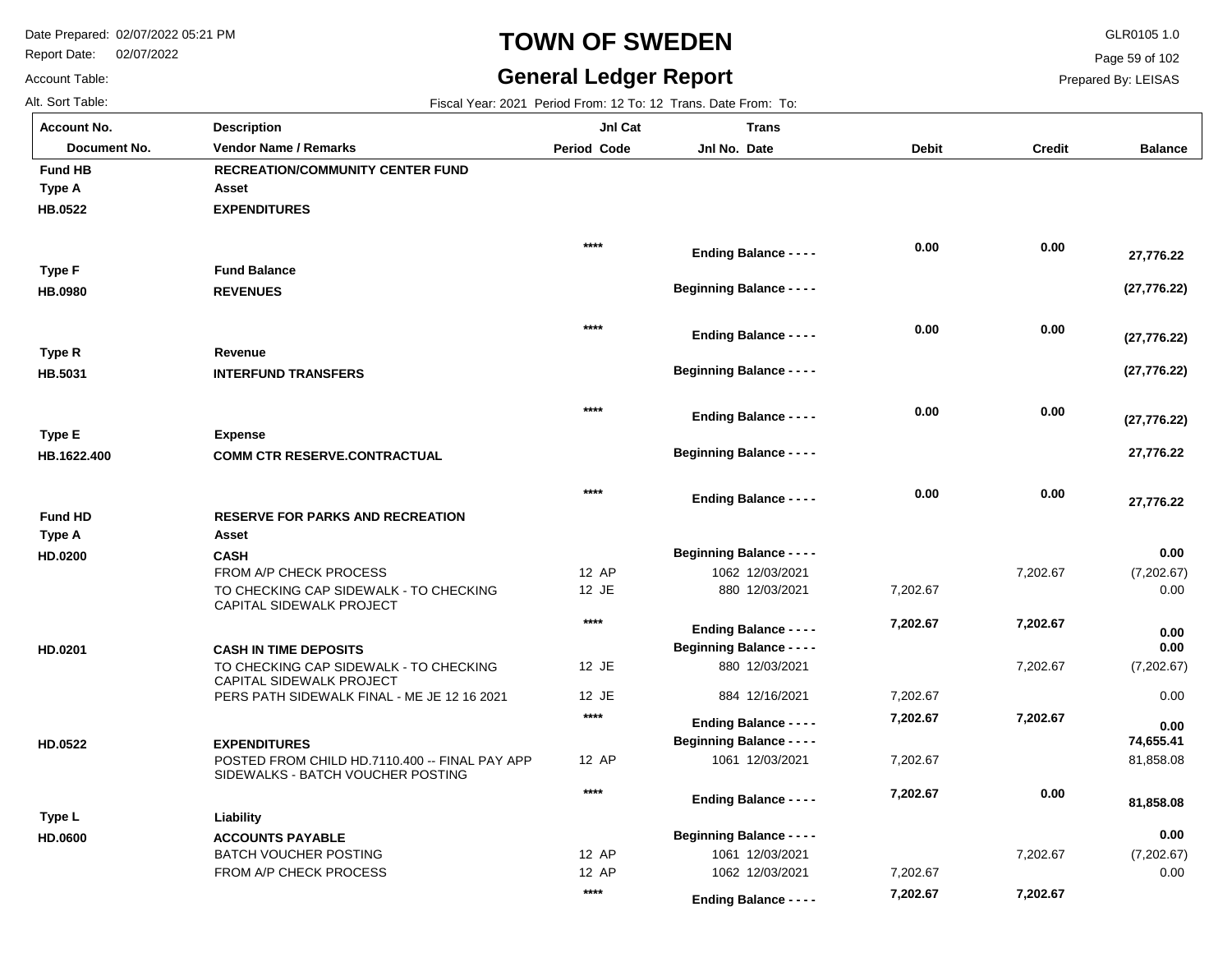# TOWN OF SWEDEN

## General Ledger Report

Date Prepared: 02/07/2022 05:21 PM
Report Date: 02/07/2022
Account Table:
Alt. Sort Table:

GLR0105 1.0
Prepared By: LEISAS

Fiscal Year: 2021 Period From: 12 To: 12 Trans. Date From: To:

| Account No. / Document No. | Description / Vendor Name / Remarks | Jnl Cat Period Code | Trans Jnl No. Date | Debit | Credit | Balance |
|---|---|---|---|---|---|---|
| **Fund HB** | **RECREATION/COMMUNITY CENTER FUND** | | | | | |
| **Type A** | **Asset** | | | | | |
| **HB.0522** | **EXPENDITURES** | | | | | |
| | | **** | **Ending Balance - - - -** | **0.00** | **0.00** | **27,776.22** |
| **Type F** | **Fund Balance** | | | | | |
| **HB.0980** | **REVENUES** | | **Beginning Balance - - - -** | | | **(27,776.22)** |
| | | **** | **Ending Balance - - - -** | **0.00** | **0.00** | **(27,776.22)** |
| **Type R** | **Revenue** | | | | | |
| **HB.5031** | **INTERFUND TRANSFERS** | | **Beginning Balance - - - -** | | | **(27,776.22)** |
| | | **** | **Ending Balance - - - -** | **0.00** | **0.00** | **(27,776.22)** |
| **Type E** | **Expense** | | | | | |
| **HB.1622.400** | **COMM CTR RESERVE.CONTRACTUAL** | | **Beginning Balance - - - -** | | | **27,776.22** |
| | | **** | **Ending Balance - - - -** | **0.00** | **0.00** | **27,776.22** |
| **Fund HD** | **RESERVE FOR PARKS AND RECREATION** | | | | | |
| **Type A** | **Asset** | | | | | |
| **HD.0200** | **CASH** | | **Beginning Balance - - - -** | | | **0.00** |
| | FROM A/P CHECK PROCESS | 12 AP | 1062 12/03/2021 | | 7,202.67 | (7,202.67) |
| | TO CHECKING CAP SIDEWALK - TO CHECKING CAPITAL SIDEWALK PROJECT | 12 JE | 880 12/03/2021 | 7,202.67 | | 0.00 |
| | | **** | **Ending Balance - - - -** | **7,202.67** | **7,202.67** | **0.00** |
| **HD.0201** | **CASH IN TIME DEPOSITS** | | **Beginning Balance - - - -** | | | **0.00** |
| | TO CHECKING CAP SIDEWALK - TO CHECKING CAPITAL SIDEWALK PROJECT | 12 JE | 880 12/03/2021 | | 7,202.67 | (7,202.67) |
| | PERS PATH SIDEWALK FINAL - ME JE 12 16 2021 | 12 JE | 884 12/16/2021 | 7,202.67 | | 0.00 |
| | | **** | **Ending Balance - - - -** | **7,202.67** | **7,202.67** | **0.00** |
| **HD.0522** | **EXPENDITURES** | | **Beginning Balance - - - -** | | | **74,655.41** |
| | POSTED FROM CHILD HD.7110.400 -- FINAL PAY APP SIDEWALKS - BATCH VOUCHER POSTING | 12 AP | 1061 12/03/2021 | 7,202.67 | | 81,858.08 |
| | | **** | **Ending Balance - - - -** | **7,202.67** | **0.00** | **81,858.08** |
| **Type L** | **Liability** | | | | | |
| **HD.0600** | **ACCOUNTS PAYABLE** | | **Beginning Balance - - - -** | | | **0.00** |
| | BATCH VOUCHER POSTING | 12 AP | 1061 12/03/2021 | | 7,202.67 | (7,202.67) |
| | FROM A/P CHECK PROCESS | 12 AP | 1062 12/03/2021 | 7,202.67 | | 0.00 |
| | | **** | **Ending Balance - - - -** | **7,202.67** | **7,202.67** | |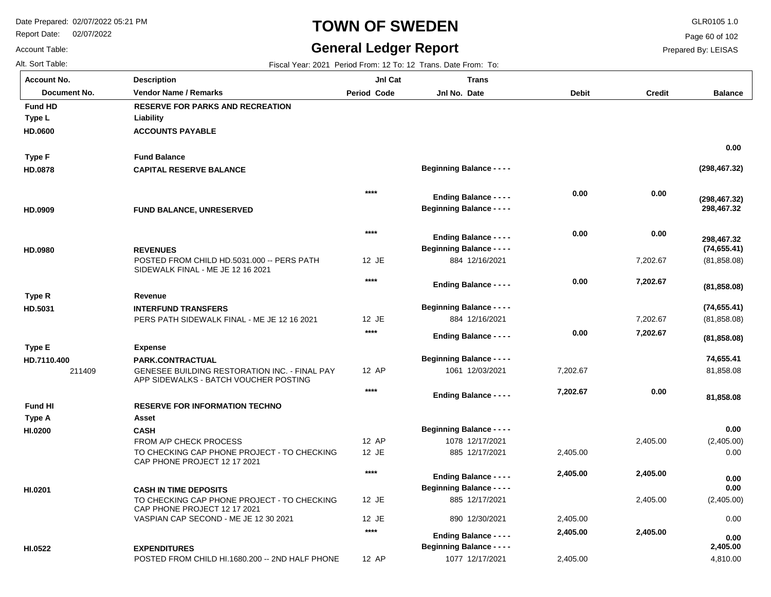# TOWN OF SWEDEN

## General Ledger Report

Date Prepared: 02/07/2022 05:21 PM
Report Date: 02/07/2022
Account Table:
Alt. Sort Table:

GLR0105 1.0
Prepared By: LEISAS

Fiscal Year: 2021 Period From: 12 To: 12 Trans. Date From: To:

| Account No. / Document No. | Description / Vendor Name / Remarks | Jnl Cat Period Code | Trans Jnl No. Date | Debit | Credit | Balance |
|---|---|---|---|---|---|---|
| **Fund HD** | **RESERVE FOR PARKS AND RECREATION** | | | | | |
| **Type L** | **Liability** | | | | | |
| **HD.0600** | **ACCOUNTS PAYABLE** | | | | | |
| | | | | | | **0.00** |
| **Type F** | **Fund Balance** | | | | | |
| **HD.0878** | **CAPITAL RESERVE BALANCE** | | **Beginning Balance - - - -** | | | **(298,467.32)** |
| | | **\*\*\*\*** | **Ending Balance - - - -** | **0.00** | **0.00** | **(298,467.32)** |
| **HD.0909** | **FUND BALANCE, UNRESERVED** | | **Beginning Balance - - - -** | | | **298,467.32** |
| | | **\*\*\*\*** | **Ending Balance - - - -** | **0.00** | **0.00** | **298,467.32** |
| **HD.0980** | **REVENUES** | | **Beginning Balance - - - -** | | | **(74,655.41)** |
| | POSTED FROM CHILD HD.5031.000 -- PERS PATH SIDEWALK FINAL - ME JE 12 16 2021 | 12 JE | 884 12/16/2021 | | 7,202.67 | (81,858.08) |
| | | **\*\*\*\*** | **Ending Balance - - - -** | **0.00** | **7,202.67** | **(81,858.08)** |
| **Type R** | **Revenue** | | | | | |
| **HD.5031** | **INTERFUND TRANSFERS** | | **Beginning Balance - - - -** | | | **(74,655.41)** |
| | PERS PATH SIDEWALK FINAL - ME JE 12 16 2021 | 12 JE | 884 12/16/2021 | | 7,202.67 | (81,858.08) |
| | | **\*\*\*\*** | **Ending Balance - - - -** | **0.00** | **7,202.67** | **(81,858.08)** |
| **Type E** | **Expense** | | | | | |
| **HD.7110.400** | **PARK.CONTRACTUAL** | | **Beginning Balance - - - -** | | | **74,655.41** |
| 211409 | GENESEE BUILDING RESTORATION INC. - FINAL PAY APP SIDEWALKS - BATCH VOUCHER POSTING | 12 AP | 1061 12/03/2021 | 7,202.67 | | 81,858.08 |
| | | **\*\*\*\*** | **Ending Balance - - - -** | **7,202.67** | **0.00** | **81,858.08** |
| **Fund HI** | **RESERVE FOR INFORMATION TECHNO** | | | | | |
| **Type A** | **Asset** | | | | | |
| **HI.0200** | **CASH** | | **Beginning Balance - - - -** | | | **0.00** |
| | FROM A/P CHECK PROCESS | 12 AP | 1078 12/17/2021 | | 2,405.00 | (2,405.00) |
| | TO CHECKING CAP PHONE PROJECT - TO CHECKING CAP PHONE PROJECT 12 17 2021 | 12 JE | 885 12/17/2021 | 2,405.00 | | 0.00 |
| | | **\*\*\*\*** | **Ending Balance - - - -** | **2,405.00** | **2,405.00** | **0.00** |
| **HI.0201** | **CASH IN TIME DEPOSITS** | | **Beginning Balance - - - -** | | | **0.00** |
| | TO CHECKING CAP PHONE PROJECT - TO CHECKING CAP PHONE PROJECT 12 17 2021 | 12 JE | 885 12/17/2021 | | 2,405.00 | (2,405.00) |
| | VASPIAN CAP SECOND - ME JE 12 30 2021 | 12 JE | 890 12/30/2021 | 2,405.00 | | 0.00 |
| | | **\*\*\*\*** | **Ending Balance - - - -** | **2,405.00** | **2,405.00** | **0.00** |
| **HI.0522** | **EXPENDITURES** | | **Beginning Balance - - - -** | | | **2,405.00** |
| | POSTED FROM CHILD HI.1680.200 -- 2ND HALF PHONE | 12 AP | 1077 12/17/2021 | 2,405.00 | | 4,810.00 |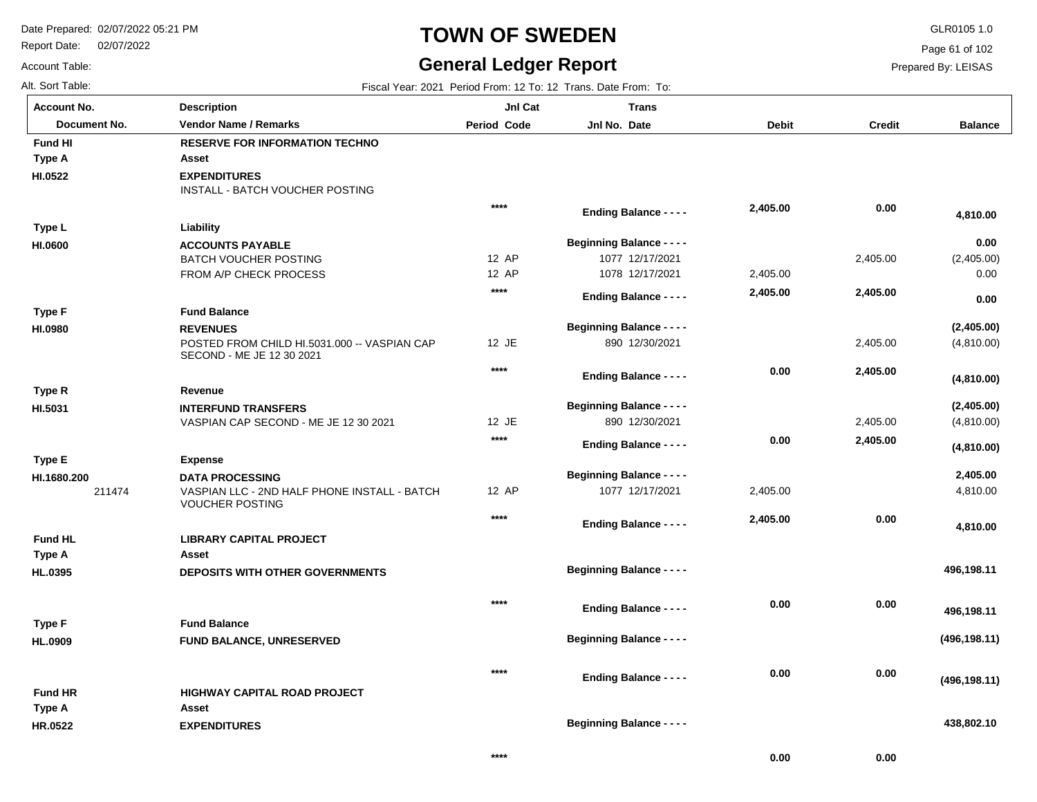# TOWN OF SWEDEN

## General Ledger Report

Date Prepared: 02/07/2022 05:21 PM
Report Date: 02/07/2022
Account Table:
Alt. Sort Table:

GLR0105 1.0
Prepared By: LEISAS

Fiscal Year: 2021 Period From: 12 To: 12 Trans. Date From: To:

| Account No. / Document No. | Description / Vendor Name / Remarks | Jnl Cat Period Code | Trans Jnl No. Date | Debit | Credit | Balance |
|---|---|---|---|---|---|---|
| **Fund HI** | **RESERVE FOR INFORMATION TECHNO** | | | | | |
| **Type A** | **Asset** | | | | | |
| **HI.0522** | **EXPENDITURES** | | | | | |
| | INSTALL - BATCH VOUCHER POSTING | | | | | |
| | | **** | **Ending Balance - - - -** | **2,405.00** | **0.00** | **4,810.00** |
| **Type L** | **Liability** | | | | | |
| **HI.0600** | **ACCOUNTS PAYABLE** | | **Beginning Balance - - - -** | | | **0.00** |
| | BATCH VOUCHER POSTING | 12 AP | 1077 12/17/2021 | | 2,405.00 | (2,405.00) |
| | FROM A/P CHECK PROCESS | 12 AP | 1078 12/17/2021 | 2,405.00 | | 0.00 |
| | | **** | **Ending Balance - - - -** | **2,405.00** | **2,405.00** | **0.00** |
| **Type F** | **Fund Balance** | | | | | |
| **HI.0980** | **REVENUES** | | **Beginning Balance - - - -** | | | **(2,405.00)** |
| | POSTED FROM CHILD HI.5031.000 -- VASPIAN CAP SECOND - ME JE 12 30 2021 | 12 JE | 890 12/30/2021 | | 2,405.00 | (4,810.00) |
| | | **** | **Ending Balance - - - -** | **0.00** | **2,405.00** | **(4,810.00)** |
| **Type R** | **Revenue** | | | | | |
| **HI.5031** | **INTERFUND TRANSFERS** | | **Beginning Balance - - - -** | | | **(2,405.00)** |
| | VASPIAN CAP SECOND - ME JE 12 30 2021 | 12 JE | 890 12/30/2021 | | 2,405.00 | (4,810.00) |
| | | **** | **Ending Balance - - - -** | **0.00** | **2,405.00** | **(4,810.00)** |
| **Type E** | **Expense** | | | | | |
| **HI.1680.200** | **DATA PROCESSING** | | **Beginning Balance - - - -** | | | **2,405.00** |
| 211474 | VASPIAN LLC - 2ND HALF PHONE INSTALL - BATCH VOUCHER POSTING | 12 AP | 1077 12/17/2021 | 2,405.00 | | 4,810.00 |
| | | **** | **Ending Balance - - - -** | **2,405.00** | **0.00** | **4,810.00** |
| **Fund HL** | **LIBRARY CAPITAL PROJECT** | | | | | |
| **Type A** | **Asset** | | | | | |
| **HL.0395** | **DEPOSITS WITH OTHER GOVERNMENTS** | | **Beginning Balance - - - -** | | | **496,198.11** |
| | | **** | **Ending Balance - - - -** | **0.00** | **0.00** | **496,198.11** |
| **Type F** | **Fund Balance** | | | | | |
| **HL.0909** | **FUND BALANCE, UNRESERVED** | | **Beginning Balance - - - -** | | | **(496,198.11)** |
| | | **** | **Ending Balance - - - -** | **0.00** | **0.00** | **(496,198.11)** |
| **Fund HR** | **HIGHWAY CAPITAL ROAD PROJECT** | | | | | |
| **Type A** | **Asset** | | | | | |
| **HR.0522** | **EXPENDITURES** | | **Beginning Balance - - - -** | | | **438,802.10** |
| | | **** | | **0.00** | **0.00** | |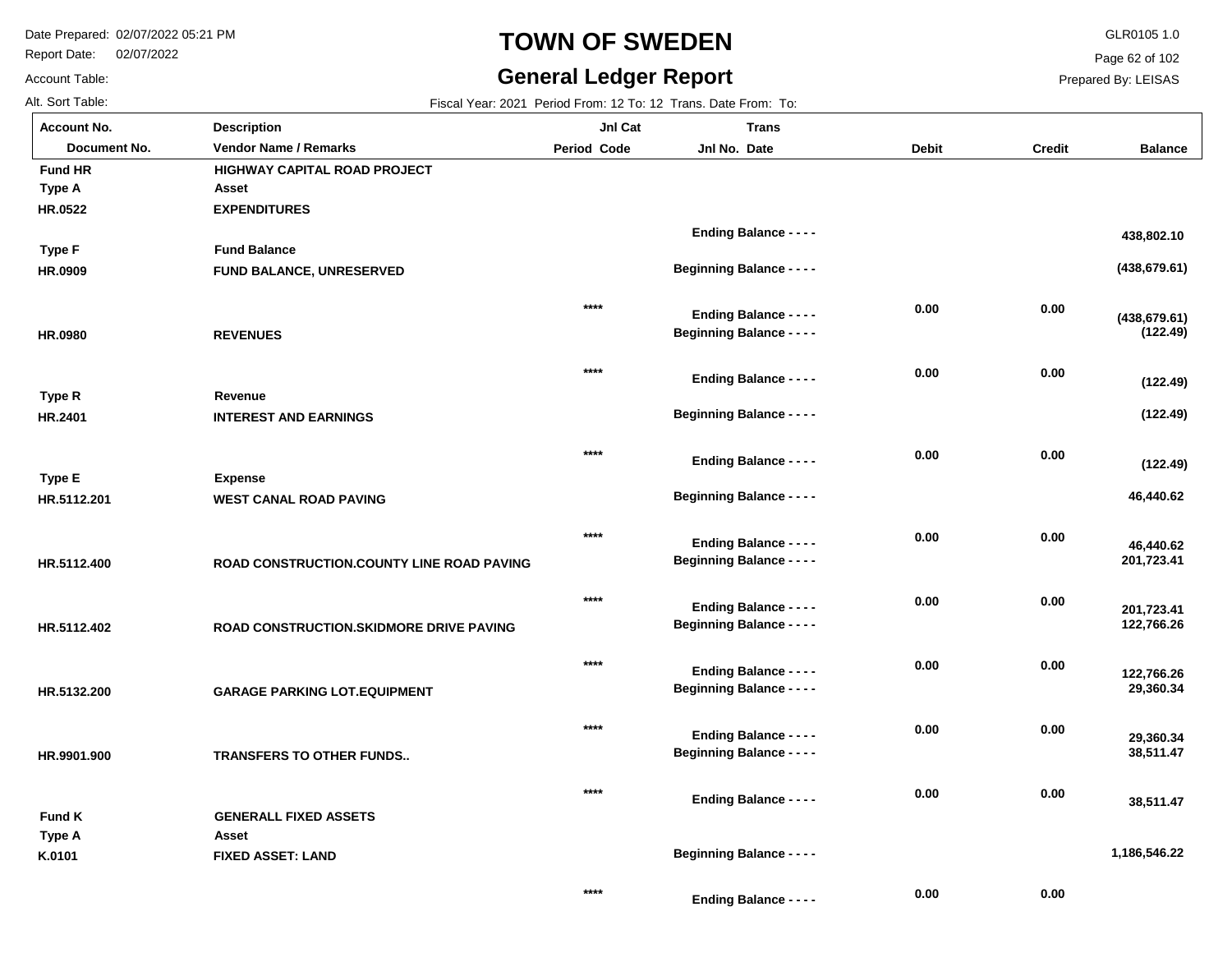# TOWN OF SWEDEN

## General Ledger Report

Date Prepared: 02/07/2022 05:21 PM
Report Date: 02/07/2022
Account Table:
Alt. Sort Table:

GLR0105 1.0
Prepared By: LEISAS

Fiscal Year: 2021 Period From: 12 To: 12 Trans. Date From: To:

| Account No. / Document No. | Description / Vendor Name / Remarks | Period | Jnl Cat Code | Jnl No. | Trans Date | Debit | Credit | Balance |
|---|---|---|---|---|---|---|---|---|
| **Fund HR** | **HIGHWAY CAPITAL ROAD PROJECT** | | | | | | | |
| **Type A** | **Asset** | | | | | | | |
| **HR.0522** | **EXPENDITURES** | | | | | | | |
| | | | | **Ending Balance - - - -** | | | | **438,802.10** |
| **Type F** | **Fund Balance** | | | | | | | |
| **HR.0909** | **FUND BALANCE, UNRESERVED** | | | **Beginning Balance - - - -** | | | | **(438,679.61)** |
| | | | **\*\*\*\*** | **Ending Balance - - - -** | | **0.00** | **0.00** | **(438,679.61)** |
| **HR.0980** | **REVENUES** | | | **Beginning Balance - - - -** | | | | **(122.49)** |
| | | | **\*\*\*\*** | **Ending Balance - - - -** | | **0.00** | **0.00** | **(122.49)** |
| **Type R** | **Revenue** | | | | | | | |
| **HR.2401** | **INTEREST AND EARNINGS** | | | **Beginning Balance - - - -** | | | | **(122.49)** |
| | | | **\*\*\*\*** | **Ending Balance - - - -** | | **0.00** | **0.00** | **(122.49)** |
| **Type E** | **Expense** | | | | | | | |
| **HR.5112.201** | **WEST CANAL ROAD PAVING** | | | **Beginning Balance - - - -** | | | | **46,440.62** |
| | | | **\*\*\*\*** | **Ending Balance - - - -** | | **0.00** | **0.00** | **46,440.62** |
| **HR.5112.400** | **ROAD CONSTRUCTION.COUNTY LINE ROAD PAVING** | | | **Beginning Balance - - - -** | | | | **201,723.41** |
| | | | **\*\*\*\*** | **Ending Balance - - - -** | | **0.00** | **0.00** | **201,723.41** |
| **HR.5112.402** | **ROAD CONSTRUCTION.SKIDMORE DRIVE PAVING** | | | **Beginning Balance - - - -** | | | | **122,766.26** |
| | | | **\*\*\*\*** | **Ending Balance - - - -** | | **0.00** | **0.00** | **122,766.26** |
| **HR.5132.200** | **GARAGE PARKING LOT.EQUIPMENT** | | | **Beginning Balance - - - -** | | | | **29,360.34** |
| | | | **\*\*\*\*** | **Ending Balance - - - -** | | **0.00** | **0.00** | **29,360.34** |
| **HR.9901.900** | **TRANSFERS TO OTHER FUNDS..** | | | **Beginning Balance - - - -** | | | | **38,511.47** |
| | | | **\*\*\*\*** | **Ending Balance - - - -** | | **0.00** | **0.00** | **38,511.47** |
| **Fund K** | **GENERALL FIXED ASSETS** | | | | | | | |
| **Type A** | **Asset** | | | | | | | |
| **K.0101** | **FIXED ASSET: LAND** | | | **Beginning Balance - - - -** | | | | **1,186,546.22** |
| | | | **\*\*\*\*** | **Ending Balance - - - -** | | **0.00** | **0.00** | |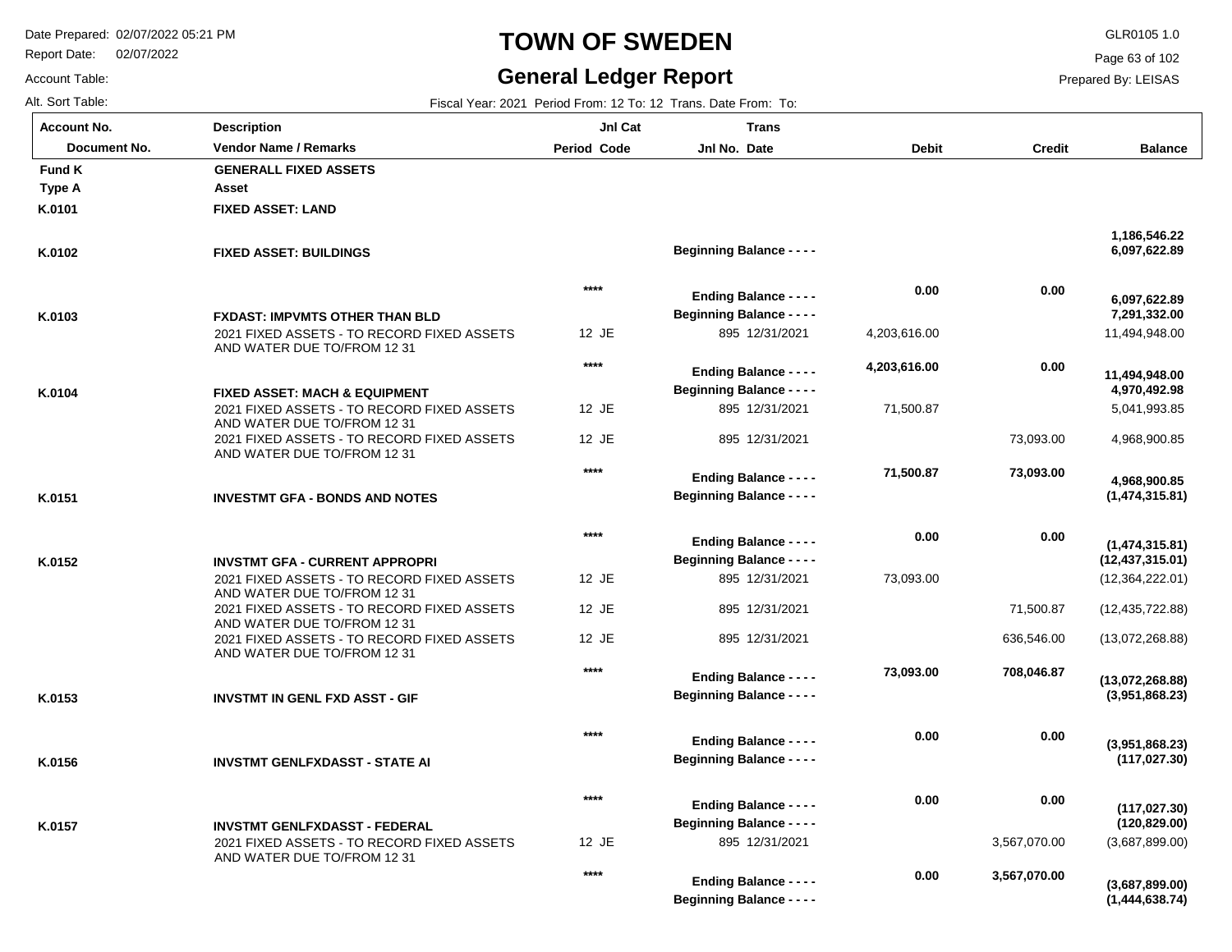# TOWN OF SWEDEN

## General Ledger Report

Date Prepared: 02/07/2022 05:21 PM
Report Date: 02/07/2022
Account Table:
Alt. Sort Table:

GLR0105 1.0
Prepared By: LEISAS

Fiscal Year: 2021 Period From: 12 To: 12 Trans. Date From: To:

| Account No. / Document No. | Description / Vendor Name / Remarks | Jnl Cat Period Code | Trans Jnl No. Date | Debit | Credit | Balance |
|---|---|---|---|---|---|---|
| **Fund K** | **GENERALL FIXED ASSETS** | | | | | |
| **Type A** | **Asset** | | | | | |
| **K.0101** | **FIXED ASSET: LAND** | | | | | |
| | | | | | | **1,186,546.22** |
| **K.0102** | **FIXED ASSET: BUILDINGS** | | **Beginning Balance - - - -** | | | **6,097,622.89** |
| | | **** | **Ending Balance - - - -** | **0.00** | **0.00** | **6,097,622.89** |
| **K.0103** | **FXDAST: IMPVMTS OTHER THAN BLD** | | **Beginning Balance - - - -** | | | **7,291,332.00** |
| | 2021 FIXED ASSETS - TO RECORD FIXED ASSETS AND WATER DUE TO/FROM 12 31 | 12 JE | 895 12/31/2021 | 4,203,616.00 | | 11,494,948.00 |
| | | **** | **Ending Balance - - - -** | **4,203,616.00** | **0.00** | **11,494,948.00** |
| **K.0104** | **FIXED ASSET: MACH & EQUIPMENT** | | **Beginning Balance - - - -** | | | **4,970,492.98** |
| | 2021 FIXED ASSETS - TO RECORD FIXED ASSETS AND WATER DUE TO/FROM 12 31 | 12 JE | 895 12/31/2021 | 71,500.87 | | 5,041,993.85 |
| | 2021 FIXED ASSETS - TO RECORD FIXED ASSETS AND WATER DUE TO/FROM 12 31 | 12 JE | 895 12/31/2021 | | 73,093.00 | 4,968,900.85 |
| | | **** | **Ending Balance - - - -** | **71,500.87** | **73,093.00** | **4,968,900.85** |
| **K.0151** | **INVESTMT GFA - BONDS AND NOTES** | | **Beginning Balance - - - -** | | | **(1,474,315.81)** |
| | | **** | **Ending Balance - - - -** | **0.00** | **0.00** | **(1,474,315.81)** |
| **K.0152** | **INVSTMT GFA - CURRENT APPROPRI** | | **Beginning Balance - - - -** | | | **(12,437,315.01)** |
| | 2021 FIXED ASSETS - TO RECORD FIXED ASSETS AND WATER DUE TO/FROM 12 31 | 12 JE | 895 12/31/2021 | 73,093.00 | | (12,364,222.01) |
| | 2021 FIXED ASSETS - TO RECORD FIXED ASSETS AND WATER DUE TO/FROM 12 31 | 12 JE | 895 12/31/2021 | | 71,500.87 | (12,435,722.88) |
| | 2021 FIXED ASSETS - TO RECORD FIXED ASSETS AND WATER DUE TO/FROM 12 31 | 12 JE | 895 12/31/2021 | | 636,546.00 | (13,072,268.88) |
| | | **** | **Ending Balance - - - -** | **73,093.00** | **708,046.87** | **(13,072,268.88)** |
| **K.0153** | **INVSTMT IN GENL FXD ASST - GIF** | | **Beginning Balance - - - -** | | | **(3,951,868.23)** |
| | | **** | **Ending Balance - - - -** | **0.00** | **0.00** | **(3,951,868.23)** |
| **K.0156** | **INVSTMT GENLFXDASST - STATE AI** | | **Beginning Balance - - - -** | | | **(117,027.30)** |
| | | **** | **Ending Balance - - - -** | **0.00** | **0.00** | **(117,027.30)** |
| **K.0157** | **INVSTMT GENLFXDASST - FEDERAL** | | **Beginning Balance - - - -** | | | **(120,829.00)** |
| | 2021 FIXED ASSETS - TO RECORD FIXED ASSETS AND WATER DUE TO/FROM 12 31 | 12 JE | 895 12/31/2021 | | 3,567,070.00 | (3,687,899.00) |
| | | **** | **Ending Balance - - - -** | **0.00** | **3,567,070.00** | **(3,687,899.00)** |
| | | | **Beginning Balance - - - -** | | | **(1,444,638.74)** |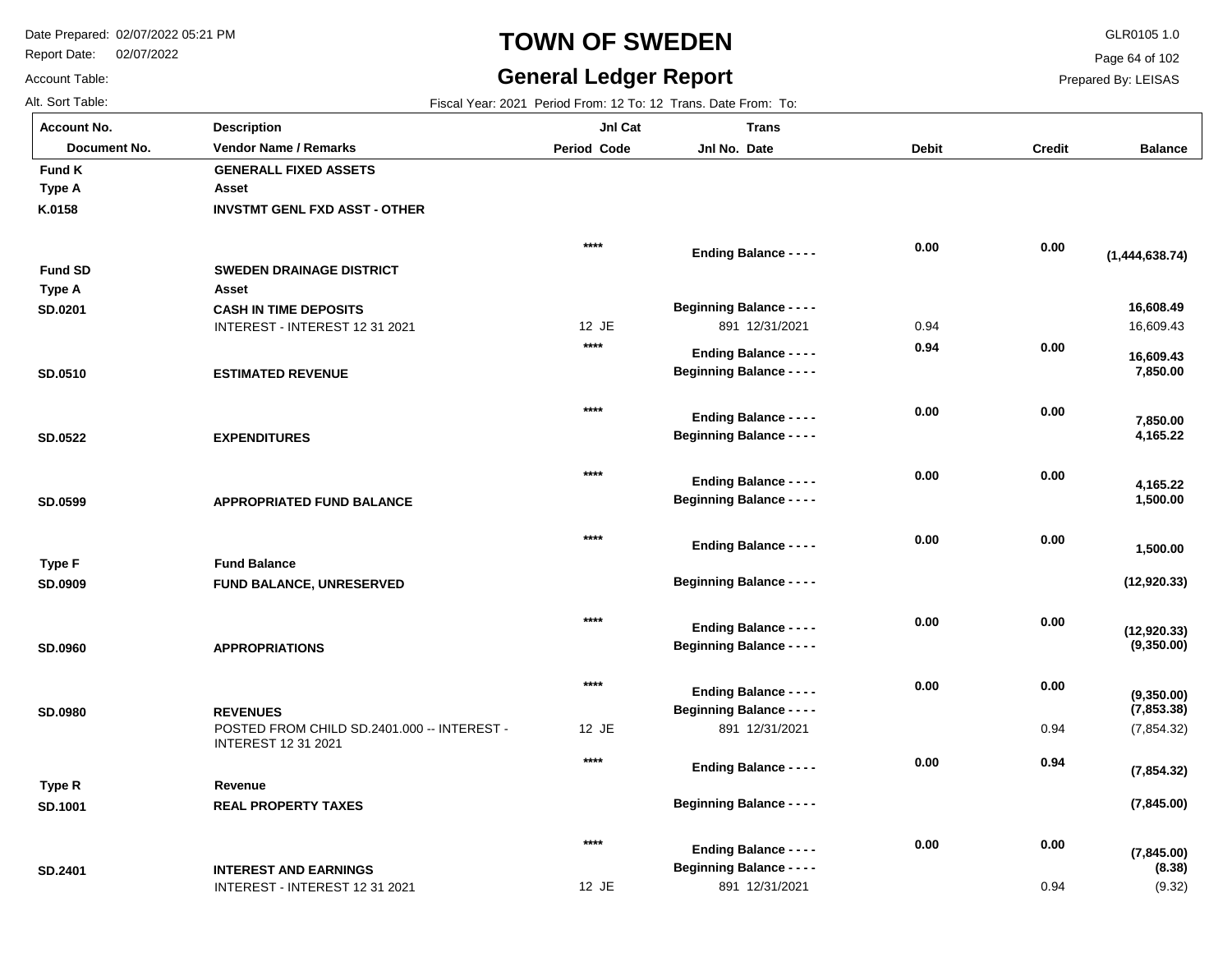# TOWN OF SWEDEN

## General Ledger Report

Date Prepared: 02/07/2022 05:21 PM
Report Date: 02/07/2022
Account Table:
Alt. Sort Table:

GLR0105 1.0
Prepared By: LEISAS

Fiscal Year: 2021 Period From: 12 To: 12 Trans. Date From: To:

| Account No. / Document No. | Description / Vendor Name / Remarks | Jnl Cat Period Code | Trans Jnl No. Date | Debit | Credit | Balance |
|---|---|---|---|---|---|---|
| **Fund K** | **GENERALL FIXED ASSETS** | | | | | |
| **Type A** | **Asset** | | | | | |
| **K.0158** | **INVSTMT GENL FXD ASST - OTHER** | | | | | |
| | | **** | **Ending Balance - - - -** | **0.00** | **0.00** | **(1,444,638.74)** |
| **Fund SD** | **SWEDEN DRAINAGE DISTRICT** | | | | | |
| **Type A** | **Asset** | | | | | |
| **SD.0201** | **CASH IN TIME DEPOSITS** | | **Beginning Balance - - - -** | | | **16,608.49** |
| | INTEREST - INTEREST 12 31 2021 | 12 JE | 891 12/31/2021 | 0.94 | | 16,609.43 |
| | | **** | **Ending Balance - - - -** | **0.94** | **0.00** | **16,609.43** |
| **SD.0510** | **ESTIMATED REVENUE** | | **Beginning Balance - - - -** | | | **7,850.00** |
| | | **** | **Ending Balance - - - -** | **0.00** | **0.00** | **7,850.00** |
| **SD.0522** | **EXPENDITURES** | | **Beginning Balance - - - -** | | | **4,165.22** |
| | | **** | **Ending Balance - - - -** | **0.00** | **0.00** | **4,165.22** |
| **SD.0599** | **APPROPRIATED FUND BALANCE** | | **Beginning Balance - - - -** | | | **1,500.00** |
| | | **** | **Ending Balance - - - -** | **0.00** | **0.00** | **1,500.00** |
| **Type F** | **Fund Balance** | | | | | |
| **SD.0909** | **FUND BALANCE, UNRESERVED** | | **Beginning Balance - - - -** | | | **(12,920.33)** |
| | | **** | **Ending Balance - - - -** | **0.00** | **0.00** | **(12,920.33)** |
| **SD.0960** | **APPROPRIATIONS** | | **Beginning Balance - - - -** | | | **(9,350.00)** |
| | | **** | **Ending Balance - - - -** | **0.00** | **0.00** | **(9,350.00)** |
| **SD.0980** | **REVENUES** | | **Beginning Balance - - - -** | | | **(7,853.38)** |
| | POSTED FROM CHILD SD.2401.000 -- INTEREST - INTEREST 12 31 2021 | 12 JE | 891 12/31/2021 | | 0.94 | (7,854.32) |
| | | **** | **Ending Balance - - - -** | **0.00** | **0.94** | **(7,854.32)** |
| **Type R** | **Revenue** | | | | | |
| **SD.1001** | **REAL PROPERTY TAXES** | | **Beginning Balance - - - -** | | | **(7,845.00)** |
| | | **** | **Ending Balance - - - -** | **0.00** | **0.00** | **(7,845.00)** |
| **SD.2401** | **INTEREST AND EARNINGS** | | **Beginning Balance - - - -** | | | **(8.38)** |
| | INTEREST - INTEREST 12 31 2021 | 12 JE | 891 12/31/2021 | | 0.94 | (9.32) |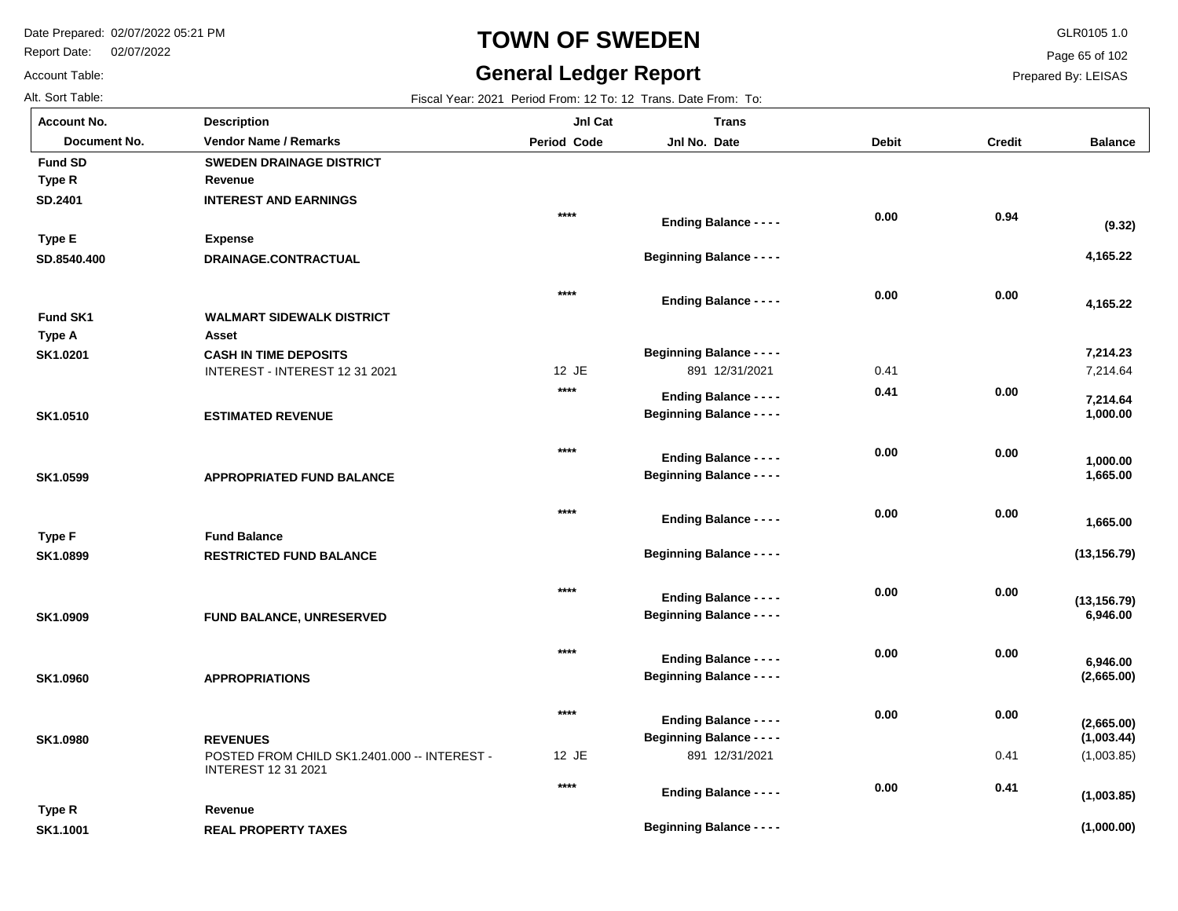# TOWN OF SWEDEN

## General Ledger Report

Date Prepared: 02/07/2022 05:21 PM
Report Date: 02/07/2022
Account Table:
Alt. Sort Table:

GLR0105 1.0
Prepared By: LEISAS

Fiscal Year: 2021 Period From: 12 To: 12 Trans. Date From: To:

| Account No. / Document No. | Description / Vendor Name / Remarks | Jnl Cat Period Code | Trans Jnl No. Date | Debit | Credit | Balance |
|---|---|---|---|---|---|---|
| **Fund SD** | **SWEDEN DRAINAGE DISTRICT** | | | | | |
| **Type R** | **Revenue** | | | | | |
| **SD.2401** | **INTEREST AND EARNINGS** | | | | | |
| | | **** | **Ending Balance - - - -** | **0.00** | **0.94** | **(9.32)** |
| **Type E** | **Expense** | | | | | |
| **SD.8540.400** | **DRAINAGE.CONTRACTUAL** | | **Beginning Balance - - - -** | | | **4,165.22** |
| | | **** | **Ending Balance - - - -** | **0.00** | **0.00** | **4,165.22** |
| **Fund SK1** | **WALMART SIDEWALK DISTRICT** | | | | | |
| **Type A** | **Asset** | | | | | |
| **SK1.0201** | **CASH IN TIME DEPOSITS** | | **Beginning Balance - - - -** | | | **7,214.23** |
| | INTEREST - INTEREST 12 31 2021 | 12 JE | 891 12/31/2021 | 0.41 | | 7,214.64 |
| | | **** | **Ending Balance - - - -** | **0.41** | **0.00** | **7,214.64** |
| **SK1.0510** | **ESTIMATED REVENUE** | | **Beginning Balance - - - -** | | | **1,000.00** |
| | | **** | **Ending Balance - - - -** | **0.00** | **0.00** | **1,000.00** |
| **SK1.0599** | **APPROPRIATED FUND BALANCE** | | **Beginning Balance - - - -** | | | **1,665.00** |
| | | **** | **Ending Balance - - - -** | **0.00** | **0.00** | **1,665.00** |
| **Type F** | **Fund Balance** | | | | | |
| **SK1.0899** | **RESTRICTED FUND BALANCE** | | **Beginning Balance - - - -** | | | **(13,156.79)** |
| | | **** | **Ending Balance - - - -** | **0.00** | **0.00** | **(13,156.79)** |
| **SK1.0909** | **FUND BALANCE, UNRESERVED** | | **Beginning Balance - - - -** | | | **6,946.00** |
| | | **** | **Ending Balance - - - -** | **0.00** | **0.00** | **6,946.00** |
| **SK1.0960** | **APPROPRIATIONS** | | **Beginning Balance - - - -** | | | **(2,665.00)** |
| | | **** | **Ending Balance - - - -** | **0.00** | **0.00** | **(2,665.00)** |
| **SK1.0980** | **REVENUES** | | **Beginning Balance - - - -** | | | **(1,003.44)** |
| | POSTED FROM CHILD SK1.2401.000 -- INTEREST - INTEREST 12 31 2021 | 12 JE | 891 12/31/2021 | | 0.41 | (1,003.85) |
| | | **** | **Ending Balance - - - -** | **0.00** | **0.41** | **(1,003.85)** |
| **Type R** | **Revenue** | | | | | |
| **SK1.1001** | **REAL PROPERTY TAXES** | | **Beginning Balance - - - -** | | | **(1,000.00)** |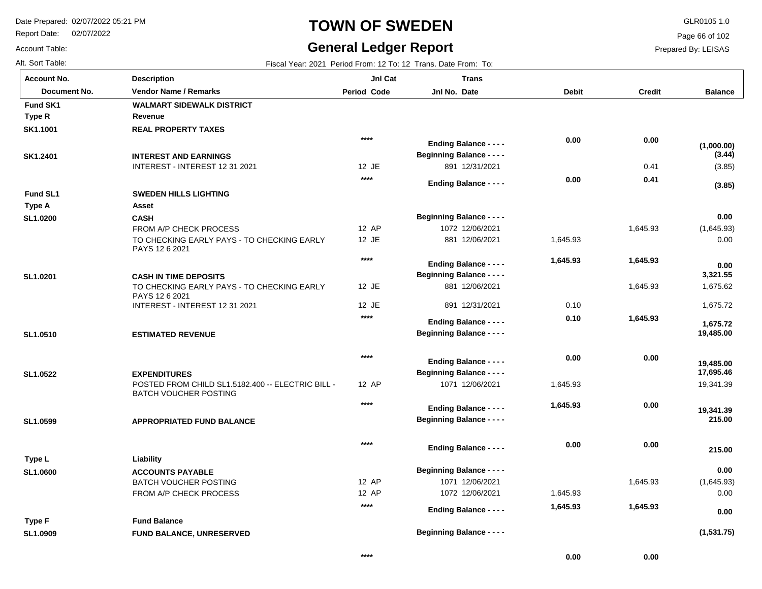# TOWN OF SWEDEN

## General Ledger Report

Date Prepared: 02/07/2022 05:21 PM
Report Date: 02/07/2022
Account Table:
Alt. Sort Table:

GLR0105 1.0
Prepared By: LEISAS

Fiscal Year: 2021 Period From: 12 To: 12 Trans. Date From: To:

| Account No. / Document No. | Description / Vendor Name / Remarks | Jnl Cat Period Code | Trans Jnl No. Date | Debit | Credit | Balance |
|---|---|---|---|---|---|---|
| **Fund SK1** | **WALMART SIDEWALK DISTRICT** | | | | | |
| **Type R** | **Revenue** | | | | | |
| **SK1.1001** | **REAL PROPERTY TAXES** | | | | | |
| | | **** | **Ending Balance - - - -** | **0.00** | **0.00** | **(1,000.00)** |
| **SK1.2401** | **INTEREST AND EARNINGS** | | **Beginning Balance - - - -** | | | **(3.44)** |
| | INTEREST - INTEREST 12 31 2021 | 12 JE | 891 12/31/2021 | | 0.41 | (3.85) |
| | | **** | **Ending Balance - - - -** | **0.00** | **0.41** | **(3.85)** |
| **Fund SL1** | **SWEDEN HILLS LIGHTING** | | | | | |
| **Type A** | **Asset** | | | | | |
| **SL1.0200** | **CASH** | | **Beginning Balance - - - -** | | | **0.00** |
| | FROM A/P CHECK PROCESS | 12 AP | 1072 12/06/2021 | | 1,645.93 | (1,645.93) |
| | TO CHECKING EARLY PAYS - TO CHECKING EARLY PAYS 12 6 2021 | 12 JE | 881 12/06/2021 | 1,645.93 | | 0.00 |
| | | **** | **Ending Balance - - - -** | **1,645.93** | **1,645.93** | **0.00** |
| **SL1.0201** | **CASH IN TIME DEPOSITS** | | **Beginning Balance - - - -** | | | **3,321.55** |
| | TO CHECKING EARLY PAYS - TO CHECKING EARLY PAYS 12 6 2021 | 12 JE | 881 12/06/2021 | | 1,645.93 | 1,675.62 |
| | INTEREST - INTEREST 12 31 2021 | 12 JE | 891 12/31/2021 | 0.10 | | 1,675.72 |
| | | **** | **Ending Balance - - - -** | **0.10** | **1,645.93** | **1,675.72** |
| **SL1.0510** | **ESTIMATED REVENUE** | | **Beginning Balance - - - -** | | | **19,485.00** |
| | | **** | **Ending Balance - - - -** | **0.00** | **0.00** | **19,485.00** |
| **SL1.0522** | **EXPENDITURES** | | **Beginning Balance - - - -** | | | **17,695.46** |
| | POSTED FROM CHILD SL1.5182.400 -- ELECTRIC BILL - BATCH VOUCHER POSTING | 12 AP | 1071 12/06/2021 | 1,645.93 | | 19,341.39 |
| | | **** | **Ending Balance - - - -** | **1,645.93** | **0.00** | **19,341.39** |
| **SL1.0599** | **APPROPRIATED FUND BALANCE** | | **Beginning Balance - - - -** | | | **215.00** |
| | | **** | **Ending Balance - - - -** | **0.00** | **0.00** | **215.00** |
| **Type L** | **Liability** | | | | | |
| **SL1.0600** | **ACCOUNTS PAYABLE** | | **Beginning Balance - - - -** | | | **0.00** |
| | BATCH VOUCHER POSTING | 12 AP | 1071 12/06/2021 | | 1,645.93 | (1,645.93) |
| | FROM A/P CHECK PROCESS | 12 AP | 1072 12/06/2021 | 1,645.93 | | 0.00 |
| | | **** | **Ending Balance - - - -** | **1,645.93** | **1,645.93** | **0.00** |
| **Type F** | **Fund Balance** | | | | | |
| **SL1.0909** | **FUND BALANCE, UNRESERVED** | | **Beginning Balance - - - -** | | | **(1,531.75)** |
| | | **** | | **0.00** | **0.00** | |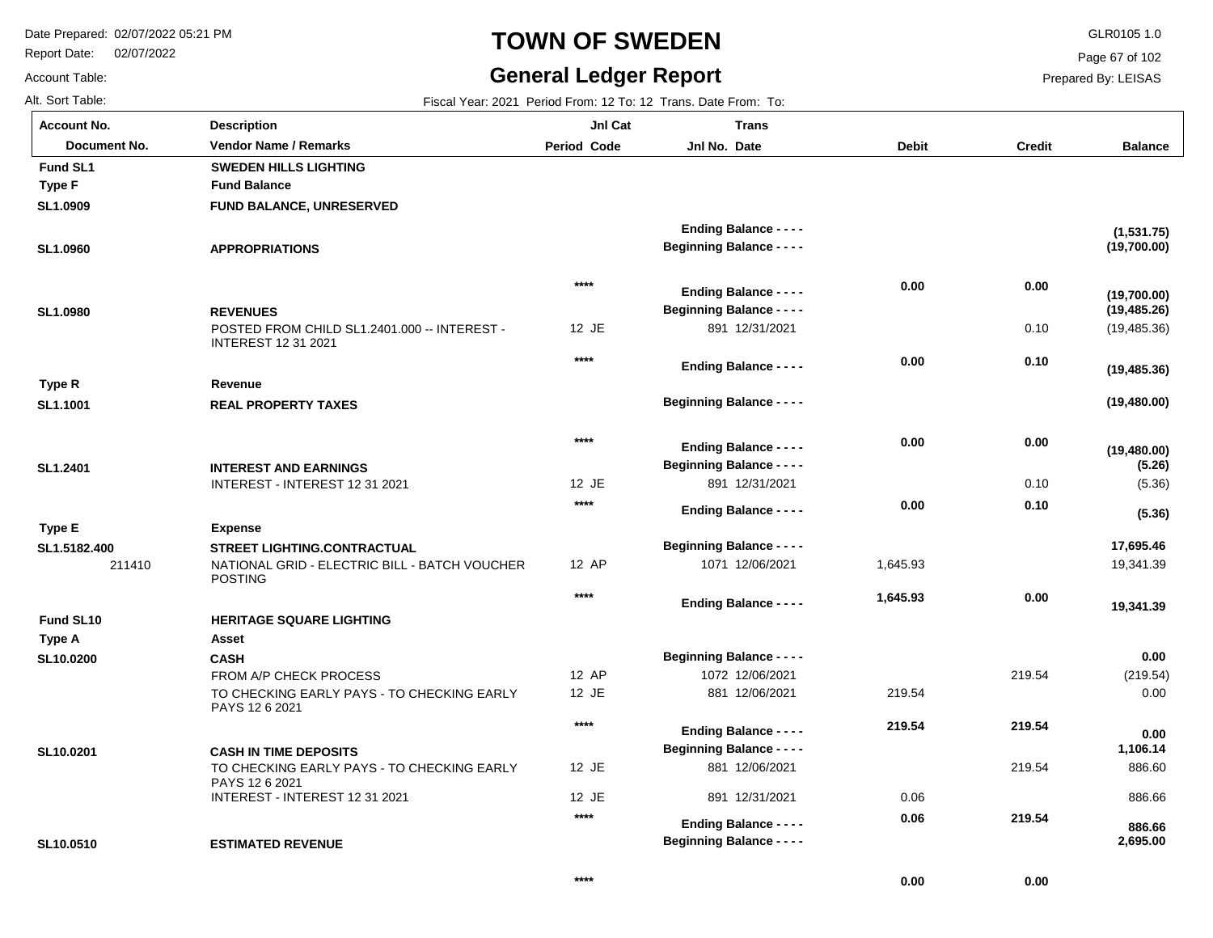# TOWN OF SWEDEN

## General Ledger Report

Date Prepared: 02/07/2022 05:21 PM
Report Date: 02/07/2022
Account Table:
Alt. Sort Table:

GLR0105 1.0
Prepared By: LEISAS

Fiscal Year: 2021 Period From: 12 To: 12 Trans. Date From: To:

| Account No. / Document No. | Description / Vendor Name / Remarks | Jnl Cat Period Code | Trans Jnl No. Date | Debit | Credit | Balance |
|---|---|---|---|---|---|---|
| **Fund SL1** | **SWEDEN HILLS LIGHTING** | | | | | |
| **Type F** | **Fund Balance** | | | | | |
| **SL1.0909** | **FUND BALANCE, UNRESERVED** | | | | | |
| | | | **Ending Balance - - - -** | | | **(1,531.75)** |
| **SL1.0960** | **APPROPRIATIONS** | | **Beginning Balance - - - -** | | | **(19,700.00)** |
| | | **** | **Ending Balance - - - -** | **0.00** | **0.00** | **(19,700.00)** |
| **SL1.0980** | **REVENUES** | | **Beginning Balance - - - -** | | | **(19,485.26)** |
| | POSTED FROM CHILD SL1.2401.000 -- INTEREST - INTEREST 12 31 2021 | 12 JE | 891 12/31/2021 | | 0.10 | (19,485.36) |
| | | **** | **Ending Balance - - - -** | **0.00** | **0.10** | **(19,485.36)** |
| **Type R** | **Revenue** | | | | | |
| **SL1.1001** | **REAL PROPERTY TAXES** | | **Beginning Balance - - - -** | | | **(19,480.00)** |
| | | **** | **Ending Balance - - - -** | **0.00** | **0.00** | **(19,480.00)** |
| **SL1.2401** | **INTEREST AND EARNINGS** | | **Beginning Balance - - - -** | | | **(5.26)** |
| | INTEREST - INTEREST 12 31 2021 | 12 JE | 891 12/31/2021 | | 0.10 | (5.36) |
| | | **** | **Ending Balance - - - -** | **0.00** | **0.10** | **(5.36)** |
| **Type E** | **Expense** | | | | | |
| **SL1.5182.400** | **STREET LIGHTING.CONTRACTUAL** | | **Beginning Balance - - - -** | | | **17,695.46** |
| 211410 | NATIONAL GRID - ELECTRIC BILL - BATCH VOUCHER POSTING | 12 AP | 1071 12/06/2021 | 1,645.93 | | 19,341.39 |
| | | **** | **Ending Balance - - - -** | **1,645.93** | **0.00** | **19,341.39** |
| **Fund SL10** | **HERITAGE SQUARE LIGHTING** | | | | | |
| **Type A** | **Asset** | | | | | |
| **SL10.0200** | **CASH** | | **Beginning Balance - - - -** | | | **0.00** |
| | FROM A/P CHECK PROCESS | 12 AP | 1072 12/06/2021 | | 219.54 | (219.54) |
| | TO CHECKING EARLY PAYS - TO CHECKING EARLY PAYS 12 6 2021 | 12 JE | 881 12/06/2021 | 219.54 | | 0.00 |
| | | **** | **Ending Balance - - - -** | **219.54** | **219.54** | **0.00** |
| **SL10.0201** | **CASH IN TIME DEPOSITS** | | **Beginning Balance - - - -** | | | **1,106.14** |
| | TO CHECKING EARLY PAYS - TO CHECKING EARLY PAYS 12 6 2021 | 12 JE | 881 12/06/2021 | | 219.54 | 886.60 |
| | INTEREST - INTEREST 12 31 2021 | 12 JE | 891 12/31/2021 | 0.06 | | 886.66 |
| | | **** | **Ending Balance - - - -** | **0.06** | **219.54** | **886.66** |
| **SL10.0510** | **ESTIMATED REVENUE** | | **Beginning Balance - - - -** | | | **2,695.00** |
| | | **** | | **0.00** | **0.00** | |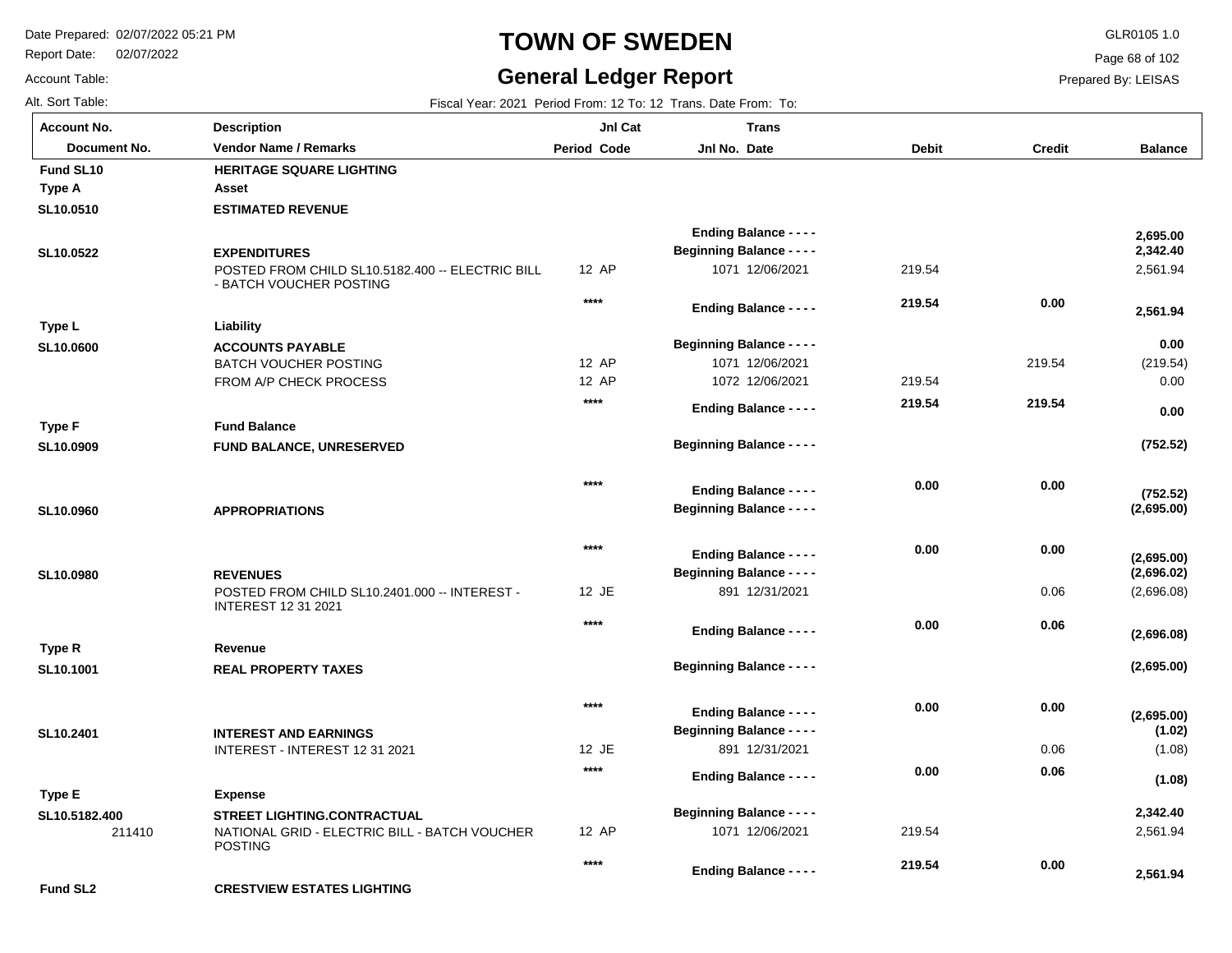# TOWN OF SWEDEN

## General Ledger Report

Date Prepared: 02/07/2022 05:21 PM
Report Date: 02/07/2022
Account Table:
Alt. Sort Table:

GLR0105 1.0
Prepared By: LEISAS

Fiscal Year: 2021 Period From: 12 To: 12 Trans. Date From: To:

| Account No. / Document No. | Description / Vendor Name / Remarks | Jnl Cat Period Code | Trans Jnl No. Date | Debit | Credit | Balance |
|---|---|---|---|---|---|---|
| **Fund SL10** | **HERITAGE SQUARE LIGHTING** | | | | | |
| **Type A** | **Asset** | | | | | |
| **SL10.0510** | **ESTIMATED REVENUE** | | | | | |
| | | | **Ending Balance - - - -** | | | **2,695.00** |
| **SL10.0522** | **EXPENDITURES** | | **Beginning Balance - - - -** | | | **2,342.40** |
| | POSTED FROM CHILD SL10.5182.400 -- ELECTRIC BILL - BATCH VOUCHER POSTING | 12 AP | 1071 12/06/2021 | 219.54 | | 2,561.94 |
| | | **** | **Ending Balance - - - -** | **219.54** | **0.00** | **2,561.94** |
| **Type L** | **Liability** | | | | | |
| **SL10.0600** | **ACCOUNTS PAYABLE** | | **Beginning Balance - - - -** | | | **0.00** |
| | BATCH VOUCHER POSTING | 12 AP | 1071 12/06/2021 | | 219.54 | (219.54) |
| | FROM A/P CHECK PROCESS | 12 AP | 1072 12/06/2021 | 219.54 | | 0.00 |
| | | **** | **Ending Balance - - - -** | **219.54** | **219.54** | **0.00** |
| **Type F** | **Fund Balance** | | | | | |
| **SL10.0909** | **FUND BALANCE, UNRESERVED** | | **Beginning Balance - - - -** | | | **(752.52)** |
| | | **** | **Ending Balance - - - -** | **0.00** | **0.00** | **(752.52)** |
| **SL10.0960** | **APPROPRIATIONS** | | **Beginning Balance - - - -** | | | **(2,695.00)** |
| | | **** | **Ending Balance - - - -** | **0.00** | **0.00** | **(2,695.00)** |
| **SL10.0980** | **REVENUES** | | **Beginning Balance - - - -** | | | **(2,696.02)** |
| | POSTED FROM CHILD SL10.2401.000 -- INTEREST - INTEREST 12 31 2021 | 12 JE | 891 12/31/2021 | | 0.06 | (2,696.08) |
| | | **** | **Ending Balance - - - -** | **0.00** | **0.06** | **(2,696.08)** |
| **Type R** | **Revenue** | | | | | |
| **SL10.1001** | **REAL PROPERTY TAXES** | | **Beginning Balance - - - -** | | | **(2,695.00)** |
| | | **** | **Ending Balance - - - -** | **0.00** | **0.00** | **(2,695.00)** |
| **SL10.2401** | **INTEREST AND EARNINGS** | | **Beginning Balance - - - -** | | | **(1.02)** |
| | INTEREST - INTEREST 12 31 2021 | 12 JE | 891 12/31/2021 | | 0.06 | (1.08) |
| | | **** | **Ending Balance - - - -** | **0.00** | **0.06** | **(1.08)** |
| **Type E** | **Expense** | | | | | |
| **SL10.5182.400** | **STREET LIGHTING.CONTRACTUAL** | | **Beginning Balance - - - -** | | | **2,342.40** |
| 211410 | NATIONAL GRID - ELECTRIC BILL - BATCH VOUCHER POSTING | 12 AP | 1071 12/06/2021 | 219.54 | | 2,561.94 |
| | | **** | **Ending Balance - - - -** | **219.54** | **0.00** | **2,561.94** |
| **Fund SL2** | **CRESTVIEW ESTATES LIGHTING** | | | | | |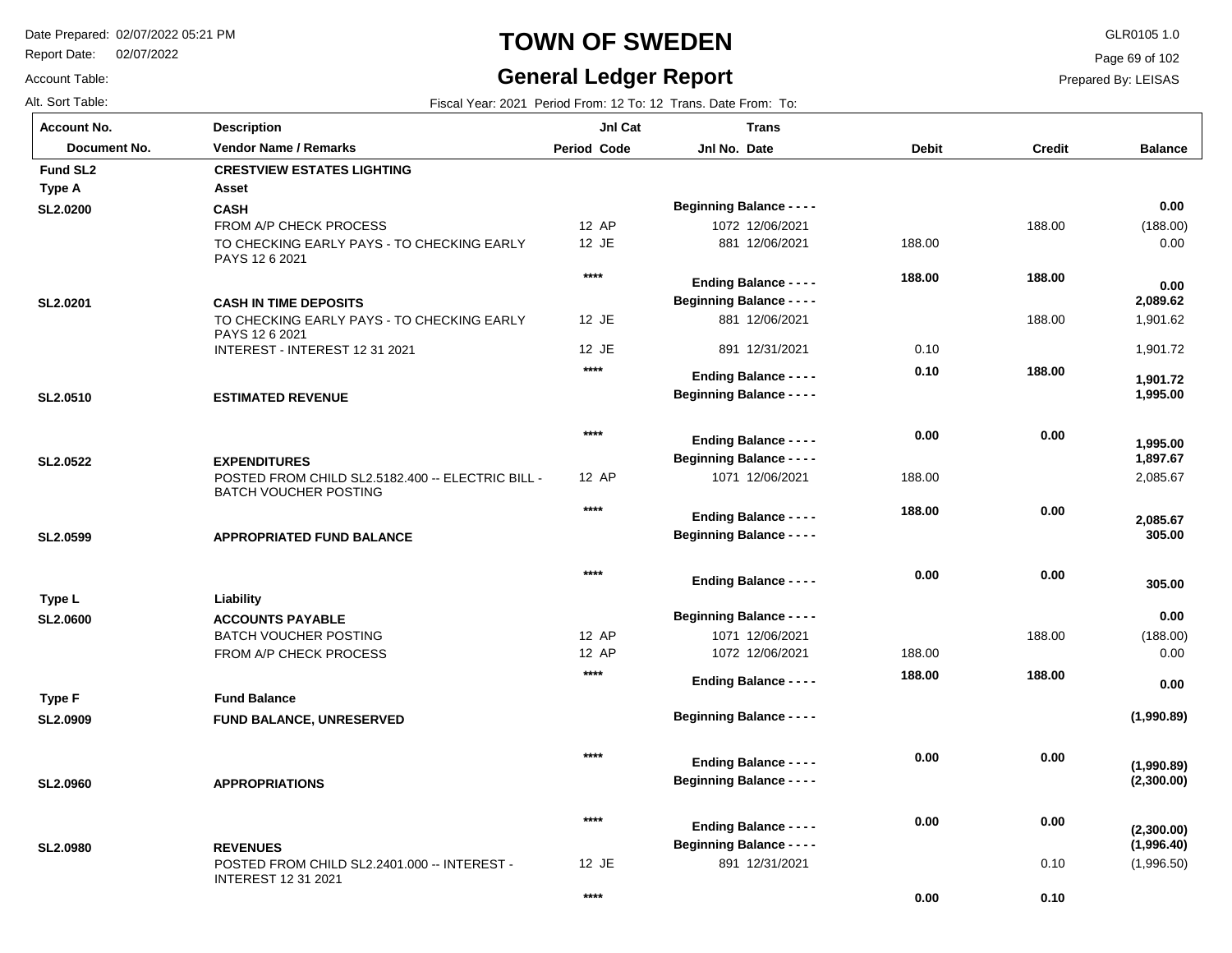# TOWN OF SWEDEN

## General Ledger Report

Date Prepared: 02/07/2022 05:21 PM
Report Date: 02/07/2022
Account Table:
Alt. Sort Table:

GLR0105 1.0
Prepared By: LEISAS

Fiscal Year: 2021 Period From: 12 To: 12 Trans. Date From: To:

| Account No. / Document No. | Description / Vendor Name / Remarks | Jnl Cat Period Code | Trans Jnl No. Date | Debit | Credit | Balance |
|---|---|---|---|---|---|---|
| **Fund SL2** | **CRESTVIEW ESTATES LIGHTING** | | | | | |
| **Type A** | **Asset** | | | | | |
| **SL2.0200** | **CASH** | | **Beginning Balance - - - -** | | | **0.00** |
| | FROM A/P CHECK PROCESS | 12 AP | 1072 12/06/2021 | | 188.00 | (188.00) |
| | TO CHECKING EARLY PAYS - TO CHECKING EARLY PAYS 12 6 2021 | 12 JE | 881 12/06/2021 | 188.00 | | 0.00 |
| | | **** | **Ending Balance - - - -** | **188.00** | **188.00** | **0.00** |
| **SL2.0201** | **CASH IN TIME DEPOSITS** | | **Beginning Balance - - - -** | | | **2,089.62** |
| | TO CHECKING EARLY PAYS - TO CHECKING EARLY PAYS 12 6 2021 | 12 JE | 881 12/06/2021 | | 188.00 | 1,901.62 |
| | INTEREST - INTEREST 12 31 2021 | 12 JE | 891 12/31/2021 | 0.10 | | 1,901.72 |
| | | **** | **Ending Balance - - - -** | **0.10** | **188.00** | **1,901.72** |
| **SL2.0510** | **ESTIMATED REVENUE** | | **Beginning Balance - - - -** | | | **1,995.00** |
| | | **** | **Ending Balance - - - -** | **0.00** | **0.00** | **1,995.00** |
| **SL2.0522** | **EXPENDITURES** | | **Beginning Balance - - - -** | | | **1,897.67** |
| | POSTED FROM CHILD SL2.5182.400 -- ELECTRIC BILL - BATCH VOUCHER POSTING | 12 AP | 1071 12/06/2021 | 188.00 | | 2,085.67 |
| | | **** | **Ending Balance - - - -** | **188.00** | **0.00** | **2,085.67** |
| **SL2.0599** | **APPROPRIATED FUND BALANCE** | | **Beginning Balance - - - -** | | | **305.00** |
| | | **** | **Ending Balance - - - -** | **0.00** | **0.00** | **305.00** |
| **Type L** | **Liability** | | | | | |
| **SL2.0600** | **ACCOUNTS PAYABLE** | | **Beginning Balance - - - -** | | | **0.00** |
| | BATCH VOUCHER POSTING | 12 AP | 1071 12/06/2021 | | 188.00 | (188.00) |
| | FROM A/P CHECK PROCESS | 12 AP | 1072 12/06/2021 | 188.00 | | 0.00 |
| | | **** | **Ending Balance - - - -** | **188.00** | **188.00** | **0.00** |
| **Type F** | **Fund Balance** | | | | | |
| **SL2.0909** | **FUND BALANCE, UNRESERVED** | | **Beginning Balance - - - -** | | | **(1,990.89)** |
| | | **** | **Ending Balance - - - -** | **0.00** | **0.00** | **(1,990.89)** |
| **SL2.0960** | **APPROPRIATIONS** | | **Beginning Balance - - - -** | | | **(2,300.00)** |
| | | **** | **Ending Balance - - - -** | **0.00** | **0.00** | **(2,300.00)** |
| **SL2.0980** | **REVENUES** | | **Beginning Balance - - - -** | | | **(1,996.40)** |
| | POSTED FROM CHILD SL2.2401.000 -- INTEREST - INTEREST 12 31 2021 | 12 JE | 891 12/31/2021 | | 0.10 | (1,996.50) |
| | | **** | | **0.00** | **0.10** | |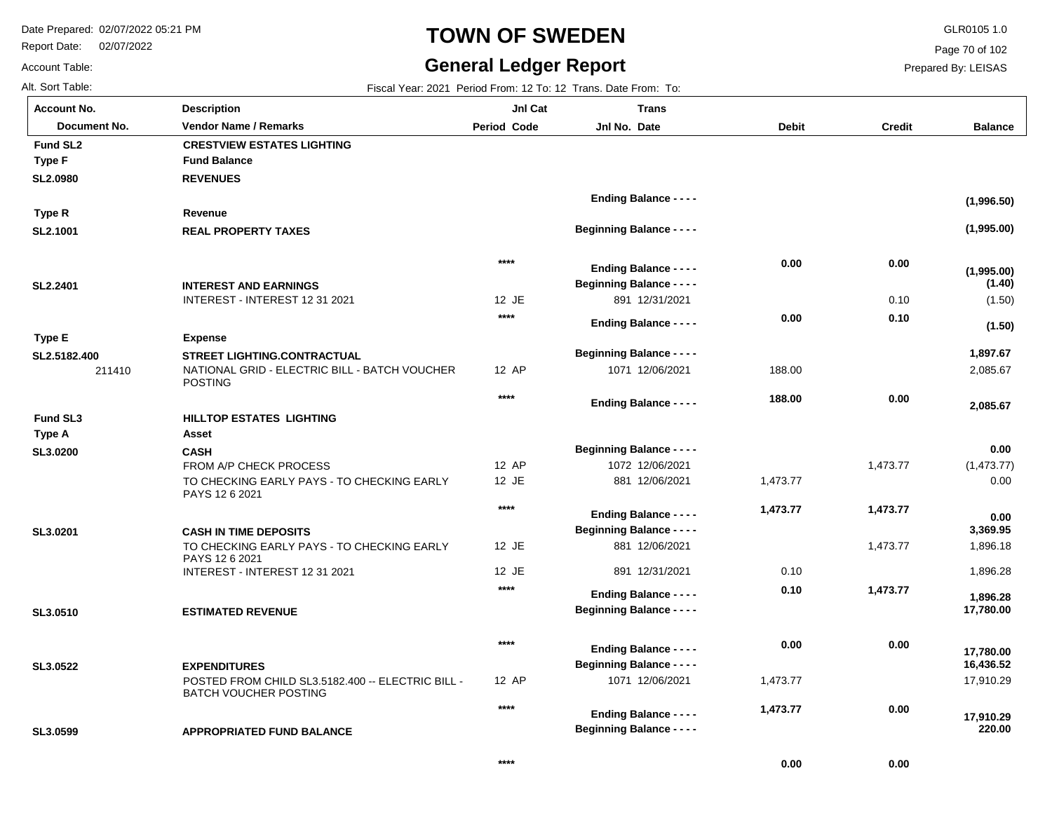# TOWN OF SWEDEN

## General Ledger Report

Date Prepared: 02/07/2022 05:21 PM
Report Date: 02/07/2022
Account Table:
Alt. Sort Table:

GLR0105 1.0
Prepared By: LEISAS

Fiscal Year: 2021 Period From: 12 To: 12 Trans. Date From: To:

| Account No. / Document No. | Description / Vendor Name / Remarks | Jnl Cat Period Code | Trans Jnl No. Date | Debit | Credit | Balance |
|---|---|---|---|---|---|---|
| **Fund SL2** | **CRESTVIEW ESTATES LIGHTING** | | | | | |
| **Type F** | **Fund Balance** | | | | | |
| **SL2.0980** | **REVENUES** | | | | | |
| | | | **Ending Balance - - - -** | | | **(1,996.50)** |
| **Type R** | **Revenue** | | | | | |
| **SL2.1001** | **REAL PROPERTY TAXES** | | **Beginning Balance - - - -** | | | **(1,995.00)** |
| | | **** | **Ending Balance - - - -** | **0.00** | **0.00** | **(1,995.00)** |
| **SL2.2401** | **INTEREST AND EARNINGS** | | **Beginning Balance - - - -** | | | **(1.40)** |
| | INTEREST - INTEREST 12 31 2021 | 12 JE | 891 12/31/2021 | | 0.10 | (1.50) |
| | | **** | **Ending Balance - - - -** | **0.00** | **0.10** | **(1.50)** |
| **Type E** | **Expense** | | | | | |
| **SL2.5182.400** | **STREET LIGHTING.CONTRACTUAL** | | **Beginning Balance - - - -** | | | **1,897.67** |
| 211410 | NATIONAL GRID - ELECTRIC BILL - BATCH VOUCHER POSTING | 12 AP | 1071 12/06/2021 | 188.00 | | 2,085.67 |
| | | **** | **Ending Balance - - - -** | **188.00** | **0.00** | **2,085.67** |
| **Fund SL3** | **HILLTOP ESTATES LIGHTING** | | | | | |
| **Type A** | **Asset** | | | | | |
| **SL3.0200** | **CASH** | | **Beginning Balance - - - -** | | | **0.00** |
| | FROM A/P CHECK PROCESS | 12 AP | 1072 12/06/2021 | | 1,473.77 | (1,473.77) |
| | TO CHECKING EARLY PAYS - TO CHECKING EARLY PAYS 12 6 2021 | 12 JE | 881 12/06/2021 | 1,473.77 | | 0.00 |
| | | **** | **Ending Balance - - - -** | **1,473.77** | **1,473.77** | **0.00** |
| **SL3.0201** | **CASH IN TIME DEPOSITS** | | **Beginning Balance - - - -** | | | **3,369.95** |
| | TO CHECKING EARLY PAYS - TO CHECKING EARLY PAYS 12 6 2021 | 12 JE | 881 12/06/2021 | | 1,473.77 | 1,896.18 |
| | INTEREST - INTEREST 12 31 2021 | 12 JE | 891 12/31/2021 | 0.10 | | 1,896.28 |
| | | **** | **Ending Balance - - - -** | **0.10** | **1,473.77** | **1,896.28** |
| **SL3.0510** | **ESTIMATED REVENUE** | | **Beginning Balance - - - -** | | | **17,780.00** |
| | | **** | **Ending Balance - - - -** | **0.00** | **0.00** | **17,780.00** |
| **SL3.0522** | **EXPENDITURES** | | **Beginning Balance - - - -** | | | **16,436.52** |
| | POSTED FROM CHILD SL3.5182.400 -- ELECTRIC BILL - BATCH VOUCHER POSTING | 12 AP | 1071 12/06/2021 | 1,473.77 | | 17,910.29 |
| | | **** | **Ending Balance - - - -** | **1,473.77** | **0.00** | **17,910.29** |
| **SL3.0599** | **APPROPRIATED FUND BALANCE** | | **Beginning Balance - - - -** | | | **220.00** |
| | | **** | | **0.00** | **0.00** | |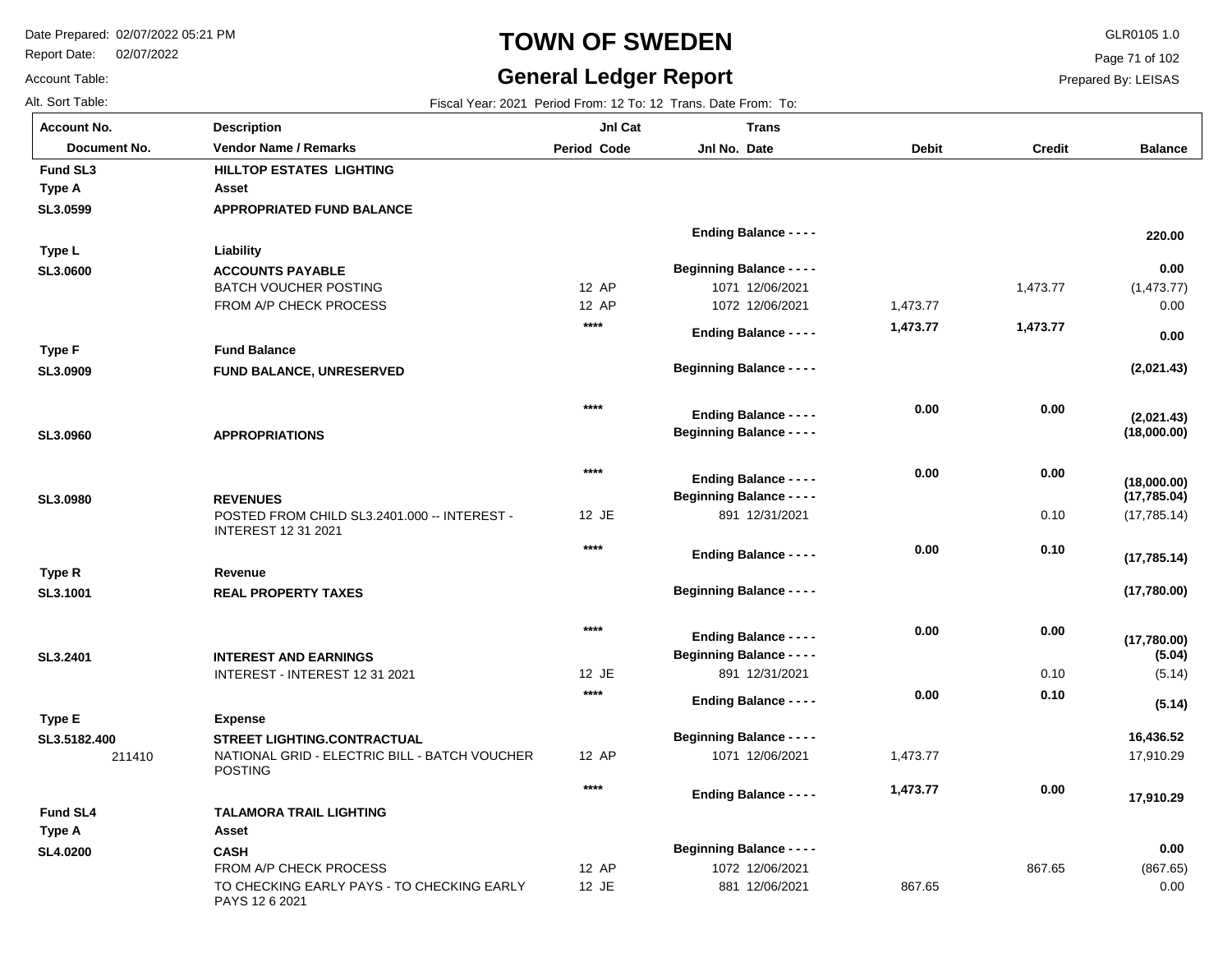# TOWN OF SWEDEN

## General Ledger Report

Date Prepared: 02/07/2022 05:21 PM
Report Date: 02/07/2022
Account Table:
Alt. Sort Table:

GLR0105 1.0
Prepared By: LEISAS

Fiscal Year: 2021 Period From: 12 To: 12 Trans. Date From: To:

| Account No. / Document No. | Description / Vendor Name / Remarks | Jnl Cat Period Code | Trans Jnl No. Date | Debit | Credit | Balance |
|---|---|---|---|---|---|---|
| **Fund SL3** | **HILLTOP ESTATES LIGHTING** | | | | | |
| **Type A** | **Asset** | | | | | |
| **SL3.0599** | **APPROPRIATED FUND BALANCE** | | | | | |
| | | | **Ending Balance - - - -** | | | **220.00** |
| **Type L** | **Liability** | | | | | |
| **SL3.0600** | **ACCOUNTS PAYABLE** | | **Beginning Balance - - - -** | | | **0.00** |
| | BATCH VOUCHER POSTING | 12 AP | 1071 12/06/2021 | | 1,473.77 | (1,473.77) |
| | FROM A/P CHECK PROCESS | 12 AP | 1072 12/06/2021 | 1,473.77 | | 0.00 |
| | | **** | **Ending Balance - - - -** | **1,473.77** | **1,473.77** | **0.00** |
| **Type F** | **Fund Balance** | | | | | |
| **SL3.0909** | **FUND BALANCE, UNRESERVED** | | **Beginning Balance - - - -** | | | **(2,021.43)** |
| | | **** | **Ending Balance - - - -** | **0.00** | **0.00** | **(2,021.43)** |
| **SL3.0960** | **APPROPRIATIONS** | | **Beginning Balance - - - -** | | | **(18,000.00)** |
| | | **** | **Ending Balance - - - -** | **0.00** | **0.00** | **(18,000.00)** |
| **SL3.0980** | **REVENUES** | | **Beginning Balance - - - -** | | | **(17,785.04)** |
| | POSTED FROM CHILD SL3.2401.000 -- INTEREST - INTEREST 12 31 2021 | 12 JE | 891 12/31/2021 | | 0.10 | (17,785.14) |
| | | **** | **Ending Balance - - - -** | **0.00** | **0.10** | **(17,785.14)** |
| **Type R** | **Revenue** | | | | | |
| **SL3.1001** | **REAL PROPERTY TAXES** | | **Beginning Balance - - - -** | | | **(17,780.00)** |
| | | **** | **Ending Balance - - - -** | **0.00** | **0.00** | **(17,780.00)** |
| **SL3.2401** | **INTEREST AND EARNINGS** | | **Beginning Balance - - - -** | | | **(5.04)** |
| | INTEREST - INTEREST 12 31 2021 | 12 JE | 891 12/31/2021 | | 0.10 | (5.14) |
| | | **** | **Ending Balance - - - -** | **0.00** | **0.10** | **(5.14)** |
| **Type E** | **Expense** | | | | | |
| **SL3.5182.400** | **STREET LIGHTING.CONTRACTUAL** | | **Beginning Balance - - - -** | | | **16,436.52** |
| 211410 | NATIONAL GRID - ELECTRIC BILL - BATCH VOUCHER POSTING | 12 AP | 1071 12/06/2021 | 1,473.77 | | 17,910.29 |
| | | **** | **Ending Balance - - - -** | **1,473.77** | **0.00** | **17,910.29** |
| **Fund SL4** | **TALAMORA TRAIL LIGHTING** | | | | | |
| **Type A** | **Asset** | | | | | |
| **SL4.0200** | **CASH** | | **Beginning Balance - - - -** | | | **0.00** |
| | FROM A/P CHECK PROCESS | 12 AP | 1072 12/06/2021 | | 867.65 | (867.65) |
| | TO CHECKING EARLY PAYS - TO CHECKING EARLY PAYS 12 6 2021 | 12 JE | 881 12/06/2021 | 867.65 | | 0.00 |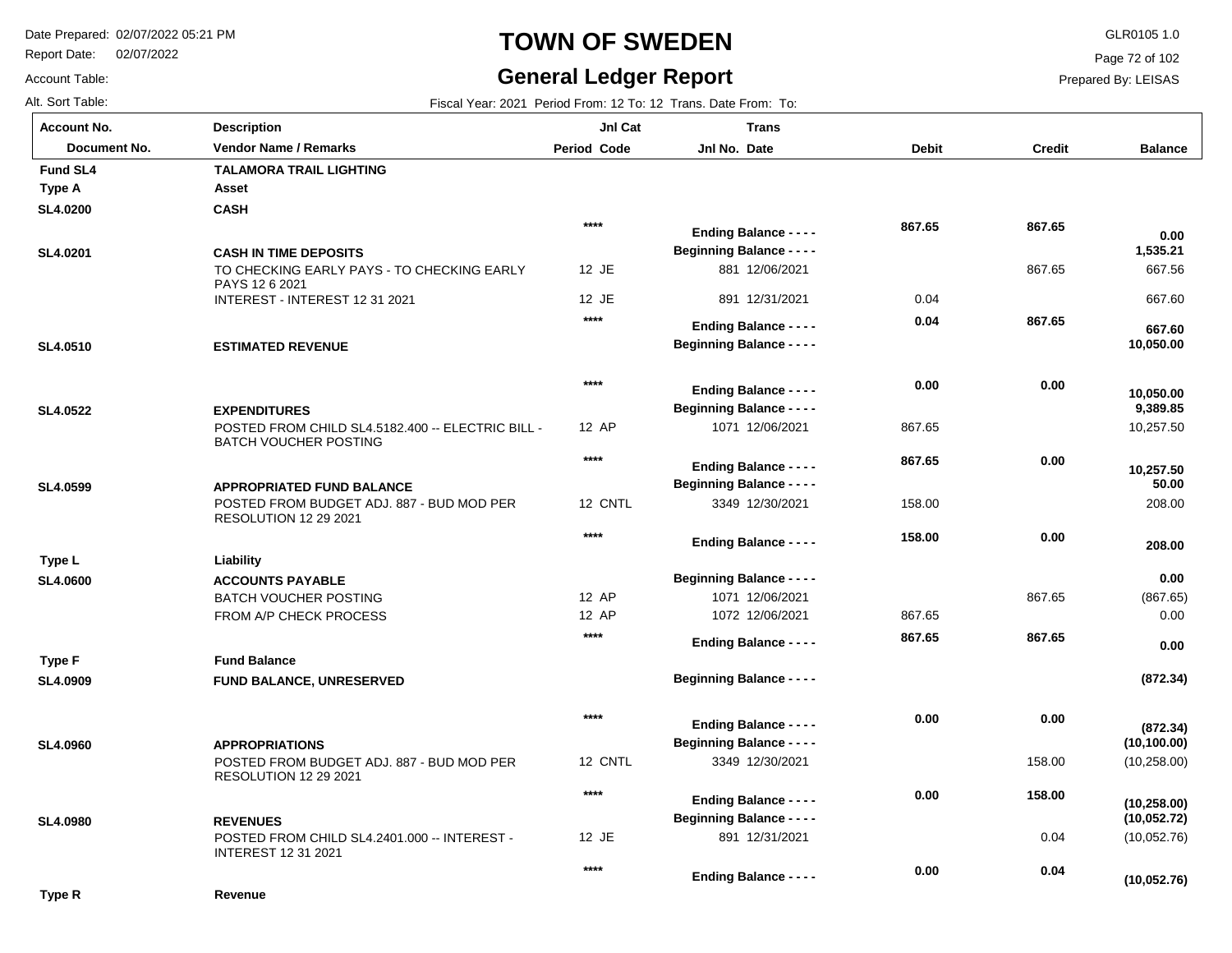# TOWN OF SWEDEN

## General Ledger Report

Date Prepared: 02/07/2022 05:21 PM
Report Date: 02/07/2022
Account Table:
Alt. Sort Table:

GLR0105 1.0
Prepared By: LEISAS

Fiscal Year: 2021 Period From: 12 To: 12 Trans. Date From: To:

| Account No. / Document No. | Description / Vendor Name / Remarks | Jnl Cat Period Code | Trans Jnl No. Date | Debit | Credit | Balance |
|---|---|---|---|---|---|---|
| **Fund SL4** | **TALAMORA TRAIL LIGHTING** | | | | | |
| **Type A** | **Asset** | | | | | |
| **SL4.0200** | **CASH** | | | | | |
| | | **\*\*\*\*** | **Ending Balance - - - -** | **867.65** | **867.65** | **0.00** |
| **SL4.0201** | **CASH IN TIME DEPOSITS** | | **Beginning Balance - - - -** | | | **1,535.21** |
| | TO CHECKING EARLY PAYS - TO CHECKING EARLY PAYS 12 6 2021 | 12 JE | 881 12/06/2021 | | 867.65 | 667.56 |
| | INTEREST - INTEREST 12 31 2021 | 12 JE | 891 12/31/2021 | 0.04 | | 667.60 |
| | | **\*\*\*\*** | **Ending Balance - - - -** | **0.04** | **867.65** | **667.60** |
| **SL4.0510** | **ESTIMATED REVENUE** | | **Beginning Balance - - - -** | | | **10,050.00** |
| | | **\*\*\*\*** | **Ending Balance - - - -** | **0.00** | **0.00** | **10,050.00** |
| **SL4.0522** | **EXPENDITURES** | | **Beginning Balance - - - -** | | | **9,389.85** |
| | POSTED FROM CHILD SL4.5182.400 -- ELECTRIC BILL - BATCH VOUCHER POSTING | 12 AP | 1071 12/06/2021 | 867.65 | | 10,257.50 |
| | | **\*\*\*\*** | **Ending Balance - - - -** | **867.65** | **0.00** | **10,257.50** |
| **SL4.0599** | **APPROPRIATED FUND BALANCE** | | **Beginning Balance - - - -** | | | **50.00** |
| | POSTED FROM BUDGET ADJ. 887 - BUD MOD PER RESOLUTION 12 29 2021 | 12 CNTL | 3349 12/30/2021 | 158.00 | | 208.00 |
| | | **\*\*\*\*** | **Ending Balance - - - -** | **158.00** | **0.00** | **208.00** |
| **Type L** | **Liability** | | | | | |
| **SL4.0600** | **ACCOUNTS PAYABLE** | | **Beginning Balance - - - -** | | | **0.00** |
| | BATCH VOUCHER POSTING | 12 AP | 1071 12/06/2021 | | 867.65 | (867.65) |
| | FROM A/P CHECK PROCESS | 12 AP | 1072 12/06/2021 | 867.65 | | 0.00 |
| | | **\*\*\*\*** | **Ending Balance - - - -** | **867.65** | **867.65** | **0.00** |
| **Type F** | **Fund Balance** | | | | | |
| **SL4.0909** | **FUND BALANCE, UNRESERVED** | | **Beginning Balance - - - -** | | | **(872.34)** |
| | | **\*\*\*\*** | **Ending Balance - - - -** | **0.00** | **0.00** | **(872.34)** |
| **SL4.0960** | **APPROPRIATIONS** | | **Beginning Balance - - - -** | | | **(10,100.00)** |
| | POSTED FROM BUDGET ADJ. 887 - BUD MOD PER RESOLUTION 12 29 2021 | 12 CNTL | 3349 12/30/2021 | | 158.00 | (10,258.00) |
| | | **\*\*\*\*** | **Ending Balance - - - -** | **0.00** | **158.00** | **(10,258.00)** |
| **SL4.0980** | **REVENUES** | | **Beginning Balance - - - -** | | | **(10,052.72)** |
| | POSTED FROM CHILD SL4.2401.000 -- INTEREST - INTEREST 12 31 2021 | 12 JE | 891 12/31/2021 | | 0.04 | (10,052.76) |
| | | **\*\*\*\*** | **Ending Balance - - - -** | **0.00** | **0.04** | **(10,052.76)** |
| **Type R** | **Revenue** | | | | | |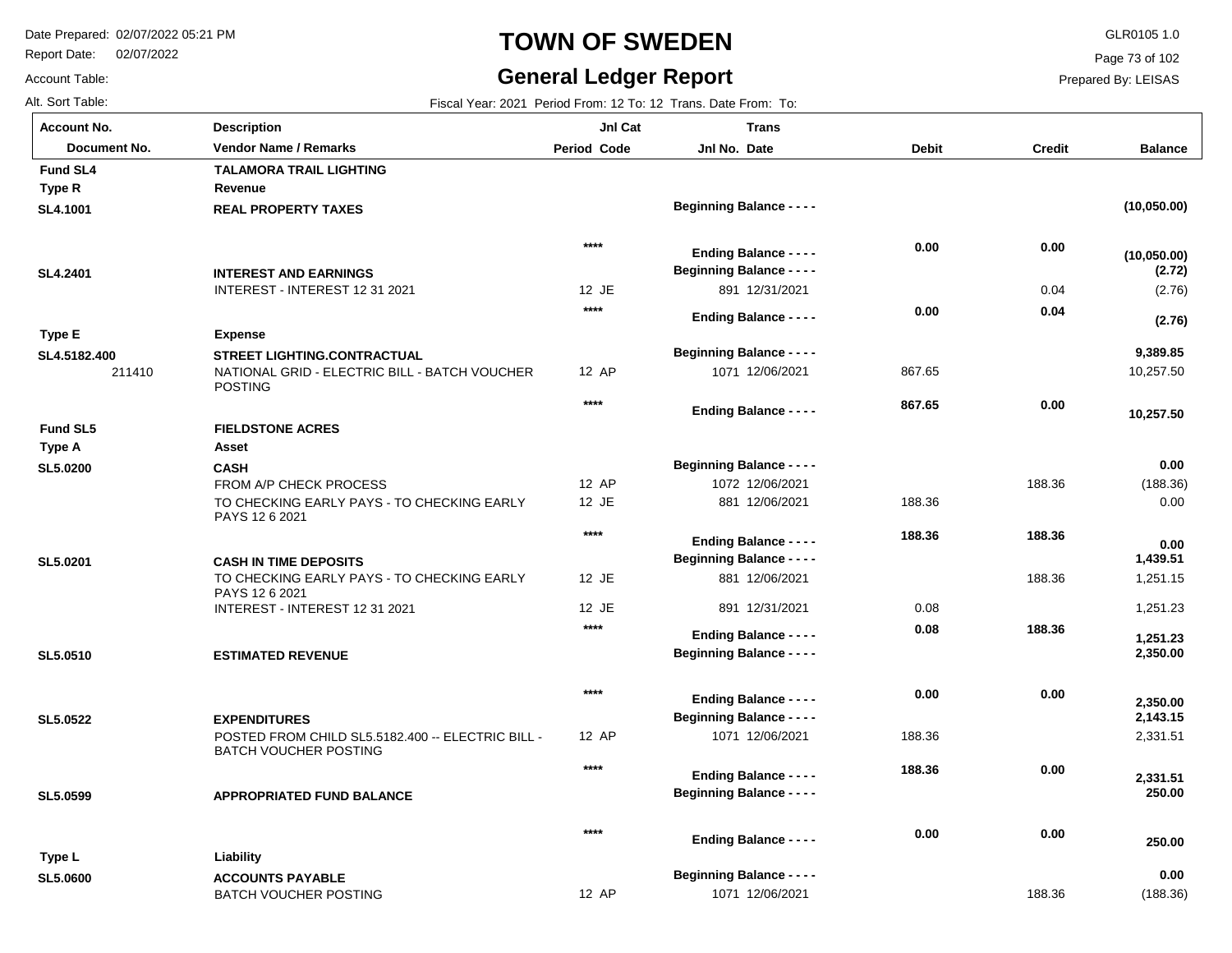# TOWN OF SWEDEN

## General Ledger Report

Date Prepared: 02/07/2022 05:21 PM
Report Date: 02/07/2022
Account Table:
Alt. Sort Table:

GLR0105 1.0
Prepared By: LEISAS

Fiscal Year: 2021 Period From: 12 To: 12 Trans. Date From: To:

| Account No. / Document No. | Description / Vendor Name / Remarks | Period | Jnl Cat Code | Jnl No. | Trans Date | Debit | Credit | Balance |
|---|---|---|---|---|---|---|---|---|
| **Fund SL4** | **TALAMORA TRAIL LIGHTING** | | | | | | | |
| **Type R** | **Revenue** | | | | | | | |
| **SL4.1001** | **REAL PROPERTY TAXES** | | | **Beginning Balance - - - -** | | | | **(10,050.00)** |
| | | **\*\*\*\*** | | **Ending Balance - - - -** | | **0.00** | **0.00** | **(10,050.00)** |
| **SL4.2401** | **INTEREST AND EARNINGS** | | | **Beginning Balance - - - -** | | | | **(2.72)** |
| | INTEREST - INTEREST 12 31 2021 | 12 | JE | 891 | 12/31/2021 | | 0.04 | (2.76) |
| | | **\*\*\*\*** | | **Ending Balance - - - -** | | **0.00** | **0.04** | **(2.76)** |
| **Type E** | **Expense** | | | | | | | |
| **SL4.5182.400** | **STREET LIGHTING.CONTRACTUAL** | | | **Beginning Balance - - - -** | | | | **9,389.85** |
| 211410 | NATIONAL GRID - ELECTRIC BILL - BATCH VOUCHER POSTING | 12 | AP | 1071 | 12/06/2021 | 867.65 | | 10,257.50 |
| | | **\*\*\*\*** | | **Ending Balance - - - -** | | **867.65** | **0.00** | **10,257.50** |
| **Fund SL5** | **FIELDSTONE ACRES** | | | | | | | |
| **Type A** | **Asset** | | | | | | | |
| **SL5.0200** | **CASH** | | | **Beginning Balance - - - -** | | | | **0.00** |
| | FROM A/P CHECK PROCESS | 12 | AP | 1072 | 12/06/2021 | | 188.36 | (188.36) |
| | TO CHECKING EARLY PAYS - TO CHECKING EARLY PAYS 12 6 2021 | 12 | JE | 881 | 12/06/2021 | 188.36 | | 0.00 |
| | | **\*\*\*\*** | | **Ending Balance - - - -** | | **188.36** | **188.36** | **0.00** |
| **SL5.0201** | **CASH IN TIME DEPOSITS** | | | **Beginning Balance - - - -** | | | | **1,439.51** |
| | TO CHECKING EARLY PAYS - TO CHECKING EARLY PAYS 12 6 2021 | 12 | JE | 881 | 12/06/2021 | | 188.36 | 1,251.15 |
| | INTEREST - INTEREST 12 31 2021 | 12 | JE | 891 | 12/31/2021 | 0.08 | | 1,251.23 |
| | | **\*\*\*\*** | | **Ending Balance - - - -** | | **0.08** | **188.36** | **1,251.23** |
| **SL5.0510** | **ESTIMATED REVENUE** | | | **Beginning Balance - - - -** | | | | **2,350.00** |
| | | **\*\*\*\*** | | **Ending Balance - - - -** | | **0.00** | **0.00** | **2,350.00** |
| **SL5.0522** | **EXPENDITURES** | | | **Beginning Balance - - - -** | | | | **2,143.15** |
| | POSTED FROM CHILD SL5.5182.400 -- ELECTRIC BILL - BATCH VOUCHER POSTING | 12 | AP | 1071 | 12/06/2021 | 188.36 | | 2,331.51 |
| | | **\*\*\*\*** | | **Ending Balance - - - -** | | **188.36** | **0.00** | **2,331.51** |
| **SL5.0599** | **APPROPRIATED FUND BALANCE** | | | **Beginning Balance - - - -** | | | | **250.00** |
| | | **\*\*\*\*** | | **Ending Balance - - - -** | | **0.00** | **0.00** | **250.00** |
| **Type L** | **Liability** | | | | | | | |
| **SL5.0600** | **ACCOUNTS PAYABLE** | | | **Beginning Balance - - - -** | | | | **0.00** |
| | BATCH VOUCHER POSTING | 12 | AP | 1071 | 12/06/2021 | | 188.36 | (188.36) |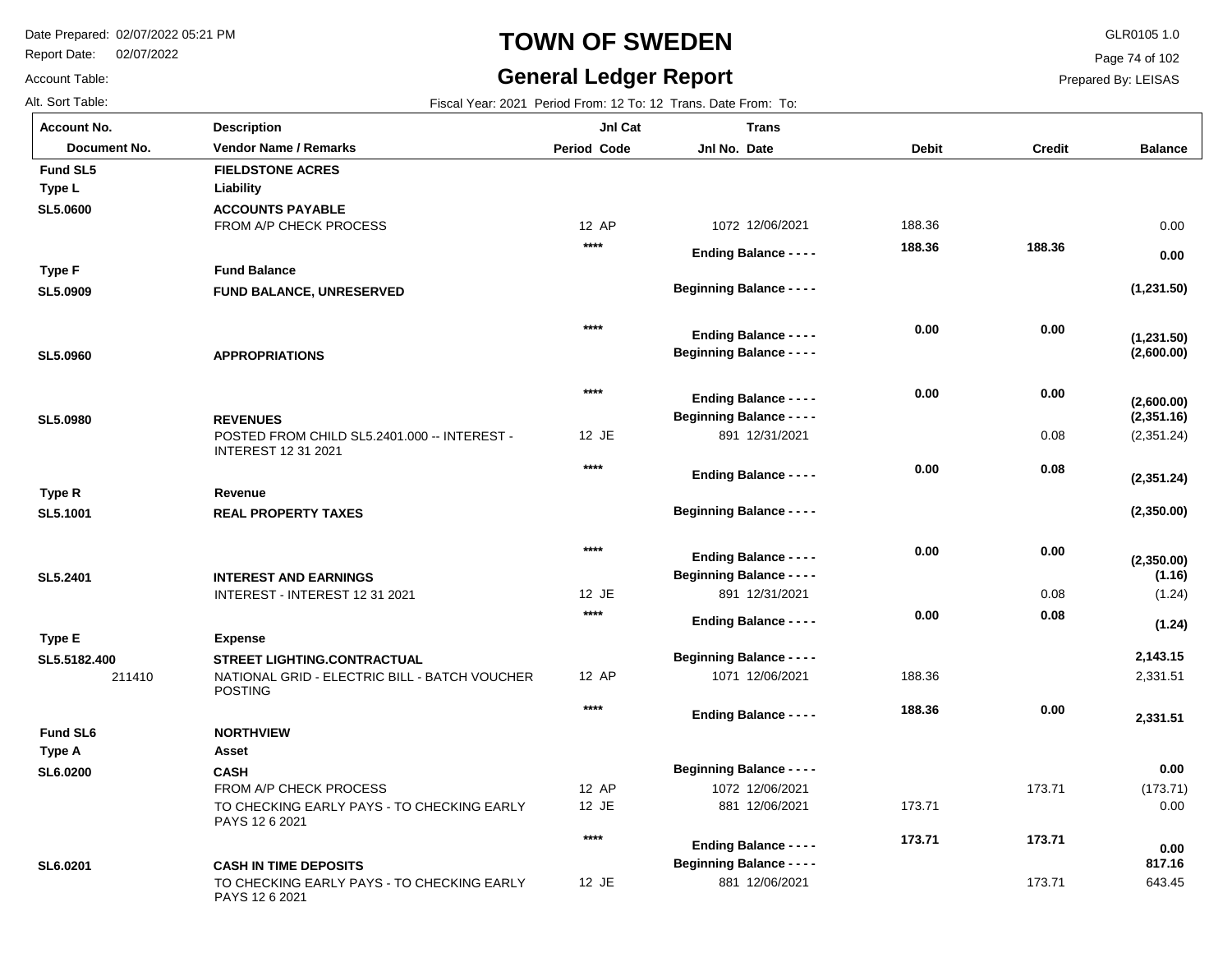# TOWN OF SWEDEN

## General Ledger Report

Date Prepared: 02/07/2022 05:21 PM
Report Date: 02/07/2022
Account Table:
Alt. Sort Table:

GLR0105 1.0
Prepared By: LEISAS

Fiscal Year: 2021 Period From: 12 To: 12 Trans. Date From: To:

| Account No. / Document No. | Description / Vendor Name / Remarks | Jnl Cat Period Code | Trans Jnl No. Date | Debit | Credit | Balance |
|---|---|---|---|---|---|---|
| **Fund SL5** | **FIELDSTONE ACRES** | | | | | |
| **Type L** | **Liability** | | | | | |
| **SL5.0600** | **ACCOUNTS PAYABLE** | | | | | |
| | FROM A/P CHECK PROCESS | 12 AP | 1072 12/06/2021 | 188.36 | | 0.00 |
| | | **** | **Ending Balance - - - -** | **188.36** | **188.36** | **0.00** |
| **Type F** | **Fund Balance** | | | | | |
| **SL5.0909** | **FUND BALANCE, UNRESERVED** | | **Beginning Balance - - - -** | | | **(1,231.50)** |
| | | **** | **Ending Balance - - - -** | **0.00** | **0.00** | **(1,231.50)** |
| **SL5.0960** | **APPROPRIATIONS** | | **Beginning Balance - - - -** | | | **(2,600.00)** |
| | | **** | **Ending Balance - - - -** | **0.00** | **0.00** | **(2,600.00)** |
| **SL5.0980** | **REVENUES** | | **Beginning Balance - - - -** | | | **(2,351.16)** |
| | POSTED FROM CHILD SL5.2401.000 -- INTEREST - INTEREST 12 31 2021 | 12 JE | 891 12/31/2021 | | 0.08 | (2,351.24) |
| | | **** | **Ending Balance - - - -** | **0.00** | **0.08** | **(2,351.24)** |
| **Type R** | **Revenue** | | | | | |
| **SL5.1001** | **REAL PROPERTY TAXES** | | **Beginning Balance - - - -** | | | **(2,350.00)** |
| | | **** | **Ending Balance - - - -** | **0.00** | **0.00** | **(2,350.00)** |
| **SL5.2401** | **INTEREST AND EARNINGS** | | **Beginning Balance - - - -** | | | **(1.16)** |
| | INTEREST - INTEREST 12 31 2021 | 12 JE | 891 12/31/2021 | | 0.08 | (1.24) |
| | | **** | **Ending Balance - - - -** | **0.00** | **0.08** | **(1.24)** |
| **Type E** | **Expense** | | | | | |
| **SL5.5182.400** | **STREET LIGHTING.CONTRACTUAL** | | **Beginning Balance - - - -** | | | **2,143.15** |
| 211410 | NATIONAL GRID - ELECTRIC BILL - BATCH VOUCHER POSTING | 12 AP | 1071 12/06/2021 | 188.36 | | 2,331.51 |
| | | **** | **Ending Balance - - - -** | **188.36** | **0.00** | **2,331.51** |
| **Fund SL6** | **NORTHVIEW** | | | | | |
| **Type A** | **Asset** | | | | | |
| **SL6.0200** | **CASH** | | **Beginning Balance - - - -** | | | **0.00** |
| | FROM A/P CHECK PROCESS | 12 AP | 1072 12/06/2021 | | 173.71 | (173.71) |
| | TO CHECKING EARLY PAYS - TO CHECKING EARLY PAYS 12 6 2021 | 12 JE | 881 12/06/2021 | 173.71 | | 0.00 |
| | | **** | **Ending Balance - - - -** | **173.71** | **173.71** | **0.00** |
| **SL6.0201** | **CASH IN TIME DEPOSITS** | | **Beginning Balance - - - -** | | | **817.16** |
| | TO CHECKING EARLY PAYS - TO CHECKING EARLY PAYS 12 6 2021 | 12 JE | 881 12/06/2021 | | 173.71 | 643.45 |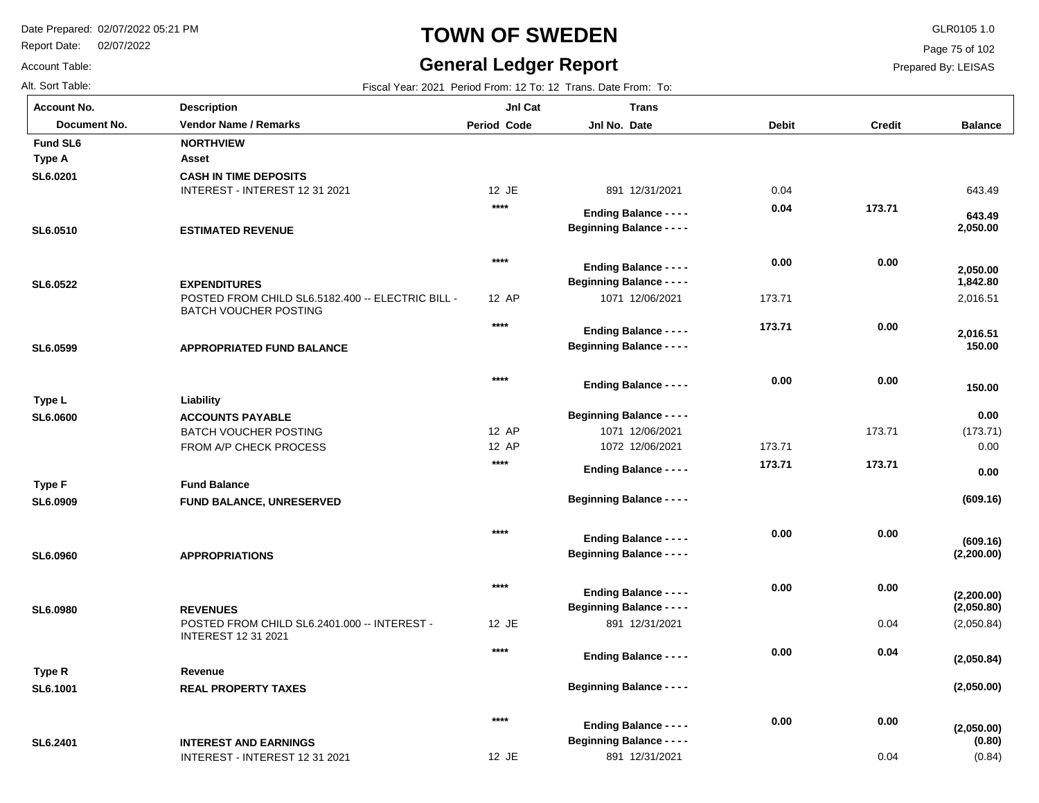# TOWN OF SWEDEN

## General Ledger Report

Date Prepared: 02/07/2022 05:21 PM
Report Date: 02/07/2022
Account Table:
Alt. Sort Table:

GLR0105 1.0
Prepared By: LEISAS

Fiscal Year: 2021 Period From: 12 To: 12 Trans. Date From: To:

| Account No. / Document No. | Description / Vendor Name / Remarks | Jnl Cat Period Code | Trans Jnl No. Date | Debit | Credit | Balance |
|---|---|---|---|---|---|---|
| **Fund SL6** | **NORTHVIEW** | | | | | |
| **Type A** | **Asset** | | | | | |
| **SL6.0201** | **CASH IN TIME DEPOSITS** | | | | | |
| | INTEREST - INTEREST 12 31 2021 | 12 JE | 891 12/31/2021 | 0.04 | | 643.49 |
| | | **** | **Ending Balance - - - -** | **0.04** | **173.71** | **643.49** |
| **SL6.0510** | **ESTIMATED REVENUE** | | **Beginning Balance - - - -** | | | **2,050.00** |
| | | **** | **Ending Balance - - - -** | **0.00** | **0.00** | **2,050.00** |
| **SL6.0522** | **EXPENDITURES** | | **Beginning Balance - - - -** | | | **1,842.80** |
| | POSTED FROM CHILD SL6.5182.400 -- ELECTRIC BILL - BATCH VOUCHER POSTING | 12 AP | 1071 12/06/2021 | 173.71 | | 2,016.51 |
| | | **** | **Ending Balance - - - -** | **173.71** | **0.00** | **2,016.51** |
| **SL6.0599** | **APPROPRIATED FUND BALANCE** | | **Beginning Balance - - - -** | | | **150.00** |
| | | **** | **Ending Balance - - - -** | **0.00** | **0.00** | **150.00** |
| **Type L** | **Liability** | | | | | |
| **SL6.0600** | **ACCOUNTS PAYABLE** | | **Beginning Balance - - - -** | | | **0.00** |
| | BATCH VOUCHER POSTING | 12 AP | 1071 12/06/2021 | | 173.71 | (173.71) |
| | FROM A/P CHECK PROCESS | 12 AP | 1072 12/06/2021 | 173.71 | | 0.00 |
| | | **** | **Ending Balance - - - -** | **173.71** | **173.71** | **0.00** |
| **Type F** | **Fund Balance** | | | | | |
| **SL6.0909** | **FUND BALANCE, UNRESERVED** | | **Beginning Balance - - - -** | | | **(609.16)** |
| | | **** | **Ending Balance - - - -** | **0.00** | **0.00** | **(609.16)** |
| **SL6.0960** | **APPROPRIATIONS** | | **Beginning Balance - - - -** | | | **(2,200.00)** |
| | | **** | **Ending Balance - - - -** | **0.00** | **0.00** | **(2,200.00)** |
| **SL6.0980** | **REVENUES** | | **Beginning Balance - - - -** | | | **(2,050.80)** |
| | POSTED FROM CHILD SL6.2401.000 -- INTEREST - INTEREST 12 31 2021 | 12 JE | 891 12/31/2021 | | 0.04 | (2,050.84) |
| | | **** | **Ending Balance - - - -** | **0.00** | **0.04** | **(2,050.84)** |
| **Type R** | **Revenue** | | | | | |
| **SL6.1001** | **REAL PROPERTY TAXES** | | **Beginning Balance - - - -** | | | **(2,050.00)** |
| | | **** | **Ending Balance - - - -** | **0.00** | **0.00** | **(2,050.00)** |
| **SL6.2401** | **INTEREST AND EARNINGS** | | **Beginning Balance - - - -** | | | **(0.80)** |
| | INTEREST - INTEREST 12 31 2021 | 12 JE | 891 12/31/2021 | | 0.04 | (0.84) |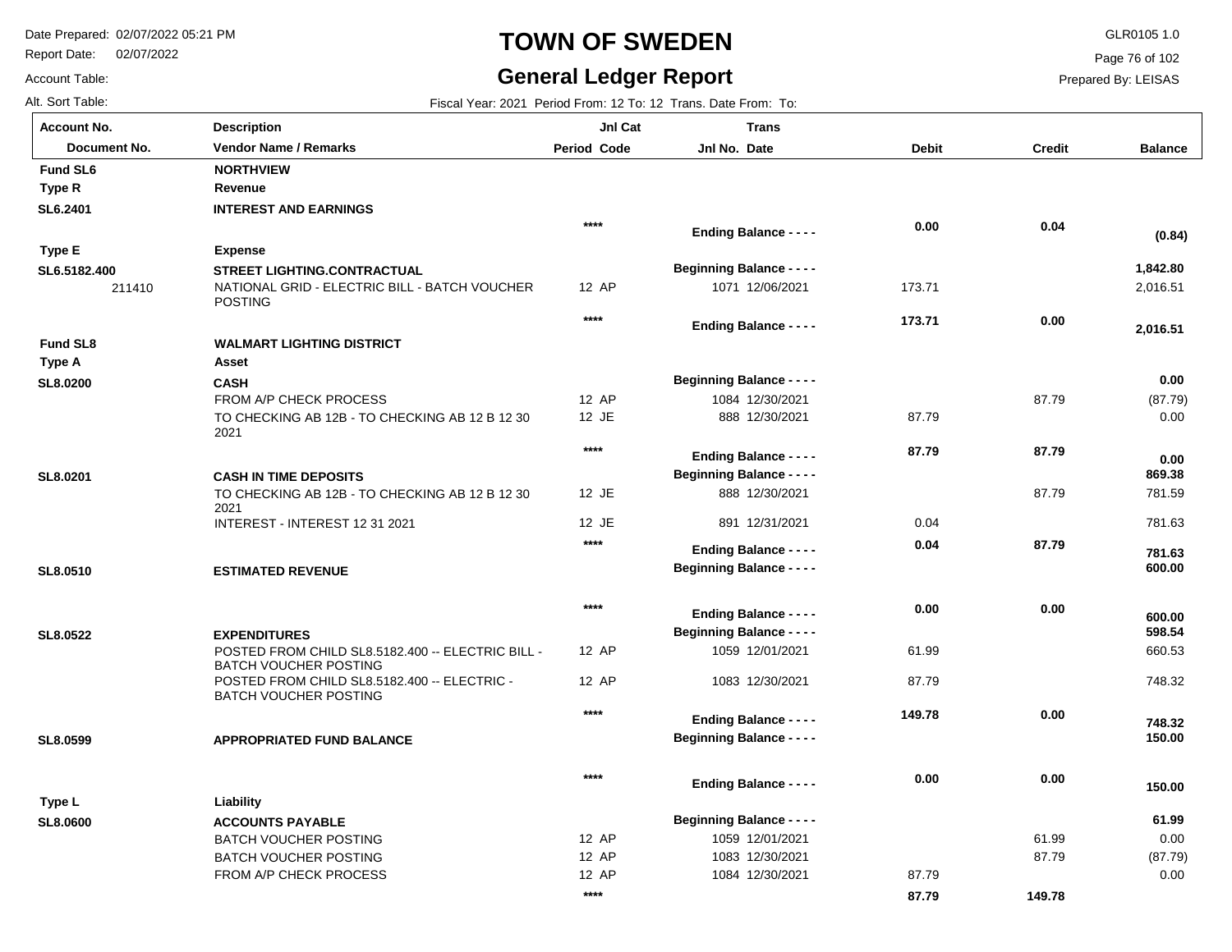# TOWN OF SWEDEN

## General Ledger Report

Date Prepared: 02/07/2022 05:21 PM
Report Date: 02/07/2022
Account Table:
Alt. Sort Table:

GLR0105 1.0
Prepared By: LEISAS

Fiscal Year: 2021 Period From: 12 To: 12 Trans. Date From: To:

| Account No. / Document No. | Description / Vendor Name / Remarks | Jnl Cat Period Code | Trans Jnl No. Date | Debit | Credit | Balance |
|---|---|---|---|---|---|---|
| **Fund SL6** | **NORTHVIEW** | | | | | |
| **Type R** | **Revenue** | | | | | |
| **SL6.2401** | **INTEREST AND EARNINGS** | | | | | |
| | | **** | **Ending Balance - - - -** | **0.00** | **0.04** | **(0.84)** |
| **Type E** | **Expense** | | | | | |
| **SL6.5182.400** | **STREET LIGHTING.CONTRACTUAL** | | **Beginning Balance - - - -** | | | **1,842.80** |
| 211410 | NATIONAL GRID - ELECTRIC BILL - BATCH VOUCHER POSTING | 12 AP | 1071 12/06/2021 | 173.71 | | 2,016.51 |
| | | **** | **Ending Balance - - - -** | **173.71** | **0.00** | **2,016.51** |
| **Fund SL8** | **WALMART LIGHTING DISTRICT** | | | | | |
| **Type A** | **Asset** | | | | | |
| **SL8.0200** | **CASH** | | **Beginning Balance - - - -** | | | **0.00** |
| | FROM A/P CHECK PROCESS | 12 AP | 1084 12/30/2021 | | 87.79 | (87.79) |
| | TO CHECKING AB 12B - TO CHECKING AB 12 B 12 30 2021 | 12 JE | 888 12/30/2021 | 87.79 | | 0.00 |
| | | **** | **Ending Balance - - - -** | **87.79** | **87.79** | **0.00** |
| **SL8.0201** | **CASH IN TIME DEPOSITS** | | **Beginning Balance - - - -** | | | **869.38** |
| | TO CHECKING AB 12B - TO CHECKING AB 12 B 12 30 2021 | 12 JE | 888 12/30/2021 | | 87.79 | 781.59 |
| | INTEREST - INTEREST 12 31 2021 | 12 JE | 891 12/31/2021 | 0.04 | | 781.63 |
| | | **** | **Ending Balance - - - -** | **0.04** | **87.79** | **781.63** |
| **SL8.0510** | **ESTIMATED REVENUE** | | **Beginning Balance - - - -** | | | **600.00** |
| | | **** | **Ending Balance - - - -** | **0.00** | **0.00** | **600.00** |
| **SL8.0522** | **EXPENDITURES** | | **Beginning Balance - - - -** | | | **598.54** |
| | POSTED FROM CHILD SL8.5182.400 -- ELECTRIC BILL - BATCH VOUCHER POSTING | 12 AP | 1059 12/01/2021 | 61.99 | | 660.53 |
| | POSTED FROM CHILD SL8.5182.400 -- ELECTRIC - BATCH VOUCHER POSTING | 12 AP | 1083 12/30/2021 | 87.79 | | 748.32 |
| | | **** | **Ending Balance - - - -** | **149.78** | **0.00** | **748.32** |
| **SL8.0599** | **APPROPRIATED FUND BALANCE** | | **Beginning Balance - - - -** | | | **150.00** |
| | | **** | **Ending Balance - - - -** | **0.00** | **0.00** | **150.00** |
| **Type L** | **Liability** | | | | | |
| **SL8.0600** | **ACCOUNTS PAYABLE** | | **Beginning Balance - - - -** | | | **61.99** |
| | BATCH VOUCHER POSTING | 12 AP | 1059 12/01/2021 | | 61.99 | 0.00 |
| | BATCH VOUCHER POSTING | 12 AP | 1083 12/30/2021 | | 87.79 | (87.79) |
| | FROM A/P CHECK PROCESS | 12 AP | 1084 12/30/2021 | 87.79 | | 0.00 |
| | | **** | | **87.79** | **149.78** | |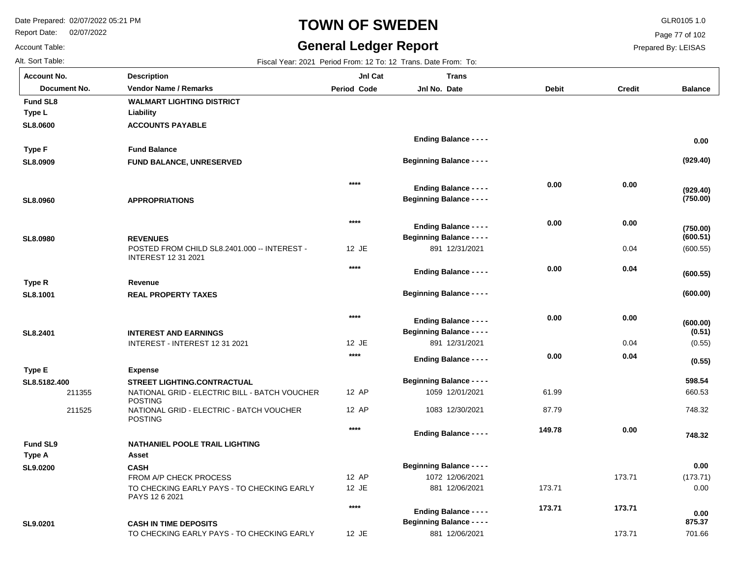# TOWN OF SWEDEN

## General Ledger Report

Date Prepared: 02/07/2022 05:21 PM
Report Date: 02/07/2022
Account Table:
Alt. Sort Table:

GLR0105 1.0
Prepared By: LEISAS

Fiscal Year: 2021 Period From: 12 To: 12 Trans. Date From: To:

| Account No. / Document No. | Description / Vendor Name / Remarks | Jnl Cat Period Code | Trans Jnl No. Date | Debit | Credit | Balance |
|---|---|---|---|---|---|---|
| **Fund SL8** | **WALMART LIGHTING DISTRICT** | | | | | |
| **Type L** | **Liability** | | | | | |
| **SL8.0600** | **ACCOUNTS PAYABLE** | | | | | |
| | | | **Ending Balance - - - -** | | | **0.00** |
| **Type F** | **Fund Balance** | | | | | |
| **SL8.0909** | **FUND BALANCE, UNRESERVED** | | **Beginning Balance - - - -** | | | **(929.40)** |
| | | **** | **Ending Balance - - - -** | **0.00** | **0.00** | **(929.40)** |
| **SL8.0960** | **APPROPRIATIONS** | | **Beginning Balance - - - -** | | | **(750.00)** |
| | | **** | **Ending Balance - - - -** | **0.00** | **0.00** | **(750.00)** |
| **SL8.0980** | **REVENUES** | | **Beginning Balance - - - -** | | | **(600.51)** |
| | POSTED FROM CHILD SL8.2401.000 -- INTEREST - INTEREST 12 31 2021 | 12 JE | 891 12/31/2021 | | 0.04 | (600.55) |
| | | **** | **Ending Balance - - - -** | **0.00** | **0.04** | **(600.55)** |
| **Type R** | **Revenue** | | | | | |
| **SL8.1001** | **REAL PROPERTY TAXES** | | **Beginning Balance - - - -** | | | **(600.00)** |
| | | **** | **Ending Balance - - - -** | **0.00** | **0.00** | **(600.00)** |
| **SL8.2401** | **INTEREST AND EARNINGS** | | **Beginning Balance - - - -** | | | **(0.51)** |
| | INTEREST - INTEREST 12 31 2021 | 12 JE | 891 12/31/2021 | | 0.04 | (0.55) |
| | | **** | **Ending Balance - - - -** | **0.00** | **0.04** | **(0.55)** |
| **Type E** | **Expense** | | | | | |
| **SL8.5182.400** | **STREET LIGHTING.CONTRACTUAL** | | **Beginning Balance - - - -** | | | **598.54** |
| 211355 | NATIONAL GRID - ELECTRIC BILL - BATCH VOUCHER POSTING | 12 AP | 1059 12/01/2021 | 61.99 | | 660.53 |
| 211525 | NATIONAL GRID - ELECTRIC - BATCH VOUCHER POSTING | 12 AP | 1083 12/30/2021 | 87.79 | | 748.32 |
| | | **** | **Ending Balance - - - -** | **149.78** | **0.00** | **748.32** |
| **Fund SL9** | **NATHANIEL POOLE TRAIL LIGHTING** | | | | | |
| **Type A** | **Asset** | | | | | |
| **SL9.0200** | **CASH** | | **Beginning Balance - - - -** | | | **0.00** |
| | FROM A/P CHECK PROCESS | 12 AP | 1072 12/06/2021 | | 173.71 | (173.71) |
| | TO CHECKING EARLY PAYS - TO CHECKING EARLY PAYS 12 6 2021 | 12 JE | 881 12/06/2021 | 173.71 | | 0.00 |
| | | **** | **Ending Balance - - - -** | **173.71** | **173.71** | **0.00** |
| **SL9.0201** | **CASH IN TIME DEPOSITS** | | **Beginning Balance - - - -** | | | **875.37** |
| | TO CHECKING EARLY PAYS - TO CHECKING EARLY | 12 JE | 881 12/06/2021 | | 173.71 | 701.66 |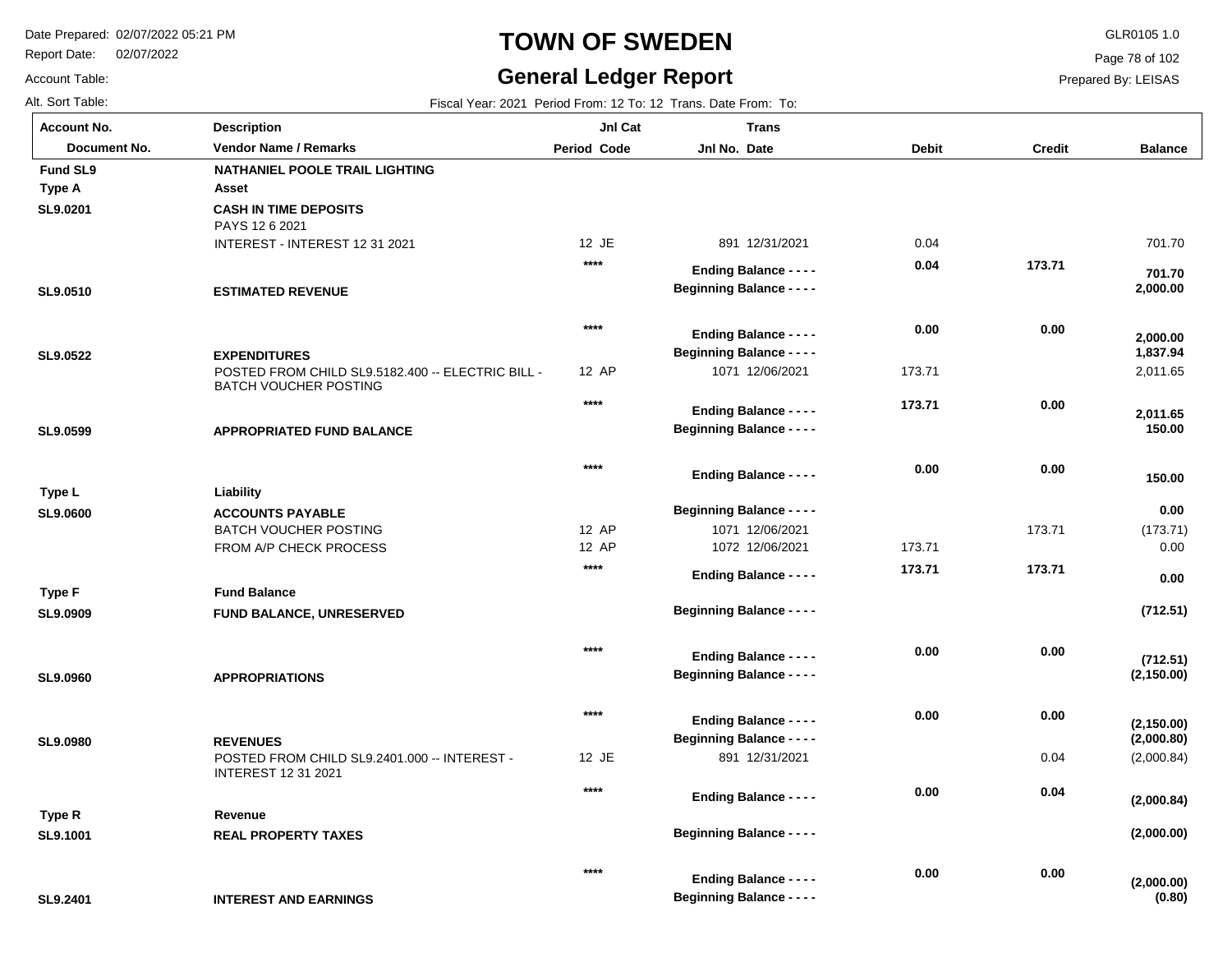# TOWN OF SWEDEN

## General Ledger Report

Date Prepared: 02/07/2022 05:21 PM
Report Date: 02/07/2022
Account Table:
Alt. Sort Table:

GLR0105 1.0
Prepared By: LEISAS

Fiscal Year: 2021 Period From: 12 To: 12 Trans. Date From: To:

| Account No. / Document No. | Description / Vendor Name / Remarks | Jnl Cat Period Code | Trans Jnl No. Date | Debit | Credit | Balance |
|---|---|---|---|---|---|---|
| **Fund SL9** | **NATHANIEL POOLE TRAIL LIGHTING** | | | | | |
| **Type A** | **Asset** | | | | | |
| **SL9.0201** | **CASH IN TIME DEPOSITS** | | | | | |
| | PAYS 12 6 2021 | | | | | |
| | INTEREST - INTEREST 12 31 2021 | 12 JE | 891 12/31/2021 | 0.04 | | 701.70 |
| | | **** | **Ending Balance - - - -** | **0.04** | **173.71** | **701.70** |
| **SL9.0510** | **ESTIMATED REVENUE** | | **Beginning Balance - - - -** | | | **2,000.00** |
| | | **** | **Ending Balance - - - -** | **0.00** | **0.00** | **2,000.00** |
| **SL9.0522** | **EXPENDITURES** | | **Beginning Balance - - - -** | | | **1,837.94** |
| | POSTED FROM CHILD SL9.5182.400 -- ELECTRIC BILL - BATCH VOUCHER POSTING | 12 AP | 1071 12/06/2021 | 173.71 | | 2,011.65 |
| | | **** | **Ending Balance - - - -** | **173.71** | **0.00** | **2,011.65** |
| **SL9.0599** | **APPROPRIATED FUND BALANCE** | | **Beginning Balance - - - -** | | | **150.00** |
| | | **** | **Ending Balance - - - -** | **0.00** | **0.00** | **150.00** |
| **Type L** | **Liability** | | | | | |
| **SL9.0600** | **ACCOUNTS PAYABLE** | | **Beginning Balance - - - -** | | | **0.00** |
| | BATCH VOUCHER POSTING | 12 AP | 1071 12/06/2021 | | 173.71 | (173.71) |
| | FROM A/P CHECK PROCESS | 12 AP | 1072 12/06/2021 | 173.71 | | 0.00 |
| | | **** | **Ending Balance - - - -** | **173.71** | **173.71** | **0.00** |
| **Type F** | **Fund Balance** | | | | | |
| **SL9.0909** | **FUND BALANCE, UNRESERVED** | | **Beginning Balance - - - -** | | | **(712.51)** |
| | | **** | **Ending Balance - - - -** | **0.00** | **0.00** | **(712.51)** |
| **SL9.0960** | **APPROPRIATIONS** | | **Beginning Balance - - - -** | | | **(2,150.00)** |
| | | **** | **Ending Balance - - - -** | **0.00** | **0.00** | **(2,150.00)** |
| **SL9.0980** | **REVENUES** | | **Beginning Balance - - - -** | | | **(2,000.80)** |
| | POSTED FROM CHILD SL9.2401.000 -- INTEREST - INTEREST 12 31 2021 | 12 JE | 891 12/31/2021 | | 0.04 | (2,000.84) |
| | | **** | **Ending Balance - - - -** | **0.00** | **0.04** | **(2,000.84)** |
| **Type R** | **Revenue** | | | | | |
| **SL9.1001** | **REAL PROPERTY TAXES** | | **Beginning Balance - - - -** | | | **(2,000.00)** |
| | | **** | **Ending Balance - - - -** | **0.00** | **0.00** | **(2,000.00)** |
| **SL9.2401** | **INTEREST AND EARNINGS** | | **Beginning Balance - - - -** | | | **(0.80)** |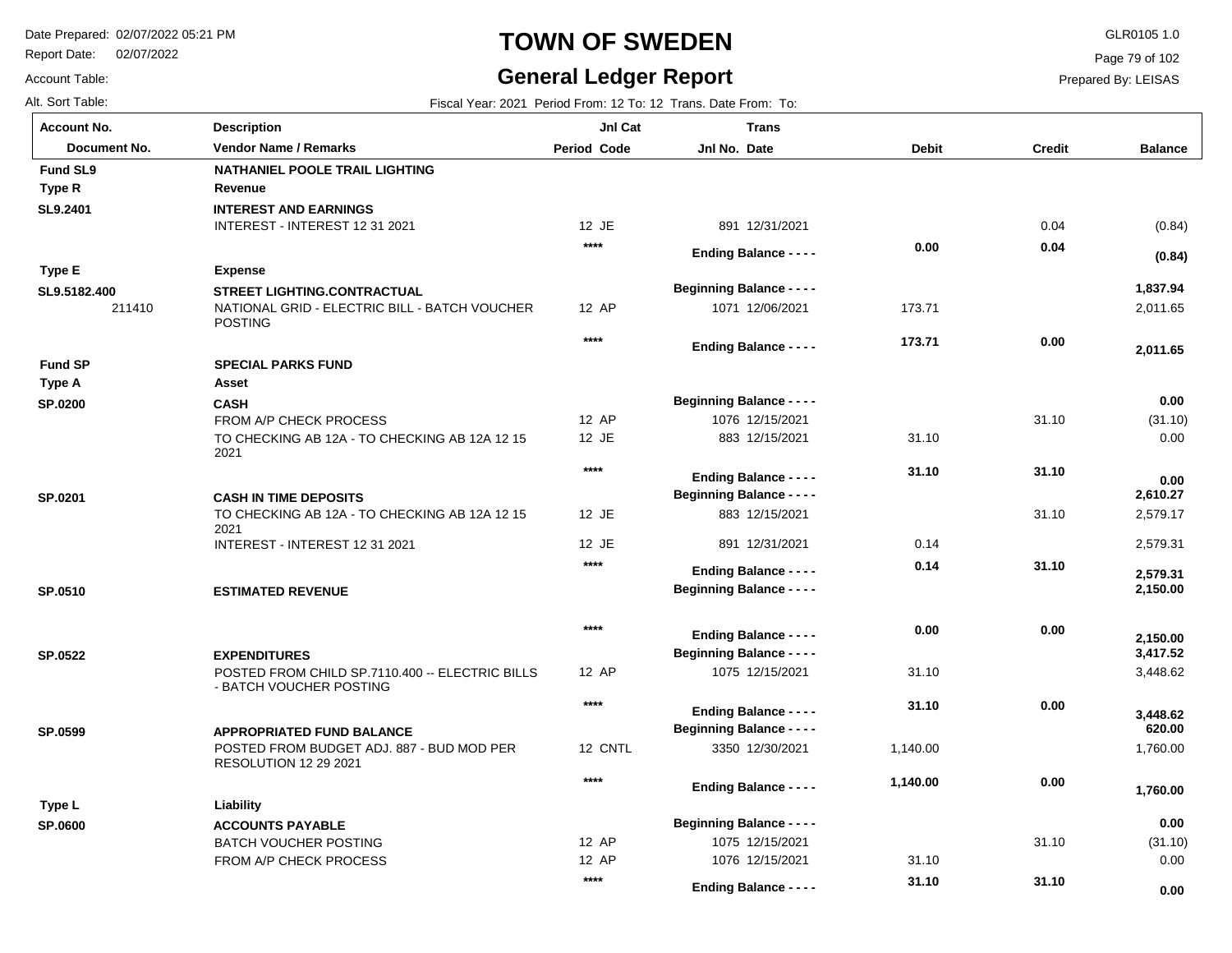# TOWN OF SWEDEN

## General Ledger Report

Date Prepared: 02/07/2022 05:21 PM
Report Date: 02/07/2022
Account Table:
Alt. Sort Table:

GLR0105 1.0
Prepared By: LEISAS

Fiscal Year: 2021 Period From: 12 To: 12 Trans. Date From: To:

| Account No. / Document No. | Description / Vendor Name / Remarks | Jnl Cat Period Code | Trans Jnl No. Date | Debit | Credit | Balance |
|---|---|---|---|---|---|---|
| **Fund SL9** | **NATHANIEL POOLE TRAIL LIGHTING** | | | | | |
| **Type R** | **Revenue** | | | | | |
| **SL9.2401** | **INTEREST AND EARNINGS** | | | | | |
| | INTEREST - INTEREST 12 31 2021 | 12 JE | 891 12/31/2021 | | 0.04 | (0.84) |
| | | **** | **Ending Balance - - - -** | **0.00** | **0.04** | **(0.84)** |
| **Type E** | **Expense** | | | | | |
| **SL9.5182.400** | **STREET LIGHTING.CONTRACTUAL** | | **Beginning Balance - - - -** | | | **1,837.94** |
| 211410 | NATIONAL GRID - ELECTRIC BILL - BATCH VOUCHER POSTING | 12 AP | 1071 12/06/2021 | 173.71 | | 2,011.65 |
| | | **** | **Ending Balance - - - -** | **173.71** | **0.00** | **2,011.65** |
| **Fund SP** | **SPECIAL PARKS FUND** | | | | | |
| **Type A** | **Asset** | | | | | |
| **SP.0200** | **CASH** | | **Beginning Balance - - - -** | | | **0.00** |
| | FROM A/P CHECK PROCESS | 12 AP | 1076 12/15/2021 | | 31.10 | (31.10) |
| | TO CHECKING AB 12A - TO CHECKING AB 12A 12 15 2021 | 12 JE | 883 12/15/2021 | 31.10 | | 0.00 |
| | | **** | **Ending Balance - - - -** | **31.10** | **31.10** | **0.00** |
| **SP.0201** | **CASH IN TIME DEPOSITS** | | **Beginning Balance - - - -** | | | **2,610.27** |
| | TO CHECKING AB 12A - TO CHECKING AB 12A 12 15 2021 | 12 JE | 883 12/15/2021 | | 31.10 | 2,579.17 |
| | INTEREST - INTEREST 12 31 2021 | 12 JE | 891 12/31/2021 | 0.14 | | 2,579.31 |
| | | **** | **Ending Balance - - - -** | **0.14** | **31.10** | **2,579.31** |
| **SP.0510** | **ESTIMATED REVENUE** | | **Beginning Balance - - - -** | | | **2,150.00** |
| | | **** | **Ending Balance - - - -** | **0.00** | **0.00** | **2,150.00** |
| **SP.0522** | **EXPENDITURES** | | **Beginning Balance - - - -** | | | **3,417.52** |
| | POSTED FROM CHILD SP.7110.400 -- ELECTRIC BILLS - BATCH VOUCHER POSTING | 12 AP | 1075 12/15/2021 | 31.10 | | 3,448.62 |
| | | **** | **Ending Balance - - - -** | **31.10** | **0.00** | **3,448.62** |
| **SP.0599** | **APPROPRIATED FUND BALANCE** | | **Beginning Balance - - - -** | | | **620.00** |
| | POSTED FROM BUDGET ADJ. 887 - BUD MOD PER RESOLUTION 12 29 2021 | 12 CNTL | 3350 12/30/2021 | 1,140.00 | | 1,760.00 |
| | | **** | **Ending Balance - - - -** | **1,140.00** | **0.00** | **1,760.00** |
| **Type L** | **Liability** | | | | | |
| **SP.0600** | **ACCOUNTS PAYABLE** | | **Beginning Balance - - - -** | | | **0.00** |
| | BATCH VOUCHER POSTING | 12 AP | 1075 12/15/2021 | | 31.10 | (31.10) |
| | FROM A/P CHECK PROCESS | 12 AP | 1076 12/15/2021 | 31.10 | | 0.00 |
| | | **** | **Ending Balance - - - -** | **31.10** | **31.10** | **0.00** |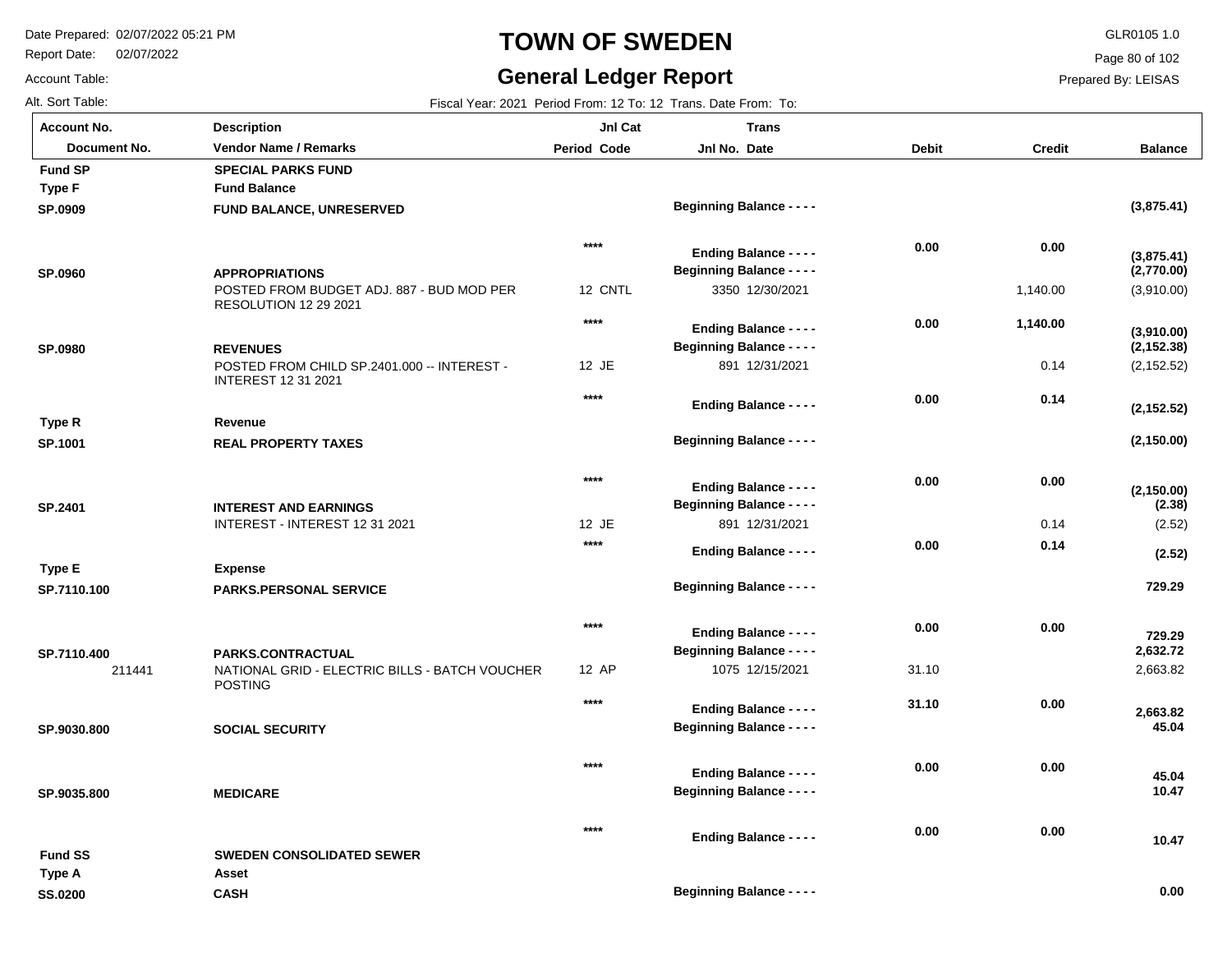# TOWN OF SWEDEN

## General Ledger Report

Date Prepared: 02/07/2022 05:21 PM
Report Date: 02/07/2022
Account Table:
Alt. Sort Table:

GLR0105 1.0
Prepared By: LEISAS

Fiscal Year: 2021 Period From: 12 To: 12 Trans. Date From: To:

| Account No. / Document No. | Description / Vendor Name / Remarks | Jnl Cat Period Code | Trans Jnl No. Date | Debit | Credit | Balance |
|---|---|---|---|---|---|---|
| **Fund SP** | **SPECIAL PARKS FUND** | | | | | |
| **Type F** | **Fund Balance** | | | | | |
| **SP.0909** | **FUND BALANCE, UNRESERVED** | | **Beginning Balance - - - -** | | | **(3,875.41)** |
| | | **\*\*\*\*** | **Ending Balance - - - -** | **0.00** | **0.00** | **(3,875.41)** |
| **SP.0960** | **APPROPRIATIONS** | | **Beginning Balance - - - -** | | | **(2,770.00)** |
| | POSTED FROM BUDGET ADJ. 887 - BUD MOD PER RESOLUTION 12 29 2021 | 12 CNTL | 3350 12/30/2021 | | 1,140.00 | (3,910.00) |
| | | **\*\*\*\*** | **Ending Balance - - - -** | **0.00** | **1,140.00** | **(3,910.00)** |
| **SP.0980** | **REVENUES** | | **Beginning Balance - - - -** | | | **(2,152.38)** |
| | POSTED FROM CHILD SP.2401.000 -- INTEREST - INTEREST 12 31 2021 | 12 JE | 891 12/31/2021 | | 0.14 | (2,152.52) |
| | | **\*\*\*\*** | **Ending Balance - - - -** | **0.00** | **0.14** | **(2,152.52)** |
| **Type R** | **Revenue** | | | | | |
| **SP.1001** | **REAL PROPERTY TAXES** | | **Beginning Balance - - - -** | | | **(2,150.00)** |
| | | **\*\*\*\*** | **Ending Balance - - - -** | **0.00** | **0.00** | **(2,150.00)** |
| **SP.2401** | **INTEREST AND EARNINGS** | | **Beginning Balance - - - -** | | | **(2.38)** |
| | INTEREST - INTEREST 12 31 2021 | 12 JE | 891 12/31/2021 | | 0.14 | (2.52) |
| | | **\*\*\*\*** | **Ending Balance - - - -** | **0.00** | **0.14** | **(2.52)** |
| **Type E** | **Expense** | | | | | |
| **SP.7110.100** | **PARKS.PERSONAL SERVICE** | | **Beginning Balance - - - -** | | | **729.29** |
| | | **\*\*\*\*** | **Ending Balance - - - -** | **0.00** | **0.00** | **729.29** |
| **SP.7110.400** | **PARKS.CONTRACTUAL** | | **Beginning Balance - - - -** | | | **2,632.72** |
| 211441 | NATIONAL GRID - ELECTRIC BILLS - BATCH VOUCHER POSTING | 12 AP | 1075 12/15/2021 | 31.10 | | 2,663.82 |
| | | **\*\*\*\*** | **Ending Balance - - - -** | **31.10** | **0.00** | **2,663.82** |
| **SP.9030.800** | **SOCIAL SECURITY** | | **Beginning Balance - - - -** | | | **45.04** |
| | | **\*\*\*\*** | **Ending Balance - - - -** | **0.00** | **0.00** | **45.04** |
| **SP.9035.800** | **MEDICARE** | | **Beginning Balance - - - -** | | | **10.47** |
| | | **\*\*\*\*** | **Ending Balance - - - -** | **0.00** | **0.00** | **10.47** |
| **Fund SS** | **SWEDEN CONSOLIDATED SEWER** | | | | | |
| **Type A** | **Asset** | | | | | |
| **SS.0200** | **CASH** | | **Beginning Balance - - - -** | | | **0.00** |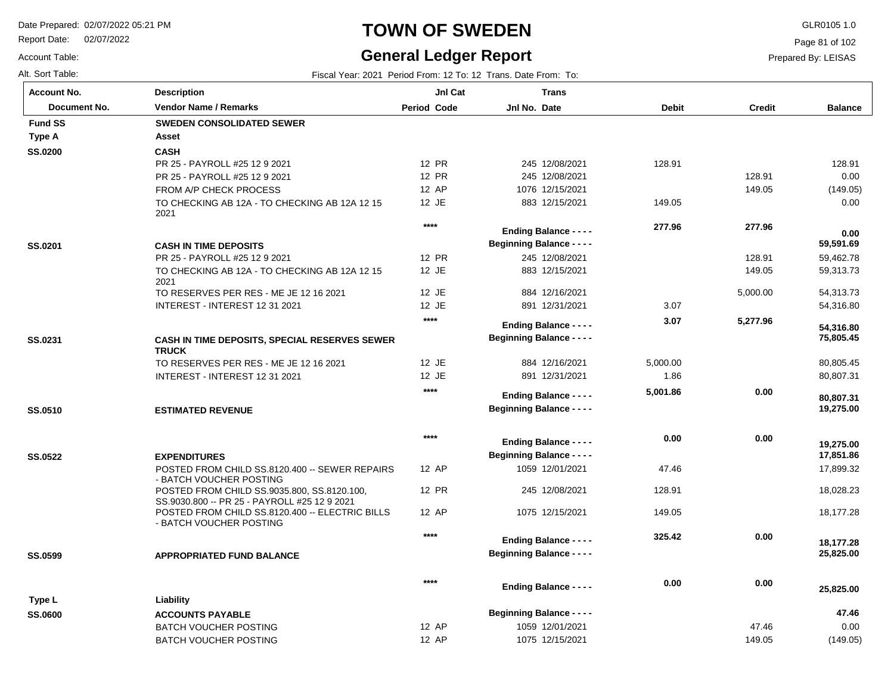# TOWN OF SWEDEN

## General Ledger Report

Date Prepared: 02/07/2022 05:21 PM
Report Date: 02/07/2022
Account Table:
Alt. Sort Table:

GLR0105 1.0
Prepared By: LEISAS

Fiscal Year: 2021 Period From: 12 To: 12 Trans. Date From: To:

| Account No. / Document No. | Description / Vendor Name / Remarks | Period | Jnl Cat Code | Jnl No. | Trans Date | Debit | Credit | Balance |
|---|---|---|---|---|---|---|---|---|
| **Fund SS** | **SWEDEN CONSOLIDATED SEWER** | | | | | | | |
| **Type A** | **Asset** | | | | | | | |
| **SS.0200** | **CASH** | | | | | | | |
| | PR 25 - PAYROLL #25 12 9 2021 | 12 | PR | 245 | 12/08/2021 | 128.91 | | 128.91 |
| | PR 25 - PAYROLL #25 12 9 2021 | 12 | PR | 245 | 12/08/2021 | | 128.91 | 0.00 |
| | FROM A/P CHECK PROCESS | 12 | AP | 1076 | 12/15/2021 | | 149.05 | (149.05) |
| | TO CHECKING AB 12A - TO CHECKING AB 12A 12 15 2021 | 12 | JE | 883 | 12/15/2021 | 149.05 | | 0.00 |
| | | **** | | | **Ending Balance - - - -** | **277.96** | **277.96** | **0.00** |
| **SS.0201** | **CASH IN TIME DEPOSITS** | | | | **Beginning Balance - - - -** | | | **59,591.69** |
| | PR 25 - PAYROLL #25 12 9 2021 | 12 | PR | 245 | 12/08/2021 | | 128.91 | 59,462.78 |
| | TO CHECKING AB 12A - TO CHECKING AB 12A 12 15 2021 | 12 | JE | 883 | 12/15/2021 | | 149.05 | 59,313.73 |
| | TO RESERVES PER RES - ME JE 12 16 2021 | 12 | JE | 884 | 12/16/2021 | | 5,000.00 | 54,313.73 |
| | INTEREST - INTEREST 12 31 2021 | 12 | JE | 891 | 12/31/2021 | 3.07 | | 54,316.80 |
| | | **** | | | **Ending Balance - - - -** | **3.07** | **5,277.96** | **54,316.80** |
| **SS.0231** | **CASH IN TIME DEPOSITS, SPECIAL RESERVES SEWER TRUCK** | | | | **Beginning Balance - - - -** | | | **75,805.45** |
| | TO RESERVES PER RES - ME JE 12 16 2021 | 12 | JE | 884 | 12/16/2021 | 5,000.00 | | 80,805.45 |
| | INTEREST - INTEREST 12 31 2021 | 12 | JE | 891 | 12/31/2021 | 1.86 | | 80,807.31 |
| | | **** | | | **Ending Balance - - - -** | **5,001.86** | **0.00** | **80,807.31** |
| **SS.0510** | **ESTIMATED REVENUE** | | | | **Beginning Balance - - - -** | | | **19,275.00** |
| | | **** | | | **Ending Balance - - - -** | **0.00** | **0.00** | **19,275.00** |
| **SS.0522** | **EXPENDITURES** | | | | **Beginning Balance - - - -** | | | **17,851.86** |
| | POSTED FROM CHILD SS.8120.400 -- SEWER REPAIRS - BATCH VOUCHER POSTING | 12 | AP | 1059 | 12/01/2021 | 47.46 | | 17,899.32 |
| | POSTED FROM CHILD SS.9035.800, SS.8120.100, SS.9030.800 -- PR 25 - PAYROLL #25 12 9 2021 | 12 | PR | 245 | 12/08/2021 | 128.91 | | 18,028.23 |
| | POSTED FROM CHILD SS.8120.400 -- ELECTRIC BILLS - BATCH VOUCHER POSTING | 12 | AP | 1075 | 12/15/2021 | 149.05 | | 18,177.28 |
| | | **** | | | **Ending Balance - - - -** | **325.42** | **0.00** | **18,177.28** |
| **SS.0599** | **APPROPRIATED FUND BALANCE** | | | | **Beginning Balance - - - -** | | | **25,825.00** |
| | | **** | | | **Ending Balance - - - -** | **0.00** | **0.00** | **25,825.00** |
| **Type L** | **Liability** | | | | | | | |
| **SS.0600** | **ACCOUNTS PAYABLE** | | | | **Beginning Balance - - - -** | | | **47.46** |
| | BATCH VOUCHER POSTING | 12 | AP | 1059 | 12/01/2021 | | 47.46 | 0.00 |
| | BATCH VOUCHER POSTING | 12 | AP | 1075 | 12/15/2021 | | 149.05 | (149.05) |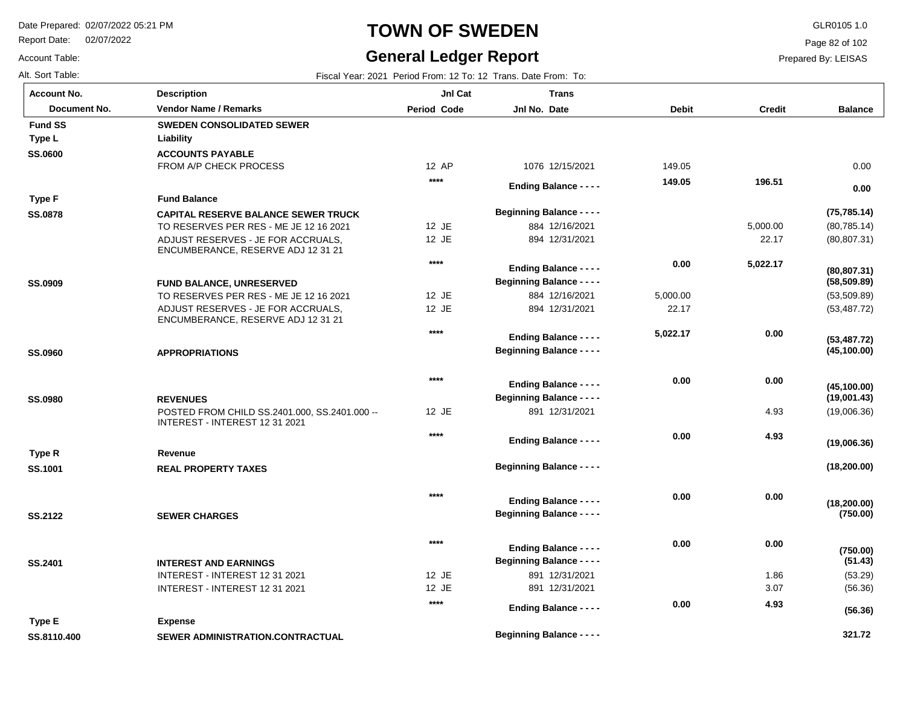# TOWN OF SWEDEN

## General Ledger Report

Date Prepared: 02/07/2022 05:21 PM
Report Date: 02/07/2022
Account Table:
Alt. Sort Table:

GLR0105 1.0
Prepared By: LEISAS

Fiscal Year: 2021 Period From: 12 To: 12 Trans. Date From: To:

| Account No. / Document No. | Description / Vendor Name / Remarks | Period | Jnl Cat Code | Jnl No. | Trans Date | Debit | Credit | Balance |
|---|---|---|---|---|---|---|---|---|
| **Fund SS** | **SWEDEN CONSOLIDATED SEWER** | | | | | | | |
| **Type L** | **Liability** | | | | | | | |
| **SS.0600** | **ACCOUNTS PAYABLE** | | | | | | | |
| | FROM A/P CHECK PROCESS | 12 | AP | 1076 | 12/15/2021 | 149.05 | | 0.00 |
| | | **** | | **Ending Balance - - - -** | | **149.05** | **196.51** | **0.00** |
| **Type F** | **Fund Balance** | | | | | | | |
| **SS.0878** | **CAPITAL RESERVE BALANCE SEWER TRUCK** | | | **Beginning Balance - - - -** | | | | **(75,785.14)** |
| | TO RESERVES PER RES - ME JE 12 16 2021 | 12 | JE | 884 | 12/16/2021 | | 5,000.00 | (80,785.14) |
| | ADJUST RESERVES - JE FOR ACCRUALS, ENCUMBERANCE, RESERVE ADJ 12 31 21 | 12 | JE | 894 | 12/31/2021 | | 22.17 | (80,807.31) |
| | | **** | | **Ending Balance - - - -** | | **0.00** | **5,022.17** | **(80,807.31)** |
| **SS.0909** | **FUND BALANCE, UNRESERVED** | | | **Beginning Balance - - - -** | | | | **(58,509.89)** |
| | TO RESERVES PER RES - ME JE 12 16 2021 | 12 | JE | 884 | 12/16/2021 | 5,000.00 | | (53,509.89) |
| | ADJUST RESERVES - JE FOR ACCRUALS, ENCUMBERANCE, RESERVE ADJ 12 31 21 | 12 | JE | 894 | 12/31/2021 | 22.17 | | (53,487.72) |
| | | **** | | **Ending Balance - - - -** | | **5,022.17** | **0.00** | **(53,487.72)** |
| **SS.0960** | **APPROPRIATIONS** | | | **Beginning Balance - - - -** | | | | **(45,100.00)** |
| | | **** | | **Ending Balance - - - -** | | **0.00** | **0.00** | **(45,100.00)** |
| **SS.0980** | **REVENUES** | | | **Beginning Balance - - - -** | | | | **(19,001.43)** |
| | POSTED FROM CHILD SS.2401.000, SS.2401.000 -- INTEREST - INTEREST 12 31 2021 | 12 | JE | 891 | 12/31/2021 | | 4.93 | (19,006.36) |
| | | **** | | **Ending Balance - - - -** | | **0.00** | **4.93** | **(19,006.36)** |
| **Type R** | **Revenue** | | | | | | | |
| **SS.1001** | **REAL PROPERTY TAXES** | | | **Beginning Balance - - - -** | | | | **(18,200.00)** |
| | | **** | | **Ending Balance - - - -** | | **0.00** | **0.00** | **(18,200.00)** |
| **SS.2122** | **SEWER CHARGES** | | | **Beginning Balance - - - -** | | | | **(750.00)** |
| | | **** | | **Ending Balance - - - -** | | **0.00** | **0.00** | **(750.00)** |
| **SS.2401** | **INTEREST AND EARNINGS** | | | **Beginning Balance - - - -** | | | | **(51.43)** |
| | INTEREST - INTEREST 12 31 2021 | 12 | JE | 891 | 12/31/2021 | | 1.86 | (53.29) |
| | INTEREST - INTEREST 12 31 2021 | 12 | JE | 891 | 12/31/2021 | | 3.07 | (56.36) |
| | | **** | | **Ending Balance - - - -** | | **0.00** | **4.93** | **(56.36)** |
| **Type E** | **Expense** | | | | | | | |
| **SS.8110.400** | **SEWER ADMINISTRATION.CONTRACTUAL** | | | **Beginning Balance - - - -** | | | | **321.72** |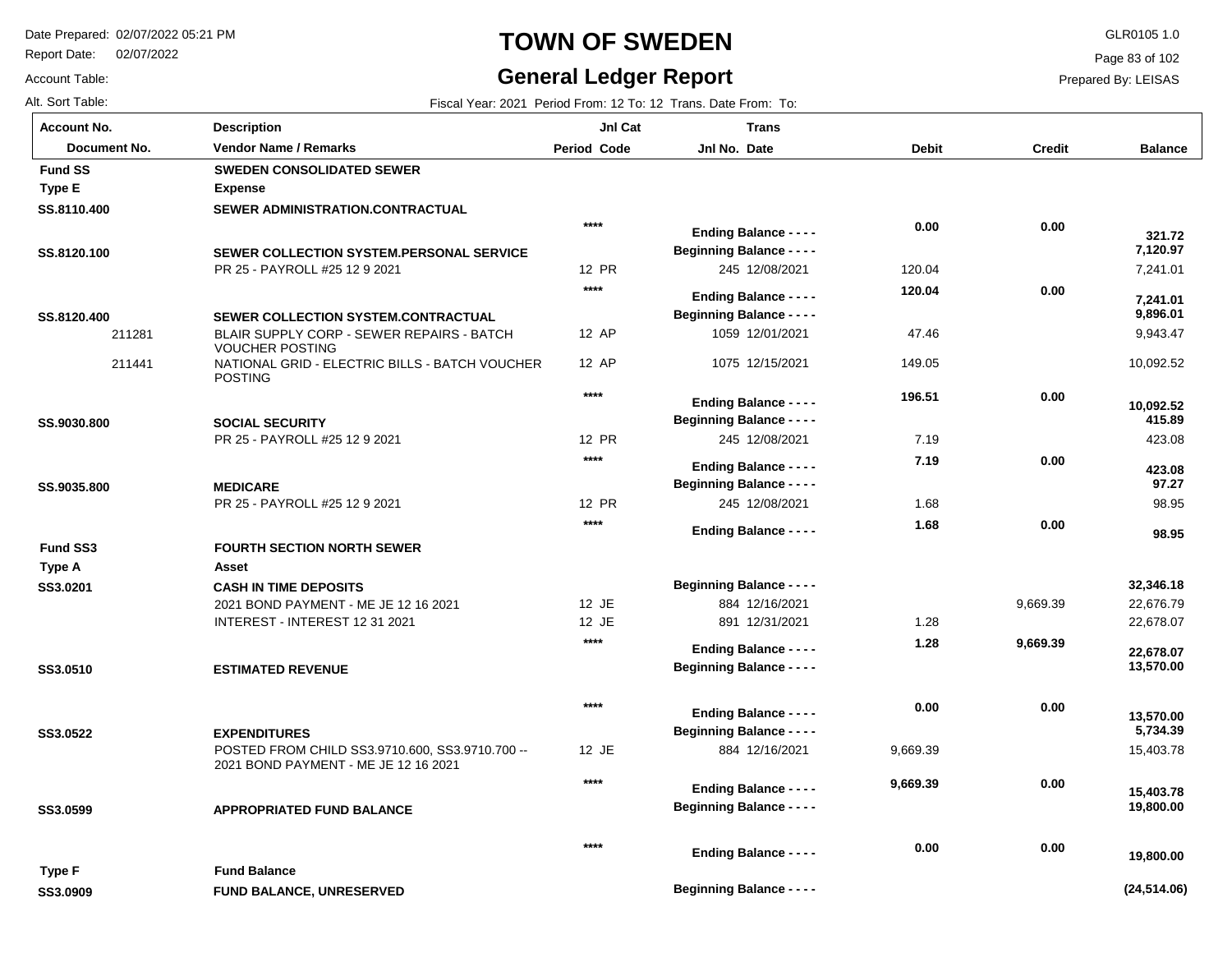# TOWN OF SWEDEN

## General Ledger Report

Date Prepared: 02/07/2022 05:21 PM
Report Date: 02/07/2022
Account Table:
Alt. Sort Table:

GLR0105 1.0
Prepared By: LEISAS

Fiscal Year: 2021 Period From: 12 To: 12 Trans. Date From: To:

| Account No. / Document No. | Description / Vendor Name / Remarks | Jnl Cat Period Code | Trans Jnl No. Date | Debit | Credit | Balance |
|---|---|---|---|---|---|---|
| **Fund SS** | **SWEDEN CONSOLIDATED SEWER** | | | | | |
| **Type E** | **Expense** | | | | | |
| **SS.8110.400** | **SEWER ADMINISTRATION.CONTRACTUAL** | | | | | |
| | | **** | **Ending Balance - - - -** | **0.00** | **0.00** | **321.72** |
| **SS.8120.100** | **SEWER COLLECTION SYSTEM.PERSONAL SERVICE** | | **Beginning Balance - - - -** | | | **7,120.97** |
| | PR 25 - PAYROLL #25 12 9 2021 | 12 PR | 245 12/08/2021 | 120.04 | | 7,241.01 |
| | | **** | **Ending Balance - - - -** | **120.04** | **0.00** | **7,241.01** |
| **SS.8120.400** | **SEWER COLLECTION SYSTEM.CONTRACTUAL** | | **Beginning Balance - - - -** | | | **9,896.01** |
| 211281 | BLAIR SUPPLY CORP - SEWER REPAIRS - BATCH VOUCHER POSTING | 12 AP | 1059 12/01/2021 | 47.46 | | 9,943.47 |
| 211441 | NATIONAL GRID - ELECTRIC BILLS - BATCH VOUCHER POSTING | 12 AP | 1075 12/15/2021 | 149.05 | | 10,092.52 |
| | | **** | **Ending Balance - - - -** | **196.51** | **0.00** | **10,092.52** |
| **SS.9030.800** | **SOCIAL SECURITY** | | **Beginning Balance - - - -** | | | **415.89** |
| | PR 25 - PAYROLL #25 12 9 2021 | 12 PR | 245 12/08/2021 | 7.19 | | 423.08 |
| | | **** | **Ending Balance - - - -** | **7.19** | **0.00** | **423.08** |
| **SS.9035.800** | **MEDICARE** | | **Beginning Balance - - - -** | | | **97.27** |
| | PR 25 - PAYROLL #25 12 9 2021 | 12 PR | 245 12/08/2021 | 1.68 | | 98.95 |
| | | **** | **Ending Balance - - - -** | **1.68** | **0.00** | **98.95** |
| **Fund SS3** | **FOURTH SECTION NORTH SEWER** | | | | | |
| **Type A** | **Asset** | | | | | |
| **SS3.0201** | **CASH IN TIME DEPOSITS** | | **Beginning Balance - - - -** | | | **32,346.18** |
| | 2021 BOND PAYMENT - ME JE 12 16 2021 | 12 JE | 884 12/16/2021 | | 9,669.39 | 22,676.79 |
| | INTEREST - INTEREST 12 31 2021 | 12 JE | 891 12/31/2021 | 1.28 | | 22,678.07 |
| | | **** | **Ending Balance - - - -** | **1.28** | **9,669.39** | **22,678.07** |
| **SS3.0510** | **ESTIMATED REVENUE** | | **Beginning Balance - - - -** | | | **13,570.00** |
| | | **** | **Ending Balance - - - -** | **0.00** | **0.00** | **13,570.00** |
| **SS3.0522** | **EXPENDITURES** | | **Beginning Balance - - - -** | | | **5,734.39** |
| | POSTED FROM CHILD SS3.9710.600, SS3.9710.700 -- 2021 BOND PAYMENT - ME JE 12 16 2021 | 12 JE | 884 12/16/2021 | 9,669.39 | | 15,403.78 |
| | | **** | **Ending Balance - - - -** | **9,669.39** | **0.00** | **15,403.78** |
| **SS3.0599** | **APPROPRIATED FUND BALANCE** | | **Beginning Balance - - - -** | | | **19,800.00** |
| | | **** | **Ending Balance - - - -** | **0.00** | **0.00** | **19,800.00** |
| **Type F** | **Fund Balance** | | | | | |
| **SS3.0909** | **FUND BALANCE, UNRESERVED** | | **Beginning Balance - - - -** | | | **(24,514.06)** |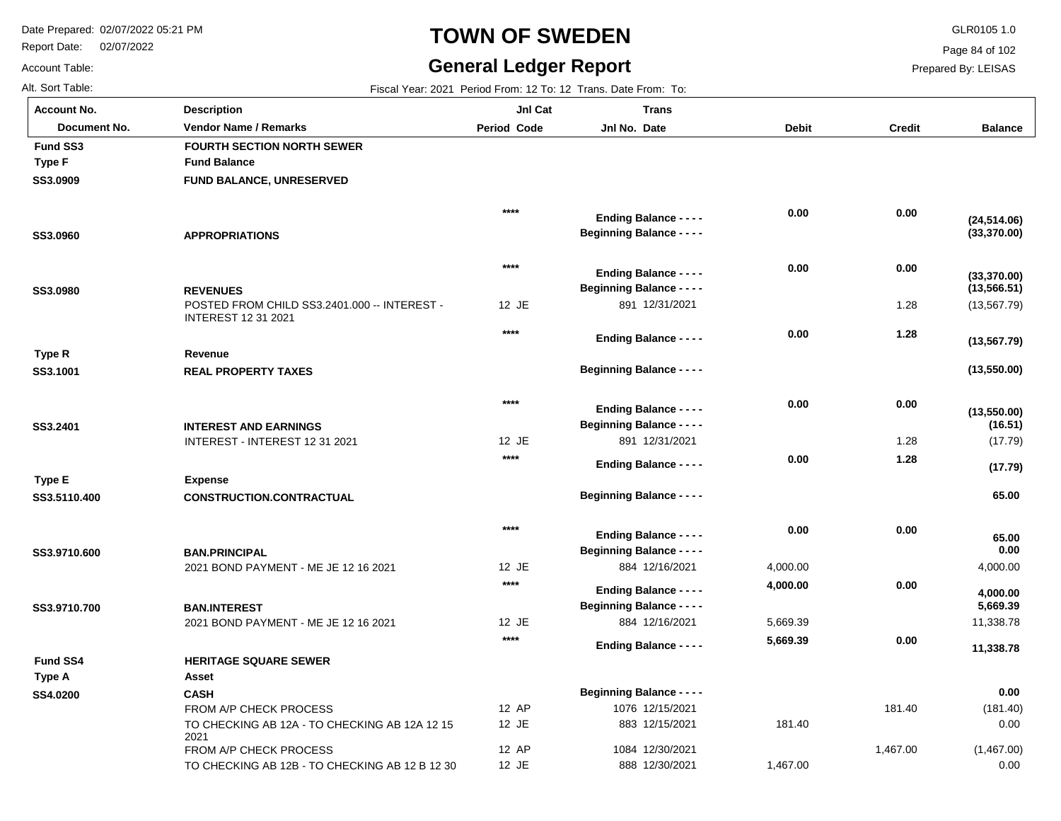# TOWN OF SWEDEN

## General Ledger Report

Date Prepared: 02/07/2022 05:21 PM
Report Date: 02/07/2022
Account Table:
Alt. Sort Table:

GLR0105 1.0
Prepared By: LEISAS

Fiscal Year: 2021 Period From: 12 To: 12 Trans. Date From: To:

| Account No. / Document No. | Description / Vendor Name / Remarks | Jnl Cat Period Code | Jnl No. | Trans Date | Debit | Credit | Balance |
|---|---|---|---|---|---|---|---|
| **Fund SS3** | **FOURTH SECTION NORTH SEWER** | | | | | | |
| **Type F** | **Fund Balance** | | | | | | |
| **SS3.0909** | **FUND BALANCE, UNRESERVED** | | | | | | |
| | | **** | **Ending Balance - - - -** | | **0.00** | **0.00** | **(24,514.06)** |
| **SS3.0960** | **APPROPRIATIONS** | | **Beginning Balance - - - -** | | | | **(33,370.00)** |
| | | **** | **Ending Balance - - - -** | | **0.00** | **0.00** | **(33,370.00)** |
| **SS3.0980** | **REVENUES** | | **Beginning Balance - - - -** | | | | **(13,566.51)** |
| | POSTED FROM CHILD SS3.2401.000 -- INTEREST - INTEREST 12 31 2021 | 12 JE | 891 | 12/31/2021 | | 1.28 | (13,567.79) |
| | | **** | **Ending Balance - - - -** | | **0.00** | **1.28** | **(13,567.79)** |
| **Type R** | **Revenue** | | | | | | |
| **SS3.1001** | **REAL PROPERTY TAXES** | | **Beginning Balance - - - -** | | | | **(13,550.00)** |
| | | **** | **Ending Balance - - - -** | | **0.00** | **0.00** | **(13,550.00)** |
| **SS3.2401** | **INTEREST AND EARNINGS** | | **Beginning Balance - - - -** | | | | **(16.51)** |
| | INTEREST - INTEREST 12 31 2021 | 12 JE | 891 | 12/31/2021 | | 1.28 | (17.79) |
| | | **** | **Ending Balance - - - -** | | **0.00** | **1.28** | **(17.79)** |
| **Type E** | **Expense** | | | | | | |
| **SS3.5110.400** | **CONSTRUCTION.CONTRACTUAL** | | **Beginning Balance - - - -** | | | | **65.00** |
| | | **** | **Ending Balance - - - -** | | **0.00** | **0.00** | **65.00** |
| **SS3.9710.600** | **BAN.PRINCIPAL** | | **Beginning Balance - - - -** | | | | **0.00** |
| | 2021 BOND PAYMENT - ME JE 12 16 2021 | 12 JE | 884 | 12/16/2021 | 4,000.00 | | 4,000.00 |
| | | **** | **Ending Balance - - - -** | | **4,000.00** | **0.00** | **4,000.00** |
| **SS3.9710.700** | **BAN.INTEREST** | | **Beginning Balance - - - -** | | | | **5,669.39** |
| | 2021 BOND PAYMENT - ME JE 12 16 2021 | 12 JE | 884 | 12/16/2021 | 5,669.39 | | 11,338.78 |
| | | **** | **Ending Balance - - - -** | | **5,669.39** | **0.00** | **11,338.78** |
| **Fund SS4** | **HERITAGE SQUARE SEWER** | | | | | | |
| **Type A** | **Asset** | | | | | | |
| **SS4.0200** | **CASH** | | **Beginning Balance - - - -** | | | | **0.00** |
| | FROM A/P CHECK PROCESS | 12 AP | 1076 | 12/15/2021 | | 181.40 | (181.40) |
| | TO CHECKING AB 12A - TO CHECKING AB 12A 12 15 2021 | 12 JE | 883 | 12/15/2021 | 181.40 | | 0.00 |
| | FROM A/P CHECK PROCESS | 12 AP | 1084 | 12/30/2021 | | 1,467.00 | (1,467.00) |
| | TO CHECKING AB 12B - TO CHECKING AB 12 B 12 30 | 12 JE | 888 | 12/30/2021 | 1,467.00 | | 0.00 |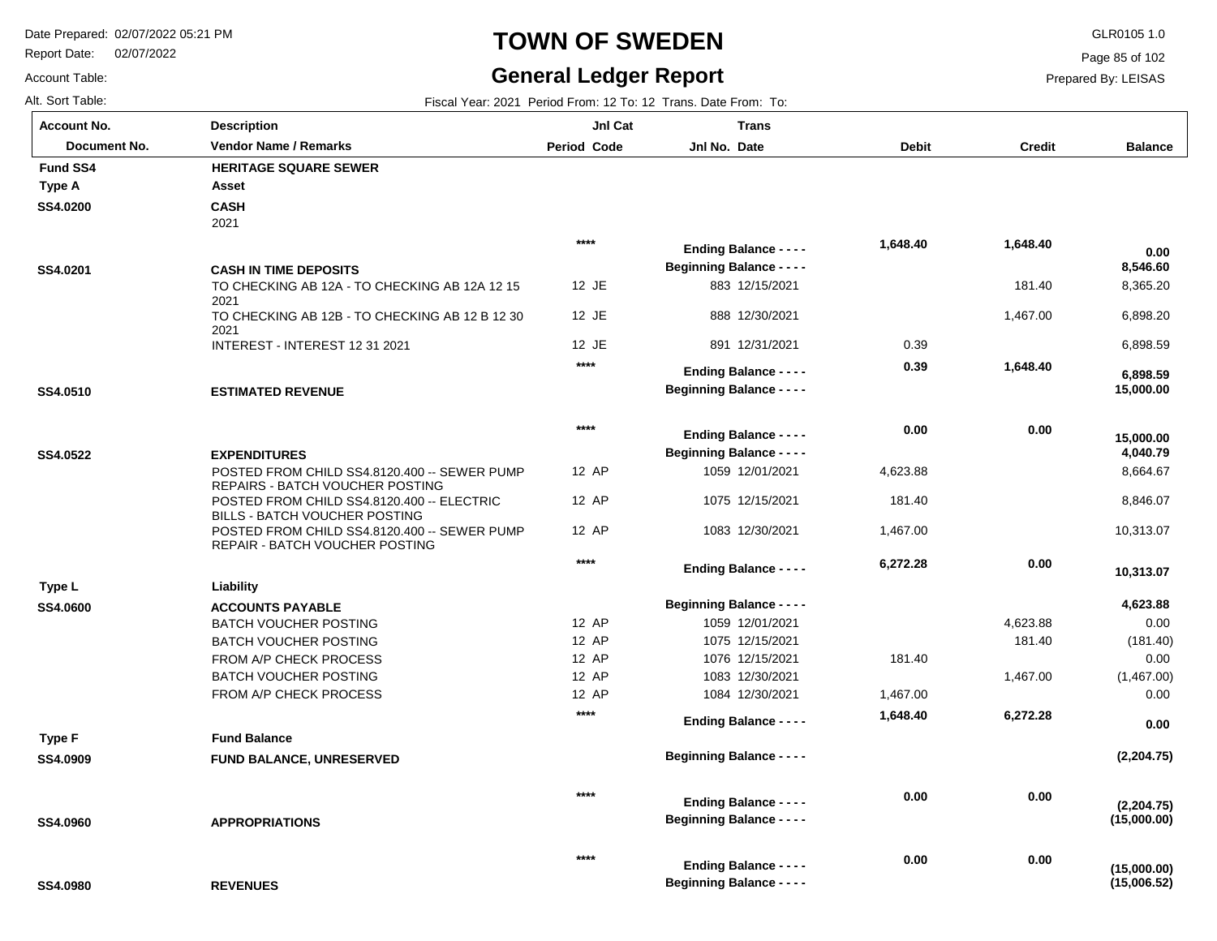# TOWN OF SWEDEN

## General Ledger Report

Date Prepared: 02/07/2022 05:21 PM
Report Date: 02/07/2022
Account Table:
Alt. Sort Table:

GLR0105 1.0
Prepared By: LEISAS

Fiscal Year: 2021 Period From: 12 To: 12 Trans. Date From: To:

| Account No. / Document No. | Description / Vendor Name / Remarks | Jnl Cat Period Code | Trans Jnl No. Date | Debit | Credit | Balance |
|---|---|---|---|---|---|---|
| **Fund SS4** | **HERITAGE SQUARE SEWER** | | | | | |
| **Type A** | **Asset** | | | | | |
| **SS4.0200** | **CASH** | | | | | |
| | 2021 | | | | | |
| | | **\*\*\*\*** | **Ending Balance - - - -** | **1,648.40** | **1,648.40** | **0.00** |
| **SS4.0201** | **CASH IN TIME DEPOSITS** | | **Beginning Balance - - - -** | | | **8,546.60** |
| | TO CHECKING AB 12A - TO CHECKING AB 12A 12 15 2021 | 12 JE | 883 12/15/2021 | | 181.40 | 8,365.20 |
| | TO CHECKING AB 12B - TO CHECKING AB 12 B 12 30 2021 | 12 JE | 888 12/30/2021 | | 1,467.00 | 6,898.20 |
| | INTEREST - INTEREST 12 31 2021 | 12 JE | 891 12/31/2021 | 0.39 | | 6,898.59 |
| | | **\*\*\*\*** | **Ending Balance - - - -** | **0.39** | **1,648.40** | **6,898.59** |
| **SS4.0510** | **ESTIMATED REVENUE** | | **Beginning Balance - - - -** | | | **15,000.00** |
| | | **\*\*\*\*** | **Ending Balance - - - -** | **0.00** | **0.00** | **15,000.00** |
| **SS4.0522** | **EXPENDITURES** | | **Beginning Balance - - - -** | | | **4,040.79** |
| | POSTED FROM CHILD SS4.8120.400 -- SEWER PUMP REPAIRS - BATCH VOUCHER POSTING | 12 AP | 1059 12/01/2021 | 4,623.88 | | 8,664.67 |
| | POSTED FROM CHILD SS4.8120.400 -- ELECTRIC BILLS - BATCH VOUCHER POSTING | 12 AP | 1075 12/15/2021 | 181.40 | | 8,846.07 |
| | POSTED FROM CHILD SS4.8120.400 -- SEWER PUMP REPAIR - BATCH VOUCHER POSTING | 12 AP | 1083 12/30/2021 | 1,467.00 | | 10,313.07 |
| | | **\*\*\*\*** | **Ending Balance - - - -** | **6,272.28** | **0.00** | **10,313.07** |
| **Type L** | **Liability** | | | | | |
| **SS4.0600** | **ACCOUNTS PAYABLE** | | **Beginning Balance - - - -** | | | **4,623.88** |
| | BATCH VOUCHER POSTING | 12 AP | 1059 12/01/2021 | | 4,623.88 | 0.00 |
| | BATCH VOUCHER POSTING | 12 AP | 1075 12/15/2021 | | 181.40 | (181.40) |
| | FROM A/P CHECK PROCESS | 12 AP | 1076 12/15/2021 | 181.40 | | 0.00 |
| | BATCH VOUCHER POSTING | 12 AP | 1083 12/30/2021 | | 1,467.00 | (1,467.00) |
| | FROM A/P CHECK PROCESS | 12 AP | 1084 12/30/2021 | 1,467.00 | | 0.00 |
| | | **\*\*\*\*** | **Ending Balance - - - -** | **1,648.40** | **6,272.28** | **0.00** |
| **Type F** | **Fund Balance** | | | | | |
| **SS4.0909** | **FUND BALANCE, UNRESERVED** | | **Beginning Balance - - - -** | | | **(2,204.75)** |
| | | **\*\*\*\*** | **Ending Balance - - - -** | **0.00** | **0.00** | **(2,204.75)** |
| **SS4.0960** | **APPROPRIATIONS** | | **Beginning Balance - - - -** | | | **(15,000.00)** |
| | | **\*\*\*\*** | **Ending Balance - - - -** | **0.00** | **0.00** | **(15,000.00)** |
| **SS4.0980** | **REVENUES** | | **Beginning Balance - - - -** | | | **(15,006.52)** |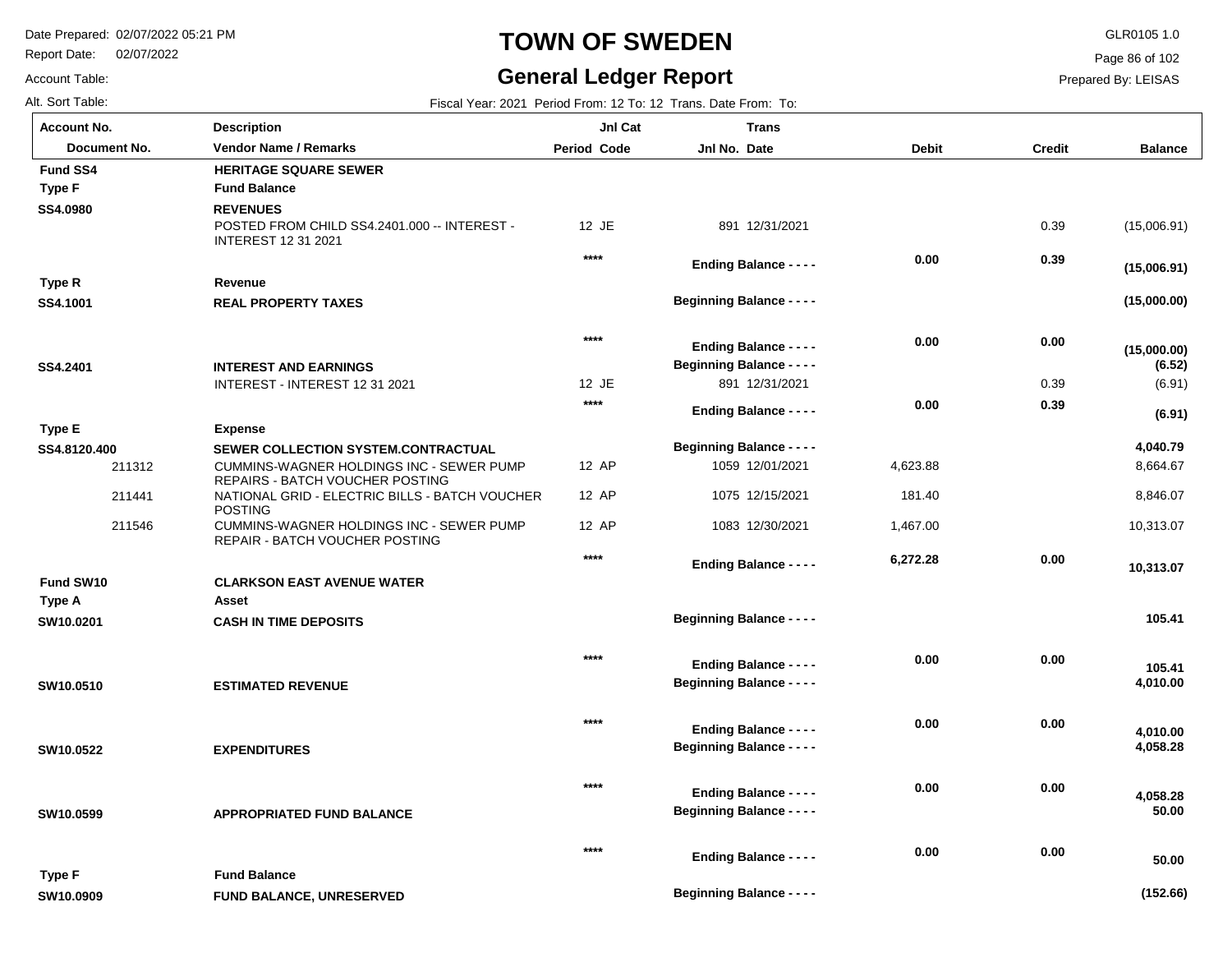# TOWN OF SWEDEN

## General Ledger Report

Date Prepared: 02/07/2022 05:21 PM
Report Date: 02/07/2022
Account Table:
Alt. Sort Table:

GLR0105 1.0
Prepared By: LEISAS

Fiscal Year: 2021 Period From: 12 To: 12 Trans. Date From: To:

| Account No. / Document No. | Description / Vendor Name / Remarks | Jnl Cat Period Code | Trans Jnl No. Date | Debit | Credit | Balance |
|---|---|---|---|---|---|---|
| **Fund SS4** | **HERITAGE SQUARE SEWER** | | | | | |
| **Type F** | **Fund Balance** | | | | | |
| **SS4.0980** | **REVENUES** | | | | | |
| | POSTED FROM CHILD SS4.2401.000 -- INTEREST - INTEREST 12 31 2021 | 12 JE | 891 12/31/2021 | | 0.39 | (15,006.91) |
| | | **** | **Ending Balance - - - -** | **0.00** | **0.39** | **(15,006.91)** |
| **Type R** | **Revenue** | | | | | |
| **SS4.1001** | **REAL PROPERTY TAXES** | | **Beginning Balance - - - -** | | | **(15,000.00)** |
| | | **** | **Ending Balance - - - -** | **0.00** | **0.00** | **(15,000.00)** |
| **SS4.2401** | **INTEREST AND EARNINGS** | | **Beginning Balance - - - -** | | | **(6.52)** |
| | INTEREST - INTEREST 12 31 2021 | 12 JE | 891 12/31/2021 | | 0.39 | (6.91) |
| | | **** | **Ending Balance - - - -** | **0.00** | **0.39** | **(6.91)** |
| **Type E** | **Expense** | | | | | |
| **SS4.8120.400** | **SEWER COLLECTION SYSTEM.CONTRACTUAL** | | **Beginning Balance - - - -** | | | **4,040.79** |
| 211312 | CUMMINS-WAGNER HOLDINGS INC - SEWER PUMP REPAIRS - BATCH VOUCHER POSTING | 12 AP | 1059 12/01/2021 | 4,623.88 | | 8,664.67 |
| 211441 | NATIONAL GRID - ELECTRIC BILLS - BATCH VOUCHER POSTING | 12 AP | 1075 12/15/2021 | 181.40 | | 8,846.07 |
| 211546 | CUMMINS-WAGNER HOLDINGS INC - SEWER PUMP REPAIR - BATCH VOUCHER POSTING | 12 AP | 1083 12/30/2021 | 1,467.00 | | 10,313.07 |
| | | **** | **Ending Balance - - - -** | **6,272.28** | **0.00** | **10,313.07** |
| **Fund SW10** | **CLARKSON EAST AVENUE WATER** | | | | | |
| **Type A** | **Asset** | | | | | |
| **SW10.0201** | **CASH IN TIME DEPOSITS** | | **Beginning Balance - - - -** | | | **105.41** |
| | | **** | **Ending Balance - - - -** | **0.00** | **0.00** | **105.41** |
| **SW10.0510** | **ESTIMATED REVENUE** | | **Beginning Balance - - - -** | | | **4,010.00** |
| | | **** | **Ending Balance - - - -** | **0.00** | **0.00** | **4,010.00** |
| **SW10.0522** | **EXPENDITURES** | | **Beginning Balance - - - -** | | | **4,058.28** |
| | | **** | **Ending Balance - - - -** | **0.00** | **0.00** | **4,058.28** |
| **SW10.0599** | **APPROPRIATED FUND BALANCE** | | **Beginning Balance - - - -** | | | **50.00** |
| | | **** | **Ending Balance - - - -** | **0.00** | **0.00** | **50.00** |
| **Type F** | **Fund Balance** | | | | | |
| **SW10.0909** | **FUND BALANCE, UNRESERVED** | | **Beginning Balance - - - -** | | | **(152.66)** |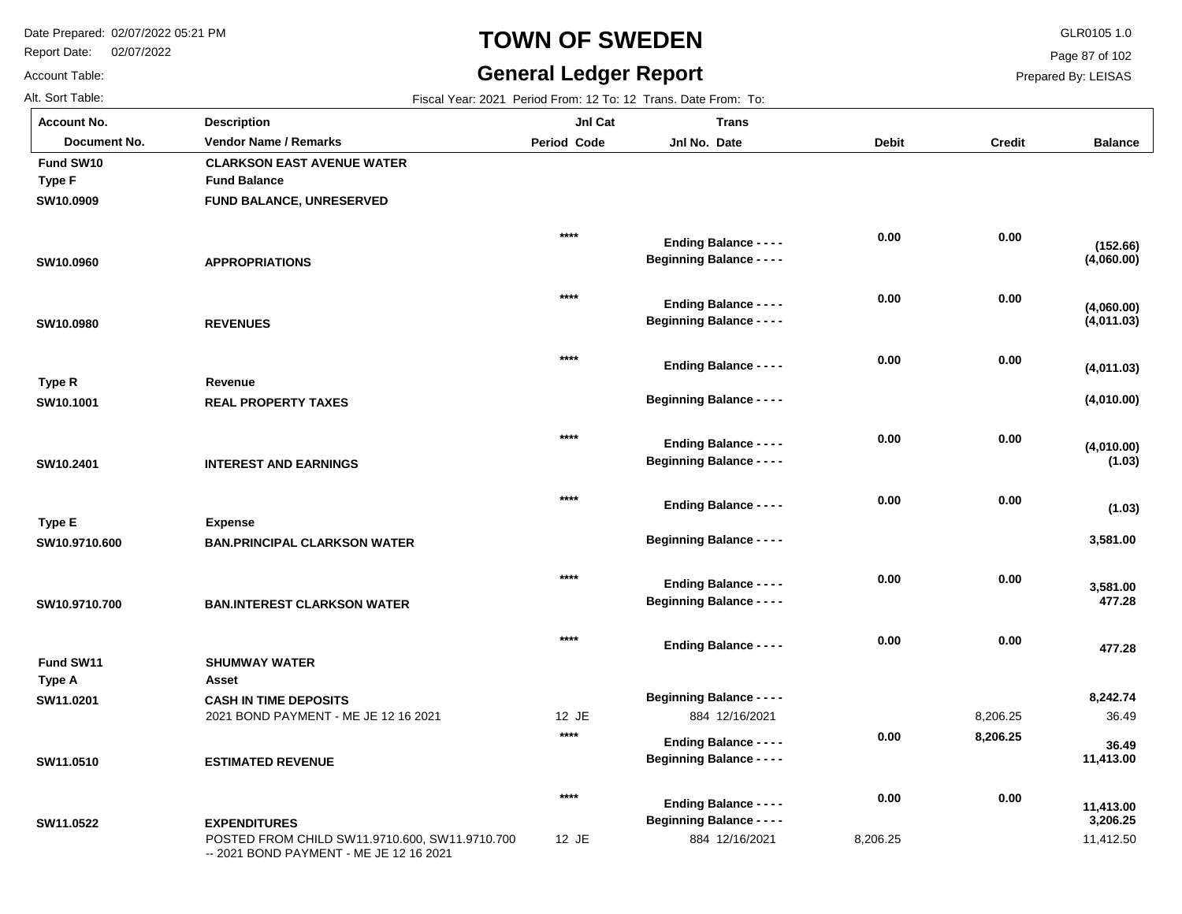# TOWN OF SWEDEN

## General Ledger Report

Date Prepared: 02/07/2022 05:21 PM
Report Date: 02/07/2022
Account Table:
Alt. Sort Table:

GLR0105 1.0
Prepared By: LEISAS

Fiscal Year: 2021 Period From: 12 To: 12 Trans. Date From: To:

| Account No. / Document No. | Description / Vendor Name / Remarks | Period | Jnl Cat Code | Jnl No. | Trans Date | Debit | Credit | Balance |
|---|---|---|---|---|---|---|---|---|
| **Fund SW10** | **CLARKSON EAST AVENUE WATER** | | | | | | | |
| **Type F** | **Fund Balance** | | | | | | | |
| **SW10.0909** | **FUND BALANCE, UNRESERVED** | | | | | | | |
| | | | **** | **Ending Balance - - - -** | | **0.00** | **0.00** | **(152.66)** |
| **SW10.0960** | **APPROPRIATIONS** | | | **Beginning Balance - - - -** | | | | **(4,060.00)** |
| | | | **** | **Ending Balance - - - -** | | **0.00** | **0.00** | **(4,060.00)** |
| **SW10.0980** | **REVENUES** | | | **Beginning Balance - - - -** | | | | **(4,011.03)** |
| | | | **** | **Ending Balance - - - -** | | **0.00** | **0.00** | **(4,011.03)** |
| **Type R** | **Revenue** | | | | | | | |
| **SW10.1001** | **REAL PROPERTY TAXES** | | | **Beginning Balance - - - -** | | | | **(4,010.00)** |
| | | | **** | **Ending Balance - - - -** | | **0.00** | **0.00** | **(4,010.00)** |
| **SW10.2401** | **INTEREST AND EARNINGS** | | | **Beginning Balance - - - -** | | | | **(1.03)** |
| | | | **** | **Ending Balance - - - -** | | **0.00** | **0.00** | **(1.03)** |
| **Type E** | **Expense** | | | | | | | |
| **SW10.9710.600** | **BAN.PRINCIPAL CLARKSON WATER** | | | **Beginning Balance - - - -** | | | | **3,581.00** |
| | | | **** | **Ending Balance - - - -** | | **0.00** | **0.00** | **3,581.00** |
| **SW10.9710.700** | **BAN.INTEREST CLARKSON WATER** | | | **Beginning Balance - - - -** | | | | **477.28** |
| | | | **** | **Ending Balance - - - -** | | **0.00** | **0.00** | **477.28** |
| **Fund SW11** | **SHUMWAY WATER** | | | | | | | |
| **Type A** | **Asset** | | | | | | | |
| **SW11.0201** | **CASH IN TIME DEPOSITS** | | | **Beginning Balance - - - -** | | | | **8,242.74** |
| | 2021 BOND PAYMENT - ME JE 12 16 2021 | 12 | JE | 884 | 12/16/2021 | | 8,206.25 | 36.49 |
| | | | **** | **Ending Balance - - - -** | | **0.00** | **8,206.25** | **36.49** |
| **SW11.0510** | **ESTIMATED REVENUE** | | | **Beginning Balance - - - -** | | | | **11,413.00** |
| | | | **** | **Ending Balance - - - -** | | **0.00** | **0.00** | **11,413.00** |
| **SW11.0522** | **EXPENDITURES** | | | **Beginning Balance - - - -** | | | | **3,206.25** |
| | POSTED FROM CHILD SW11.9710.600, SW11.9710.700 -- 2021 BOND PAYMENT - ME JE 12 16 2021 | 12 | JE | 884 | 12/16/2021 | 8,206.25 | | 11,412.50 |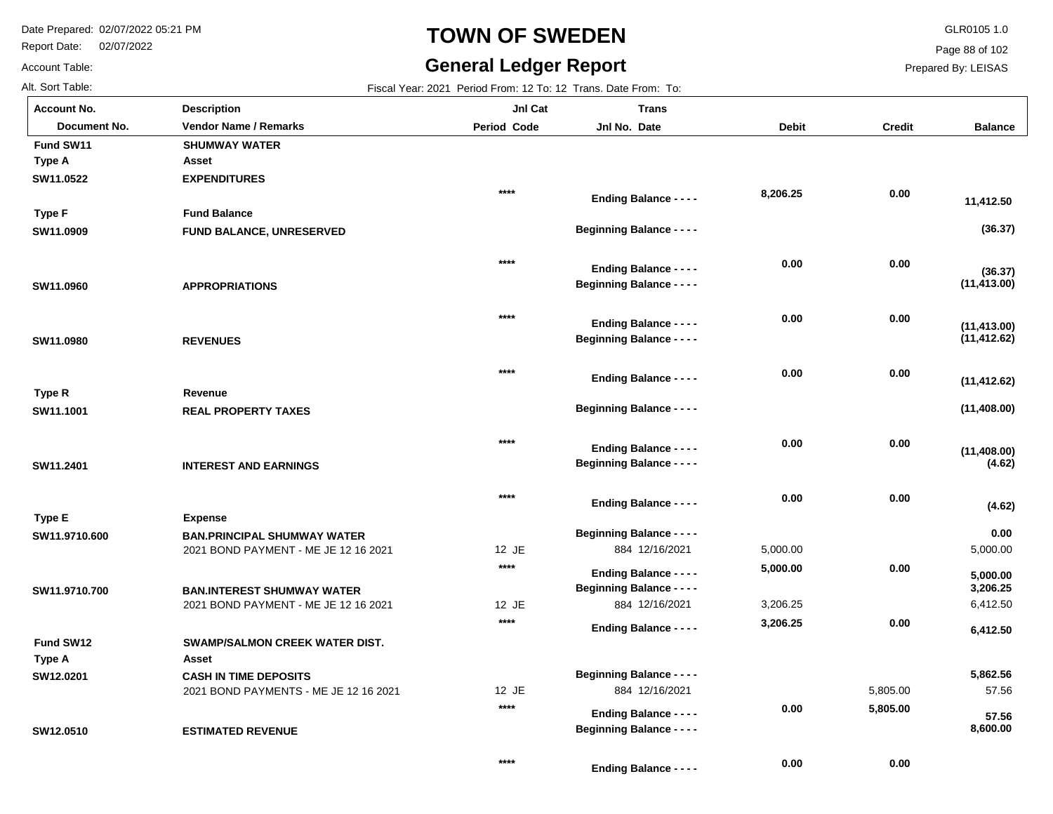# TOWN OF SWEDEN

## General Ledger Report

Date Prepared: 02/07/2022 05:21 PM
Report Date: 02/07/2022
Account Table:
Alt. Sort Table:

GLR0105 1.0
Prepared By: LEISAS

Fiscal Year: 2021 Period From: 12 To: 12 Trans. Date From: To:

| Account No. / Document No. | Description / Vendor Name / Remarks | Period | Jnl Cat Code | Jnl No. | Trans Date | Debit | Credit | Balance |
|---|---|---|---|---|---|---|---|---|
| **Fund SW11** | **SHUMWAY WATER** | | | | | | | |
| **Type A** | **Asset** | | | | | | | |
| **SW11.0522** | **EXPENDITURES** | | | | | | | |
| | | | **** | **Ending Balance - - - -** | | **8,206.25** | **0.00** | **11,412.50** |
| **Type F** | **Fund Balance** | | | | | | | |
| **SW11.0909** | **FUND BALANCE, UNRESERVED** | | | **Beginning Balance - - - -** | | | | **(36.37)** |
| | | | **** | **Ending Balance - - - -** | | **0.00** | **0.00** | **(36.37)** |
| **SW11.0960** | **APPROPRIATIONS** | | | **Beginning Balance - - - -** | | | | **(11,413.00)** |
| | | | **** | **Ending Balance - - - -** | | **0.00** | **0.00** | **(11,413.00)** |
| **SW11.0980** | **REVENUES** | | | **Beginning Balance - - - -** | | | | **(11,412.62)** |
| | | | **** | **Ending Balance - - - -** | | **0.00** | **0.00** | **(11,412.62)** |
| **Type R** | **Revenue** | | | | | | | |
| **SW11.1001** | **REAL PROPERTY TAXES** | | | **Beginning Balance - - - -** | | | | **(11,408.00)** |
| | | | **** | **Ending Balance - - - -** | | **0.00** | **0.00** | **(11,408.00)** |
| **SW11.2401** | **INTEREST AND EARNINGS** | | | **Beginning Balance - - - -** | | | | **(4.62)** |
| | | | **** | **Ending Balance - - - -** | | **0.00** | **0.00** | **(4.62)** |
| **Type E** | **Expense** | | | | | | | |
| **SW11.9710.600** | **BAN.PRINCIPAL SHUMWAY WATER** | | | **Beginning Balance - - - -** | | | | **0.00** |
| | 2021 BOND PAYMENT - ME JE 12 16 2021 | 12 | JE | 884 | 12/16/2021 | 5,000.00 | | 5,000.00 |
| | | | **** | **Ending Balance - - - -** | | **5,000.00** | **0.00** | **5,000.00** |
| **SW11.9710.700** | **BAN.INTEREST SHUMWAY WATER** | | | **Beginning Balance - - - -** | | | | **3,206.25** |
| | 2021 BOND PAYMENT - ME JE 12 16 2021 | 12 | JE | 884 | 12/16/2021 | 3,206.25 | | 6,412.50 |
| | | | **** | **Ending Balance - - - -** | | **3,206.25** | **0.00** | **6,412.50** |
| **Fund SW12** | **SWAMP/SALMON CREEK WATER DIST.** | | | | | | | |
| **Type A** | **Asset** | | | | | | | |
| **SW12.0201** | **CASH IN TIME DEPOSITS** | | | **Beginning Balance - - - -** | | | | **5,862.56** |
| | 2021 BOND PAYMENTS - ME JE 12 16 2021 | 12 | JE | 884 | 12/16/2021 | | 5,805.00 | 57.56 |
| | | | **** | **Ending Balance - - - -** | | **0.00** | **5,805.00** | **57.56** |
| **SW12.0510** | **ESTIMATED REVENUE** | | | **Beginning Balance - - - -** | | | | **8,600.00** |
| | | | **** | **Ending Balance - - - -** | | **0.00** | **0.00** | |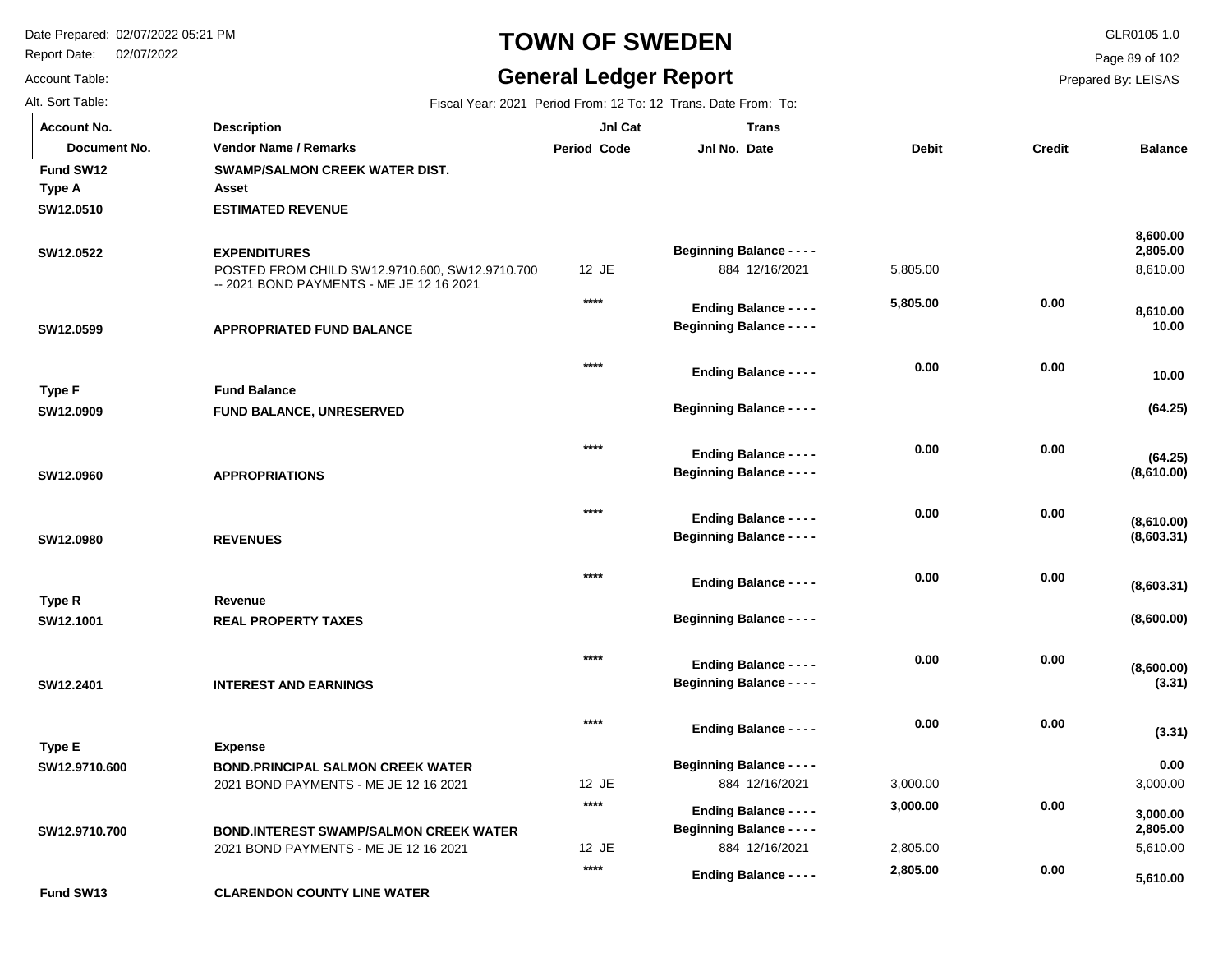# TOWN OF SWEDEN

## General Ledger Report

Date Prepared: 02/07/2022 05:21 PM
Report Date: 02/07/2022
Account Table:
Alt. Sort Table:

GLR0105 1.0
Prepared By: LEISAS

Fiscal Year: 2021 Period From: 12 To: 12 Trans. Date From: To:

| Account No. / Document No. | Description / Vendor Name / Remarks | Period | Jnl Cat Code | Trans Jnl No. | Date | Debit | Credit | Balance |
|---|---|---|---|---|---|---|---|---|
| **Fund SW12** | **SWAMP/SALMON CREEK WATER DIST.** | | | | | | | |
| **Type A** | **Asset** | | | | | | | |
| **SW12.0510** | **ESTIMATED REVENUE** | | | | | | | **8,600.00** |
| **SW12.0522** | **EXPENDITURES** | | | **Beginning Balance - - - -** | | | | **2,805.00** |
| | POSTED FROM CHILD SW12.9710.600, SW12.9710.700 -- 2021 BOND PAYMENTS - ME JE 12 16 2021 | 12 | JE | 884 | 12/16/2021 | 5,805.00 | | 8,610.00 |
| | | | **** | **Ending Balance - - - -** | | **5,805.00** | **0.00** | **8,610.00** |
| **SW12.0599** | **APPROPRIATED FUND BALANCE** | | | **Beginning Balance - - - -** | | | | **10.00** |
| | | | **** | **Ending Balance - - - -** | | **0.00** | **0.00** | **10.00** |
| **Type F** | **Fund Balance** | | | | | | | |
| **SW12.0909** | **FUND BALANCE, UNRESERVED** | | | **Beginning Balance - - - -** | | | | **(64.25)** |
| | | | **** | **Ending Balance - - - -** | | **0.00** | **0.00** | **(64.25)** |
| **SW12.0960** | **APPROPRIATIONS** | | | **Beginning Balance - - - -** | | | | **(8,610.00)** |
| | | | **** | **Ending Balance - - - -** | | **0.00** | **0.00** | **(8,610.00)** |
| **SW12.0980** | **REVENUES** | | | **Beginning Balance - - - -** | | | | **(8,603.31)** |
| | | | **** | **Ending Balance - - - -** | | **0.00** | **0.00** | **(8,603.31)** |
| **Type R** | **Revenue** | | | | | | | |
| **SW12.1001** | **REAL PROPERTY TAXES** | | | **Beginning Balance - - - -** | | | | **(8,600.00)** |
| | | | **** | **Ending Balance - - - -** | | **0.00** | **0.00** | **(8,600.00)** |
| **SW12.2401** | **INTEREST AND EARNINGS** | | | **Beginning Balance - - - -** | | | | **(3.31)** |
| | | | **** | **Ending Balance - - - -** | | **0.00** | **0.00** | **(3.31)** |
| **Type E** | **Expense** | | | | | | | |
| **SW12.9710.600** | **BOND.PRINCIPAL SALMON CREEK WATER** | | | **Beginning Balance - - - -** | | | | **0.00** |
| | 2021 BOND PAYMENTS - ME JE 12 16 2021 | 12 | JE | 884 | 12/16/2021 | 3,000.00 | | 3,000.00 |
| | | | **** | **Ending Balance - - - -** | | **3,000.00** | **0.00** | **3,000.00** |
| **SW12.9710.700** | **BOND.INTEREST SWAMP/SALMON CREEK WATER** | | | **Beginning Balance - - - -** | | | | **2,805.00** |
| | 2021 BOND PAYMENTS - ME JE 12 16 2021 | 12 | JE | 884 | 12/16/2021 | 2,805.00 | | 5,610.00 |
| | | | **** | **Ending Balance - - - -** | | **2,805.00** | **0.00** | **5,610.00** |
| **Fund SW13** | **CLARENDON COUNTY LINE WATER** | | | | | | | |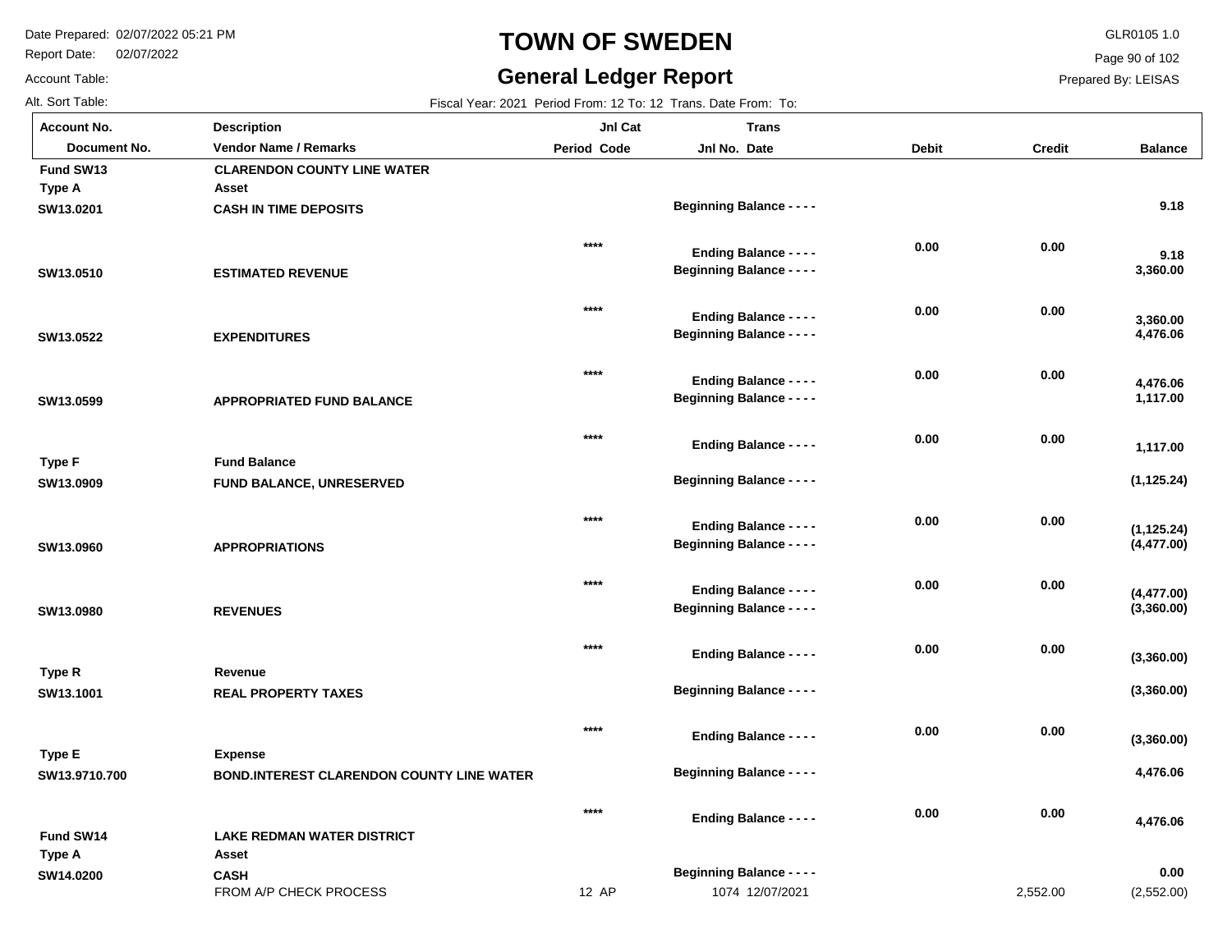# TOWN OF SWEDEN

## General Ledger Report

Date Prepared: 02/07/2022 05:21 PM
Report Date: 02/07/2022
Account Table:
Alt. Sort Table:

GLR0105 1.0
Prepared By: LEISAS

Fiscal Year: 2021 Period From: 12 To: 12 Trans. Date From: To:

| Account No. / Document No. | Description / Vendor Name / Remarks | Jnl Cat Period Code | Jnl No. Trans Date | Debit | Credit | Balance |
|---|---|---|---|---|---|---|
| **Fund SW13** | **CLARENDON COUNTY LINE WATER** | | | | | |
| **Type A** | **Asset** | | | | | |
| **SW13.0201** | **CASH IN TIME DEPOSITS** | | **Beginning Balance - - - -** | | | **9.18** |
| | | **** | **Ending Balance - - - -** | **0.00** | **0.00** | **9.18** |
| **SW13.0510** | **ESTIMATED REVENUE** | | **Beginning Balance - - - -** | | | **3,360.00** |
| | | **** | **Ending Balance - - - -** | **0.00** | **0.00** | **3,360.00** |
| **SW13.0522** | **EXPENDITURES** | | **Beginning Balance - - - -** | | | **4,476.06** |
| | | **** | **Ending Balance - - - -** | **0.00** | **0.00** | **4,476.06** |
| **SW13.0599** | **APPROPRIATED FUND BALANCE** | | **Beginning Balance - - - -** | | | **1,117.00** |
| | | **** | **Ending Balance - - - -** | **0.00** | **0.00** | **1,117.00** |
| **Type F** | **Fund Balance** | | | | | |
| **SW13.0909** | **FUND BALANCE, UNRESERVED** | | **Beginning Balance - - - -** | | | **(1,125.24)** |
| | | **** | **Ending Balance - - - -** | **0.00** | **0.00** | **(1,125.24)** |
| **SW13.0960** | **APPROPRIATIONS** | | **Beginning Balance - - - -** | | | **(4,477.00)** |
| | | **** | **Ending Balance - - - -** | **0.00** | **0.00** | **(4,477.00)** |
| **SW13.0980** | **REVENUES** | | **Beginning Balance - - - -** | | | **(3,360.00)** |
| | | **** | **Ending Balance - - - -** | **0.00** | **0.00** | **(3,360.00)** |
| **Type R** | **Revenue** | | | | | |
| **SW13.1001** | **REAL PROPERTY TAXES** | | **Beginning Balance - - - -** | | | **(3,360.00)** |
| | | **** | **Ending Balance - - - -** | **0.00** | **0.00** | **(3,360.00)** |
| **Type E** | **Expense** | | | | | |
| **SW13.9710.700** | **BOND.INTEREST CLARENDON COUNTY LINE WATER** | | **Beginning Balance - - - -** | | | **4,476.06** |
| | | **** | **Ending Balance - - - -** | **0.00** | **0.00** | **4,476.06** |
| **Fund SW14** | **LAKE REDMAN WATER DISTRICT** | | | | | |
| **Type A** | **Asset** | | | | | |
| **SW14.0200** | **CASH** | | **Beginning Balance - - - -** | | | **0.00** |
| | FROM A/P CHECK PROCESS | 12 AP | 1074 12/07/2021 | | 2,552.00 | (2,552.00) |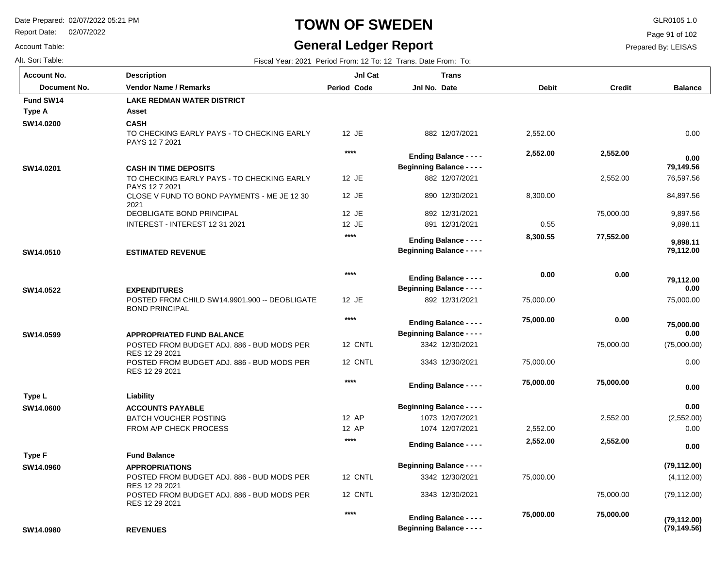# TOWN OF SWEDEN

## General Ledger Report

Date Prepared: 02/07/2022 05:21 PM
Report Date: 02/07/2022
Account Table:
Alt. Sort Table:

GLR0105 1.0
Prepared By: LEISAS

Fiscal Year: 2021 Period From: 12 To: 12 Trans. Date From: To:

| Account No. / Document No. | Description / Vendor Name / Remarks | Period | Jnl Cat Code | Jnl No. | Trans Date | Debit | Credit | Balance |
|---|---|---|---|---|---|---|---|---|
| **Fund SW14** | **LAKE REDMAN WATER DISTRICT** | | | | | | | |
| **Type A** | **Asset** | | | | | | | |
| **SW14.0200** | **CASH** | | | | | | | |
| | TO CHECKING EARLY PAYS - TO CHECKING EARLY PAYS 12 7 2021 | 12 | JE | 882 | 12/07/2021 | 2,552.00 | | 0.00 |
| | | **** | | **Ending Balance - - - -** | | **2,552.00** | **2,552.00** | **0.00** |
| **SW14.0201** | **CASH IN TIME DEPOSITS** | | | **Beginning Balance - - - -** | | | | **79,149.56** |
| | TO CHECKING EARLY PAYS - TO CHECKING EARLY PAYS 12 7 2021 | 12 | JE | 882 | 12/07/2021 | | 2,552.00 | 76,597.56 |
| | CLOSE V FUND TO BOND PAYMENTS - ME JE 12 30 2021 | 12 | JE | 890 | 12/30/2021 | 8,300.00 | | 84,897.56 |
| | DEOBLIGATE BOND PRINCIPAL | 12 | JE | 892 | 12/31/2021 | | 75,000.00 | 9,897.56 |
| | INTEREST - INTEREST 12 31 2021 | 12 | JE | 891 | 12/31/2021 | 0.55 | | 9,898.11 |
| | | **** | | **Ending Balance - - - -** | | **8,300.55** | **77,552.00** | **9,898.11** |
| **SW14.0510** | **ESTIMATED REVENUE** | | | **Beginning Balance - - - -** | | | | **79,112.00** |
| | | **** | | **Ending Balance - - - -** | | **0.00** | **0.00** | **79,112.00** |
| **SW14.0522** | **EXPENDITURES** | | | **Beginning Balance - - - -** | | | | **0.00** |
| | POSTED FROM CHILD SW14.9901.900 -- DEOBLIGATE BOND PRINCIPAL | 12 | JE | 892 | 12/31/2021 | 75,000.00 | | 75,000.00 |
| | | **** | | **Ending Balance - - - -** | | **75,000.00** | **0.00** | **75,000.00** |
| **SW14.0599** | **APPROPRIATED FUND BALANCE** | | | **Beginning Balance - - - -** | | | | **0.00** |
| | POSTED FROM BUDGET ADJ. 886 - BUD MODS PER RES 12 29 2021 | 12 | CNTL | 3342 | 12/30/2021 | | 75,000.00 | (75,000.00) |
| | POSTED FROM BUDGET ADJ. 886 - BUD MODS PER RES 12 29 2021 | 12 | CNTL | 3343 | 12/30/2021 | 75,000.00 | | 0.00 |
| | | **** | | **Ending Balance - - - -** | | **75,000.00** | **75,000.00** | **0.00** |
| **Type L** | **Liability** | | | | | | | |
| **SW14.0600** | **ACCOUNTS PAYABLE** | | | **Beginning Balance - - - -** | | | | **0.00** |
| | BATCH VOUCHER POSTING | 12 | AP | 1073 | 12/07/2021 | | 2,552.00 | (2,552.00) |
| | FROM A/P CHECK PROCESS | 12 | AP | 1074 | 12/07/2021 | 2,552.00 | | 0.00 |
| | | **** | | **Ending Balance - - - -** | | **2,552.00** | **2,552.00** | **0.00** |
| **Type F** | **Fund Balance** | | | | | | | |
| **SW14.0960** | **APPROPRIATIONS** | | | **Beginning Balance - - - -** | | | | **(79,112.00)** |
| | POSTED FROM BUDGET ADJ. 886 - BUD MODS PER RES 12 29 2021 | 12 | CNTL | 3342 | 12/30/2021 | 75,000.00 | | (4,112.00) |
| | POSTED FROM BUDGET ADJ. 886 - BUD MODS PER RES 12 29 2021 | 12 | CNTL | 3343 | 12/30/2021 | | 75,000.00 | (79,112.00) |
| | | **** | | **Ending Balance - - - -** | | **75,000.00** | **75,000.00** | **(79,112.00)** |
| **SW14.0980** | **REVENUES** | | | **Beginning Balance - - - -** | | | | **(79,149.56)** |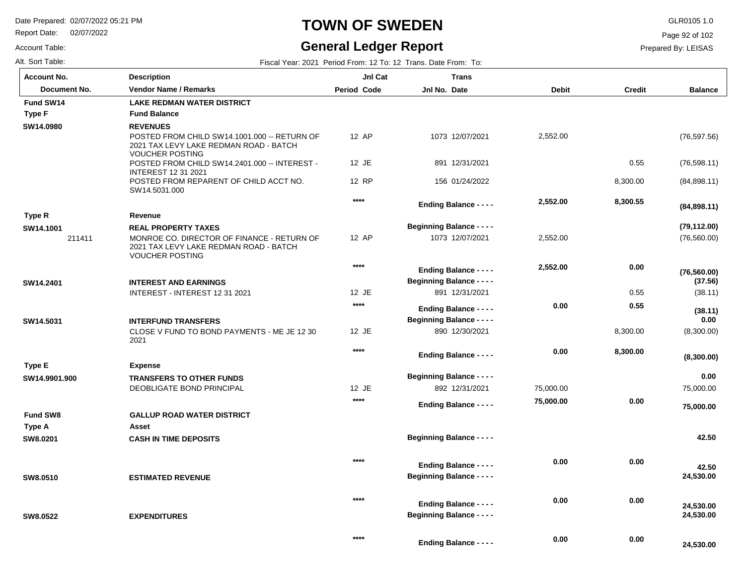# TOWN OF SWEDEN

## General Ledger Report

Date Prepared: 02/07/2022 05:21 PM
Report Date: 02/07/2022
Account Table:
Alt. Sort Table:

GLR0105 1.0
Prepared By: LEISAS

Fiscal Year: 2021 Period From: 12 To: 12 Trans. Date From: To:

| Account No. / Document No. | Description / Vendor Name / Remarks | Period | Jnl Cat Code | Jnl No. | Trans Date | Debit | Credit | Balance |
|---|---|---|---|---|---|---|---|---|
| **Fund SW14** | **LAKE REDMAN WATER DISTRICT** | | | | | | | |
| **Type F** | **Fund Balance** | | | | | | | |
| **SW14.0980** | **REVENUES** | | | | | | | |
| | POSTED FROM CHILD SW14.1001.000 -- RETURN OF 2021 TAX LEVY LAKE REDMAN ROAD - BATCH VOUCHER POSTING | 12 | AP | 1073 | 12/07/2021 | 2,552.00 | | (76,597.56) |
| | POSTED FROM CHILD SW14.2401.000 -- INTEREST - INTEREST 12 31 2021 | 12 | JE | 891 | 12/31/2021 | | 0.55 | (76,598.11) |
| | POSTED FROM REPARENT OF CHILD ACCT NO. SW14.5031.000 | 12 | RP | 156 | 01/24/2022 | | 8,300.00 | (84,898.11) |
| | | **** | | | **Ending Balance - - - -** | **2,552.00** | **8,300.55** | **(84,898.11)** |
| **Type R** | **Revenue** | | | | | | | |
| **SW14.1001** | **REAL PROPERTY TAXES** | | | | **Beginning Balance - - - -** | | | **(79,112.00)** |
| 211411 | MONROE CO. DIRECTOR OF FINANCE - RETURN OF 2021 TAX LEVY LAKE REDMAN ROAD - BATCH VOUCHER POSTING | 12 | AP | 1073 | 12/07/2021 | 2,552.00 | | (76,560.00) |
| | | **** | | | **Ending Balance - - - -** | **2,552.00** | **0.00** | **(76,560.00)** |
| **SW14.2401** | **INTEREST AND EARNINGS** | | | | **Beginning Balance - - - -** | | | **(37.56)** |
| | INTEREST - INTEREST 12 31 2021 | 12 | JE | 891 | 12/31/2021 | | 0.55 | (38.11) |
| | | **** | | | **Ending Balance - - - -** | **0.00** | **0.55** | **(38.11)** |
| **SW14.5031** | **INTERFUND TRANSFERS** | | | | **Beginning Balance - - - -** | | | **0.00** |
| | CLOSE V FUND TO BOND PAYMENTS - ME JE 12 30 2021 | 12 | JE | 890 | 12/30/2021 | | 8,300.00 | (8,300.00) |
| | | **** | | | **Ending Balance - - - -** | **0.00** | **8,300.00** | **(8,300.00)** |
| **Type E** | **Expense** | | | | | | | |
| **SW14.9901.900** | **TRANSFERS TO OTHER FUNDS** | | | | **Beginning Balance - - - -** | | | **0.00** |
| | DEOBLIGATE BOND PRINCIPAL | 12 | JE | 892 | 12/31/2021 | 75,000.00 | | 75,000.00 |
| | | **** | | | **Ending Balance - - - -** | **75,000.00** | **0.00** | **75,000.00** |
| **Fund SW8** | **GALLUP ROAD WATER DISTRICT** | | | | | | | |
| **Type A** | **Asset** | | | | | | | |
| **SW8.0201** | **CASH IN TIME DEPOSITS** | | | | **Beginning Balance - - - -** | | | **42.50** |
| | | **** | | | **Ending Balance - - - -** | **0.00** | **0.00** | **42.50** |
| **SW8.0510** | **ESTIMATED REVENUE** | | | | **Beginning Balance - - - -** | | | **24,530.00** |
| | | **** | | | **Ending Balance - - - -** | **0.00** | **0.00** | **24,530.00** |
| **SW8.0522** | **EXPENDITURES** | | | | **Beginning Balance - - - -** | | | **24,530.00** |
| | | **** | | | **Ending Balance - - - -** | **0.00** | **0.00** | **24,530.00** |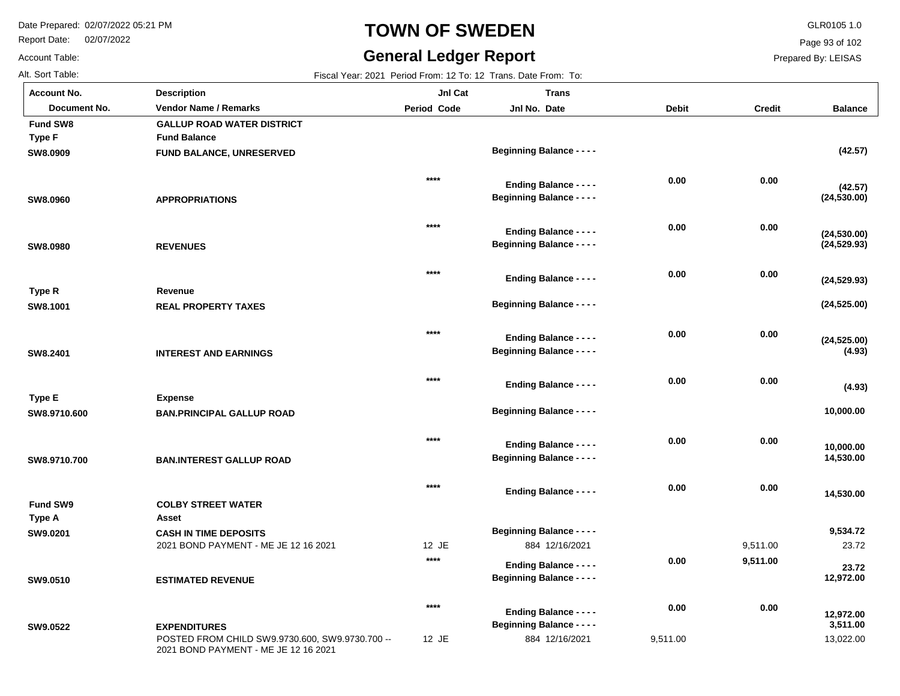# TOWN OF SWEDEN

## General Ledger Report

Date Prepared: 02/07/2022 05:21 PM
Report Date: 02/07/2022
Account Table:
Alt. Sort Table:

GLR0105 1.0
Prepared By: LEISAS

Fiscal Year: 2021 Period From: 12 To: 12 Trans. Date From: To:

| Account No. / Document No. | Description / Vendor Name / Remarks | Period | Jnl Cat Code | Jnl No. | Trans Date | Debit | Credit | Balance |
|---|---|---|---|---|---|---|---|---|
| **Fund SW8** | **GALLUP ROAD WATER DISTRICT** | | | | | | | |
| **Type F** | **Fund Balance** | | | | | | | |
| **SW8.0909** | **FUND BALANCE, UNRESERVED** | | | **Beginning Balance - - - -** | | | | **(42.57)** |
| | | | **** | **Ending Balance - - - -** | | **0.00** | **0.00** | **(42.57)** |
| **SW8.0960** | **APPROPRIATIONS** | | | **Beginning Balance - - - -** | | | | **(24,530.00)** |
| | | | **** | **Ending Balance - - - -** | | **0.00** | **0.00** | **(24,530.00)** |
| **SW8.0980** | **REVENUES** | | | **Beginning Balance - - - -** | | | | **(24,529.93)** |
| | | | **** | **Ending Balance - - - -** | | **0.00** | **0.00** | **(24,529.93)** |
| **Type R** | **Revenue** | | | | | | | |
| **SW8.1001** | **REAL PROPERTY TAXES** | | | **Beginning Balance - - - -** | | | | **(24,525.00)** |
| | | | **** | **Ending Balance - - - -** | | **0.00** | **0.00** | **(24,525.00)** |
| **SW8.2401** | **INTEREST AND EARNINGS** | | | **Beginning Balance - - - -** | | | | **(4.93)** |
| | | | **** | **Ending Balance - - - -** | | **0.00** | **0.00** | **(4.93)** |
| **Type E** | **Expense** | | | | | | | |
| **SW8.9710.600** | **BAN.PRINCIPAL GALLUP ROAD** | | | **Beginning Balance - - - -** | | | | **10,000.00** |
| | | | **** | **Ending Balance - - - -** | | **0.00** | **0.00** | **10,000.00** |
| **SW8.9710.700** | **BAN.INTEREST GALLUP ROAD** | | | **Beginning Balance - - - -** | | | | **14,530.00** |
| | | | **** | **Ending Balance - - - -** | | **0.00** | **0.00** | **14,530.00** |
| **Fund SW9** | **COLBY STREET WATER** | | | | | | | |
| **Type A** | **Asset** | | | | | | | |
| **SW9.0201** | **CASH IN TIME DEPOSITS** | | | **Beginning Balance - - - -** | | | | **9,534.72** |
| | 2021 BOND PAYMENT - ME JE 12 16 2021 | 12 | JE | 884 | 12/16/2021 | | 9,511.00 | 23.72 |
| | | | **** | **Ending Balance - - - -** | | **0.00** | **9,511.00** | **23.72** |
| **SW9.0510** | **ESTIMATED REVENUE** | | | **Beginning Balance - - - -** | | | | **12,972.00** |
| | | | **** | **Ending Balance - - - -** | | **0.00** | **0.00** | **12,972.00** |
| **SW9.0522** | **EXPENDITURES** | | | **Beginning Balance - - - -** | | | | **3,511.00** |
| | POSTED FROM CHILD SW9.9730.600, SW9.9730.700 -- 2021 BOND PAYMENT - ME JE 12 16 2021 | 12 | JE | 884 | 12/16/2021 | 9,511.00 | | 13,022.00 |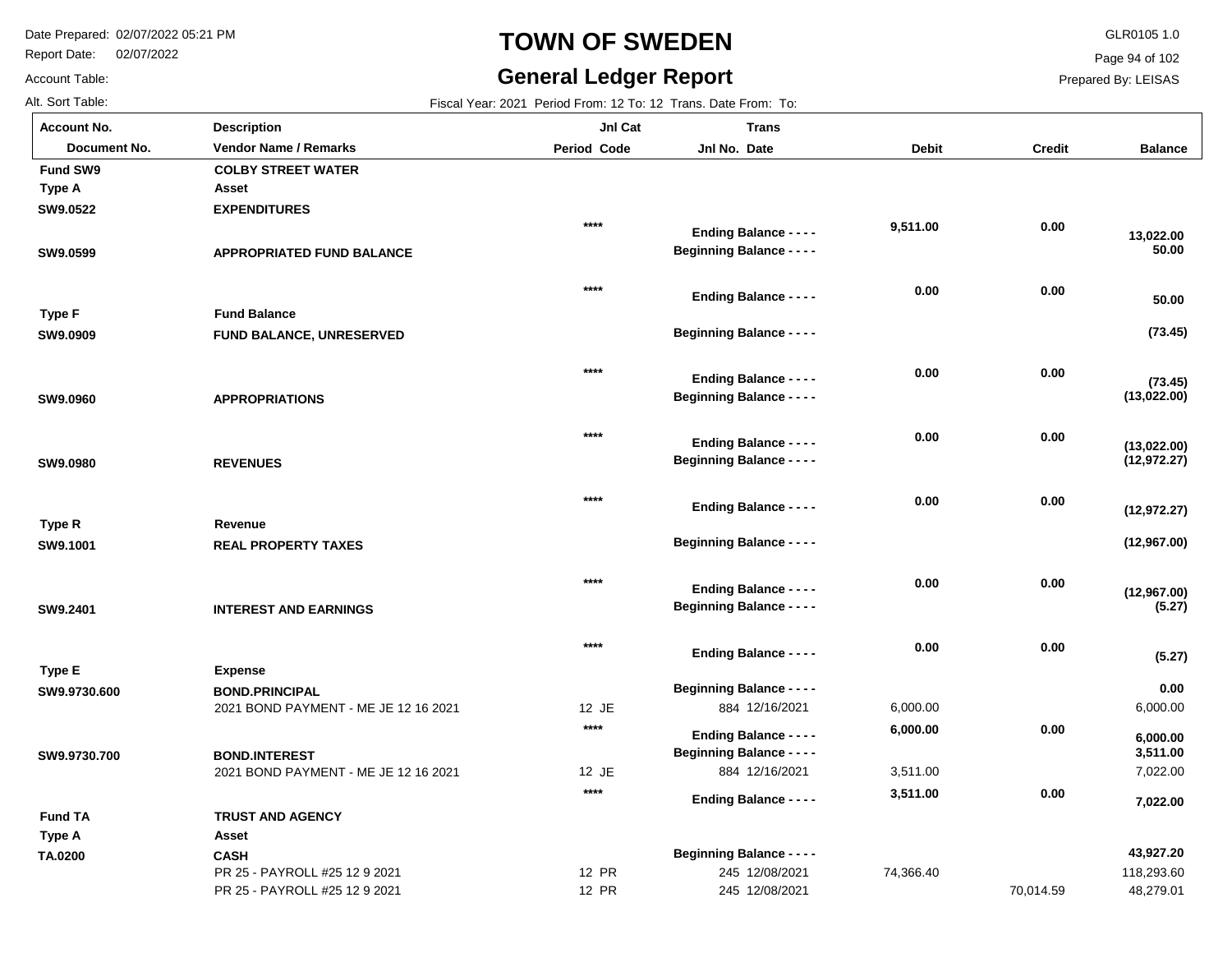# TOWN OF SWEDEN

## General Ledger Report

Date Prepared: 02/07/2022 05:21 PM
Report Date: 02/07/2022
Account Table:
Alt. Sort Table:

GLR0105 1.0
Prepared By: LEISAS

Fiscal Year: 2021 Period From: 12 To: 12 Trans. Date From: To:

| Account No. / Document No. | Description / Vendor Name / Remarks | Jnl Cat Period Code | Trans Jnl No. Date | Debit | Credit | Balance |
|---|---|---|---|---|---|---|
| **Fund SW9** | **COLBY STREET WATER** | | | | | |
| **Type A** | **Asset** | | | | | |
| **SW9.0522** | **EXPENDITURES** | | | | | |
| | | **** | **Ending Balance - - - -** | **9,511.00** | **0.00** | **13,022.00** |
| **SW9.0599** | **APPROPRIATED FUND BALANCE** | | **Beginning Balance - - - -** | | | **50.00** |
| | | **** | **Ending Balance - - - -** | **0.00** | **0.00** | **50.00** |
| **Type F** | **Fund Balance** | | | | | |
| **SW9.0909** | **FUND BALANCE, UNRESERVED** | | **Beginning Balance - - - -** | | | **(73.45)** |
| | | **** | **Ending Balance - - - -** | **0.00** | **0.00** | **(73.45)** |
| **SW9.0960** | **APPROPRIATIONS** | | **Beginning Balance - - - -** | | | **(13,022.00)** |
| | | **** | **Ending Balance - - - -** | **0.00** | **0.00** | **(13,022.00)** |
| **SW9.0980** | **REVENUES** | | **Beginning Balance - - - -** | | | **(12,972.27)** |
| | | **** | **Ending Balance - - - -** | **0.00** | **0.00** | **(12,972.27)** |
| **Type R** | **Revenue** | | | | | |
| **SW9.1001** | **REAL PROPERTY TAXES** | | **Beginning Balance - - - -** | | | **(12,967.00)** |
| | | **** | **Ending Balance - - - -** | **0.00** | **0.00** | **(12,967.00)** |
| **SW9.2401** | **INTEREST AND EARNINGS** | | **Beginning Balance - - - -** | | | **(5.27)** |
| | | **** | **Ending Balance - - - -** | **0.00** | **0.00** | **(5.27)** |
| **Type E** | **Expense** | | | | | |
| **SW9.9730.600** | **BOND.PRINCIPAL** | | **Beginning Balance - - - -** | | | **0.00** |
| | 2021 BOND PAYMENT - ME JE 12 16 2021 | 12 JE | 884 12/16/2021 | 6,000.00 | | 6,000.00 |
| | | **** | **Ending Balance - - - -** | **6,000.00** | **0.00** | **6,000.00** |
| **SW9.9730.700** | **BOND.INTEREST** | | **Beginning Balance - - - -** | | | **3,511.00** |
| | 2021 BOND PAYMENT - ME JE 12 16 2021 | 12 JE | 884 12/16/2021 | 3,511.00 | | 7,022.00 |
| | | **** | **Ending Balance - - - -** | **3,511.00** | **0.00** | **7,022.00** |
| **Fund TA** | **TRUST AND AGENCY** | | | | | |
| **Type A** | **Asset** | | | | | |
| **TA.0200** | **CASH** | | **Beginning Balance - - - -** | | | **43,927.20** |
| | PR 25 - PAYROLL #25 12 9 2021 | 12 PR | 245 12/08/2021 | 74,366.40 | | 118,293.60 |
| | PR 25 - PAYROLL #25 12 9 2021 | 12 PR | 245 12/08/2021 | | 70,014.59 | 48,279.01 |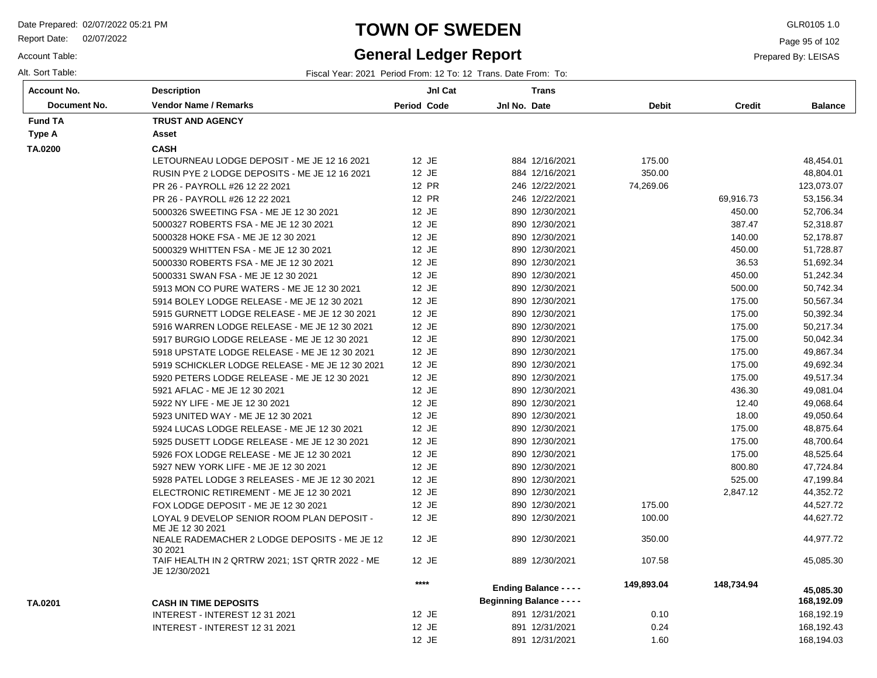# TOWN OF SWEDEN

## General Ledger Report

Date Prepared: 02/07/2022 05:21 PM
Report Date: 02/07/2022
Account Table:
Alt. Sort Table:

GLR0105 1.0
Prepared By: LEISAS

Fiscal Year: 2021 Period From: 12 To: 12 Trans. Date From: To:

| Account No. / Document No. | Description / Vendor Name / Remarks | Period | Jnl Cat Code | Jnl No. | Trans Date | Debit | Credit | Balance |
|---|---|---|---|---|---|---|---|---|
| **Fund TA** | **TRUST AND AGENCY** | | | | | | | |
| **Type A** | **Asset** | | | | | | | |
| **TA.0200** | **CASH** | | | | | | | |
| | LETOURNEAU LODGE DEPOSIT - ME JE 12 16 2021 | 12 | JE | 884 | 12/16/2021 | 175.00 | | 48,454.01 |
| | RUSIN PYE 2 LODGE DEPOSITS - ME JE 12 16 2021 | 12 | JE | 884 | 12/16/2021 | 350.00 | | 48,804.01 |
| | PR 26 - PAYROLL #26 12 22 2021 | 12 | PR | 246 | 12/22/2021 | 74,269.06 | | 123,073.07 |
| | PR 26 - PAYROLL #26 12 22 2021 | 12 | PR | 246 | 12/22/2021 | | 69,916.73 | 53,156.34 |
| | 5000326 SWEETING FSA - ME JE 12 30 2021 | 12 | JE | 890 | 12/30/2021 | | 450.00 | 52,706.34 |
| | 5000327 ROBERTS FSA - ME JE 12 30 2021 | 12 | JE | 890 | 12/30/2021 | | 387.47 | 52,318.87 |
| | 5000328 HOKE FSA - ME JE 12 30 2021 | 12 | JE | 890 | 12/30/2021 | | 140.00 | 52,178.87 |
| | 5000329 WHITTEN FSA - ME JE 12 30 2021 | 12 | JE | 890 | 12/30/2021 | | 450.00 | 51,728.87 |
| | 5000330 ROBERTS FSA - ME JE 12 30 2021 | 12 | JE | 890 | 12/30/2021 | | 36.53 | 51,692.34 |
| | 5000331 SWAN FSA - ME JE 12 30 2021 | 12 | JE | 890 | 12/30/2021 | | 450.00 | 51,242.34 |
| | 5913 MON CO PURE WATERS - ME JE 12 30 2021 | 12 | JE | 890 | 12/30/2021 | | 500.00 | 50,742.34 |
| | 5914 BOLEY LODGE RELEASE - ME JE 12 30 2021 | 12 | JE | 890 | 12/30/2021 | | 175.00 | 50,567.34 |
| | 5915 GURNETT LODGE RELEASE - ME JE 12 30 2021 | 12 | JE | 890 | 12/30/2021 | | 175.00 | 50,392.34 |
| | 5916 WARREN LODGE RELEASE - ME JE 12 30 2021 | 12 | JE | 890 | 12/30/2021 | | 175.00 | 50,217.34 |
| | 5917 BURGIO LODGE RELEASE - ME JE 12 30 2021 | 12 | JE | 890 | 12/30/2021 | | 175.00 | 50,042.34 |
| | 5918 UPSTATE LODGE RELEASE - ME JE 12 30 2021 | 12 | JE | 890 | 12/30/2021 | | 175.00 | 49,867.34 |
| | 5919 SCHICKLER LODGE RELEASE - ME JE 12 30 2021 | 12 | JE | 890 | 12/30/2021 | | 175.00 | 49,692.34 |
| | 5920 PETERS LODGE RELEASE - ME JE 12 30 2021 | 12 | JE | 890 | 12/30/2021 | | 175.00 | 49,517.34 |
| | 5921 AFLAC - ME JE 12 30 2021 | 12 | JE | 890 | 12/30/2021 | | 436.30 | 49,081.04 |
| | 5922 NY LIFE - ME JE 12 30 2021 | 12 | JE | 890 | 12/30/2021 | | 12.40 | 49,068.64 |
| | 5923 UNITED WAY - ME JE 12 30 2021 | 12 | JE | 890 | 12/30/2021 | | 18.00 | 49,050.64 |
| | 5924 LUCAS LODGE RELEASE - ME JE 12 30 2021 | 12 | JE | 890 | 12/30/2021 | | 175.00 | 48,875.64 |
| | 5925 DUSETT LODGE RELEASE - ME JE 12 30 2021 | 12 | JE | 890 | 12/30/2021 | | 175.00 | 48,700.64 |
| | 5926 FOX LODGE RELEASE - ME JE 12 30 2021 | 12 | JE | 890 | 12/30/2021 | | 175.00 | 48,525.64 |
| | 5927 NEW YORK LIFE - ME JE 12 30 2021 | 12 | JE | 890 | 12/30/2021 | | 800.80 | 47,724.84 |
| | 5928 PATEL LODGE 3 RELEASES - ME JE 12 30 2021 | 12 | JE | 890 | 12/30/2021 | | 525.00 | 47,199.84 |
| | ELECTRONIC RETIREMENT - ME JE 12 30 2021 | 12 | JE | 890 | 12/30/2021 | | 2,847.12 | 44,352.72 |
| | FOX LODGE DEPOSIT - ME JE 12 30 2021 | 12 | JE | 890 | 12/30/2021 | 175.00 | | 44,527.72 |
| | LOYAL 9 DEVELOP SENIOR ROOM PLAN DEPOSIT - ME JE 12 30 2021 | 12 | JE | 890 | 12/30/2021 | 100.00 | | 44,627.72 |
| | NEALE RADEMACHER 2 LODGE DEPOSITS - ME JE 12 30 2021 | 12 | JE | 890 | 12/30/2021 | 350.00 | | 44,977.72 |
| | TAIF HEALTH IN 2 QRTRW 2021; 1ST QRTR 2022 - ME JE 12/30/2021 | 12 | JE | 889 | 12/30/2021 | 107.58 | | 45,085.30 |
| | | **** | | **Ending Balance - - - -** | | **149,893.04** | **148,734.94** | **45,085.30** |
| **TA.0201** | **CASH IN TIME DEPOSITS** | | | **Beginning Balance - - - -** | | | | **168,192.09** |
| | INTEREST - INTEREST 12 31 2021 | 12 | JE | 891 | 12/31/2021 | 0.10 | | 168,192.19 |
| | INTEREST - INTEREST 12 31 2021 | 12 | JE | 891 | 12/31/2021 | 0.24 | | 168,192.43 |
| | | 12 | JE | 891 | 12/31/2021 | 1.60 | | 168,194.03 |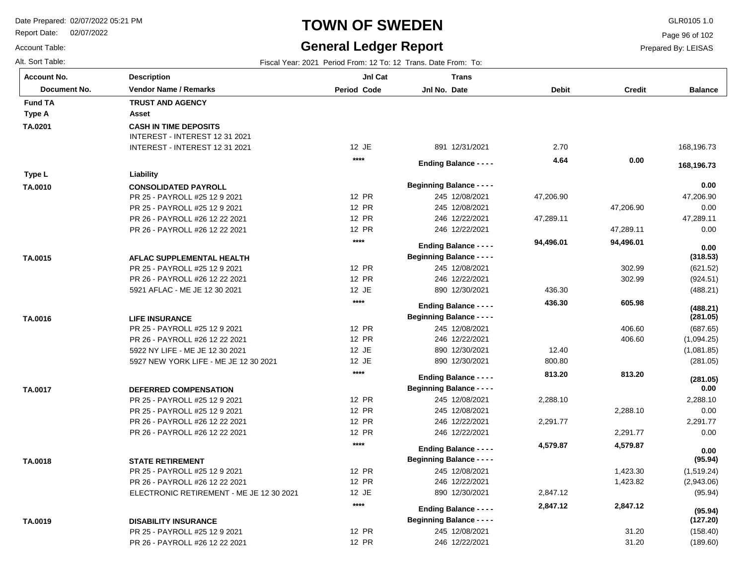# TOWN OF SWEDEN

## General Ledger Report

Date Prepared: 02/07/2022 05:21 PM
Report Date: 02/07/2022
Account Table:
Alt. Sort Table:

GLR0105 1.0
Prepared By: LEISAS

Fiscal Year: 2021 Period From: 12 To: 12 Trans. Date From: To:

| Account No. / Document No. | Description / Vendor Name / Remarks | Period | Jnl Cat Code | Jnl No. | Trans Date | Debit | Credit | Balance |
|---|---|---|---|---|---|---|---|---|
| **Fund TA** | **TRUST AND AGENCY** | | | | | | | |
| **Type A** | **Asset** | | | | | | | |
| **TA.0201** | **CASH IN TIME DEPOSITS** | | | | | | | |
| | INTEREST - INTEREST 12 31 2021 | | | | | | | |
| | INTEREST - INTEREST 12 31 2021 | 12 | JE | 891 | 12/31/2021 | 2.70 | | 168,196.73 |
| | | **** | | **Ending Balance - - - -** | | **4.64** | **0.00** | **168,196.73** |
| **Type L** | **Liability** | | | | | | | |
| **TA.0010** | **CONSOLIDATED PAYROLL** | | | **Beginning Balance - - - -** | | | | **0.00** |
| | PR 25 - PAYROLL #25 12 9 2021 | 12 | PR | 245 | 12/08/2021 | 47,206.90 | | 47,206.90 |
| | PR 25 - PAYROLL #25 12 9 2021 | 12 | PR | 245 | 12/08/2021 | | 47,206.90 | 0.00 |
| | PR 26 - PAYROLL #26 12 22 2021 | 12 | PR | 246 | 12/22/2021 | 47,289.11 | | 47,289.11 |
| | PR 26 - PAYROLL #26 12 22 2021 | 12 | PR | 246 | 12/22/2021 | | 47,289.11 | 0.00 |
| | | **** | | **Ending Balance - - - -** | | **94,496.01** | **94,496.01** | **0.00** |
| **TA.0015** | **AFLAC SUPPLEMENTAL HEALTH** | | | **Beginning Balance - - - -** | | | | **(318.53)** |
| | PR 25 - PAYROLL #25 12 9 2021 | 12 | PR | 245 | 12/08/2021 | | 302.99 | (621.52) |
| | PR 26 - PAYROLL #26 12 22 2021 | 12 | PR | 246 | 12/22/2021 | | 302.99 | (924.51) |
| | 5921 AFLAC - ME JE 12 30 2021 | 12 | JE | 890 | 12/30/2021 | 436.30 | | (488.21) |
| | | **** | | **Ending Balance - - - -** | | **436.30** | **605.98** | **(488.21)** |
| **TA.0016** | **LIFE INSURANCE** | | | **Beginning Balance - - - -** | | | | **(281.05)** |
| | PR 25 - PAYROLL #25 12 9 2021 | 12 | PR | 245 | 12/08/2021 | | 406.60 | (687.65) |
| | PR 26 - PAYROLL #26 12 22 2021 | 12 | PR | 246 | 12/22/2021 | | 406.60 | (1,094.25) |
| | 5922 NY LIFE - ME JE 12 30 2021 | 12 | JE | 890 | 12/30/2021 | 12.40 | | (1,081.85) |
| | 5927 NEW YORK LIFE - ME JE 12 30 2021 | 12 | JE | 890 | 12/30/2021 | 800.80 | | (281.05) |
| | | **** | | **Ending Balance - - - -** | | **813.20** | **813.20** | **(281.05)** |
| **TA.0017** | **DEFERRED COMPENSATION** | | | **Beginning Balance - - - -** | | | | **0.00** |
| | PR 25 - PAYROLL #25 12 9 2021 | 12 | PR | 245 | 12/08/2021 | 2,288.10 | | 2,288.10 |
| | PR 25 - PAYROLL #25 12 9 2021 | 12 | PR | 245 | 12/08/2021 | | 2,288.10 | 0.00 |
| | PR 26 - PAYROLL #26 12 22 2021 | 12 | PR | 246 | 12/22/2021 | 2,291.77 | | 2,291.77 |
| | PR 26 - PAYROLL #26 12 22 2021 | 12 | PR | 246 | 12/22/2021 | | 2,291.77 | 0.00 |
| | | **** | | **Ending Balance - - - -** | | **4,579.87** | **4,579.87** | **0.00** |
| **TA.0018** | **STATE RETIREMENT** | | | **Beginning Balance - - - -** | | | | **(95.94)** |
| | PR 25 - PAYROLL #25 12 9 2021 | 12 | PR | 245 | 12/08/2021 | | 1,423.30 | (1,519.24) |
| | PR 26 - PAYROLL #26 12 22 2021 | 12 | PR | 246 | 12/22/2021 | | 1,423.82 | (2,943.06) |
| | ELECTRONIC RETIREMENT - ME JE 12 30 2021 | 12 | JE | 890 | 12/30/2021 | 2,847.12 | | (95.94) |
| | | **** | | **Ending Balance - - - -** | | **2,847.12** | **2,847.12** | **(95.94)** |
| **TA.0019** | **DISABILITY INSURANCE** | | | **Beginning Balance - - - -** | | | | **(127.20)** |
| | PR 25 - PAYROLL #25 12 9 2021 | 12 | PR | 245 | 12/08/2021 | | 31.20 | (158.40) |
| | PR 26 - PAYROLL #26 12 22 2021 | 12 | PR | 246 | 12/22/2021 | | 31.20 | (189.60) |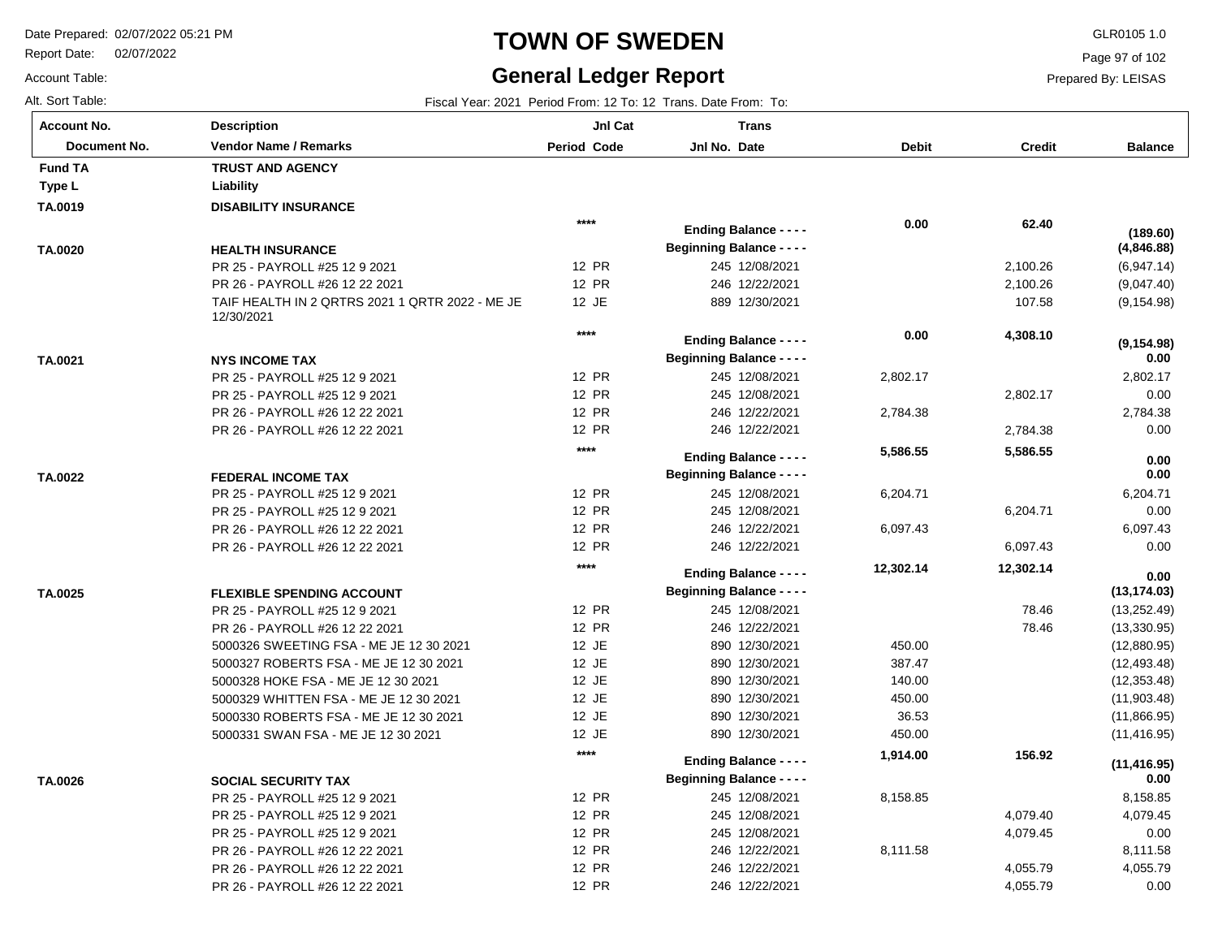# TOWN OF SWEDEN

## General Ledger Report

Date Prepared: 02/07/2022 05:21 PM
Report Date: 02/07/2022
Account Table:
Alt. Sort Table:

GLR0105 1.0
Prepared By: LEISAS

Fiscal Year: 2021 Period From: 12 To: 12 Trans. Date From: To:

| Account No. / Document No. | Description / Vendor Name / Remarks | Jnl Cat Period Code | Trans Jnl No. Date | Debit | Credit | Balance |
|---|---|---|---|---|---|---|
| **Fund TA** | **TRUST AND AGENCY** | | | | | |
| **Type L** | **Liability** | | | | | |
| **TA.0019** | **DISABILITY INSURANCE** | | | | | |
| | | **** | **Ending Balance - - - -** | **0.00** | **62.40** | **(189.60)** |
| **TA.0020** | **HEALTH INSURANCE** | | **Beginning Balance - - - -** | | | **(4,846.88)** |
| | PR 25 - PAYROLL #25 12 9 2021 | 12 PR | 245 12/08/2021 | | 2,100.26 | (6,947.14) |
| | PR 26 - PAYROLL #26 12 22 2021 | 12 PR | 246 12/22/2021 | | 2,100.26 | (9,047.40) |
| | TAIF HEALTH IN 2 QRTRS 2021 1 QRTR 2022 - ME JE 12/30/2021 | 12 JE | 889 12/30/2021 | | 107.58 | (9,154.98) |
| | | **** | **Ending Balance - - - -** | **0.00** | **4,308.10** | **(9,154.98)** |
| **TA.0021** | **NYS INCOME TAX** | | **Beginning Balance - - - -** | | | **0.00** |
| | PR 25 - PAYROLL #25 12 9 2021 | 12 PR | 245 12/08/2021 | 2,802.17 | | 2,802.17 |
| | PR 25 - PAYROLL #25 12 9 2021 | 12 PR | 245 12/08/2021 | | 2,802.17 | 0.00 |
| | PR 26 - PAYROLL #26 12 22 2021 | 12 PR | 246 12/22/2021 | 2,784.38 | | 2,784.38 |
| | PR 26 - PAYROLL #26 12 22 2021 | 12 PR | 246 12/22/2021 | | 2,784.38 | 0.00 |
| | | **** | **Ending Balance - - - -** | **5,586.55** | **5,586.55** | **0.00** |
| **TA.0022** | **FEDERAL INCOME TAX** | | **Beginning Balance - - - -** | | | **0.00** |
| | PR 25 - PAYROLL #25 12 9 2021 | 12 PR | 245 12/08/2021 | 6,204.71 | | 6,204.71 |
| | PR 25 - PAYROLL #25 12 9 2021 | 12 PR | 245 12/08/2021 | | 6,204.71 | 0.00 |
| | PR 26 - PAYROLL #26 12 22 2021 | 12 PR | 246 12/22/2021 | 6,097.43 | | 6,097.43 |
| | PR 26 - PAYROLL #26 12 22 2021 | 12 PR | 246 12/22/2021 | | 6,097.43 | 0.00 |
| | | **** | **Ending Balance - - - -** | **12,302.14** | **12,302.14** | **0.00** |
| **TA.0025** | **FLEXIBLE SPENDING ACCOUNT** | | **Beginning Balance - - - -** | | | **(13,174.03)** |
| | PR 25 - PAYROLL #25 12 9 2021 | 12 PR | 245 12/08/2021 | | 78.46 | (13,252.49) |
| | PR 26 - PAYROLL #26 12 22 2021 | 12 PR | 246 12/22/2021 | | 78.46 | (13,330.95) |
| | 5000326 SWEETING FSA - ME JE 12 30 2021 | 12 JE | 890 12/30/2021 | 450.00 | | (12,880.95) |
| | 5000327 ROBERTS FSA - ME JE 12 30 2021 | 12 JE | 890 12/30/2021 | 387.47 | | (12,493.48) |
| | 5000328 HOKE FSA - ME JE 12 30 2021 | 12 JE | 890 12/30/2021 | 140.00 | | (12,353.48) |
| | 5000329 WHITTEN FSA - ME JE 12 30 2021 | 12 JE | 890 12/30/2021 | 450.00 | | (11,903.48) |
| | 5000330 ROBERTS FSA - ME JE 12 30 2021 | 12 JE | 890 12/30/2021 | 36.53 | | (11,866.95) |
| | 5000331 SWAN FSA - ME JE 12 30 2021 | 12 JE | 890 12/30/2021 | 450.00 | | (11,416.95) |
| | | **** | **Ending Balance - - - -** | **1,914.00** | **156.92** | **(11,416.95)** |
| **TA.0026** | **SOCIAL SECURITY TAX** | | **Beginning Balance - - - -** | | | **0.00** |
| | PR 25 - PAYROLL #25 12 9 2021 | 12 PR | 245 12/08/2021 | 8,158.85 | | 8,158.85 |
| | PR 25 - PAYROLL #25 12 9 2021 | 12 PR | 245 12/08/2021 | | 4,079.40 | 4,079.45 |
| | PR 25 - PAYROLL #25 12 9 2021 | 12 PR | 245 12/08/2021 | | 4,079.45 | 0.00 |
| | PR 26 - PAYROLL #26 12 22 2021 | 12 PR | 246 12/22/2021 | 8,111.58 | | 8,111.58 |
| | PR 26 - PAYROLL #26 12 22 2021 | 12 PR | 246 12/22/2021 | | 4,055.79 | 4,055.79 |
| | PR 26 - PAYROLL #26 12 22 2021 | 12 PR | 246 12/22/2021 | | 4,055.79 | 0.00 |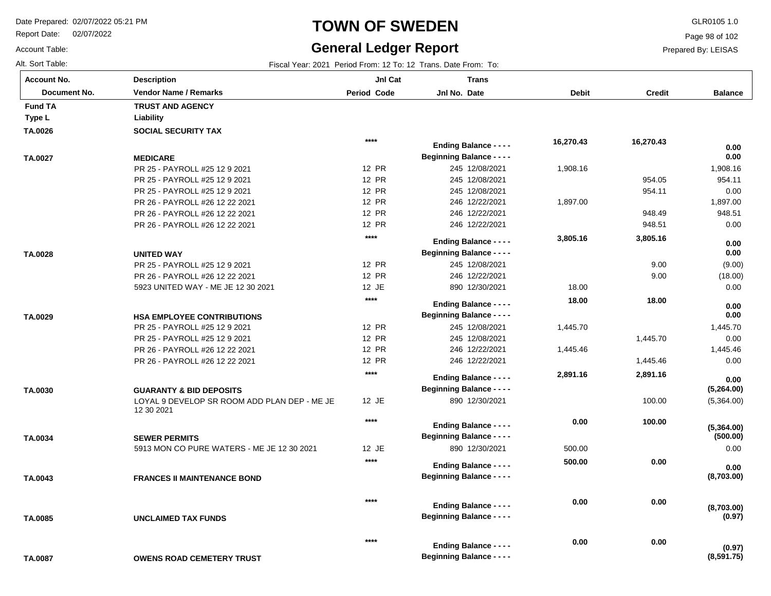# TOWN OF SWEDEN

## General Ledger Report

Date Prepared: 02/07/2022 05:21 PM
Report Date: 02/07/2022
Account Table:
Alt. Sort Table:

GLR0105 1.0
Prepared By: LEISAS

Fiscal Year: 2021 Period From: 12 To: 12 Trans. Date From: To:

| Account No. / Document No. | Description / Vendor Name / Remarks | Period | Jnl Cat Code | Jnl No. | Trans Date | Debit | Credit | Balance |
|---|---|---|---|---|---|---|---|---|
| **Fund TA** | **TRUST AND AGENCY** | | | | | | | |
| **Type L** | **Liability** | | | | | | | |
| **TA.0026** | **SOCIAL SECURITY TAX** | | | | | | | |
| | | | **** | | **Ending Balance - - - -** | **16,270.43** | **16,270.43** | **0.00** |
| **TA.0027** | **MEDICARE** | | | | **Beginning Balance - - - -** | | | **0.00** |
| | PR 25 - PAYROLL #25 12 9 2021 | 12 | PR | 245 | 12/08/2021 | 1,908.16 | | 1,908.16 |
| | PR 25 - PAYROLL #25 12 9 2021 | 12 | PR | 245 | 12/08/2021 | | 954.05 | 954.11 |
| | PR 25 - PAYROLL #25 12 9 2021 | 12 | PR | 245 | 12/08/2021 | | 954.11 | 0.00 |
| | PR 26 - PAYROLL #26 12 22 2021 | 12 | PR | 246 | 12/22/2021 | 1,897.00 | | 1,897.00 |
| | PR 26 - PAYROLL #26 12 22 2021 | 12 | PR | 246 | 12/22/2021 | | 948.49 | 948.51 |
| | PR 26 - PAYROLL #26 12 22 2021 | 12 | PR | 246 | 12/22/2021 | | 948.51 | 0.00 |
| | | | **** | | **Ending Balance - - - -** | **3,805.16** | **3,805.16** | **0.00** |
| **TA.0028** | **UNITED WAY** | | | | **Beginning Balance - - - -** | | | **0.00** |
| | PR 25 - PAYROLL #25 12 9 2021 | 12 | PR | 245 | 12/08/2021 | | 9.00 | (9.00) |
| | PR 26 - PAYROLL #26 12 22 2021 | 12 | PR | 246 | 12/22/2021 | | 9.00 | (18.00) |
| | 5923 UNITED WAY - ME JE 12 30 2021 | 12 | JE | 890 | 12/30/2021 | 18.00 | | 0.00 |
| | | | **** | | **Ending Balance - - - -** | **18.00** | **18.00** | **0.00** |
| **TA.0029** | **HSA EMPLOYEE CONTRIBUTIONS** | | | | **Beginning Balance - - - -** | | | **0.00** |
| | PR 25 - PAYROLL #25 12 9 2021 | 12 | PR | 245 | 12/08/2021 | 1,445.70 | | 1,445.70 |
| | PR 25 - PAYROLL #25 12 9 2021 | 12 | PR | 245 | 12/08/2021 | | 1,445.70 | 0.00 |
| | PR 26 - PAYROLL #26 12 22 2021 | 12 | PR | 246 | 12/22/2021 | 1,445.46 | | 1,445.46 |
| | PR 26 - PAYROLL #26 12 22 2021 | 12 | PR | 246 | 12/22/2021 | | 1,445.46 | 0.00 |
| | | | **** | | **Ending Balance - - - -** | **2,891.16** | **2,891.16** | **0.00** |
| **TA.0030** | **GUARANTY & BID DEPOSITS** | | | | **Beginning Balance - - - -** | | | **(5,264.00)** |
| | LOYAL 9 DEVELOP SR ROOM ADD PLAN DEP - ME JE 12 30 2021 | 12 | JE | 890 | 12/30/2021 | | 100.00 | (5,364.00) |
| | | | **** | | **Ending Balance - - - -** | **0.00** | **100.00** | **(5,364.00)** |
| **TA.0034** | **SEWER PERMITS** | | | | **Beginning Balance - - - -** | | | **(500.00)** |
| | 5913 MON CO PURE WATERS - ME JE 12 30 2021 | 12 | JE | 890 | 12/30/2021 | 500.00 | | 0.00 |
| | | | **** | | **Ending Balance - - - -** | **500.00** | **0.00** | **0.00** |
| **TA.0043** | **FRANCES II MAINTENANCE BOND** | | | | **Beginning Balance - - - -** | | | **(8,703.00)** |
| | | | **** | | **Ending Balance - - - -** | **0.00** | **0.00** | **(8,703.00)** |
| **TA.0085** | **UNCLAIMED TAX FUNDS** | | | | **Beginning Balance - - - -** | | | **(0.97)** |
| | | | **** | | **Ending Balance - - - -** | **0.00** | **0.00** | **(0.97)** |
| **TA.0087** | **OWENS ROAD CEMETERY TRUST** | | | | **Beginning Balance - - - -** | | | **(8,591.75)** |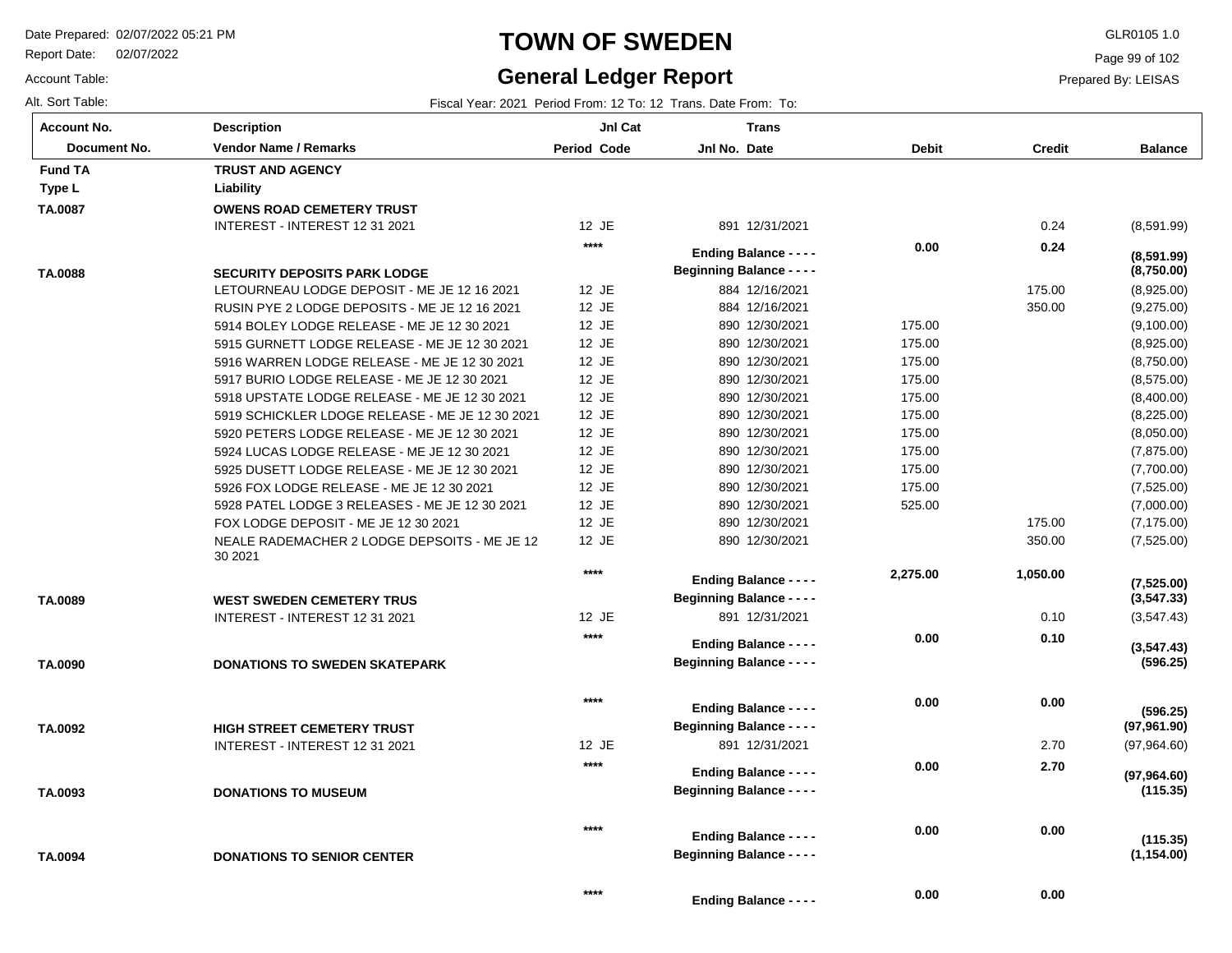# TOWN OF SWEDEN

## General Ledger Report

Date Prepared: 02/07/2022 05:21 PM
Report Date: 02/07/2022
Account Table:
Alt. Sort Table:

GLR0105 1.0
Prepared By: LEISAS

Fiscal Year: 2021 Period From: 12 To: 12 Trans. Date From: To:

| Account No. / Document No. | Description / Vendor Name / Remarks | Period | Jnl Cat Code | Trans Jnl No. | Date | Debit | Credit | Balance |
|---|---|---|---|---|---|---|---|---|
| **Fund TA** | **TRUST AND AGENCY** | | | | | | | |
| **Type L** | **Liability** | | | | | | | |
| **TA.0087** | **OWENS ROAD CEMETERY TRUST** | | | | | | | |
| | INTEREST - INTEREST 12 31 2021 | 12 | JE | 891 | 12/31/2021 | | 0.24 | (8,591.99) |
| | | **** | | **Ending Balance - - - -** | | **0.00** | **0.24** | **(8,591.99)** |
| **TA.0088** | **SECURITY DEPOSITS PARK LODGE** | | | **Beginning Balance - - - -** | | | | **(8,750.00)** |
| | LETOURNEAU LODGE DEPOSIT - ME JE 12 16 2021 | 12 | JE | 884 | 12/16/2021 | | 175.00 | (8,925.00) |
| | RUSIN PYE 2 LODGE DEPOSITS - ME JE 12 16 2021 | 12 | JE | 884 | 12/16/2021 | | 350.00 | (9,275.00) |
| | 5914 BOLEY LODGE RELEASE - ME JE 12 30 2021 | 12 | JE | 890 | 12/30/2021 | 175.00 | | (9,100.00) |
| | 5915 GURNETT LODGE RELEASE - ME JE 12 30 2021 | 12 | JE | 890 | 12/30/2021 | 175.00 | | (8,925.00) |
| | 5916 WARREN LODGE RELEASE - ME JE 12 30 2021 | 12 | JE | 890 | 12/30/2021 | 175.00 | | (8,750.00) |
| | 5917 BURIO LODGE RELEASE - ME JE 12 30 2021 | 12 | JE | 890 | 12/30/2021 | 175.00 | | (8,575.00) |
| | 5918 UPSTATE LODGE RELEASE - ME JE 12 30 2021 | 12 | JE | 890 | 12/30/2021 | 175.00 | | (8,400.00) |
| | 5919 SCHICKLER LDOGE RELEASE - ME JE 12 30 2021 | 12 | JE | 890 | 12/30/2021 | 175.00 | | (8,225.00) |
| | 5920 PETERS LODGE RELEASE - ME JE 12 30 2021 | 12 | JE | 890 | 12/30/2021 | 175.00 | | (8,050.00) |
| | 5924 LUCAS LODGE RELEASE - ME JE 12 30 2021 | 12 | JE | 890 | 12/30/2021 | 175.00 | | (7,875.00) |
| | 5925 DUSETT LODGE RELEASE - ME JE 12 30 2021 | 12 | JE | 890 | 12/30/2021 | 175.00 | | (7,700.00) |
| | 5926 FOX LODGE RELEASE - ME JE 12 30 2021 | 12 | JE | 890 | 12/30/2021 | 175.00 | | (7,525.00) |
| | 5928 PATEL LODGE 3 RELEASES - ME JE 12 30 2021 | 12 | JE | 890 | 12/30/2021 | 525.00 | | (7,000.00) |
| | FOX LODGE DEPOSIT - ME JE 12 30 2021 | 12 | JE | 890 | 12/30/2021 | | 175.00 | (7,175.00) |
| | NEALE RADEMACHER 2 LODGE DEPSOITS - ME JE 12 30 2021 | 12 | JE | 890 | 12/30/2021 | | 350.00 | (7,525.00) |
| | | **** | | **Ending Balance - - - -** | | **2,275.00** | **1,050.00** | **(7,525.00)** |
| **TA.0089** | **WEST SWEDEN CEMETERY TRUS** | | | **Beginning Balance - - - -** | | | | **(3,547.33)** |
| | INTEREST - INTEREST 12 31 2021 | 12 | JE | 891 | 12/31/2021 | | 0.10 | (3,547.43) |
| | | **** | | **Ending Balance - - - -** | | **0.00** | **0.10** | **(3,547.43)** |
| **TA.0090** | **DONATIONS TO SWEDEN SKATEPARK** | | | **Beginning Balance - - - -** | | | | **(596.25)** |
| | | **** | | **Ending Balance - - - -** | | **0.00** | **0.00** | **(596.25)** |
| **TA.0092** | **HIGH STREET CEMETERY TRUST** | | | **Beginning Balance - - - -** | | | | **(97,961.90)** |
| | INTEREST - INTEREST 12 31 2021 | 12 | JE | 891 | 12/31/2021 | | 2.70 | (97,964.60) |
| | | **** | | **Ending Balance - - - -** | | **0.00** | **2.70** | **(97,964.60)** |
| **TA.0093** | **DONATIONS TO MUSEUM** | | | **Beginning Balance - - - -** | | | | **(115.35)** |
| | | **** | | **Ending Balance - - - -** | | **0.00** | **0.00** | **(115.35)** |
| **TA.0094** | **DONATIONS TO SENIOR CENTER** | | | **Beginning Balance - - - -** | | | | **(1,154.00)** |
| | | **** | | **Ending Balance - - - -** | | **0.00** | **0.00** | |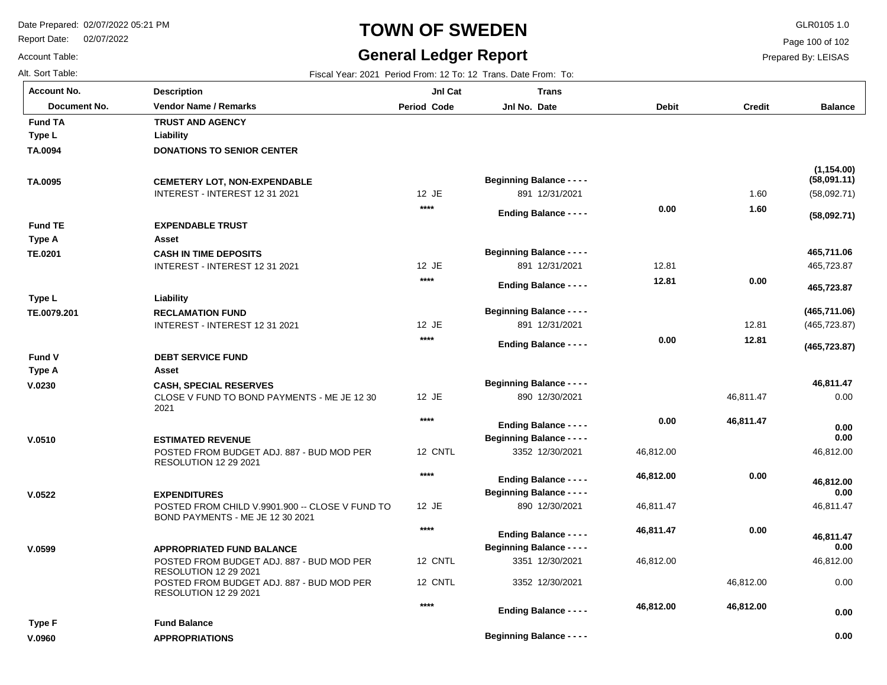# TOWN OF SWEDEN

## General Ledger Report

Date Prepared: 02/07/2022 05:21 PM
Report Date: 02/07/2022
Account Table:
Alt. Sort Table:

GLR0105 1.0
Prepared By: LEISAS

Fiscal Year: 2021 Period From: 12 To: 12 Trans. Date From: To:

| Account No. / Document No. | Description / Vendor Name / Remarks | Jnl Cat Period Code | Trans Jnl No. Date | Debit | Credit | Balance |
|---|---|---|---|---|---|---|
| **Fund TA** | **TRUST AND AGENCY** | | | | | |
| **Type L** | **Liability** | | | | | |
| **TA.0094** | **DONATIONS TO SENIOR CENTER** | | | | | **(1,154.00)** |
| **TA.0095** | **CEMETERY LOT, NON-EXPENDABLE** | | **Beginning Balance - - - -** | | | **(58,091.11)** |
| | INTEREST - INTEREST 12 31 2021 | 12 JE | 891 12/31/2021 | | 1.60 | (58,092.71) |
| | | **** | **Ending Balance - - - -** | **0.00** | **1.60** | **(58,092.71)** |
| **Fund TE** | **EXPENDABLE TRUST** | | | | | |
| **Type A** | **Asset** | | | | | |
| **TE.0201** | **CASH IN TIME DEPOSITS** | | **Beginning Balance - - - -** | | | **465,711.06** |
| | INTEREST - INTEREST 12 31 2021 | 12 JE | 891 12/31/2021 | 12.81 | | 465,723.87 |
| | | **** | **Ending Balance - - - -** | **12.81** | **0.00** | **465,723.87** |
| **Type L** | **Liability** | | | | | |
| **TE.0079.201** | **RECLAMATION FUND** | | **Beginning Balance - - - -** | | | **(465,711.06)** |
| | INTEREST - INTEREST 12 31 2021 | 12 JE | 891 12/31/2021 | | 12.81 | (465,723.87) |
| | | **** | **Ending Balance - - - -** | **0.00** | **12.81** | **(465,723.87)** |
| **Fund V** | **DEBT SERVICE FUND** | | | | | |
| **Type A** | **Asset** | | | | | |
| **V.0230** | **CASH, SPECIAL RESERVES** | | **Beginning Balance - - - -** | | | **46,811.47** |
| | CLOSE V FUND TO BOND PAYMENTS - ME JE 12 30 2021 | 12 JE | 890 12/30/2021 | | 46,811.47 | 0.00 |
| | | **** | **Ending Balance - - - -** | **0.00** | **46,811.47** | **0.00** |
| **V.0510** | **ESTIMATED REVENUE** | | **Beginning Balance - - - -** | | | **0.00** |
| | POSTED FROM BUDGET ADJ. 887 - BUD MOD PER RESOLUTION 12 29 2021 | 12 CNTL | 3352 12/30/2021 | 46,812.00 | | 46,812.00 |
| | | **** | **Ending Balance - - - -** | **46,812.00** | **0.00** | **46,812.00** |
| **V.0522** | **EXPENDITURES** | | **Beginning Balance - - - -** | | | **0.00** |
| | POSTED FROM CHILD V.9901.900 -- CLOSE V FUND TO BOND PAYMENTS - ME JE 12 30 2021 | 12 JE | 890 12/30/2021 | 46,811.47 | | 46,811.47 |
| | | **** | **Ending Balance - - - -** | **46,811.47** | **0.00** | **46,811.47** |
| **V.0599** | **APPROPRIATED FUND BALANCE** | | **Beginning Balance - - - -** | | | **0.00** |
| | POSTED FROM BUDGET ADJ. 887 - BUD MOD PER RESOLUTION 12 29 2021 | 12 CNTL | 3351 12/30/2021 | 46,812.00 | | 46,812.00 |
| | POSTED FROM BUDGET ADJ. 887 - BUD MOD PER RESOLUTION 12 29 2021 | 12 CNTL | 3352 12/30/2021 | | 46,812.00 | 0.00 |
| | | **** | **Ending Balance - - - -** | **46,812.00** | **46,812.00** | **0.00** |
| **Type F** | **Fund Balance** | | | | | |
| **V.0960** | **APPROPRIATIONS** | | **Beginning Balance - - - -** | | | **0.00** |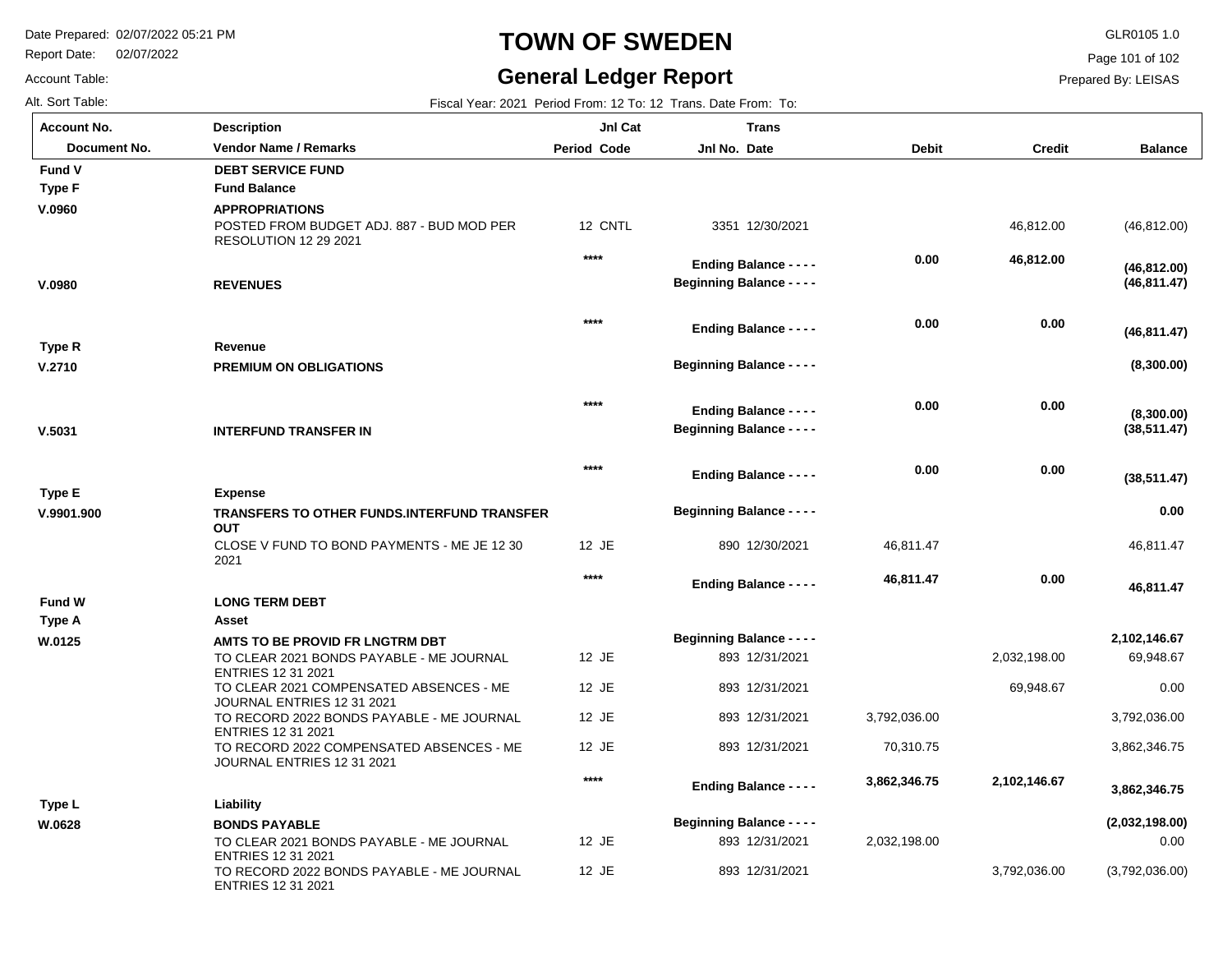# TOWN OF SWEDEN

## General Ledger Report

Date Prepared: 02/07/2022 05:21 PM
Report Date: 02/07/2022
Account Table:
Alt. Sort Table:

GLR0105 1.0
Prepared By: LEISAS

Fiscal Year: 2021 Period From: 12 To: 12 Trans. Date From: To:

| Account No. / Document No. | Description / Vendor Name / Remarks | Period | Jnl Cat Code | Jnl No. | Trans Date | Debit | Credit | Balance |
|---|---|---|---|---|---|---|---|---|
| **Fund V** | **DEBT SERVICE FUND** | | | | | | | |
| **Type F** | **Fund Balance** | | | | | | | |
| **V.0960** | **APPROPRIATIONS** | | | | | | | |
| | POSTED FROM BUDGET ADJ. 887 - BUD MOD PER RESOLUTION 12 29 2021 | 12 | CNTL | 3351 | 12/30/2021 | | 46,812.00 | (46,812.00) |
| | | **** | | **Ending Balance - - - -** | | **0.00** | **46,812.00** | **(46,812.00)** |
| **V.0980** | **REVENUES** | | | **Beginning Balance - - - -** | | | | **(46,811.47)** |
| | | **** | | **Ending Balance - - - -** | | **0.00** | **0.00** | **(46,811.47)** |
| **Type R** | **Revenue** | | | | | | | |
| **V.2710** | **PREMIUM ON OBLIGATIONS** | | | **Beginning Balance - - - -** | | | | **(8,300.00)** |
| | | **** | | **Ending Balance - - - -** | | **0.00** | **0.00** | **(8,300.00)** |
| **V.5031** | **INTERFUND TRANSFER IN** | | | **Beginning Balance - - - -** | | | | **(38,511.47)** |
| | | **** | | **Ending Balance - - - -** | | **0.00** | **0.00** | **(38,511.47)** |
| **Type E** | **Expense** | | | | | | | |
| **V.9901.900** | **TRANSFERS TO OTHER FUNDS.INTERFUND TRANSFER OUT** | | | **Beginning Balance - - - -** | | | | **0.00** |
| | CLOSE V FUND TO BOND PAYMENTS - ME JE 12 30 2021 | 12 | JE | 890 | 12/30/2021 | 46,811.47 | | 46,811.47 |
| | | **** | | **Ending Balance - - - -** | | **46,811.47** | **0.00** | **46,811.47** |
| **Fund W** | **LONG TERM DEBT** | | | | | | | |
| **Type A** | **Asset** | | | | | | | |
| **W.0125** | **AMTS TO BE PROVID FR LNGTRM DBT** | | | **Beginning Balance - - - -** | | | | **2,102,146.67** |
| | TO CLEAR 2021 BONDS PAYABLE - ME JOURNAL ENTRIES 12 31 2021 | 12 | JE | 893 | 12/31/2021 | | 2,032,198.00 | 69,948.67 |
| | TO CLEAR 2021 COMPENSATED ABSENCES - ME JOURNAL ENTRIES 12 31 2021 | 12 | JE | 893 | 12/31/2021 | | 69,948.67 | 0.00 |
| | TO RECORD 2022 BONDS PAYABLE - ME JOURNAL ENTRIES 12 31 2021 | 12 | JE | 893 | 12/31/2021 | 3,792,036.00 | | 3,792,036.00 |
| | TO RECORD 2022 COMPENSATED ABSENCES - ME JOURNAL ENTRIES 12 31 2021 | 12 | JE | 893 | 12/31/2021 | 70,310.75 | | 3,862,346.75 |
| | | **** | | **Ending Balance - - - -** | | **3,862,346.75** | **2,102,146.67** | **3,862,346.75** |
| **Type L** | **Liability** | | | | | | | |
| **W.0628** | **BONDS PAYABLE** | | | **Beginning Balance - - - -** | | | | **(2,032,198.00)** |
| | TO CLEAR 2021 BONDS PAYABLE - ME JOURNAL ENTRIES 12 31 2021 | 12 | JE | 893 | 12/31/2021 | 2,032,198.00 | | 0.00 |
| | TO RECORD 2022 BONDS PAYABLE - ME JOURNAL ENTRIES 12 31 2021 | 12 | JE | 893 | 12/31/2021 | | 3,792,036.00 | (3,792,036.00) |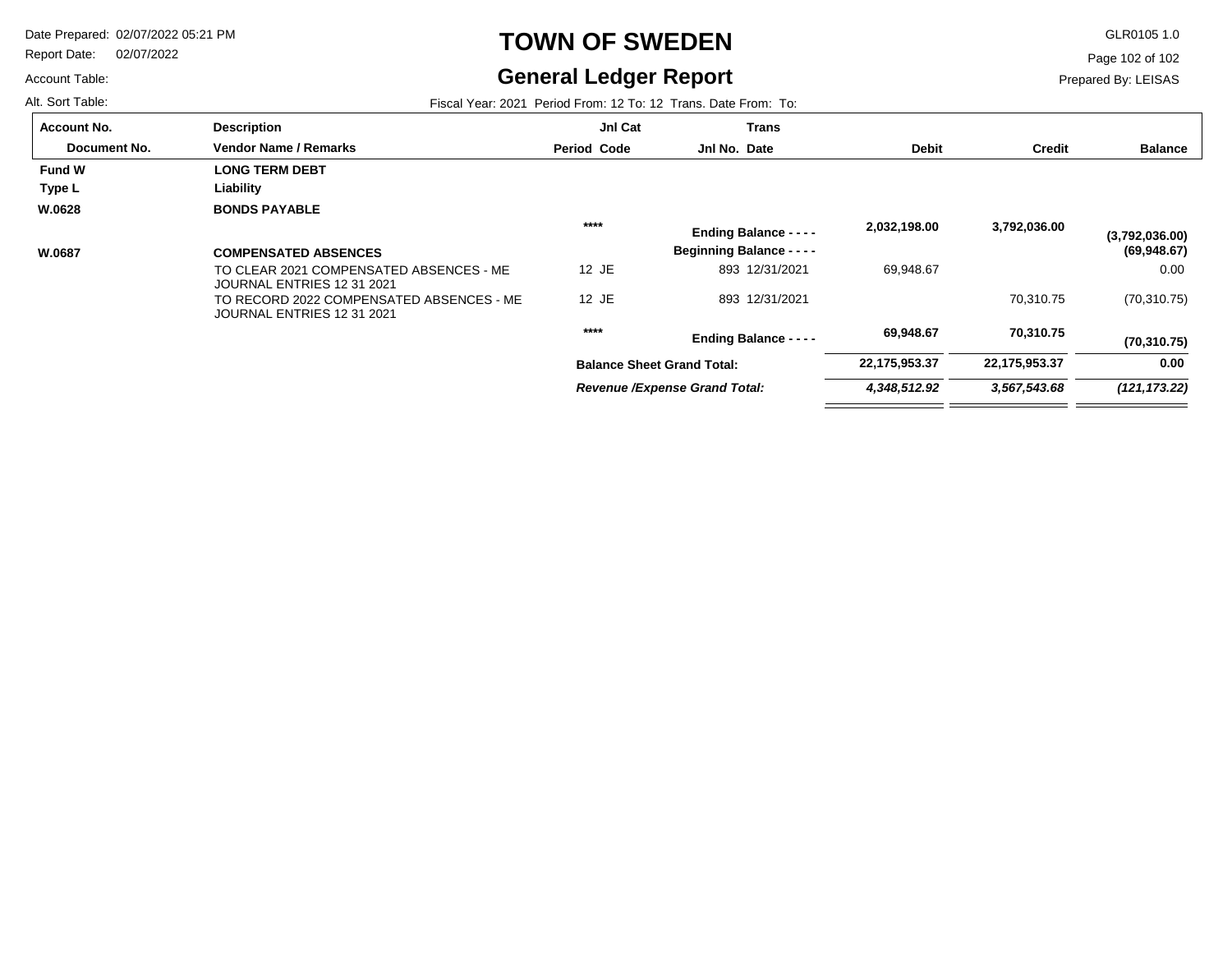# TOWN OF SWEDEN

## General Ledger Report

Date Prepared: 02/07/2022 05:21 PM
Report Date: 02/07/2022
Account Table:
Alt. Sort Table:

GLR0105 1.0
Prepared By: LEISAS

Fiscal Year: 2021 Period From: 12 To: 12 Trans. Date From: To:

| Account No. / Document No. | Description / Vendor Name / Remarks | Jnl Cat Period Code | Trans Jnl No. Date | Debit | Credit | Balance |
|---|---|---|---|---|---|---|
| **Fund W** | **LONG TERM DEBT** | | | | | |
| **Type L** | **Liability** | | | | | |
| **W.0628** | **BONDS PAYABLE** | | | | | |
| | | **** | **Ending Balance - - - -** | **2,032,198.00** | **3,792,036.00** | **(3,792,036.00)** |
| **W.0687** | **COMPENSATED ABSENCES** | | **Beginning Balance - - - -** | | | **(69,948.67)** |
| | TO CLEAR 2021 COMPENSATED ABSENCES - ME JOURNAL ENTRIES 12 31 2021 | 12 JE | 893 12/31/2021 | 69,948.67 | | 0.00 |
| | TO RECORD 2022 COMPENSATED ABSENCES - ME JOURNAL ENTRIES 12 31 2021 | 12 JE | 893 12/31/2021 | | 70,310.75 | (70,310.75) |
| | | **** | **Ending Balance - - - -** | **69,948.67** | **70,310.75** | **(70,310.75)** |
| | | **Balance Sheet Grand Total:** | | **22,175,953.37** | **22,175,953.37** | **0.00** |
| | | ***Revenue /Expense Grand Total:*** | | ***4,348,512.92*** | ***3,567,543.68*** | ***(121,173.22)*** |